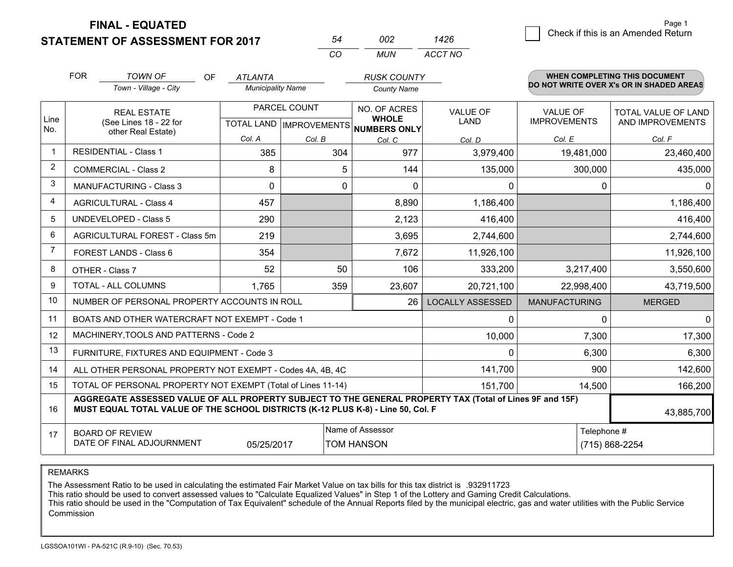# FINAL - EQUATED
## STATEMENT OF ASSESSMENT FOR 2017

| 54 | 002 | 1426 |
|---|---|---|
| CO | MUN | ACCT NO |

☐ Check if this is an Amended Return

FOR *TOWN OF* (Town - Village - City) OF *ATLANTA* (Municipality Name) *RUSK COUNTY* (County Name)

**WHEN COMPLETING THIS DOCUMENT DO NOT WRITE OVER X's OR IN SHADED AREAS**

| Line No. | REAL ESTATE (See Lines 18 - 22 for other Real Estate) | PARCEL COUNT | | NO. OF ACRES WHOLE NUMBERS ONLY | VALUE OF LAND | VALUE OF IMPROVEMENTS | TOTAL VALUE OF LAND AND IMPROVEMENTS |
|---|---|---|---|---|---|---|---|
| | | TOTAL LAND | IMPROVEMENTS | | | | |
| | | Col. A | Col. B | Col. C | Col. D | Col. E | Col. F |
| 1 | RESIDENTIAL - Class 1 | 385 | 304 | 977 | 3,979,400 | 19,481,000 | 23,460,400 |
| 2 | COMMERCIAL - Class 2 | 8 | 5 | 144 | 135,000 | 300,000 | 435,000 |
| 3 | MANUFACTURING - Class 3 | 0 | 0 | 0 | 0 | 0 | 0 |
| 4 | AGRICULTURAL - Class 4 | 457 | | 8,890 | 1,186,400 | | 1,186,400 |
| 5 | UNDEVELOPED - Class 5 | 290 | | 2,123 | 416,400 | | 416,400 |
| 6 | AGRICULTURAL FOREST - Class 5m | 219 | | 3,695 | 2,744,600 | | 2,744,600 |
| 7 | FOREST LANDS - Class 6 | 354 | | 7,672 | 11,926,100 | | 11,926,100 |
| 8 | OTHER - Class 7 | 52 | 50 | 106 | 333,200 | 3,217,400 | 3,550,600 |
| 9 | TOTAL - ALL COLUMNS | 1,765 | 359 | 23,607 | 20,721,100 | 22,998,400 | 43,719,500 |
| 10 | NUMBER OF PERSONAL PROPERTY ACCOUNTS IN ROLL | | | 26 | LOCALLY ASSESSED | MANUFACTURING | MERGED |
| 11 | BOATS AND OTHER WATERCRAFT NOT EXEMPT - Code 1 | | | | 0 | 0 | 0 |
| 12 | MACHINERY,TOOLS AND PATTERNS - Code 2 | | | | 10,000 | 7,300 | 17,300 |
| 13 | FURNITURE, FIXTURES AND EQUIPMENT - Code 3 | | | | 0 | 6,300 | 6,300 |
| 14 | ALL OTHER PERSONAL PROPERTY NOT EXEMPT - Codes 4A, 4B, 4C | | | | 141,700 | 900 | 142,600 |
| 15 | TOTAL OF PERSONAL PROPERTY NOT EXEMPT (Total of Lines 11-14) | | | | 151,700 | 14,500 | 166,200 |
| 16 | **AGGREGATE ASSESSED VALUE OF ALL PROPERTY SUBJECT TO THE GENERAL PROPERTY TAX (Total of Lines 9F and 15F) MUST EQUAL TOTAL VALUE OF THE SCHOOL DISTRICTS (K-12 PLUS K-8) - Line 50, Col. F** | | | | | | 43,885,700 |
| 17 | BOARD OF REVIEW DATE OF FINAL ADJOURNMENT | 05/25/2017 | | Name of Assessor: TOM HANSON | | Telephone #: (715) 868-2254 | |

REMARKS

The Assessment Ratio to be used in calculating the estimated Fair Market Value on tax bills for this tax district is .932911723
This ratio should be used to convert assessed values to "Calculate Equalized Values" in Step 1 of the Lottery and Gaming Credit Calculations.
This ratio should be used in the "Computation of Tax Equivalent" schedule of the Annual Reports filed by the municipal electric, gas and water utilities with the Public Service Commission

LGSSOA101WI - PA-521C (R.9-10) (Sec. 70.53)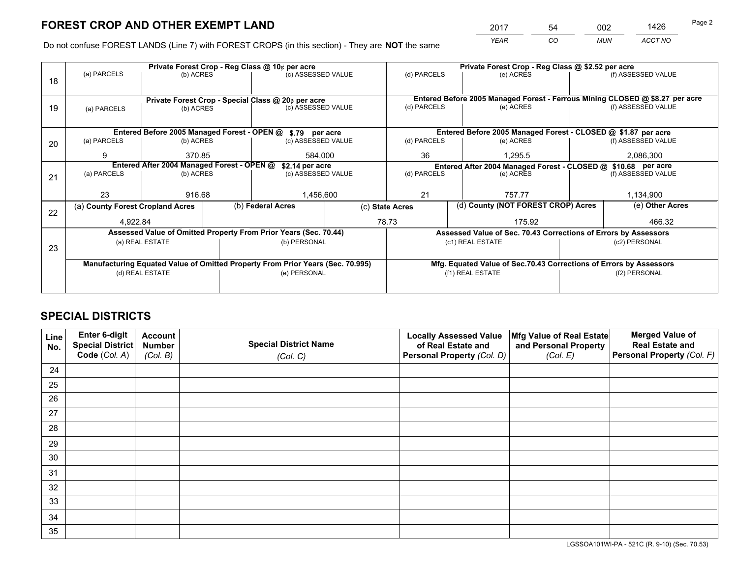# FOREST CROP AND OTHER EXEMPT LAND

| 2017 | 54 | 002 | 1426 |
|---|---|---|---|
| *YEAR* | *CO* | *MUN* | *ACCT NO* |

Do not confuse FOREST LANDS (Line 7) with FOREST CROPS (in this section) - They are **NOT** the same

| Line | Private Forest Crop - Reg Class @ 10¢ per acre | | | Private Forest Crop - Reg Class @ $2.52 per acre | | |
|---|---|---|---|---|---|---|
| 18 | (a) PARCELS | (b) ACRES | (c) ASSESSED VALUE | (d) PARCELS | (e) ACRES | (f) ASSESSED VALUE |
| | | | | | | |
| | **Private Forest Crop - Special Class @ 20¢ per acre** | | | **Entered Before 2005 Managed Forest - Ferrous Mining CLOSED @ $8.27 per acre** | | |
| 19 | (a) PARCELS | (b) ACRES | (c) ASSESSED VALUE | (d) PARCELS | (e) ACRES | (f) ASSESSED VALUE |
| | | | | | | |
| | **Entered Before 2005 Managed Forest - OPEN @ $.79 per acre** | | | **Entered Before 2005 Managed Forest - CLOSED @ $1.87 per acre** | | |
| 20 | (a) PARCELS | (b) ACRES | (c) ASSESSED VALUE | (d) PARCELS | (e) ACRES | (f) ASSESSED VALUE |
| | 9 | 370.85 | 584,000 | 36 | 1,295.5 | 2,086,300 |
| | **Entered After 2004 Managed Forest - OPEN @ $2.14 per acre** | | | **Entered After 2004 Managed Forest - CLOSED @ $10.68 per acre** | | |
| 21 | (a) PARCELS | (b) ACRES | (c) ASSESSED VALUE | (d) PARCELS | (e) ACRES | (f) ASSESSED VALUE |
| | 23 | 916.68 | 1,456,600 | 21 | 757.77 | 1,134,900 |

| Line | (a) County Forest Cropland Acres | (b) Federal Acres | (c) State Acres | (d) County (NOT FOREST CROP) Acres | (e) Other Acres |
|---|---|---|---|---|---|
| 22 | 4,922.84 | | 78.73 | 175.92 | 466.32 |

| Line | Assessed Value of Omitted Property From Prior Years (Sec. 70.44) | | Assessed Value of Sec. 70.43 Corrections of Errors by Assessors | |
|---|---|---|---|---|
| 23 | (a) REAL ESTATE | (b) PERSONAL | (c1) REAL ESTATE | (c2) PERSONAL |
| | | | | |
| | **Manufacturing Equated Value of Omitted Property From Prior Years (Sec. 70.995)** | | **Mfg. Equated Value of Sec.70.43 Corrections of Errors by Assessors** | |
| | (d) REAL ESTATE | (e) PERSONAL | (f1) REAL ESTATE | (f2) PERSONAL |
| | | | | |

# SPECIAL DISTRICTS

| Line No. | Enter 6-digit Special District Code (*Col. A*) | Account Number (*Col. B*) | Special District Name (*Col. C*) | Locally Assessed Value of Real Estate and Personal Property (*Col. D*) | Mfg Value of Real Estate and Personal Property (*Col. E*) | Merged Value of Real Estate and Personal Property (*Col. F*) |
|---|---|---|---|---|---|---|
| 24 | | | | | | |
| 25 | | | | | | |
| 26 | | | | | | |
| 27 | | | | | | |
| 28 | | | | | | |
| 29 | | | | | | |
| 30 | | | | | | |
| 31 | | | | | | |
| 32 | | | | | | |
| 33 | | | | | | |
| 34 | | | | | | |
| 35 | | | | | | |

LGSSOA101WI-PA - 521C (R. 9-10) (Sec. 70.53)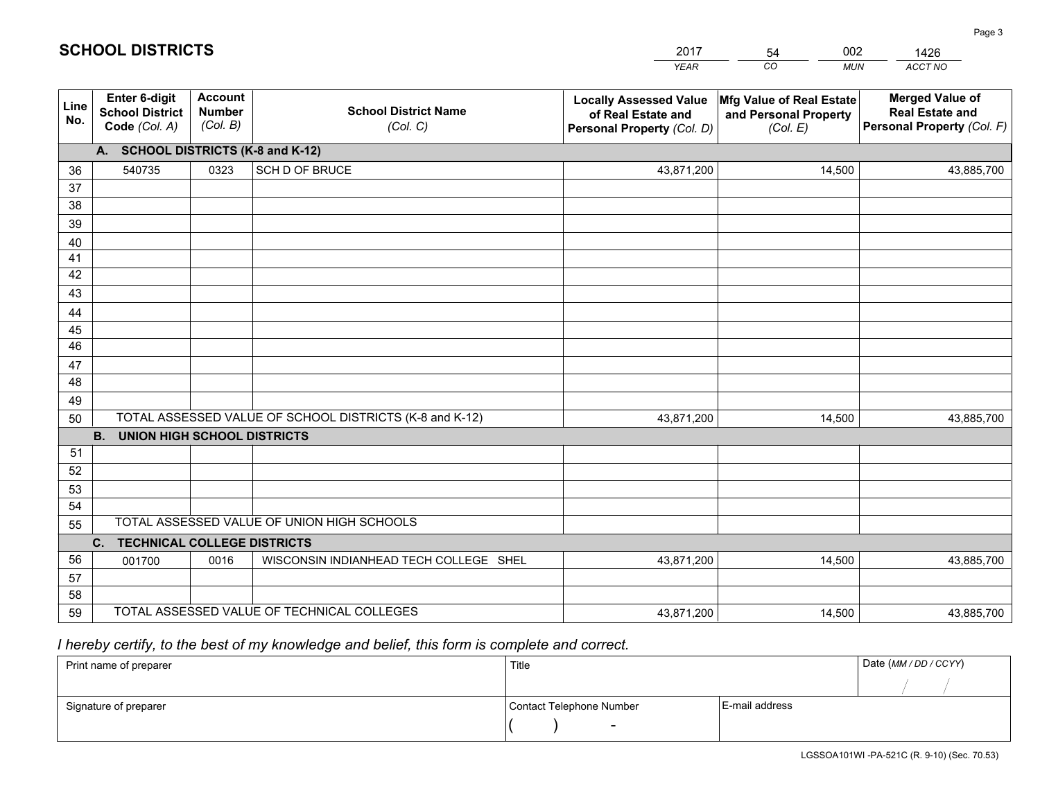# SCHOOL DISTRICTS

| YEAR | CO | MUN | ACCT NO |
|---|---|---|---|
| 2017 | 54 | 002 | 1426 |

| Line No. | Enter 6-digit School District Code (Col. A) | Account Number (Col. B) | School District Name (Col. C) | Locally Assessed Value of Real Estate and Personal Property (Col. D) | Mfg Value of Real Estate and Personal Property (Col. E) | Merged Value of Real Estate and Personal Property (Col. F) |
|---|---|---|---|---|---|---|
| **A. SCHOOL DISTRICTS (K-8 and K-12)** | | | | | | |
| 36 | 540735 | 0323 | SCH D OF BRUCE | 43,871,200 | 14,500 | 43,885,700 |
| 37 | | | | | | |
| 38 | | | | | | |
| 39 | | | | | | |
| 40 | | | | | | |
| 41 | | | | | | |
| 42 | | | | | | |
| 43 | | | | | | |
| 44 | | | | | | |
| 45 | | | | | | |
| 46 | | | | | | |
| 47 | | | | | | |
| 48 | | | | | | |
| 49 | | | | | | |
| 50 | TOTAL ASSESSED VALUE OF SCHOOL DISTRICTS (K-8 and K-12) | | | 43,871,200 | 14,500 | 43,885,700 |
| **B. UNION HIGH SCHOOL DISTRICTS** | | | | | | |
| 51 | | | | | | |
| 52 | | | | | | |
| 53 | | | | | | |
| 54 | | | | | | |
| 55 | TOTAL ASSESSED VALUE OF UNION HIGH SCHOOLS | | | | | |
| **C. TECHNICAL COLLEGE DISTRICTS** | | | | | | |
| 56 | 001700 | 0016 | WISCONSIN INDIANHEAD TECH COLLEGE SHEL | 43,871,200 | 14,500 | 43,885,700 |
| 57 | | | | | | |
| 58 | | | | | | |
| 59 | TOTAL ASSESSED VALUE OF TECHNICAL COLLEGES | | | 43,871,200 | 14,500 | 43,885,700 |

*I hereby certify, to the best of my knowledge and belief, this form is complete and correct.*

| Print name of preparer | Title | | Date (MM / DD / CCYY) |
|---|---|---|---|
| | | | / / |
| Signature of preparer | Contact Telephone Number | E-mail address | |
| | ( ) - | | |

LGSSOA101WI -PA-521C (R. 9-10) (Sec. 70.53)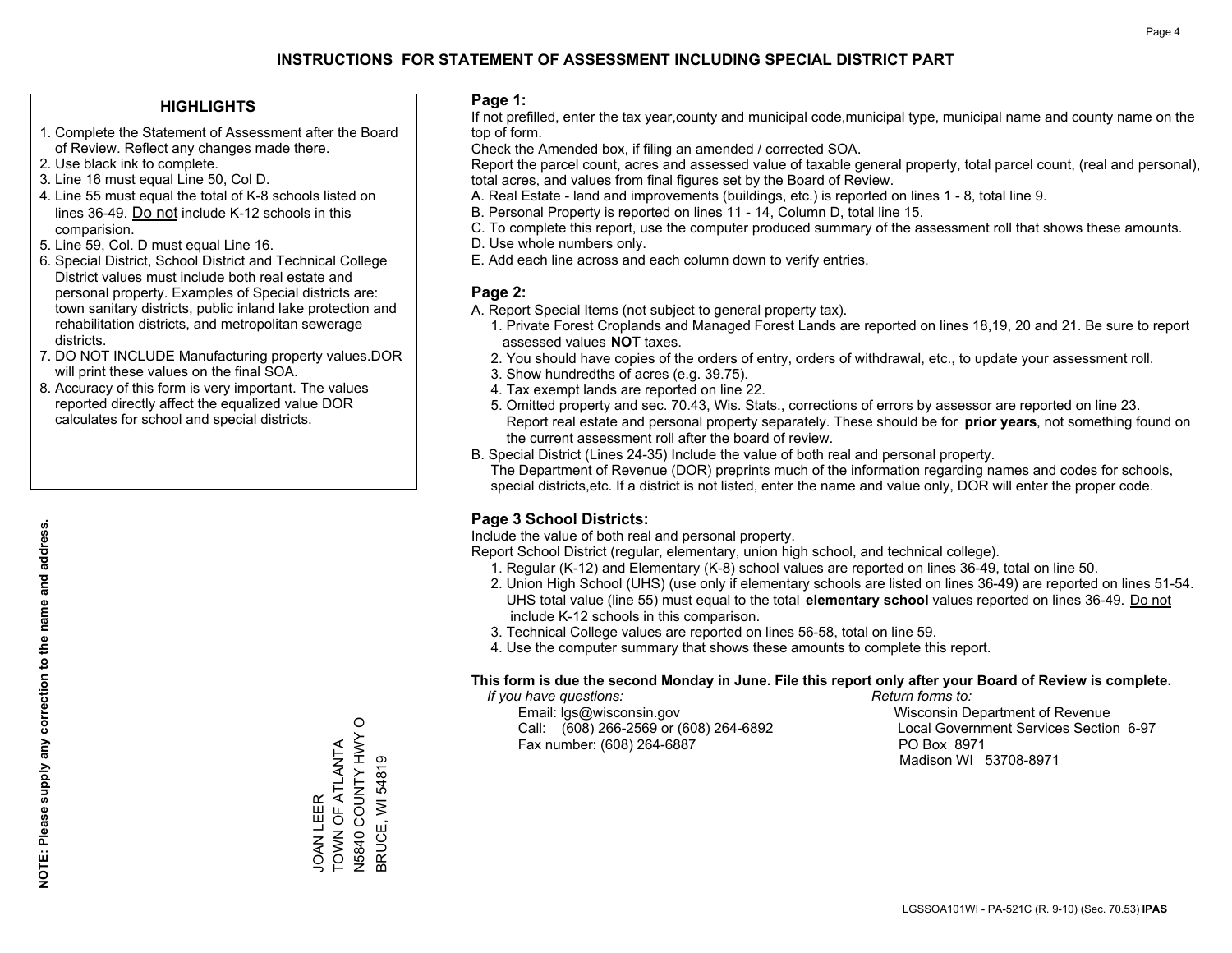# INSTRUCTIONS FOR STATEMENT OF ASSESSMENT INCLUDING SPECIAL DISTRICT PART

## HIGHLIGHTS

1. Complete the Statement of Assessment after the Board of Review. Reflect any changes made there.
2. Use black ink to complete.
3. Line 16 must equal Line 50, Col D.
4. Line 55 must equal the total of K-8 schools listed on lines 36-49. Do not include K-12 schools in this comparision.
5. Line 59, Col. D must equal Line 16.
6. Special District, School District and Technical College District values must include both real estate and personal property. Examples of Special districts are: town sanitary districts, public inland lake protection and rehabilitation districts, and metropolitan sewerage districts.
7. DO NOT INCLUDE Manufacturing property values.DOR will print these values on the final SOA.
8. Accuracy of this form is very important. The values reported directly affect the equalized value DOR calculates for school and special districts.

**NOTE: Please supply any correction to the name and address.**

JOAN LEER
TOWN OF ATLANTA
N5840 COUNTY HWY O
BRUCE, WI 54819

## Page 1:

If not prefilled, enter the tax year,county and municipal code,municipal type, municipal name and county name on the top of form.

Check the Amended box, if filing an amended / corrected SOA.

Report the parcel count, acres and assessed value of taxable general property, total parcel count, (real and personal), total acres, and values from final figures set by the Board of Review.

A. Real Estate - land and improvements (buildings, etc.) is reported on lines 1 - 8, total line 9.
B. Personal Property is reported on lines 11 - 14, Column D, total line 15.
C. To complete this report, use the computer produced summary of the assessment roll that shows these amounts.
D. Use whole numbers only.
E. Add each line across and each column down to verify entries.

## Page 2:

A. Report Special Items (not subject to general property tax).
   1. Private Forest Croplands and Managed Forest Lands are reported on lines 18,19, 20 and 21. Be sure to report assessed values **NOT** taxes.
   2. You should have copies of the orders of entry, orders of withdrawal, etc., to update your assessment roll.
   3. Show hundredths of acres (e.g. 39.75).
   4. Tax exempt lands are reported on line 22.
   5. Omitted property and sec. 70.43, Wis. Stats., corrections of errors by assessor are reported on line 23. Report real estate and personal property separately. These should be for **prior years**, not something found on the current assessment roll after the board of review.

B. Special District (Lines 24-35) Include the value of both real and personal property.
   The Department of Revenue (DOR) preprints much of the information regarding names and codes for schools, special districts,etc. If a district is not listed, enter the name and value only, DOR will enter the proper code.

## Page 3 School Districts:

Include the value of both real and personal property.

Report School District (regular, elementary, union high school, and technical college).

1. Regular (K-12) and Elementary (K-8) school values are reported on lines 36-49, total on line 50.
2. Union High School (UHS) (use only if elementary schools are listed on lines 36-49) are reported on lines 51-54. UHS total value (line 55) must equal to the total **elementary school** values reported on lines 36-49. Do not include K-12 schools in this comparison.
3. Technical College values are reported on lines 56-58, total on line 59.
4. Use the computer summary that shows these amounts to complete this report.

**This form is due the second Monday in June. File this report only after your Board of Review is complete.**

*If you have questions:*
Email: lgs@wisconsin.gov
Call: (608) 266-2569 or (608) 264-6892
Fax number: (608) 264-6887

*Return forms to:*
Wisconsin Department of Revenue
Local Government Services Section 6-97
PO Box 8971
Madison WI 53708-8971

LGSSOA101WI - PA-521C (R. 9-10) (Sec. 70.53) **IPAS**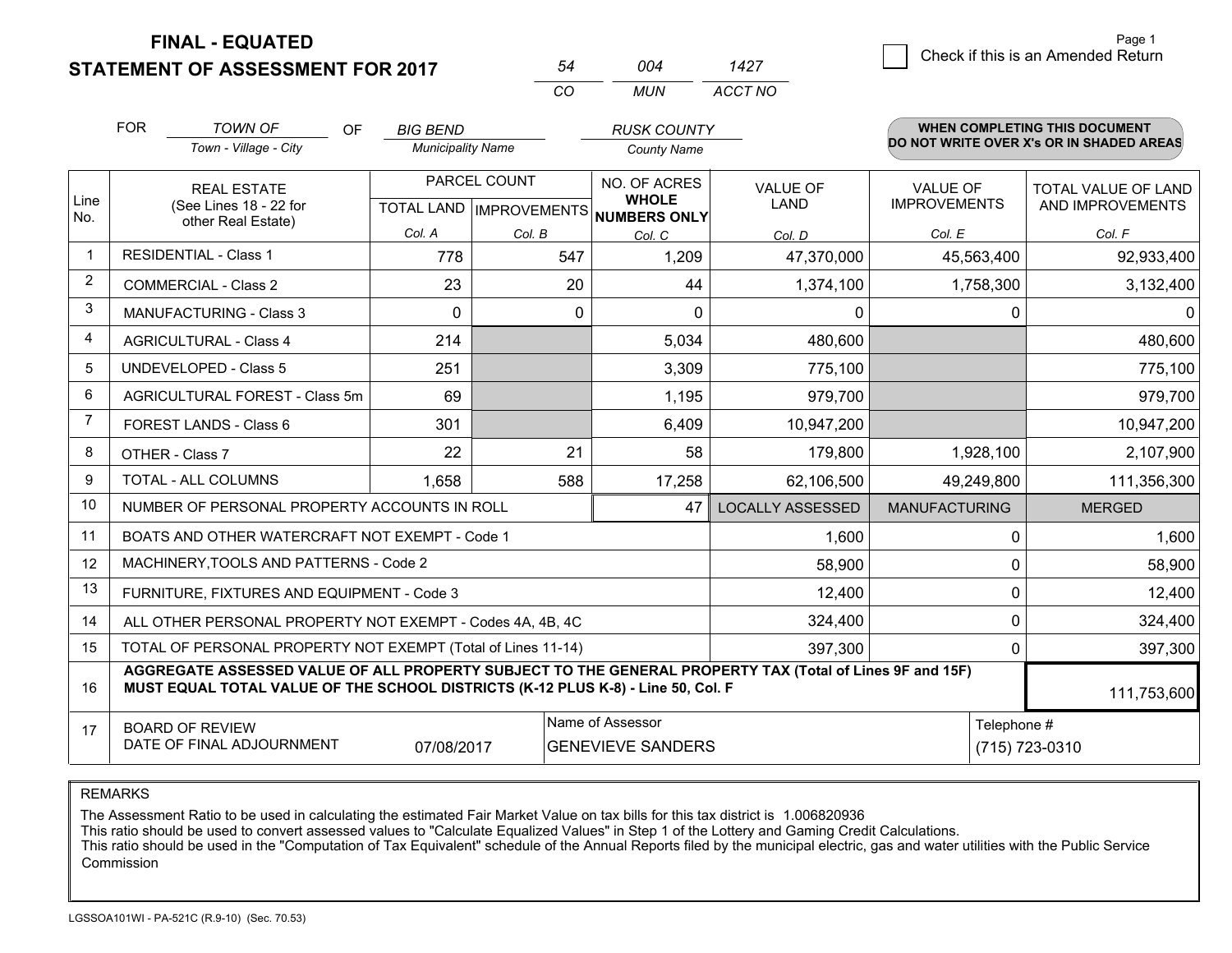**FINAL - EQUATED**
**STATEMENT OF ASSESSMENT FOR 2017**

| 54 | 004 | 1427 |
|---|---|---|
| CO | MUN | ACCT NO |

☐ Check if this is an Amended Return

| FOR | TOWN OF | OF | BIG BEND | RUSK COUNTY |
|---|---|---|---|---|
| | Town - Village - City | | Municipality Name | County Name |

**WHEN COMPLETING THIS DOCUMENT DO NOT WRITE OVER X's OR IN SHADED AREAS**

| Line No. | REAL ESTATE (See Lines 18 - 22 for other Real Estate) | PARCEL COUNT | | NO. OF ACRES WHOLE NUMBERS ONLY | VALUE OF LAND | VALUE OF IMPROVEMENTS | TOTAL VALUE OF LAND AND IMPROVEMENTS |
|---|---|---|---|---|---|---|---|
| | | TOTAL LAND | IMPROVEMENTS | | | | |
| | | Col. A | Col. B | Col. C | Col. D | Col. E | Col. F |
| 1 | RESIDENTIAL - Class 1 | 778 | 547 | 1,209 | 47,370,000 | 45,563,400 | 92,933,400 |
| 2 | COMMERCIAL - Class 2 | 23 | 20 | 44 | 1,374,100 | 1,758,300 | 3,132,400 |
| 3 | MANUFACTURING - Class 3 | 0 | 0 | 0 | 0 | 0 | 0 |
| 4 | AGRICULTURAL - Class 4 | 214 | | 5,034 | 480,600 | | 480,600 |
| 5 | UNDEVELOPED - Class 5 | 251 | | 3,309 | 775,100 | | 775,100 |
| 6 | AGRICULTURAL FOREST - Class 5m | 69 | | 1,195 | 979,700 | | 979,700 |
| 7 | FOREST LANDS - Class 6 | 301 | | 6,409 | 10,947,200 | | 10,947,200 |
| 8 | OTHER - Class 7 | 22 | 21 | 58 | 179,800 | 1,928,100 | 2,107,900 |
| 9 | TOTAL - ALL COLUMNS | 1,658 | 588 | 17,258 | 62,106,500 | 49,249,800 | 111,356,300 |
| 10 | NUMBER OF PERSONAL PROPERTY ACCOUNTS IN ROLL | | | 47 | LOCALLY ASSESSED | MANUFACTURING | MERGED |
| 11 | BOATS AND OTHER WATERCRAFT NOT EXEMPT - Code 1 | | | | 1,600 | 0 | 1,600 |
| 12 | MACHINERY,TOOLS AND PATTERNS - Code 2 | | | | 58,900 | 0 | 58,900 |
| 13 | FURNITURE, FIXTURES AND EQUIPMENT - Code 3 | | | | 12,400 | 0 | 12,400 |
| 14 | ALL OTHER PERSONAL PROPERTY NOT EXEMPT - Codes 4A, 4B, 4C | | | | 324,400 | 0 | 324,400 |
| 15 | TOTAL OF PERSONAL PROPERTY NOT EXEMPT (Total of Lines 11-14) | | | | 397,300 | 0 | 397,300 |
| 16 | **AGGREGATE ASSESSED VALUE OF ALL PROPERTY SUBJECT TO THE GENERAL PROPERTY TAX (Total of Lines 9F and 15F) MUST EQUAL TOTAL VALUE OF THE SCHOOL DISTRICTS (K-12 PLUS K-8) - Line 50, Col. F** | | | | | | 111,753,600 |
| 17 | BOARD OF REVIEW DATE OF FINAL ADJOURNMENT | 07/08/2017 | | Name of Assessor: GENEVIEVE SANDERS | | | Telephone #: (715) 723-0310 |

REMARKS

The Assessment Ratio to be used in calculating the estimated Fair Market Value on tax bills for this tax district is 1.006820936
This ratio should be used to convert assessed values to "Calculate Equalized Values" in Step 1 of the Lottery and Gaming Credit Calculations.
This ratio should be used in the "Computation of Tax Equivalent" schedule of the Annual Reports filed by the municipal electric, gas and water utilities with the Public Service Commission

LGSSOA101WI - PA-521C (R.9-10) (Sec. 70.53)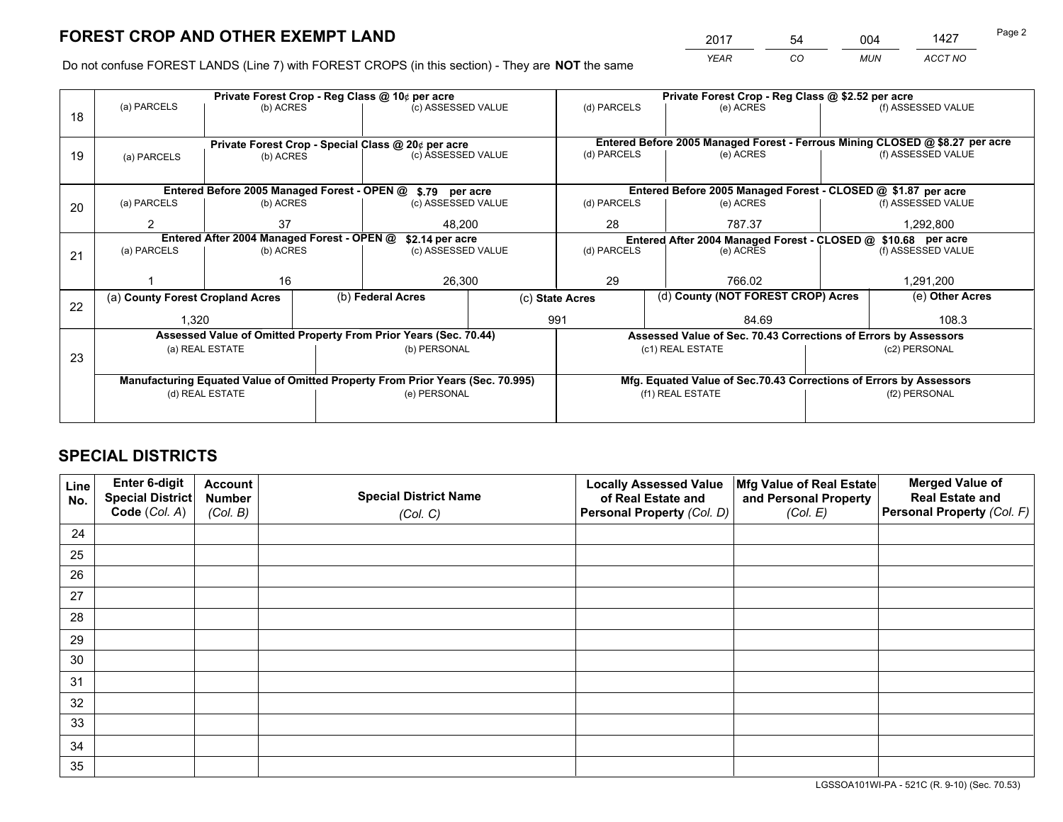# FOREST CROP AND OTHER EXEMPT LAND

| 2017 | 54 | 004 | 1427 |
|---|---|---|---|
| *YEAR* | *CO* | *MUN* | *ACCT NO* |

Do not confuse FOREST LANDS (Line 7) with FOREST CROPS (in this section) - They are **NOT** the same

| Line | Private Forest Crop - Reg Class @ 10¢ per acre | | | Private Forest Crop - Reg Class @ $2.52 per acre | | |
|---|---|---|---|---|---|---|
| 18 | (a) PARCELS | (b) ACRES | (c) ASSESSED VALUE | (d) PARCELS | (e) ACRES | (f) ASSESSED VALUE |
| | | | | | | |
| | **Private Forest Crop - Special Class @ 20¢ per acre** | | | **Entered Before 2005 Managed Forest - Ferrous Mining CLOSED @ $8.27 per acre** | | |
| 19 | (a) PARCELS | (b) ACRES | (c) ASSESSED VALUE | (d) PARCELS | (e) ACRES | (f) ASSESSED VALUE |
| | | | | | | |
| | **Entered Before 2005 Managed Forest - OPEN @ $.79 per acre** | | | **Entered Before 2005 Managed Forest - CLOSED @ $1.87 per acre** | | |
| 20 | (a) PARCELS | (b) ACRES | (c) ASSESSED VALUE | (d) PARCELS | (e) ACRES | (f) ASSESSED VALUE |
| | 2 | 37 | 48,200 | 28 | 787.37 | 1,292,800 |
| | **Entered After 2004 Managed Forest - OPEN @ $2.14 per acre** | | | **Entered After 2004 Managed Forest - CLOSED @ $10.68 per acre** | | |
| 21 | (a) PARCELS | (b) ACRES | (c) ASSESSED VALUE | (d) PARCELS | (e) ACRES | (f) ASSESSED VALUE |
| | 1 | 16 | 26,300 | 29 | 766.02 | 1,291,200 |

| Line | (a) County Forest Cropland Acres | (b) Federal Acres | (c) State Acres | (d) County (NOT FOREST CROP) Acres | (e) Other Acres |
|---|---|---|---|---|---|
| 22 | 1,320 | | 991 | 84.69 | 108.3 |

| Line | Assessed Value of Omitted Property From Prior Years (Sec. 70.44) | | Assessed Value of Sec. 70.43 Corrections of Errors by Assessors | |
|---|---|---|---|---|
| 23 | (a) REAL ESTATE | (b) PERSONAL | (c1) REAL ESTATE | (c2) PERSONAL |
| | | | | |
| | **Manufacturing Equated Value of Omitted Property From Prior Years (Sec. 70.995)** | | **Mfg. Equated Value of Sec.70.43 Corrections of Errors by Assessors** | |
| | (d) REAL ESTATE | (e) PERSONAL | (f1) REAL ESTATE | (f2) PERSONAL |
| | | | | |

# SPECIAL DISTRICTS

| Line No. | Enter 6-digit Special District Code (*Col. A*) | Account Number (*Col. B*) | Special District Name (*Col. C*) | Locally Assessed Value of Real Estate and Personal Property (*Col. D*) | Mfg Value of Real Estate and Personal Property (*Col. E*) | Merged Value of Real Estate and Personal Property (*Col. F*) |
|---|---|---|---|---|---|---|
| 24 | | | | | | |
| 25 | | | | | | |
| 26 | | | | | | |
| 27 | | | | | | |
| 28 | | | | | | |
| 29 | | | | | | |
| 30 | | | | | | |
| 31 | | | | | | |
| 32 | | | | | | |
| 33 | | | | | | |
| 34 | | | | | | |
| 35 | | | | | | |

LGSSOA101WI-PA - 521C (R. 9-10) (Sec. 70.53)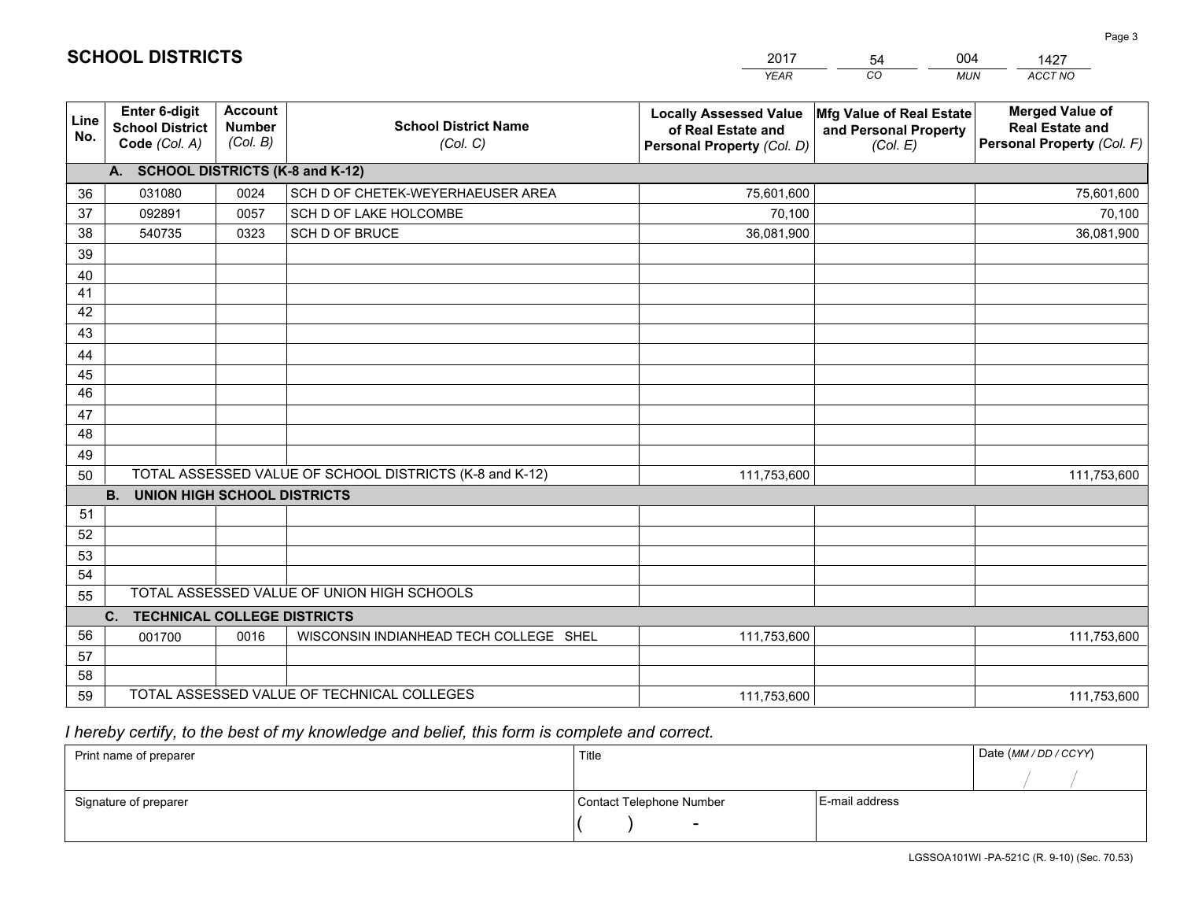# SCHOOL DISTRICTS

| 2017 | 54 | 004 | 1427 |
|---|---|---|---|
| *YEAR* | *CO* | *MUN* | *ACCT NO* |

| Line No. | Enter 6-digit School District Code *(Col. A)* | Account Number *(Col. B)* | School District Name *(Col. C)* | Locally Assessed Value of Real Estate and Personal Property *(Col. D)* | Mfg Value of Real Estate and Personal Property *(Col. E)* | Merged Value of Real Estate and Personal Property *(Col. F)* |
|---|---|---|---|---|---|---|
| | **A. SCHOOL DISTRICTS (K-8 and K-12)** | | | | | |
| 36 | 031080 | 0024 | SCH D OF CHETEK-WEYERHAEUSER AREA | 75,601,600 | | 75,601,600 |
| 37 | 092891 | 0057 | SCH D OF LAKE HOLCOMBE | 70,100 | | 70,100 |
| 38 | 540735 | 0323 | SCH D OF BRUCE | 36,081,900 | | 36,081,900 |
| 39 | | | | | | |
| 40 | | | | | | |
| 41 | | | | | | |
| 42 | | | | | | |
| 43 | | | | | | |
| 44 | | | | | | |
| 45 | | | | | | |
| 46 | | | | | | |
| 47 | | | | | | |
| 48 | | | | | | |
| 49 | | | | | | |
| 50 | TOTAL ASSESSED VALUE OF SCHOOL DISTRICTS (K-8 and K-12) | | | 111,753,600 | | 111,753,600 |
| | **B. UNION HIGH SCHOOL DISTRICTS** | | | | | |
| 51 | | | | | | |
| 52 | | | | | | |
| 53 | | | | | | |
| 54 | | | | | | |
| 55 | TOTAL ASSESSED VALUE OF UNION HIGH SCHOOLS | | | | | |
| | **C. TECHNICAL COLLEGE DISTRICTS** | | | | | |
| 56 | 001700 | 0016 | WISCONSIN INDIANHEAD TECH COLLEGE SHEL | 111,753,600 | | 111,753,600 |
| 57 | | | | | | |
| 58 | | | | | | |
| 59 | TOTAL ASSESSED VALUE OF TECHNICAL COLLEGES | | | 111,753,600 | | 111,753,600 |

*I hereby certify, to the best of my knowledge and belief, this form is complete and correct.*

| Print name of preparer | Title | | Date *(MM / DD / CCYY)* |
|---|---|---|---|
| | | | / / |
| Signature of preparer | Contact Telephone Number | E-mail address | |
| | ( ) - | | |

LGSSOA101WI -PA-521C (R. 9-10) (Sec. 70.53)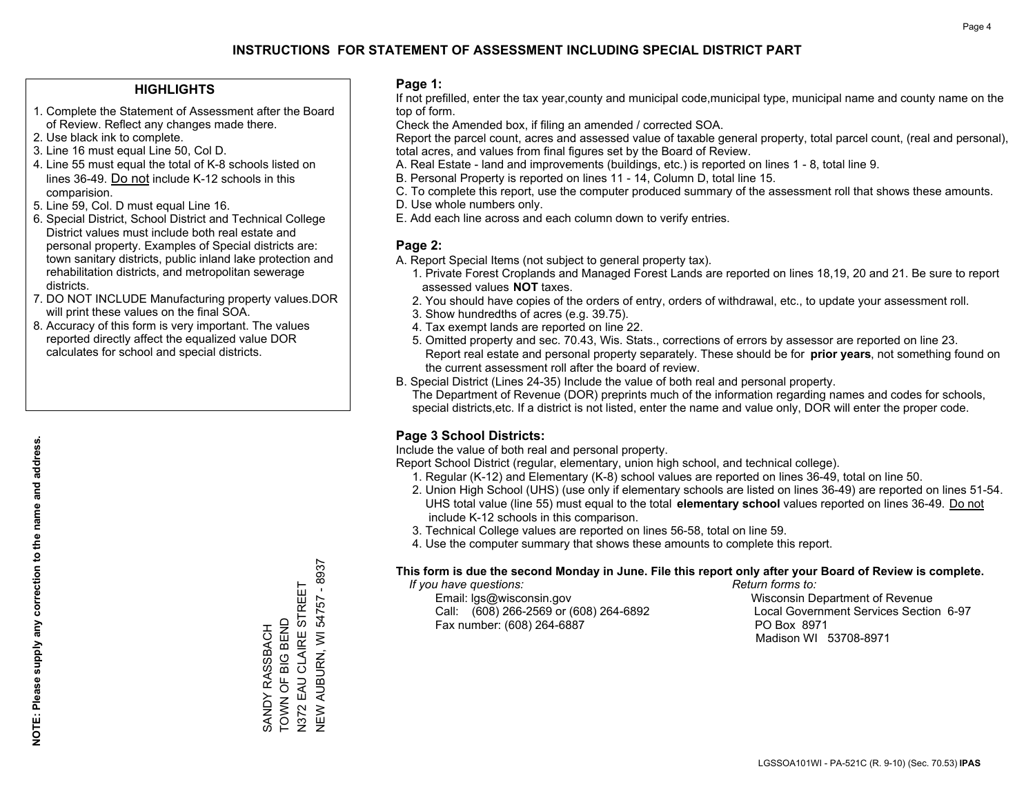# INSTRUCTIONS FOR STATEMENT OF ASSESSMENT INCLUDING SPECIAL DISTRICT PART

## HIGHLIGHTS

1. Complete the Statement of Assessment after the Board of Review. Reflect any changes made there.
2. Use black ink to complete.
3. Line 16 must equal Line 50, Col D.
4. Line 55 must equal the total of K-8 schools listed on lines 36-49. Do not include K-12 schools in this comparision.
5. Line 59, Col. D must equal Line 16.
6. Special District, School District and Technical College District values must include both real estate and personal property. Examples of Special districts are: town sanitary districts, public inland lake protection and rehabilitation districts, and metropolitan sewerage districts.
7. DO NOT INCLUDE Manufacturing property values.DOR will print these values on the final SOA.
8. Accuracy of this form is very important. The values reported directly affect the equalized value DOR calculates for school and special districts.

**NOTE: Please supply any correction to the name and address.**

SANDY RASSBACH
TOWN OF BIG BEND
N372 EAU CLAIRE STREET
NEW AUBURN, WI 54757 - 8937

## Page 1:

If not prefilled, enter the tax year,county and municipal code,municipal type, municipal name and county name on the top of form.

Check the Amended box, if filing an amended / corrected SOA.

Report the parcel count, acres and assessed value of taxable general property, total parcel count, (real and personal), total acres, and values from final figures set by the Board of Review.

A. Real Estate - land and improvements (buildings, etc.) is reported on lines 1 - 8, total line 9.
B. Personal Property is reported on lines 11 - 14, Column D, total line 15.
C. To complete this report, use the computer produced summary of the assessment roll that shows these amounts.
D. Use whole numbers only.
E. Add each line across and each column down to verify entries.

## Page 2:

A. Report Special Items (not subject to general property tax).
   1. Private Forest Croplands and Managed Forest Lands are reported on lines 18,19, 20 and 21. Be sure to report assessed values **NOT** taxes.
   2. You should have copies of the orders of entry, orders of withdrawal, etc., to update your assessment roll.
   3. Show hundredths of acres (e.g. 39.75).
   4. Tax exempt lands are reported on line 22.
   5. Omitted property and sec. 70.43, Wis. Stats., corrections of errors by assessor are reported on line 23. Report real estate and personal property separately. These should be for **prior years**, not something found on the current assessment roll after the board of review.
B. Special District (Lines 24-35) Include the value of both real and personal property.
   The Department of Revenue (DOR) preprints much of the information regarding names and codes for schools, special districts,etc. If a district is not listed, enter the name and value only, DOR will enter the proper code.

## Page 3 School Districts:

Include the value of both real and personal property.

Report School District (regular, elementary, union high school, and technical college).

1. Regular (K-12) and Elementary (K-8) school values are reported on lines 36-49, total on line 50.
2. Union High School (UHS) (use only if elementary schools are listed on lines 36-49) are reported on lines 51-54. UHS total value (line 55) must equal to the total **elementary school** values reported on lines 36-49. Do not include K-12 schools in this comparison.
3. Technical College values are reported on lines 56-58, total on line 59.
4. Use the computer summary that shows these amounts to complete this report.

**This form is due the second Monday in June. File this report only after your Board of Review is complete.**

*If you have questions:*
Email: lgs@wisconsin.gov
Call: (608) 266-2569 or (608) 264-6892
Fax number: (608) 264-6887

*Return forms to:*
Wisconsin Department of Revenue
Local Government Services Section 6-97
PO Box 8971
Madison WI 53708-8971

LGSSOA101WI - PA-521C (R. 9-10) (Sec. 70.53) **IPAS**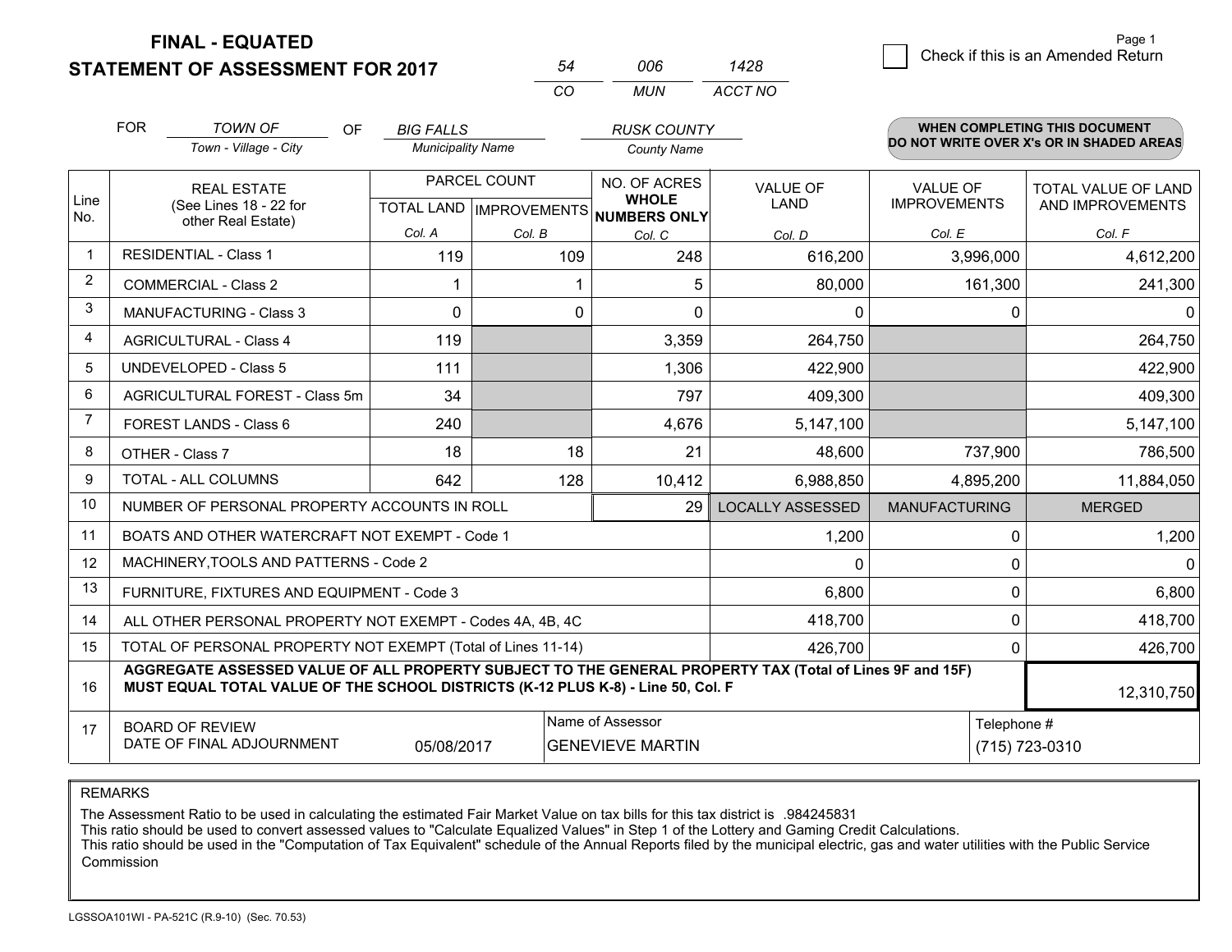**FINAL - EQUATED**

**STATEMENT OF ASSESSMENT FOR 2017**

| 54 | 006 | 1428 |
|---|---|---|
| CO | MUN | ACCT NO |

Page 1

☐ Check if this is an Amended Return

FOR *TOWN OF* (Town - Village - City) OF *BIG FALLS* (Municipality Name) *RUSK COUNTY* (County Name)

**WHEN COMPLETING THIS DOCUMENT DO NOT WRITE OVER X's OR IN SHADED AREAS**

| Line No. | REAL ESTATE (See Lines 18 - 22 for other Real Estate) | PARCEL COUNT TOTAL LAND Col. A | PARCEL COUNT IMPROVEMENTS Col. B | NO. OF ACRES WHOLE NUMBERS ONLY Col. C | VALUE OF LAND Col. D | VALUE OF IMPROVEMENTS Col. E | TOTAL VALUE OF LAND AND IMPROVEMENTS Col. F |
|---|---|---|---|---|---|---|---|
| 1 | RESIDENTIAL - Class 1 | 119 | 109 | 248 | 616,200 | 3,996,000 | 4,612,200 |
| 2 | COMMERCIAL - Class 2 | 1 | 1 | 5 | 80,000 | 161,300 | 241,300 |
| 3 | MANUFACTURING - Class 3 | 0 | 0 | 0 | 0 | 0 | 0 |
| 4 | AGRICULTURAL - Class 4 | 119 | | 3,359 | 264,750 | | 264,750 |
| 5 | UNDEVELOPED - Class 5 | 111 | | 1,306 | 422,900 | | 422,900 |
| 6 | AGRICULTURAL FOREST - Class 5m | 34 | | 797 | 409,300 | | 409,300 |
| 7 | FOREST LANDS - Class 6 | 240 | | 4,676 | 5,147,100 | | 5,147,100 |
| 8 | OTHER - Class 7 | 18 | 18 | 21 | 48,600 | 737,900 | 786,500 |
| 9 | TOTAL - ALL COLUMNS | 642 | 128 | 10,412 | 6,988,850 | 4,895,200 | 11,884,050 |
| 10 | NUMBER OF PERSONAL PROPERTY ACCOUNTS IN ROLL | | | 29 | LOCALLY ASSESSED | MANUFACTURING | MERGED |
| 11 | BOATS AND OTHER WATERCRAFT NOT EXEMPT - Code 1 | | | | 1,200 | 0 | 1,200 |
| 12 | MACHINERY,TOOLS AND PATTERNS - Code 2 | | | | 0 | 0 | 0 |
| 13 | FURNITURE, FIXTURES AND EQUIPMENT - Code 3 | | | | 6,800 | 0 | 6,800 |
| 14 | ALL OTHER PERSONAL PROPERTY NOT EXEMPT - Codes 4A, 4B, 4C | | | | 418,700 | 0 | 418,700 |
| 15 | TOTAL OF PERSONAL PROPERTY NOT EXEMPT (Total of Lines 11-14) | | | | 426,700 | 0 | 426,700 |
| 16 | **AGGREGATE ASSESSED VALUE OF ALL PROPERTY SUBJECT TO THE GENERAL PROPERTY TAX (Total of Lines 9F and 15F) MUST EQUAL TOTAL VALUE OF THE SCHOOL DISTRICTS (K-12 PLUS K-8) - Line 50, Col. F** | | | | | | 12,310,750 |
| 17 | BOARD OF REVIEW DATE OF FINAL ADJOURNMENT | 05/08/2017 | Name of Assessor: GENEVIEVE MARTIN | | | Telephone #: (715) 723-0310 | |

REMARKS

The Assessment Ratio to be used in calculating the estimated Fair Market Value on tax bills for this tax district is .984245831
This ratio should be used to convert assessed values to "Calculate Equalized Values" in Step 1 of the Lottery and Gaming Credit Calculations.
This ratio should be used in the "Computation of Tax Equivalent" schedule of the Annual Reports filed by the municipal electric, gas and water utilities with the Public Service Commission

LGSSOA101WI - PA-521C (R.9-10) (Sec. 70.53)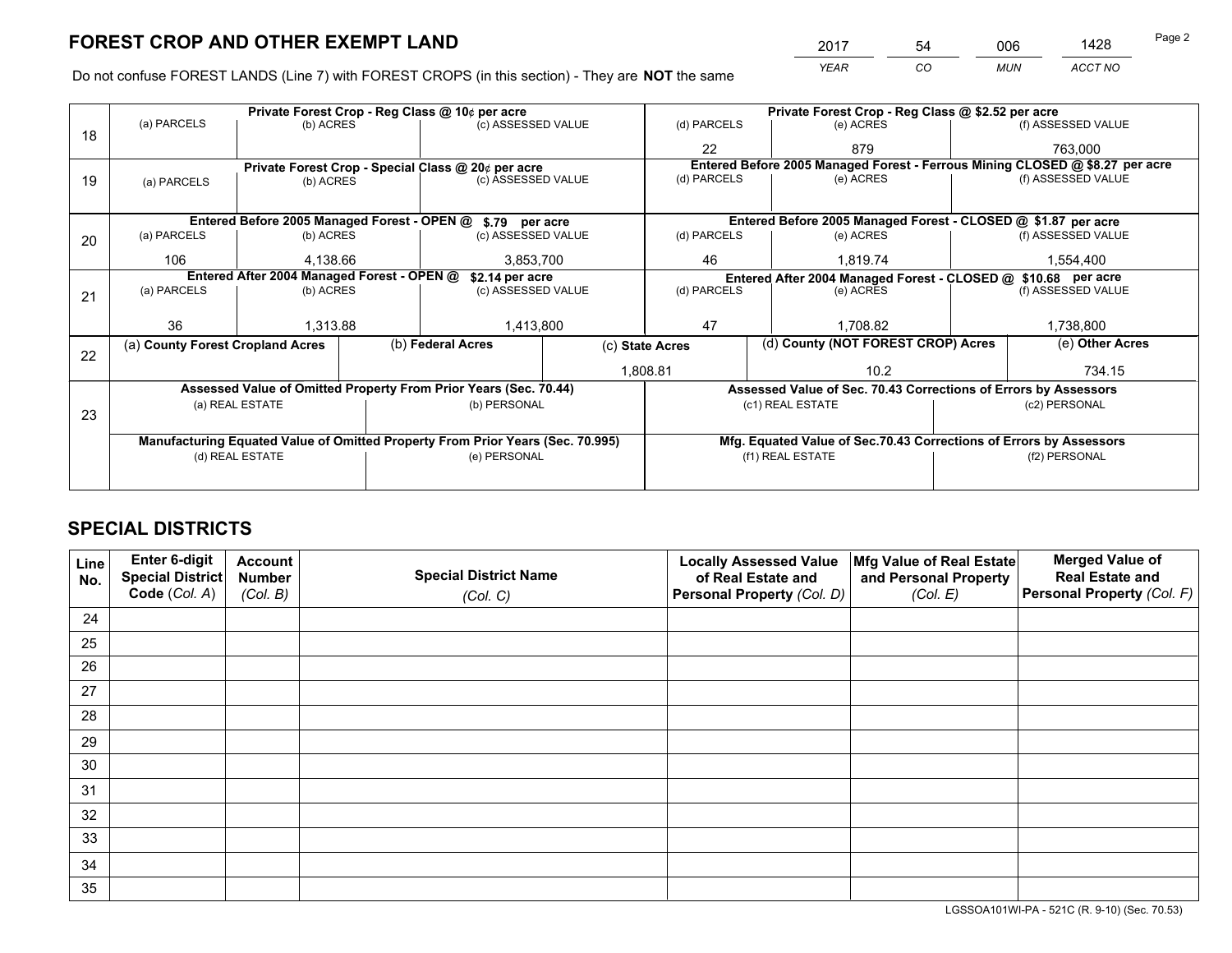# FOREST CROP AND OTHER EXEMPT LAND

| 2017 | 54 | 006 | 1428 |
|---|---|---|---|
| *YEAR* | *CO* | *MUN* | *ACCT NO* |

Do not confuse FOREST LANDS (Line 7) with FOREST CROPS (in this section) - They are **NOT** the same

| Line | Private Forest Crop - Reg Class @ 10¢ per acre | | | Private Forest Crop - Reg Class @ $2.52 per acre | | |
|---|---|---|---|---|---|---|
| 18 | (a) PARCELS | (b) ACRES | (c) ASSESSED VALUE | (d) PARCELS | (e) ACRES | (f) ASSESSED VALUE |
| | | | | 22 | 879 | 763,000 |
| | **Private Forest Crop - Special Class @ 20¢ per acre** | | | **Entered Before 2005 Managed Forest - Ferrous Mining CLOSED @ $8.27 per acre** | | |
| 19 | (a) PARCELS | (b) ACRES | (c) ASSESSED VALUE | (d) PARCELS | (e) ACRES | (f) ASSESSED VALUE |
| | | | | | | |
| | **Entered Before 2005 Managed Forest - OPEN @ $.79 per acre** | | | **Entered Before 2005 Managed Forest - CLOSED @ $1.87 per acre** | | |
| 20 | (a) PARCELS | (b) ACRES | (c) ASSESSED VALUE | (d) PARCELS | (e) ACRES | (f) ASSESSED VALUE |
| | 106 | 4,138.66 | 3,853,700 | 46 | 1,819.74 | 1,554,400 |
| | **Entered After 2004 Managed Forest - OPEN @ $2.14 per acre** | | | **Entered After 2004 Managed Forest - CLOSED @ $10.68 per acre** | | |
| 21 | (a) PARCELS | (b) ACRES | (c) ASSESSED VALUE | (d) PARCELS | (e) ACRES | (f) ASSESSED VALUE |
| | 36 | 1,313.88 | 1,413,800 | 47 | 1,708.82 | 1,738,800 |

| Line | (a) County Forest Cropland Acres | (b) Federal Acres | (c) State Acres | (d) County (NOT FOREST CROP) Acres | (e) Other Acres |
|---|---|---|---|---|---|
| 22 | | | 1,808.81 | 10.2 | 734.15 |

| Line | Assessed Value of Omitted Property From Prior Years (Sec. 70.44) | | Assessed Value of Sec. 70.43 Corrections of Errors by Assessors | |
|---|---|---|---|---|
| 23 | (a) REAL ESTATE | (b) PERSONAL | (c1) REAL ESTATE | (c2) PERSONAL |
| | | | | |
| | **Manufacturing Equated Value of Omitted Property From Prior Years (Sec. 70.995)** | | **Mfg. Equated Value of Sec.70.43 Corrections of Errors by Assessors** | |
| | (d) REAL ESTATE | (e) PERSONAL | (f1) REAL ESTATE | (f2) PERSONAL |
| | | | | |

# SPECIAL DISTRICTS

| Line No. | Enter 6-digit Special District Code (Col. A) | Account Number (Col. B) | Special District Name (Col. C) | Locally Assessed Value of Real Estate and Personal Property (Col. D) | Mfg Value of Real Estate and Personal Property (Col. E) | Merged Value of Real Estate and Personal Property (Col. F) |
|---|---|---|---|---|---|---|
| 24 | | | | | | |
| 25 | | | | | | |
| 26 | | | | | | |
| 27 | | | | | | |
| 28 | | | | | | |
| 29 | | | | | | |
| 30 | | | | | | |
| 31 | | | | | | |
| 32 | | | | | | |
| 33 | | | | | | |
| 34 | | | | | | |
| 35 | | | | | | |

LGSSOA101WI-PA - 521C (R. 9-10) (Sec. 70.53)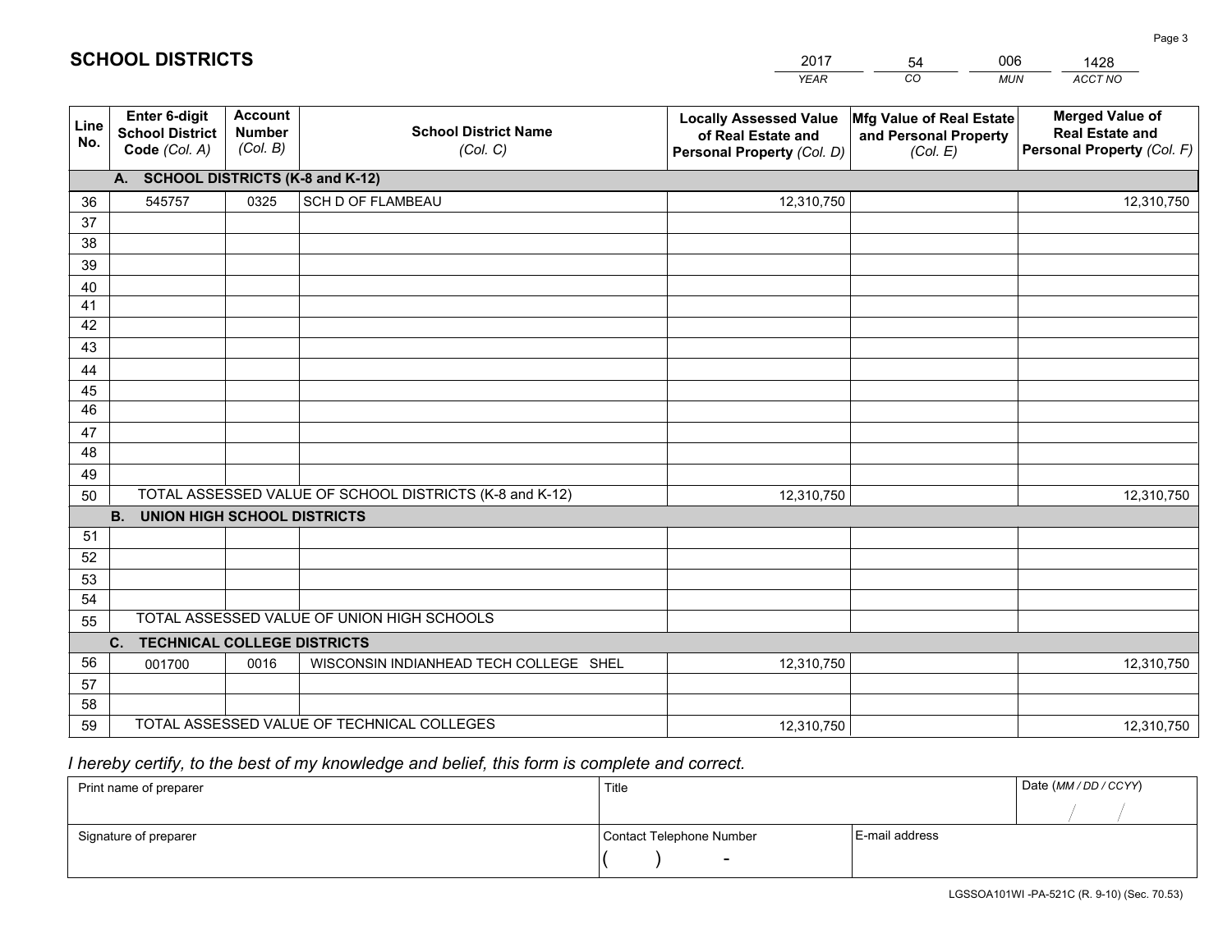# SCHOOL DISTRICTS

| 2017 | 54 | 006 | 1428 |
|---|---|---|---|
| *YEAR* | *CO* | *MUN* | *ACCT NO* |

| Line No. | Enter 6-digit School District Code *(Col. A)* | Account Number *(Col. B)* | School District Name *(Col. C)* | Locally Assessed Value of Real Estate and Personal Property *(Col. D)* | Mfg Value of Real Estate and Personal Property *(Col. E)* | Merged Value of Real Estate and Personal Property *(Col. F)* |
|---|---|---|---|---|---|---|
| **A.** | **SCHOOL DISTRICTS (K-8 and K-12)** | | | | | |
| 36 | 545757 | 0325 | SCH D OF FLAMBEAU | 12,310,750 | | 12,310,750 |
| 37 | | | | | | |
| 38 | | | | | | |
| 39 | | | | | | |
| 40 | | | | | | |
| 41 | | | | | | |
| 42 | | | | | | |
| 43 | | | | | | |
| 44 | | | | | | |
| 45 | | | | | | |
| 46 | | | | | | |
| 47 | | | | | | |
| 48 | | | | | | |
| 49 | | | | | | |
| 50 | TOTAL ASSESSED VALUE OF SCHOOL DISTRICTS (K-8 and K-12) | | | 12,310,750 | | 12,310,750 |
| **B.** | **UNION HIGH SCHOOL DISTRICTS** | | | | | |
| 51 | | | | | | |
| 52 | | | | | | |
| 53 | | | | | | |
| 54 | | | | | | |
| 55 | TOTAL ASSESSED VALUE OF UNION HIGH SCHOOLS | | | | | |
| **C.** | **TECHNICAL COLLEGE DISTRICTS** | | | | | |
| 56 | 001700 | 0016 | WISCONSIN INDIANHEAD TECH COLLEGE SHEL | 12,310,750 | | 12,310,750 |
| 57 | | | | | | |
| 58 | | | | | | |
| 59 | TOTAL ASSESSED VALUE OF TECHNICAL COLLEGES | | | 12,310,750 | | 12,310,750 |

*I hereby certify, to the best of my knowledge and belief, this form is complete and correct.*

| Print name of preparer | Title | | Date *(MM / DD / CCYY)* |
|---|---|---|---|
| | | | / / |
| Signature of preparer | Contact Telephone Number | E-mail address | |
| | ( ) - | | |

LGSSOA101WI -PA-521C (R. 9-10) (Sec. 70.53)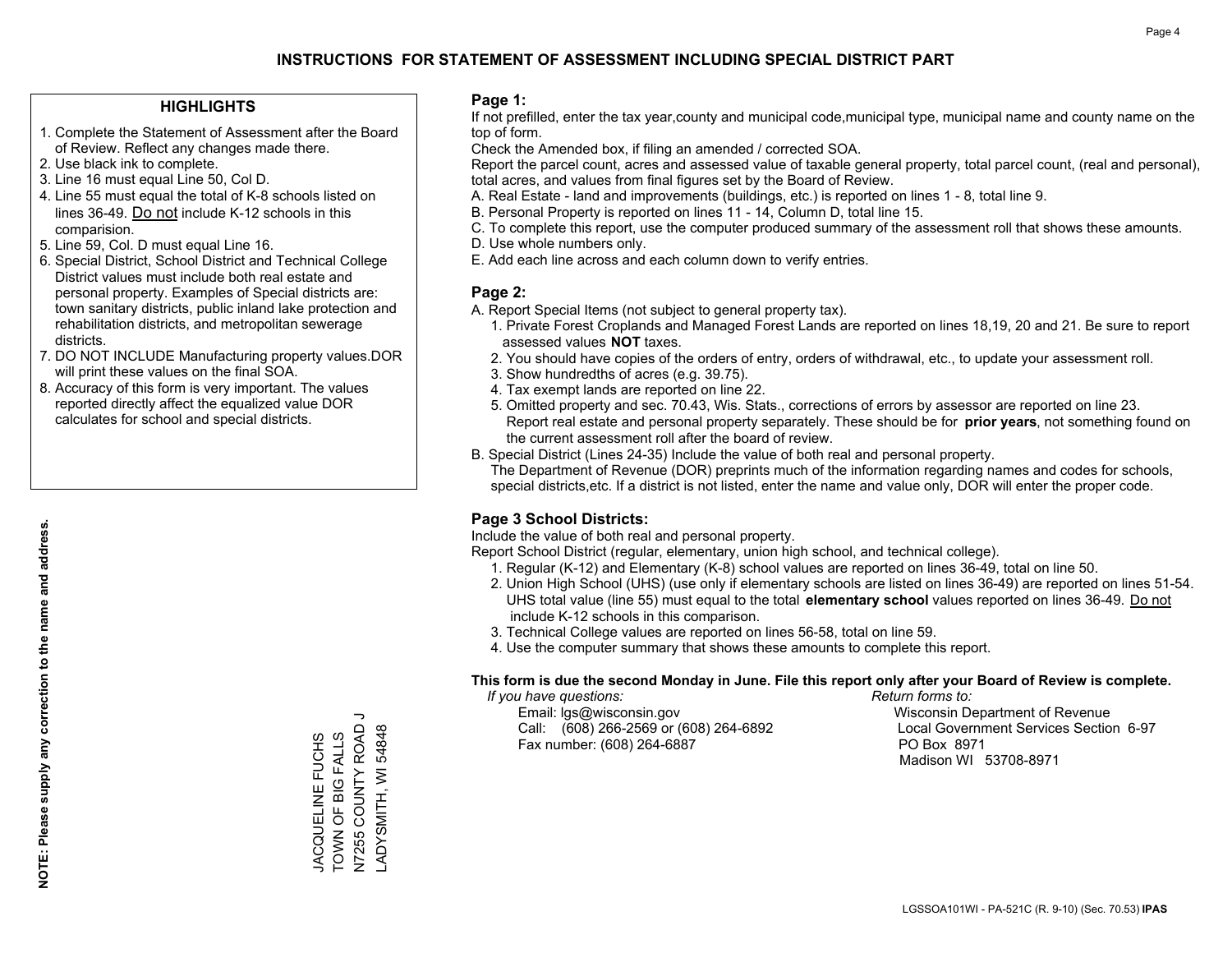# INSTRUCTIONS FOR STATEMENT OF ASSESSMENT INCLUDING SPECIAL DISTRICT PART

## HIGHLIGHTS

1. Complete the Statement of Assessment after the Board of Review. Reflect any changes made there.
2. Use black ink to complete.
3. Line 16 must equal Line 50, Col D.
4. Line 55 must equal the total of K-8 schools listed on lines 36-49. Do not include K-12 schools in this comparision.
5. Line 59, Col. D must equal Line 16.
6. Special District, School District and Technical College District values must include both real estate and personal property. Examples of Special districts are: town sanitary districts, public inland lake protection and rehabilitation districts, and metropolitan sewerage districts.
7. DO NOT INCLUDE Manufacturing property values.DOR will print these values on the final SOA.
8. Accuracy of this form is very important. The values reported directly affect the equalized value DOR calculates for school and special districts.

**NOTE: Please supply any correction to the name and address.**

JACQUELINE FUCHS
TOWN OF BIG FALLS
N7255 COUNTY ROAD J
LADYSMITH, WI 54848

## Page 1:

If not prefilled, enter the tax year,county and municipal code,municipal type, municipal name and county name on the top of form.

Check the Amended box, if filing an amended / corrected SOA.

Report the parcel count, acres and assessed value of taxable general property, total parcel count, (real and personal), total acres, and values from final figures set by the Board of Review.

A. Real Estate - land and improvements (buildings, etc.) is reported on lines 1 - 8, total line 9.
B. Personal Property is reported on lines 11 - 14, Column D, total line 15.
C. To complete this report, use the computer produced summary of the assessment roll that shows these amounts.
D. Use whole numbers only.
E. Add each line across and each column down to verify entries.

## Page 2:

A. Report Special Items (not subject to general property tax).
   1. Private Forest Croplands and Managed Forest Lands are reported on lines 18,19, 20 and 21. Be sure to report assessed values **NOT** taxes.
   2. You should have copies of the orders of entry, orders of withdrawal, etc., to update your assessment roll.
   3. Show hundredths of acres (e.g. 39.75).
   4. Tax exempt lands are reported on line 22.
   5. Omitted property and sec. 70.43, Wis. Stats., corrections of errors by assessor are reported on line 23. Report real estate and personal property separately. These should be for **prior years**, not something found on the current assessment roll after the board of review.
B. Special District (Lines 24-35) Include the value of both real and personal property.
   The Department of Revenue (DOR) preprints much of the information regarding names and codes for schools, special districts,etc. If a district is not listed, enter the name and value only, DOR will enter the proper code.

## Page 3 School Districts:

Include the value of both real and personal property.

Report School District (regular, elementary, union high school, and technical college).

1. Regular (K-12) and Elementary (K-8) school values are reported on lines 36-49, total on line 50.
2. Union High School (UHS) (use only if elementary schools are listed on lines 36-49) are reported on lines 51-54. UHS total value (line 55) must equal to the total **elementary school** values reported on lines 36-49. Do not include K-12 schools in this comparison.
3. Technical College values are reported on lines 56-58, total on line 59.
4. Use the computer summary that shows these amounts to complete this report.

**This form is due the second Monday in June. File this report only after your Board of Review is complete.**

*If you have questions:*
Email: lgs@wisconsin.gov
Call: (608) 266-2569 or (608) 264-6892
Fax number: (608) 264-6887

*Return forms to:*
Wisconsin Department of Revenue
Local Government Services Section 6-97
PO Box 8971
Madison WI 53708-8971

LGSSOA101WI - PA-521C (R. 9-10) (Sec. 70.53) **IPAS**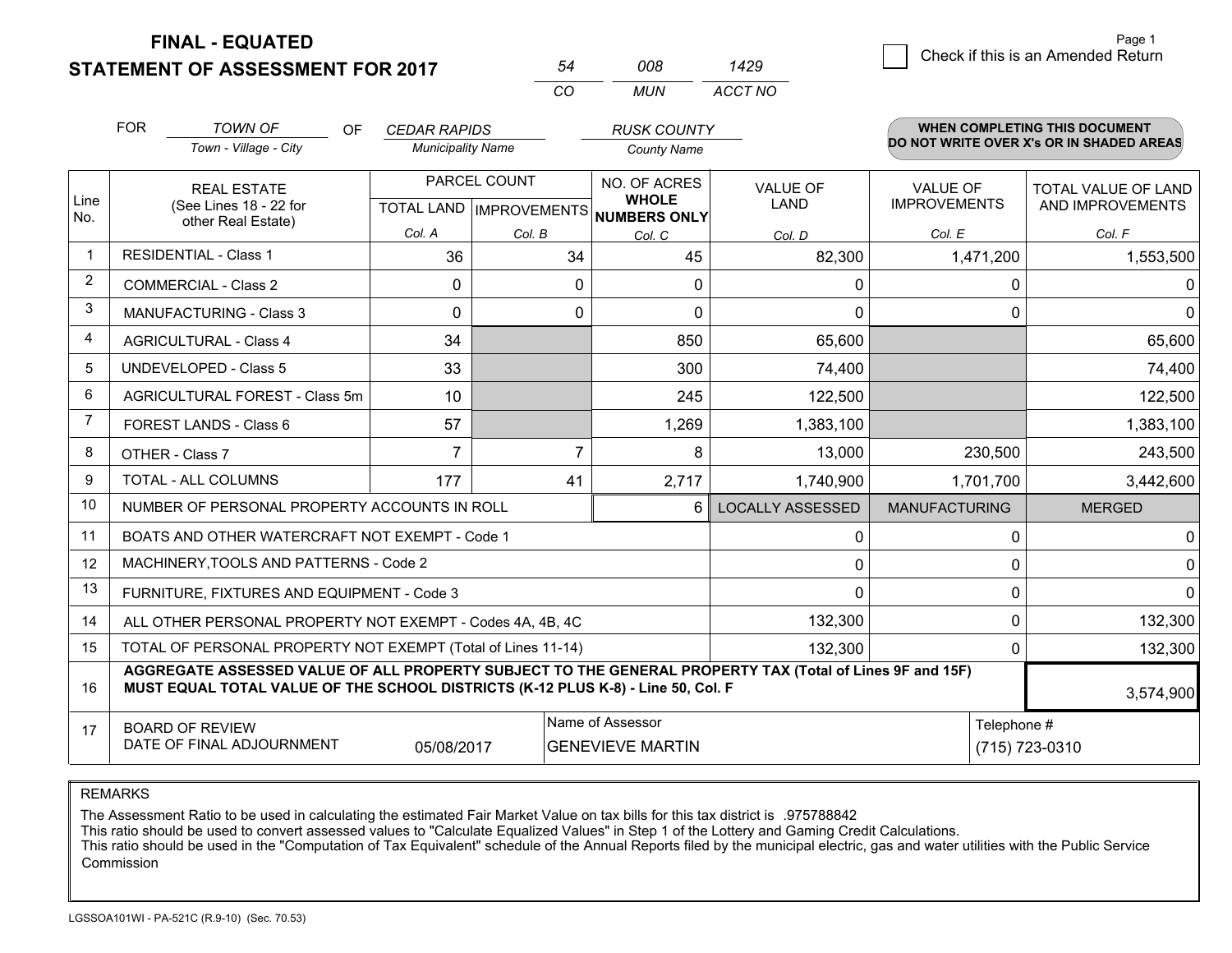**FINAL - EQUATED**
**STATEMENT OF ASSESSMENT FOR 2017**

| 54 | 008 | 1429 |
|---|---|---|
| CO | MUN | ACCT NO |

Check if this is an Amended Return

FOR *TOWN OF* (Town - Village - City) OF *CEDAR RAPIDS* (Municipality Name) *RUSK COUNTY* (County Name)

**WHEN COMPLETING THIS DOCUMENT DO NOT WRITE OVER X's OR IN SHADED AREAS**

| Line No. | REAL ESTATE (See Lines 18 - 22 for other Real Estate) | PARCEL COUNT TOTAL LAND Col. A | PARCEL COUNT IMPROVEMENTS Col. B | NO. OF ACRES WHOLE NUMBERS ONLY Col. C | VALUE OF LAND Col. D | VALUE OF IMPROVEMENTS Col. E | TOTAL VALUE OF LAND AND IMPROVEMENTS Col. F |
|---|---|---|---|---|---|---|---|
| 1 | RESIDENTIAL - Class 1 | 36 | 34 | 45 | 82,300 | 1,471,200 | 1,553,500 |
| 2 | COMMERCIAL - Class 2 | 0 | 0 | 0 | 0 | 0 | 0 |
| 3 | MANUFACTURING - Class 3 | 0 | 0 | 0 | 0 | 0 | 0 |
| 4 | AGRICULTURAL - Class 4 | 34 | | 850 | 65,600 | | 65,600 |
| 5 | UNDEVELOPED - Class 5 | 33 | | 300 | 74,400 | | 74,400 |
| 6 | AGRICULTURAL FOREST - Class 5m | 10 | | 245 | 122,500 | | 122,500 |
| 7 | FOREST LANDS - Class 6 | 57 | | 1,269 | 1,383,100 | | 1,383,100 |
| 8 | OTHER - Class 7 | 7 | 7 | 8 | 13,000 | 230,500 | 243,500 |
| 9 | TOTAL - ALL COLUMNS | 177 | 41 | 2,717 | 1,740,900 | 1,701,700 | 3,442,600 |
| 10 | NUMBER OF PERSONAL PROPERTY ACCOUNTS IN ROLL | | | 6 | LOCALLY ASSESSED | MANUFACTURING | MERGED |
| 11 | BOATS AND OTHER WATERCRAFT NOT EXEMPT - Code 1 | | | | 0 | 0 | 0 |
| 12 | MACHINERY,TOOLS AND PATTERNS - Code 2 | | | | 0 | 0 | 0 |
| 13 | FURNITURE, FIXTURES AND EQUIPMENT - Code 3 | | | | 0 | 0 | 0 |
| 14 | ALL OTHER PERSONAL PROPERTY NOT EXEMPT - Codes 4A, 4B, 4C | | | | 132,300 | 0 | 132,300 |
| 15 | TOTAL OF PERSONAL PROPERTY NOT EXEMPT (Total of Lines 11-14) | | | | 132,300 | 0 | 132,300 |
| 16 | **AGGREGATE ASSESSED VALUE OF ALL PROPERTY SUBJECT TO THE GENERAL PROPERTY TAX (Total of Lines 9F and 15F) MUST EQUAL TOTAL VALUE OF THE SCHOOL DISTRICTS (K-12 PLUS K-8) - Line 50, Col. F** | | | | | | 3,574,900 |
| 17 | BOARD OF REVIEW DATE OF FINAL ADJOURNMENT | 05/08/2017 | | Name of Assessor: GENEVIEVE MARTIN | | | Telephone #: (715) 723-0310 |

REMARKS

The Assessment Ratio to be used in calculating the estimated Fair Market Value on tax bills for this tax district is .975788842
This ratio should be used to convert assessed values to "Calculate Equalized Values" in Step 1 of the Lottery and Gaming Credit Calculations.
This ratio should be used in the "Computation of Tax Equivalent" schedule of the Annual Reports filed by the municipal electric, gas and water utilities with the Public Service Commission

LGSSOA101WI - PA-521C (R.9-10) (Sec. 70.53)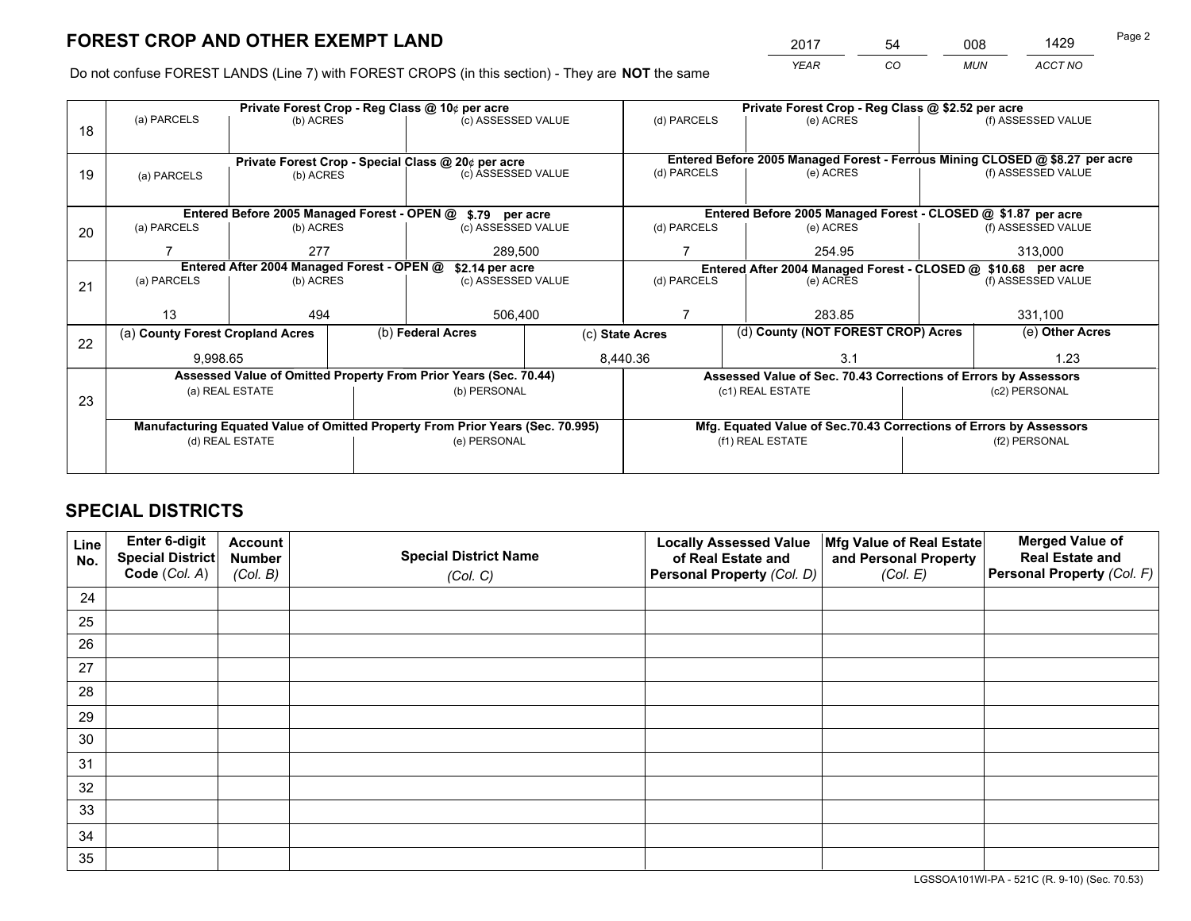## FOREST CROP AND OTHER EXEMPT LAND

| 2017 | 54 | 008 | 1429 |
|---|---|---|---|
| *YEAR* | *CO* | *MUN* | *ACCT NO* |

Do not confuse FOREST LANDS (Line 7) with FOREST CROPS (in this section) - They are **NOT** the same

| Line | Private Forest Crop - Reg Class @ 10¢ per acre | | | Private Forest Crop - Reg Class @ $2.52 per acre | | |
|---|---|---|---|---|---|---|
| 18 | (a) PARCELS | (b) ACRES | (c) ASSESSED VALUE | (d) PARCELS | (e) ACRES | (f) ASSESSED VALUE |
| | | | | | | |
| | **Private Forest Crop - Special Class @ 20¢ per acre** | | | **Entered Before 2005 Managed Forest - Ferrous Mining CLOSED @ $8.27 per acre** | | |
| 19 | (a) PARCELS | (b) ACRES | (c) ASSESSED VALUE | (d) PARCELS | (e) ACRES | (f) ASSESSED VALUE |
| | | | | | | |
| | **Entered Before 2005 Managed Forest - OPEN @ $.79 per acre** | | | **Entered Before 2005 Managed Forest - CLOSED @ $1.87 per acre** | | |
| 20 | (a) PARCELS | (b) ACRES | (c) ASSESSED VALUE | (d) PARCELS | (e) ACRES | (f) ASSESSED VALUE |
| | 7 | 277 | 289,500 | 7 | 254.95 | 313,000 |
| | **Entered After 2004 Managed Forest - OPEN @ $2.14 per acre** | | | **Entered After 2004 Managed Forest - CLOSED @ $10.68 per acre** | | |
| 21 | (a) PARCELS | (b) ACRES | (c) ASSESSED VALUE | (d) PARCELS | (e) ACRES | (f) ASSESSED VALUE |
| | 13 | 494 | 506,400 | 7 | 283.85 | 331,100 |

| Line | (a) County Forest Cropland Acres | (b) Federal Acres | (c) State Acres | (d) County (NOT FOREST CROP) Acres | (e) Other Acres |
|---|---|---|---|---|---|
| 22 | 9,998.65 | | 8,440.36 | 3.1 | 1.23 |

| Line | Assessed Value of Omitted Property From Prior Years (Sec. 70.44) | | Assessed Value of Sec. 70.43 Corrections of Errors by Assessors | |
|---|---|---|---|---|
| 23 | (a) REAL ESTATE | (b) PERSONAL | (c1) REAL ESTATE | (c2) PERSONAL |
| | | | | |
| | **Manufacturing Equated Value of Omitted Property From Prior Years (Sec. 70.995)** | | **Mfg. Equated Value of Sec.70.43 Corrections of Errors by Assessors** | |
| | (d) REAL ESTATE | (e) PERSONAL | (f1) REAL ESTATE | (f2) PERSONAL |
| | | | | |

## SPECIAL DISTRICTS

| Line No. | Enter 6-digit Special District Code (Col. A) | Account Number (Col. B) | Special District Name (Col. C) | Locally Assessed Value of Real Estate and Personal Property (Col. D) | Mfg Value of Real Estate and Personal Property (Col. E) | Merged Value of Real Estate and Personal Property (Col. F) |
|---|---|---|---|---|---|---|
| 24 | | | | | | |
| 25 | | | | | | |
| 26 | | | | | | |
| 27 | | | | | | |
| 28 | | | | | | |
| 29 | | | | | | |
| 30 | | | | | | |
| 31 | | | | | | |
| 32 | | | | | | |
| 33 | | | | | | |
| 34 | | | | | | |
| 35 | | | | | | |

LGSSOA101WI-PA - 521C (R. 9-10) (Sec. 70.53)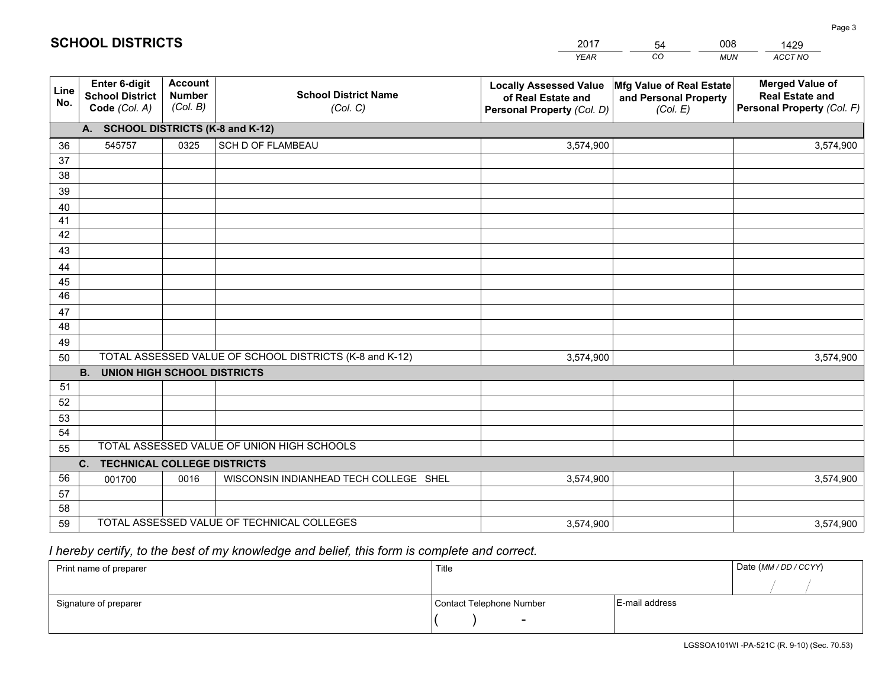# SCHOOL DISTRICTS

| 2017 | 54 | 008 | 1429 |
|---|---|---|---|
| *YEAR* | *CO* | *MUN* | *ACCT NO* |

| Line No. | Enter 6-digit School District Code *(Col. A)* | Account Number *(Col. B)* | School District Name *(Col. C)* | Locally Assessed Value of Real Estate and Personal Property *(Col. D)* | Mfg Value of Real Estate and Personal Property *(Col. E)* | Merged Value of Real Estate and Personal Property *(Col. F)* |
|---|---|---|---|---|---|---|
| **A. SCHOOL DISTRICTS (K-8 and K-12)** | | | | | | |
| 36 | 545757 | 0325 | SCH D OF FLAMBEAU | 3,574,900 | | 3,574,900 |
| 37 | | | | | | |
| 38 | | | | | | |
| 39 | | | | | | |
| 40 | | | | | | |
| 41 | | | | | | |
| 42 | | | | | | |
| 43 | | | | | | |
| 44 | | | | | | |
| 45 | | | | | | |
| 46 | | | | | | |
| 47 | | | | | | |
| 48 | | | | | | |
| 49 | | | | | | |
| 50 | TOTAL ASSESSED VALUE OF SCHOOL DISTRICTS (K-8 and K-12) | | | 3,574,900 | | 3,574,900 |
| **B. UNION HIGH SCHOOL DISTRICTS** | | | | | | |
| 51 | | | | | | |
| 52 | | | | | | |
| 53 | | | | | | |
| 54 | | | | | | |
| 55 | TOTAL ASSESSED VALUE OF UNION HIGH SCHOOLS | | | | | |
| **C. TECHNICAL COLLEGE DISTRICTS** | | | | | | |
| 56 | 001700 | 0016 | WISCONSIN INDIANHEAD TECH COLLEGE SHEL | 3,574,900 | | 3,574,900 |
| 57 | | | | | | |
| 58 | | | | | | |
| 59 | TOTAL ASSESSED VALUE OF TECHNICAL COLLEGES | | | 3,574,900 | | 3,574,900 |

*I hereby certify, to the best of my knowledge and belief, this form is complete and correct.*

| Print name of preparer | Title | | Date *(MM / DD / CCYY)* |
|---|---|---|---|
| | | | / / |
| Signature of preparer | Contact Telephone Number | E-mail address | |
| | ( ) - | | |

LGSSOA101WI -PA-521C (R. 9-10) (Sec. 70.53)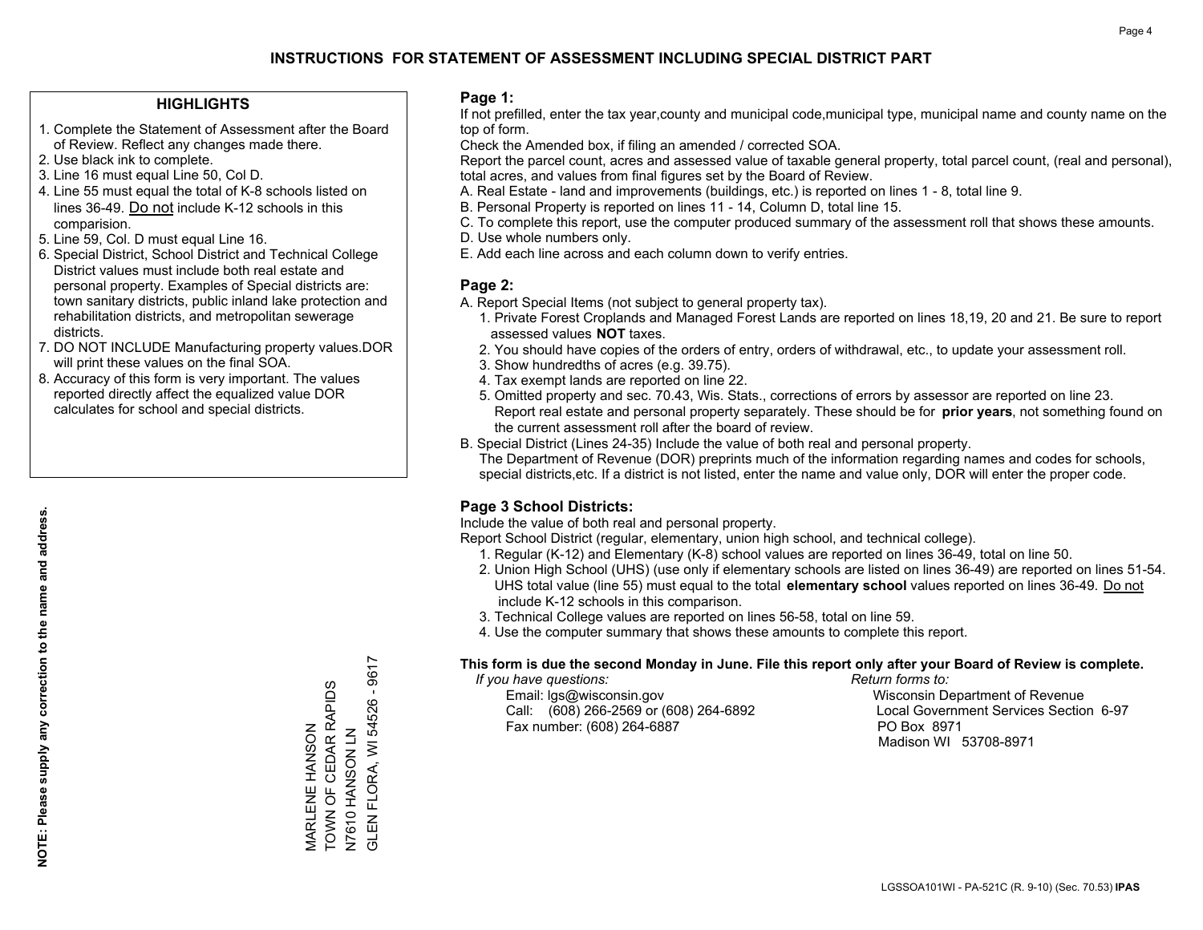# INSTRUCTIONS FOR STATEMENT OF ASSESSMENT INCLUDING SPECIAL DISTRICT PART

## HIGHLIGHTS

1. Complete the Statement of Assessment after the Board of Review. Reflect any changes made there.
2. Use black ink to complete.
3. Line 16 must equal Line 50, Col D.
4. Line 55 must equal the total of K-8 schools listed on lines 36-49. Do not include K-12 schools in this comparision.
5. Line 59, Col. D must equal Line 16.
6. Special District, School District and Technical College District values must include both real estate and personal property. Examples of Special districts are: town sanitary districts, public inland lake protection and rehabilitation districts, and metropolitan sewerage districts.
7. DO NOT INCLUDE Manufacturing property values.DOR will print these values on the final SOA.
8. Accuracy of this form is very important. The values reported directly affect the equalized value DOR calculates for school and special districts.

**NOTE: Please supply any correction to the name and address.**

MARLENE HANSON
TOWN OF CEDAR RAPIDS
N7610 HANSON LN
GLEN FLORA, WI 54526 - 9617

## Page 1:

If not prefilled, enter the tax year,county and municipal code,municipal type, municipal name and county name on the top of form.

Check the Amended box, if filing an amended / corrected SOA.

Report the parcel count, acres and assessed value of taxable general property, total parcel count, (real and personal), total acres, and values from final figures set by the Board of Review.

A. Real Estate - land and improvements (buildings, etc.) is reported on lines 1 - 8, total line 9.
B. Personal Property is reported on lines 11 - 14, Column D, total line 15.
C. To complete this report, use the computer produced summary of the assessment roll that shows these amounts.
D. Use whole numbers only.
E. Add each line across and each column down to verify entries.

## Page 2:

A. Report Special Items (not subject to general property tax).
   1. Private Forest Croplands and Managed Forest Lands are reported on lines 18,19, 20 and 21. Be sure to report assessed values **NOT** taxes.
   2. You should have copies of the orders of entry, orders of withdrawal, etc., to update your assessment roll.
   3. Show hundredths of acres (e.g. 39.75).
   4. Tax exempt lands are reported on line 22.
   5. Omitted property and sec. 70.43, Wis. Stats., corrections of errors by assessor are reported on line 23. Report real estate and personal property separately. These should be for **prior years**, not something found on the current assessment roll after the board of review.

B. Special District (Lines 24-35) Include the value of both real and personal property.
   The Department of Revenue (DOR) preprints much of the information regarding names and codes for schools, special districts,etc. If a district is not listed, enter the name and value only, DOR will enter the proper code.

## Page 3 School Districts:

Include the value of both real and personal property.

Report School District (regular, elementary, union high school, and technical college).

1. Regular (K-12) and Elementary (K-8) school values are reported on lines 36-49, total on line 50.
2. Union High School (UHS) (use only if elementary schools are listed on lines 36-49) are reported on lines 51-54. UHS total value (line 55) must equal to the total **elementary school** values reported on lines 36-49. Do not include K-12 schools in this comparison.
3. Technical College values are reported on lines 56-58, total on line 59.
4. Use the computer summary that shows these amounts to complete this report.

**This form is due the second Monday in June. File this report only after your Board of Review is complete.**

*If you have questions:*
Email: lgs@wisconsin.gov
Call: (608) 266-2569 or (608) 264-6892
Fax number: (608) 264-6887

*Return forms to:*
Wisconsin Department of Revenue
Local Government Services Section 6-97
PO Box 8971
Madison WI 53708-8971

LGSSOA101WI - PA-521C (R. 9-10) (Sec. 70.53) **IPAS**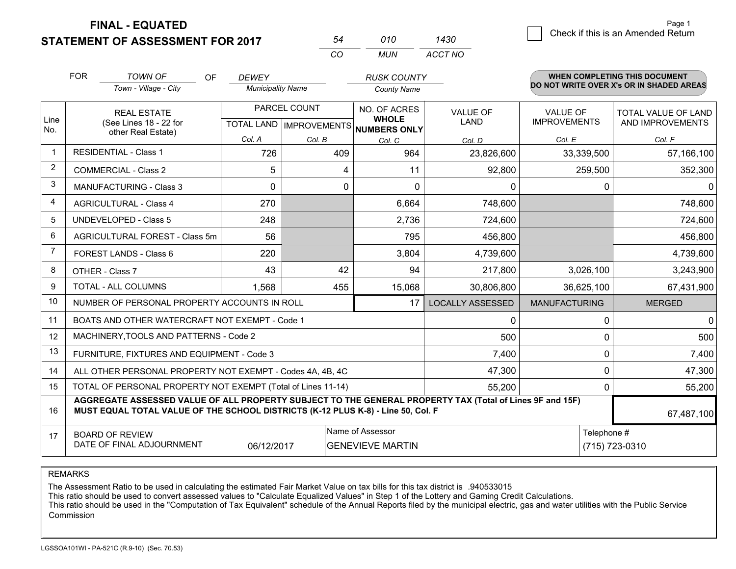**FINAL - EQUATED**
**STATEMENT OF ASSESSMENT FOR 2017**

| 54 | 010 | 1430 |
|---|---|---|
| CO | MUN | ACCT NO |

Page 1

☐ Check if this is an Amended Return

FOR *TOWN OF* (Town - Village - City) OF *DEWEY* (Municipality Name) *RUSK COUNTY* (County Name)

**WHEN COMPLETING THIS DOCUMENT DO NOT WRITE OVER X's OR IN SHADED AREAS**

| Line No. | REAL ESTATE (See Lines 18 - 22 for other Real Estate) | PARCEL COUNT TOTAL LAND Col. A | PARCEL COUNT IMPROVEMENTS Col. B | NO. OF ACRES WHOLE NUMBERS ONLY Col. C | VALUE OF LAND Col. D | VALUE OF IMPROVEMENTS Col. E | TOTAL VALUE OF LAND AND IMPROVEMENTS Col. F |
|---|---|---|---|---|---|---|---|
| 1 | RESIDENTIAL - Class 1 | 726 | 409 | 964 | 23,826,600 | 33,339,500 | 57,166,100 |
| 2 | COMMERCIAL - Class 2 | 5 | 4 | 11 | 92,800 | 259,500 | 352,300 |
| 3 | MANUFACTURING - Class 3 | 0 | 0 | 0 | 0 | 0 | 0 |
| 4 | AGRICULTURAL - Class 4 | 270 | | 6,664 | 748,600 | | 748,600 |
| 5 | UNDEVELOPED - Class 5 | 248 | | 2,736 | 724,600 | | 724,600 |
| 6 | AGRICULTURAL FOREST - Class 5m | 56 | | 795 | 456,800 | | 456,800 |
| 7 | FOREST LANDS - Class 6 | 220 | | 3,804 | 4,739,600 | | 4,739,600 |
| 8 | OTHER - Class 7 | 43 | 42 | 94 | 217,800 | 3,026,100 | 3,243,900 |
| 9 | TOTAL - ALL COLUMNS | 1,568 | 455 | 15,068 | 30,806,800 | 36,625,100 | 67,431,900 |
| 10 | NUMBER OF PERSONAL PROPERTY ACCOUNTS IN ROLL | | | 17 | LOCALLY ASSESSED | MANUFACTURING | MERGED |
| 11 | BOATS AND OTHER WATERCRAFT NOT EXEMPT - Code 1 | | | | 0 | 0 | 0 |
| 12 | MACHINERY,TOOLS AND PATTERNS - Code 2 | | | | 500 | 0 | 500 |
| 13 | FURNITURE, FIXTURES AND EQUIPMENT - Code 3 | | | | 7,400 | 0 | 7,400 |
| 14 | ALL OTHER PERSONAL PROPERTY NOT EXEMPT - Codes 4A, 4B, 4C | | | | 47,300 | 0 | 47,300 |
| 15 | TOTAL OF PERSONAL PROPERTY NOT EXEMPT (Total of Lines 11-14) | | | | 55,200 | 0 | 55,200 |
| 16 | **AGGREGATE ASSESSED VALUE OF ALL PROPERTY SUBJECT TO THE GENERAL PROPERTY TAX (Total of Lines 9F and 15F) MUST EQUAL TOTAL VALUE OF THE SCHOOL DISTRICTS (K-12 PLUS K-8) - Line 50, Col. F** | | | | | | 67,487,100 |
| 17 | BOARD OF REVIEW DATE OF FINAL ADJOURNMENT | 06/12/2017 | Name of Assessor | GENEVIEVE MARTIN | | Telephone # | (715) 723-0310 |

REMARKS

The Assessment Ratio to be used in calculating the estimated Fair Market Value on tax bills for this tax district is .940533015
This ratio should be used to convert assessed values to "Calculate Equalized Values" in Step 1 of the Lottery and Gaming Credit Calculations.
This ratio should be used in the "Computation of Tax Equivalent" schedule of the Annual Reports filed by the municipal electric, gas and water utilities with the Public Service Commission

LGSSOA101WI - PA-521C (R.9-10) (Sec. 70.53)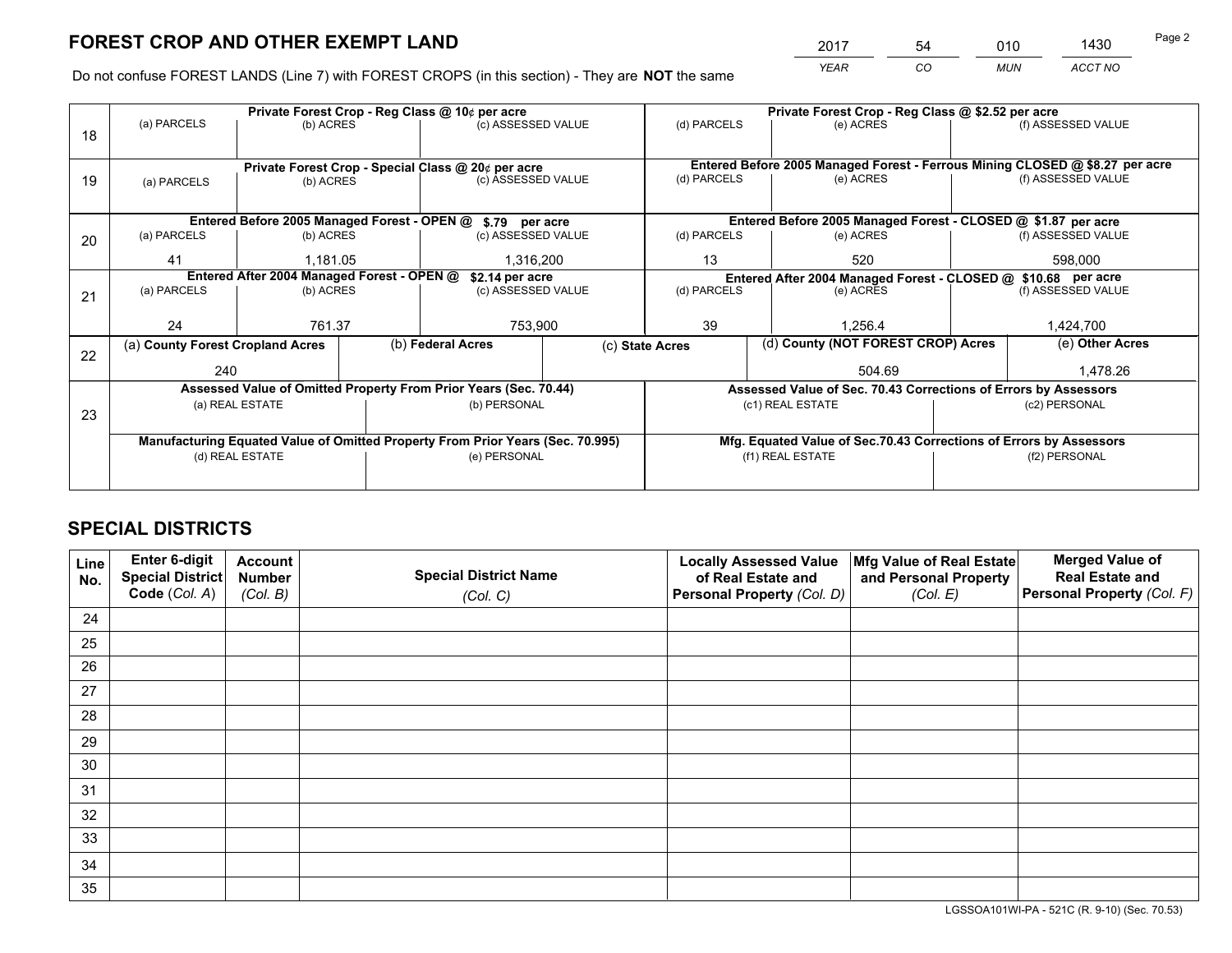# FOREST CROP AND OTHER EXEMPT LAND

| 2017 | 54 | 010 | 1430 |
|---|---|---|---|
| YEAR | CO | MUN | ACCT NO |

Do not confuse FOREST LANDS (Line 7) with FOREST CROPS (in this section) - They are **NOT** the same

| Line | Private Forest Crop - Reg Class @ 10¢ per acre | | | Private Forest Crop - Reg Class @ $2.52 per acre | | |
|---|---|---|---|---|---|---|
| 18 | (a) PARCELS | (b) ACRES | (c) ASSESSED VALUE | (d) PARCELS | (e) ACRES | (f) ASSESSED VALUE |
| | | | | | | |
| | **Private Forest Crop - Special Class @ 20¢ per acre** | | | **Entered Before 2005 Managed Forest - Ferrous Mining CLOSED @ $8.27 per acre** | | |
| 19 | (a) PARCELS | (b) ACRES | (c) ASSESSED VALUE | (d) PARCELS | (e) ACRES | (f) ASSESSED VALUE |
| | | | | | | |
| | **Entered Before 2005 Managed Forest - OPEN @ $.79 per acre** | | | **Entered Before 2005 Managed Forest - CLOSED @ $1.87 per acre** | | |
| 20 | (a) PARCELS | (b) ACRES | (c) ASSESSED VALUE | (d) PARCELS | (e) ACRES | (f) ASSESSED VALUE |
| | 41 | 1,181.05 | 1,316,200 | 13 | 520 | 598,000 |
| | **Entered After 2004 Managed Forest - OPEN @ $2.14 per acre** | | | **Entered After 2004 Managed Forest - CLOSED @ $10.68 per acre** | | |
| 21 | (a) PARCELS | (b) ACRES | (c) ASSESSED VALUE | (d) PARCELS | (e) ACRES | (f) ASSESSED VALUE |
| | 24 | 761.37 | 753,900 | 39 | 1,256.4 | 1,424,700 |

| Line | (a) County Forest Cropland Acres | (b) Federal Acres | (c) State Acres | (d) County (NOT FOREST CROP) Acres | (e) Other Acres |
|---|---|---|---|---|---|
| 22 | 240 | | | 504.69 | 1,478.26 |

| Line | Assessed Value of Omitted Property From Prior Years (Sec. 70.44) | | Assessed Value of Sec. 70.43 Corrections of Errors by Assessors | |
|---|---|---|---|---|
| 23 | (a) REAL ESTATE | (b) PERSONAL | (c1) REAL ESTATE | (c2) PERSONAL |
| | | | | |
| | **Manufacturing Equated Value of Omitted Property From Prior Years (Sec. 70.995)** | | **Mfg. Equated Value of Sec.70.43 Corrections of Errors by Assessors** | |
| | (d) REAL ESTATE | (e) PERSONAL | (f1) REAL ESTATE | (f2) PERSONAL |
| | | | | |

# SPECIAL DISTRICTS

| Line No. | Enter 6-digit Special District Code (Col. A) | Account Number (Col. B) | Special District Name (Col. C) | Locally Assessed Value of Real Estate and Personal Property (Col. D) | Mfg Value of Real Estate and Personal Property (Col. E) | Merged Value of Real Estate and Personal Property (Col. F) |
|---|---|---|---|---|---|---|
| 24 | | | | | | |
| 25 | | | | | | |
| 26 | | | | | | |
| 27 | | | | | | |
| 28 | | | | | | |
| 29 | | | | | | |
| 30 | | | | | | |
| 31 | | | | | | |
| 32 | | | | | | |
| 33 | | | | | | |
| 34 | | | | | | |
| 35 | | | | | | |

LGSSOA101WI-PA - 521C (R. 9-10) (Sec. 70.53)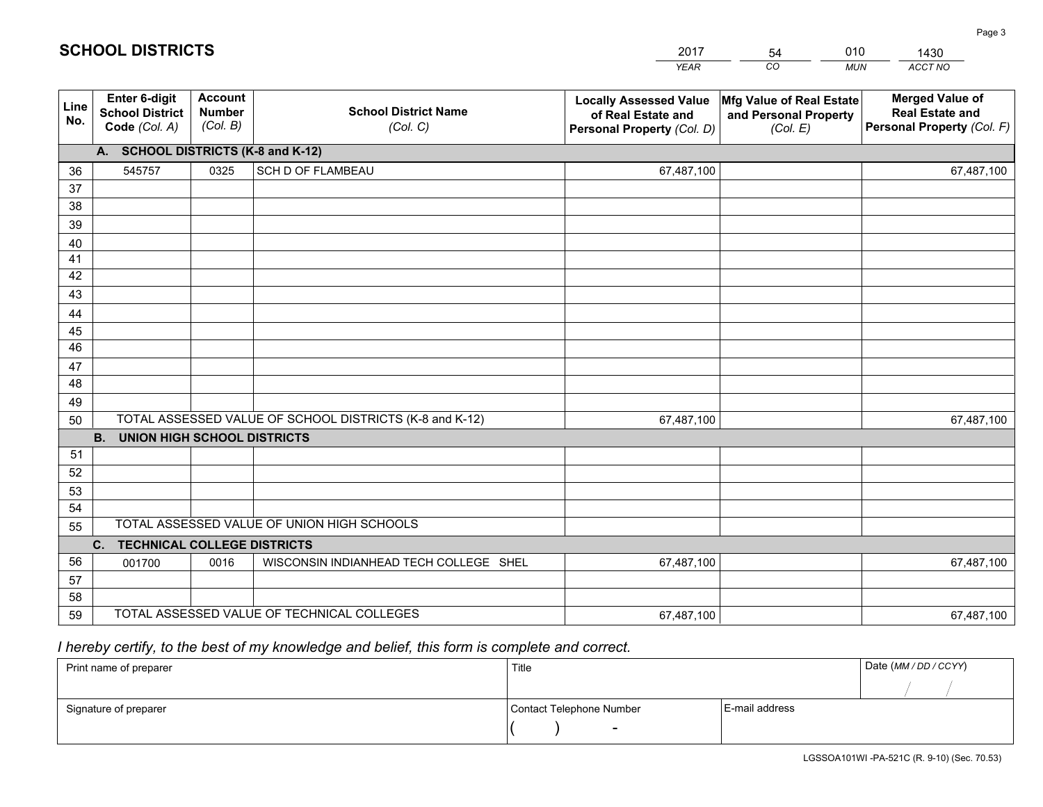# SCHOOL DISTRICTS

| 2017 | 54 | 010 | 1430 |
|---|---|---|---|
| *YEAR* | *CO* | *MUN* | *ACCT NO* |

| Line No. | Enter 6-digit School District Code *(Col. A)* | Account Number *(Col. B)* | School District Name *(Col. C)* | Locally Assessed Value of Real Estate and Personal Property *(Col. D)* | Mfg Value of Real Estate and Personal Property *(Col. E)* | Merged Value of Real Estate and Personal Property *(Col. F)* |
|---|---|---|---|---|---|---|
| | **A. SCHOOL DISTRICTS (K-8 and K-12)** | | | | | |
| 36 | 545757 | 0325 | SCH D OF FLAMBEAU | 67,487,100 | | 67,487,100 |
| 37 | | | | | | |
| 38 | | | | | | |
| 39 | | | | | | |
| 40 | | | | | | |
| 41 | | | | | | |
| 42 | | | | | | |
| 43 | | | | | | |
| 44 | | | | | | |
| 45 | | | | | | |
| 46 | | | | | | |
| 47 | | | | | | |
| 48 | | | | | | |
| 49 | | | | | | |
| 50 | TOTAL ASSESSED VALUE OF SCHOOL DISTRICTS (K-8 and K-12) | | | 67,487,100 | | 67,487,100 |
| | **B. UNION HIGH SCHOOL DISTRICTS** | | | | | |
| 51 | | | | | | |
| 52 | | | | | | |
| 53 | | | | | | |
| 54 | | | | | | |
| 55 | TOTAL ASSESSED VALUE OF UNION HIGH SCHOOLS | | | | | |
| | **C. TECHNICAL COLLEGE DISTRICTS** | | | | | |
| 56 | 001700 | 0016 | WISCONSIN INDIANHEAD TECH COLLEGE SHEL | 67,487,100 | | 67,487,100 |
| 57 | | | | | | |
| 58 | | | | | | |
| 59 | TOTAL ASSESSED VALUE OF TECHNICAL COLLEGES | | | 67,487,100 | | 67,487,100 |

*I hereby certify, to the best of my knowledge and belief, this form is complete and correct.*

| Print name of preparer | Title | | Date *(MM / DD / CCYY)* |
|---|---|---|---|
| | | | / / |
| Signature of preparer | Contact Telephone Number | E-mail address | |
| | ( ) - | | |

LGSSOA101WI -PA-521C (R. 9-10) (Sec. 70.53)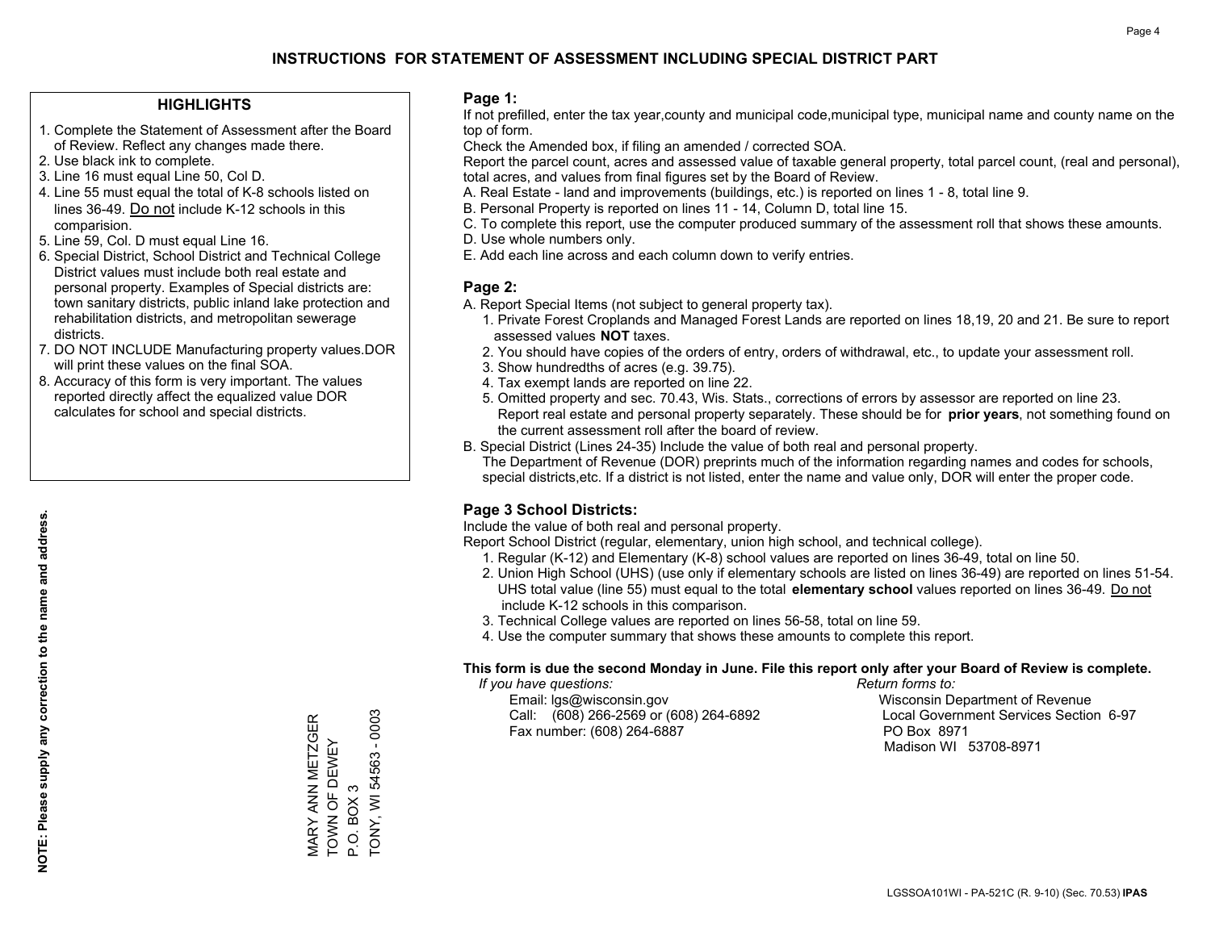# INSTRUCTIONS FOR STATEMENT OF ASSESSMENT INCLUDING SPECIAL DISTRICT PART

## HIGHLIGHTS

1. Complete the Statement of Assessment after the Board of Review. Reflect any changes made there.
2. Use black ink to complete.
3. Line 16 must equal Line 50, Col D.
4. Line 55 must equal the total of K-8 schools listed on lines 36-49. Do not include K-12 schools in this comparision.
5. Line 59, Col. D must equal Line 16.
6. Special District, School District and Technical College District values must include both real estate and personal property. Examples of Special districts are: town sanitary districts, public inland lake protection and rehabilitation districts, and metropolitan sewerage districts.
7. DO NOT INCLUDE Manufacturing property values.DOR will print these values on the final SOA.
8. Accuracy of this form is very important. The values reported directly affect the equalized value DOR calculates for school and special districts.

**NOTE: Please supply any correction to the name and address.**

MARY ANN METZGER
TOWN OF DEWEY
P.O. BOX 3
TONY, WI 54563 - 0003

## Page 1:

If not prefilled, enter the tax year,county and municipal code,municipal type, municipal name and county name on the top of form.

Check the Amended box, if filing an amended / corrected SOA.

Report the parcel count, acres and assessed value of taxable general property, total parcel count, (real and personal), total acres, and values from final figures set by the Board of Review.

A. Real Estate - land and improvements (buildings, etc.) is reported on lines 1 - 8, total line 9.
B. Personal Property is reported on lines 11 - 14, Column D, total line 15.
C. To complete this report, use the computer produced summary of the assessment roll that shows these amounts.
D. Use whole numbers only.
E. Add each line across and each column down to verify entries.

## Page 2:

A. Report Special Items (not subject to general property tax).
   1. Private Forest Croplands and Managed Forest Lands are reported on lines 18,19, 20 and 21. Be sure to report assessed values **NOT** taxes.
   2. You should have copies of the orders of entry, orders of withdrawal, etc., to update your assessment roll.
   3. Show hundredths of acres (e.g. 39.75).
   4. Tax exempt lands are reported on line 22.
   5. Omitted property and sec. 70.43, Wis. Stats., corrections of errors by assessor are reported on line 23. Report real estate and personal property separately. These should be for **prior years**, not something found on the current assessment roll after the board of review.

B. Special District (Lines 24-35) Include the value of both real and personal property.
   The Department of Revenue (DOR) preprints much of the information regarding names and codes for schools, special districts,etc. If a district is not listed, enter the name and value only, DOR will enter the proper code.

## Page 3 School Districts:

Include the value of both real and personal property.

Report School District (regular, elementary, union high school, and technical college).

1. Regular (K-12) and Elementary (K-8) school values are reported on lines 36-49, total on line 50.
2. Union High School (UHS) (use only if elementary schools are listed on lines 36-49) are reported on lines 51-54. UHS total value (line 55) must equal to the total **elementary school** values reported on lines 36-49. Do not include K-12 schools in this comparison.
3. Technical College values are reported on lines 56-58, total on line 59.
4. Use the computer summary that shows these amounts to complete this report.

**This form is due the second Monday in June. File this report only after your Board of Review is complete.**

*If you have questions:*
Email: lgs@wisconsin.gov
Call: (608) 266-2569 or (608) 264-6892
Fax number: (608) 264-6887

*Return forms to:*
Wisconsin Department of Revenue
Local Government Services Section 6-97
PO Box 8971
Madison WI 53708-8971

LGSSOA101WI - PA-521C (R. 9-10) (Sec. 70.53) **IPAS**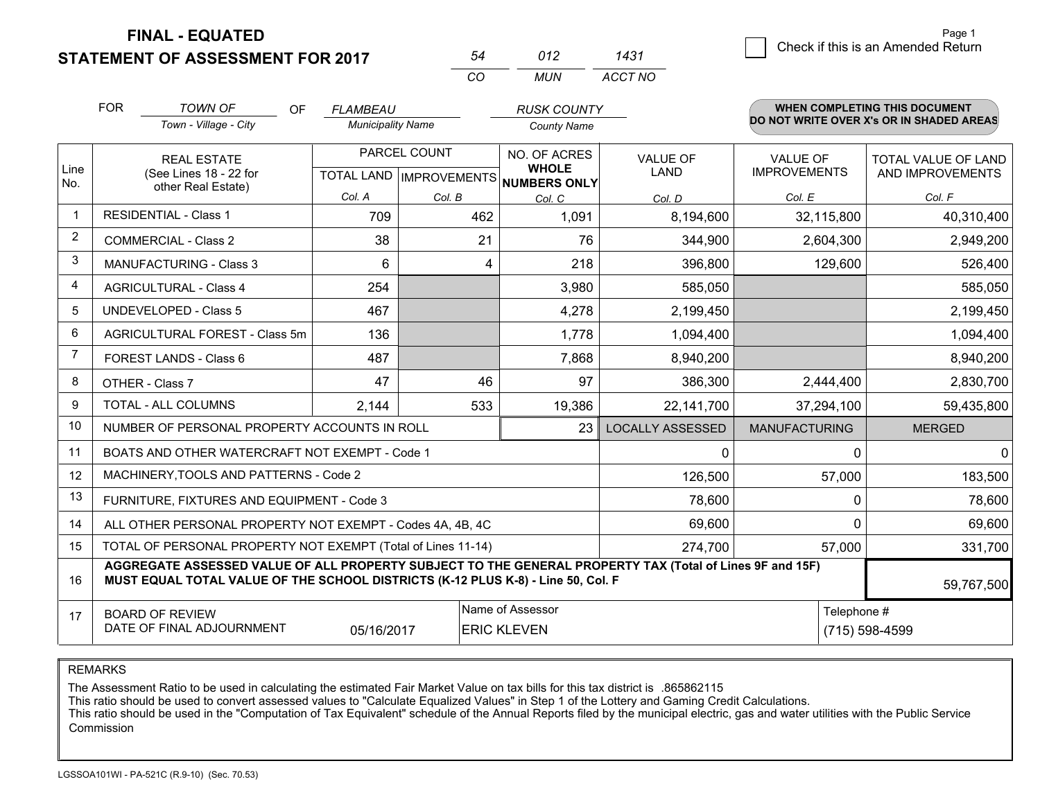**FINAL - EQUATED**
**STATEMENT OF ASSESSMENT FOR 2017**

| 54 | 012 | 1431 |
|---|---|---|
| CO | MUN | ACCT NO |

Page 1

☐ Check if this is an Amended Return

FOR *TOWN OF* (Town - Village - City) OF *FLAMBEAU* (Municipality Name) *RUSK COUNTY* (County Name)

**WHEN COMPLETING THIS DOCUMENT DO NOT WRITE OVER X's OR IN SHADED AREAS**

| Line No. | REAL ESTATE (See Lines 18 - 22 for other Real Estate) | PARCEL COUNT TOTAL LAND Col. A | IMPROVEMENTS Col. B | NO. OF ACRES WHOLE NUMBERS ONLY Col. C | VALUE OF LAND Col. D | VALUE OF IMPROVEMENTS Col. E | TOTAL VALUE OF LAND AND IMPROVEMENTS Col. F |
|---|---|---|---|---|---|---|---|
| 1 | RESIDENTIAL - Class 1 | 709 | 462 | 1,091 | 8,194,600 | 32,115,800 | 40,310,400 |
| 2 | COMMERCIAL - Class 2 | 38 | 21 | 76 | 344,900 | 2,604,300 | 2,949,200 |
| 3 | MANUFACTURING - Class 3 | 6 | 4 | 218 | 396,800 | 129,600 | 526,400 |
| 4 | AGRICULTURAL - Class 4 | 254 | | 3,980 | 585,050 | | 585,050 |
| 5 | UNDEVELOPED - Class 5 | 467 | | 4,278 | 2,199,450 | | 2,199,450 |
| 6 | AGRICULTURAL FOREST - Class 5m | 136 | | 1,778 | 1,094,400 | | 1,094,400 |
| 7 | FOREST LANDS - Class 6 | 487 | | 7,868 | 8,940,200 | | 8,940,200 |
| 8 | OTHER - Class 7 | 47 | 46 | 97 | 386,300 | 2,444,400 | 2,830,700 |
| 9 | TOTAL - ALL COLUMNS | 2,144 | 533 | 19,386 | 22,141,700 | 37,294,100 | 59,435,800 |
| 10 | NUMBER OF PERSONAL PROPERTY ACCOUNTS IN ROLL | | | 23 | LOCALLY ASSESSED | MANUFACTURING | MERGED |
| 11 | BOATS AND OTHER WATERCRAFT NOT EXEMPT - Code 1 | | | | 0 | 0 | 0 |
| 12 | MACHINERY,TOOLS AND PATTERNS - Code 2 | | | | 126,500 | 57,000 | 183,500 |
| 13 | FURNITURE, FIXTURES AND EQUIPMENT - Code 3 | | | | 78,600 | 0 | 78,600 |
| 14 | ALL OTHER PERSONAL PROPERTY NOT EXEMPT - Codes 4A, 4B, 4C | | | | 69,600 | 0 | 69,600 |
| 15 | TOTAL OF PERSONAL PROPERTY NOT EXEMPT (Total of Lines 11-14) | | | | 274,700 | 57,000 | 331,700 |
| 16 | **AGGREGATE ASSESSED VALUE OF ALL PROPERTY SUBJECT TO THE GENERAL PROPERTY TAX (Total of Lines 9F and 15F) MUST EQUAL TOTAL VALUE OF THE SCHOOL DISTRICTS (K-12 PLUS K-8) - Line 50, Col. F** | | | | | | 59,767,500 |
| 17 | BOARD OF REVIEW DATE OF FINAL ADJOURNMENT | 05/16/2017 | Name of Assessor: ERIC KLEVEN | | | Telephone #: (715) 598-4599 | |

REMARKS

The Assessment Ratio to be used in calculating the estimated Fair Market Value on tax bills for this tax district is .865862115
This ratio should be used to convert assessed values to "Calculate Equalized Values" in Step 1 of the Lottery and Gaming Credit Calculations.
This ratio should be used in the "Computation of Tax Equivalent" schedule of the Annual Reports filed by the municipal electric, gas and water utilities with the Public Service Commission

LGSSOA101WI - PA-521C (R.9-10) (Sec. 70.53)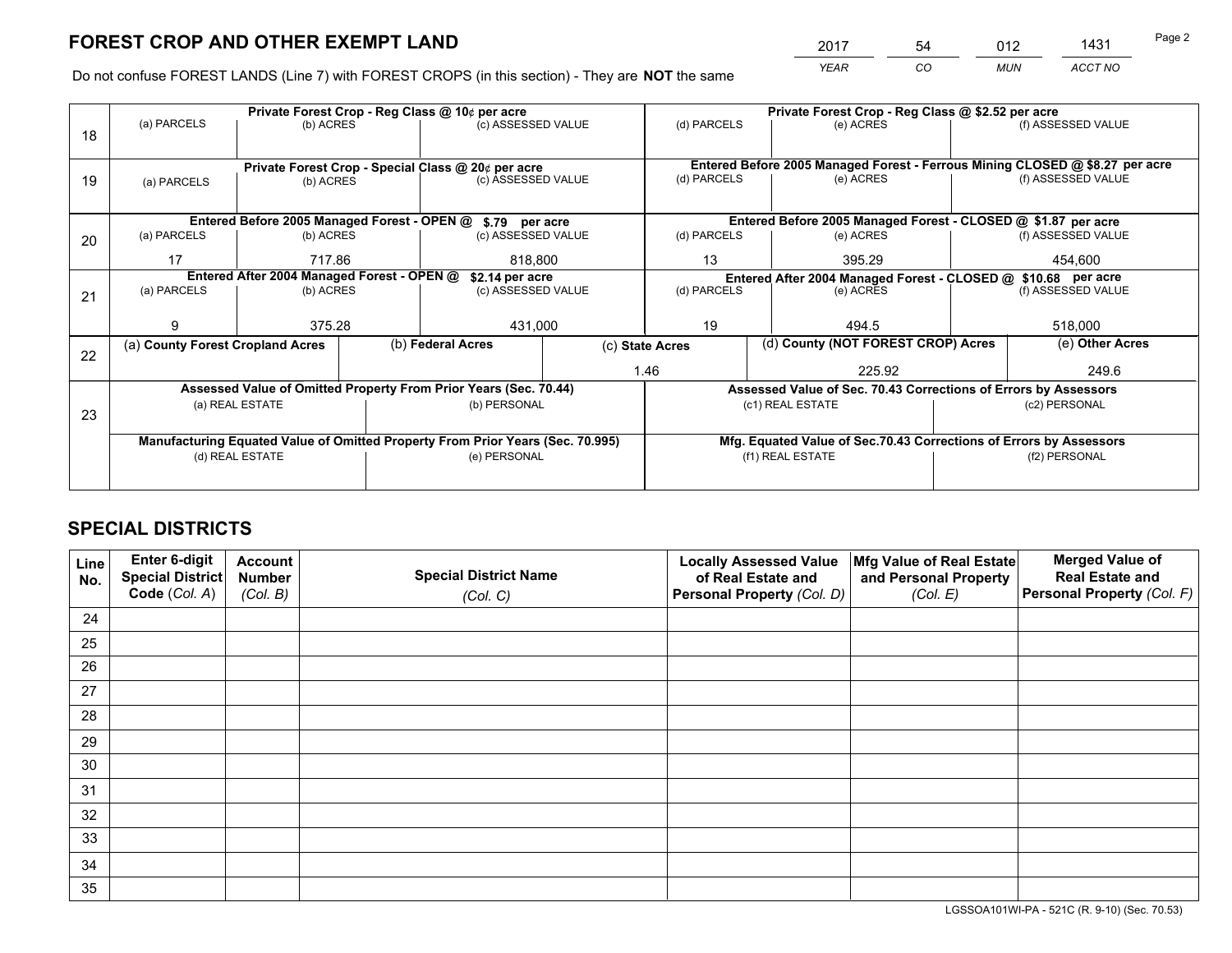# FOREST CROP AND OTHER EXEMPT LAND

| 2017 | 54 | 012 | 1431 |
|---|---|---|---|
| YEAR | CO | MUN | ACCT NO |

Do not confuse FOREST LANDS (Line 7) with FOREST CROPS (in this section) - They are **NOT** the same

| | Private Forest Crop - Reg Class @ 10¢ per acre | | | Private Forest Crop - Reg Class @ $2.52 per acre | | |
|---|---|---|---|---|---|---|
| 18 | (a) PARCELS | (b) ACRES | (c) ASSESSED VALUE | (d) PARCELS | (e) ACRES | (f) ASSESSED VALUE |
| | | | | | | |
| | **Private Forest Crop - Special Class @ 20¢ per acre** | | | **Entered Before 2005 Managed Forest - Ferrous Mining CLOSED @ $8.27 per acre** | | |
| 19 | (a) PARCELS | (b) ACRES | (c) ASSESSED VALUE | (d) PARCELS | (e) ACRES | (f) ASSESSED VALUE |
| | | | | | | |
| | **Entered Before 2005 Managed Forest - OPEN @ $.79 per acre** | | | **Entered Before 2005 Managed Forest - CLOSED @ $1.87 per acre** | | |
| 20 | (a) PARCELS | (b) ACRES | (c) ASSESSED VALUE | (d) PARCELS | (e) ACRES | (f) ASSESSED VALUE |
| | 17 | 717.86 | 818,800 | 13 | 395.29 | 454,600 |
| | **Entered After 2004 Managed Forest - OPEN @ $2.14 per acre** | | | **Entered After 2004 Managed Forest - CLOSED @ $10.68 per acre** | | |
| 21 | (a) PARCELS | (b) ACRES | (c) ASSESSED VALUE | (d) PARCELS | (e) ACRES | (f) ASSESSED VALUE |
| | 9 | 375.28 | 431,000 | 19 | 494.5 | 518,000 |

| 22 | (a) County Forest Cropland Acres | (b) Federal Acres | (c) State Acres | (d) County (NOT FOREST CROP) Acres | (e) Other Acres |
|---|---|---|---|---|---|
| | | | 1.46 | 225.92 | 249.6 |

| 23 | Assessed Value of Omitted Property From Prior Years (Sec. 70.44) | | Assessed Value of Sec. 70.43 Corrections of Errors by Assessors | |
|---|---|---|---|---|
| | (a) REAL ESTATE | (b) PERSONAL | (c1) REAL ESTATE | (c2) PERSONAL |
| | | | | |
| | **Manufacturing Equated Value of Omitted Property From Prior Years (Sec. 70.995)** | | **Mfg. Equated Value of Sec.70.43 Corrections of Errors by Assessors** | |
| | (d) REAL ESTATE | (e) PERSONAL | (f1) REAL ESTATE | (f2) PERSONAL |
| | | | | |

# SPECIAL DISTRICTS

| Line No. | Enter 6-digit Special District Code (Col. A) | Account Number (Col. B) | Special District Name (Col. C) | Locally Assessed Value of Real Estate and Personal Property (Col. D) | Mfg Value of Real Estate and Personal Property (Col. E) | Merged Value of Real Estate and Personal Property (Col. F) |
|---|---|---|---|---|---|---|
| 24 | | | | | | |
| 25 | | | | | | |
| 26 | | | | | | |
| 27 | | | | | | |
| 28 | | | | | | |
| 29 | | | | | | |
| 30 | | | | | | |
| 31 | | | | | | |
| 32 | | | | | | |
| 33 | | | | | | |
| 34 | | | | | | |
| 35 | | | | | | |

LGSSOA101WI-PA - 521C (R. 9-10) (Sec. 70.53)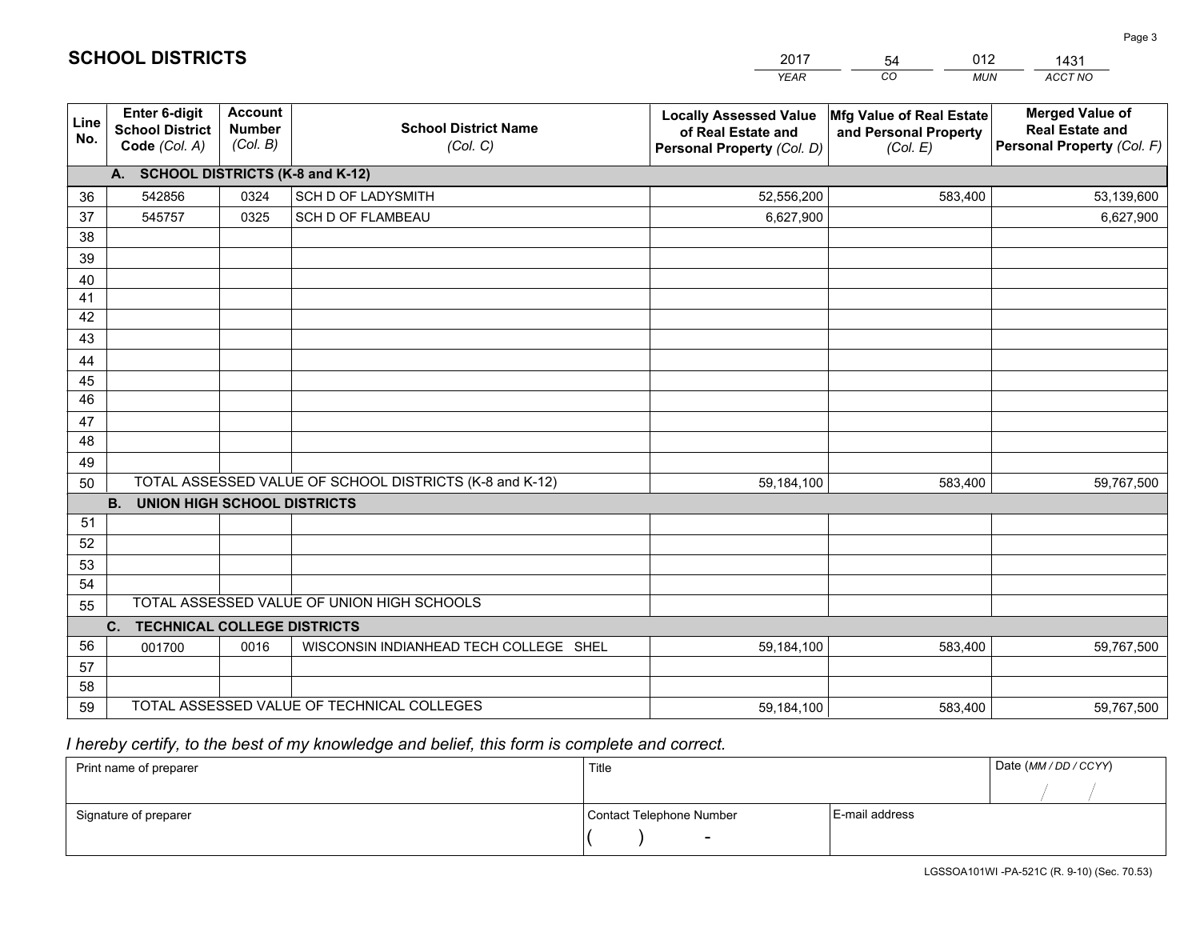## SCHOOL DISTRICTS

| 2017 | 54 | 012 | 1431 |
|---|---|---|---|
| YEAR | CO | MUN | ACCT NO |

| Line No. | Enter 6-digit School District Code (Col. A) | Account Number (Col. B) | School District Name (Col. C) | Locally Assessed Value of Real Estate and Personal Property (Col. D) | Mfg Value of Real Estate and Personal Property (Col. E) | Merged Value of Real Estate and Personal Property (Col. F) |
|---|---|---|---|---|---|---|
| | **A. SCHOOL DISTRICTS (K-8 and K-12)** | | | | | |
| 36 | 542856 | 0324 | SCH D OF LADYSMITH | 52,556,200 | 583,400 | 53,139,600 |
| 37 | 545757 | 0325 | SCH D OF FLAMBEAU | 6,627,900 | | 6,627,900 |
| 38 | | | | | | |
| 39 | | | | | | |
| 40 | | | | | | |
| 41 | | | | | | |
| 42 | | | | | | |
| 43 | | | | | | |
| 44 | | | | | | |
| 45 | | | | | | |
| 46 | | | | | | |
| 47 | | | | | | |
| 48 | | | | | | |
| 49 | | | | | | |
| 50 | TOTAL ASSESSED VALUE OF SCHOOL DISTRICTS (K-8 and K-12) | | | 59,184,100 | 583,400 | 59,767,500 |
| | **B. UNION HIGH SCHOOL DISTRICTS** | | | | | |
| 51 | | | | | | |
| 52 | | | | | | |
| 53 | | | | | | |
| 54 | | | | | | |
| 55 | TOTAL ASSESSED VALUE OF UNION HIGH SCHOOLS | | | | | |
| | **C. TECHNICAL COLLEGE DISTRICTS** | | | | | |
| 56 | 001700 | 0016 | WISCONSIN INDIANHEAD TECH COLLEGE SHEL | 59,184,100 | 583,400 | 59,767,500 |
| 57 | | | | | | |
| 58 | | | | | | |
| 59 | TOTAL ASSESSED VALUE OF TECHNICAL COLLEGES | | | 59,184,100 | 583,400 | 59,767,500 |

*I hereby certify, to the best of my knowledge and belief, this form is complete and correct.*

| Print name of preparer | Title | | Date (MM / DD / CCYY) |
|---|---|---|---|
| | | | / / |
| Signature of preparer | Contact Telephone Number | E-mail address | |
| | ( ) - | | |

LGSSOA101WI -PA-521C (R. 9-10) (Sec. 70.53)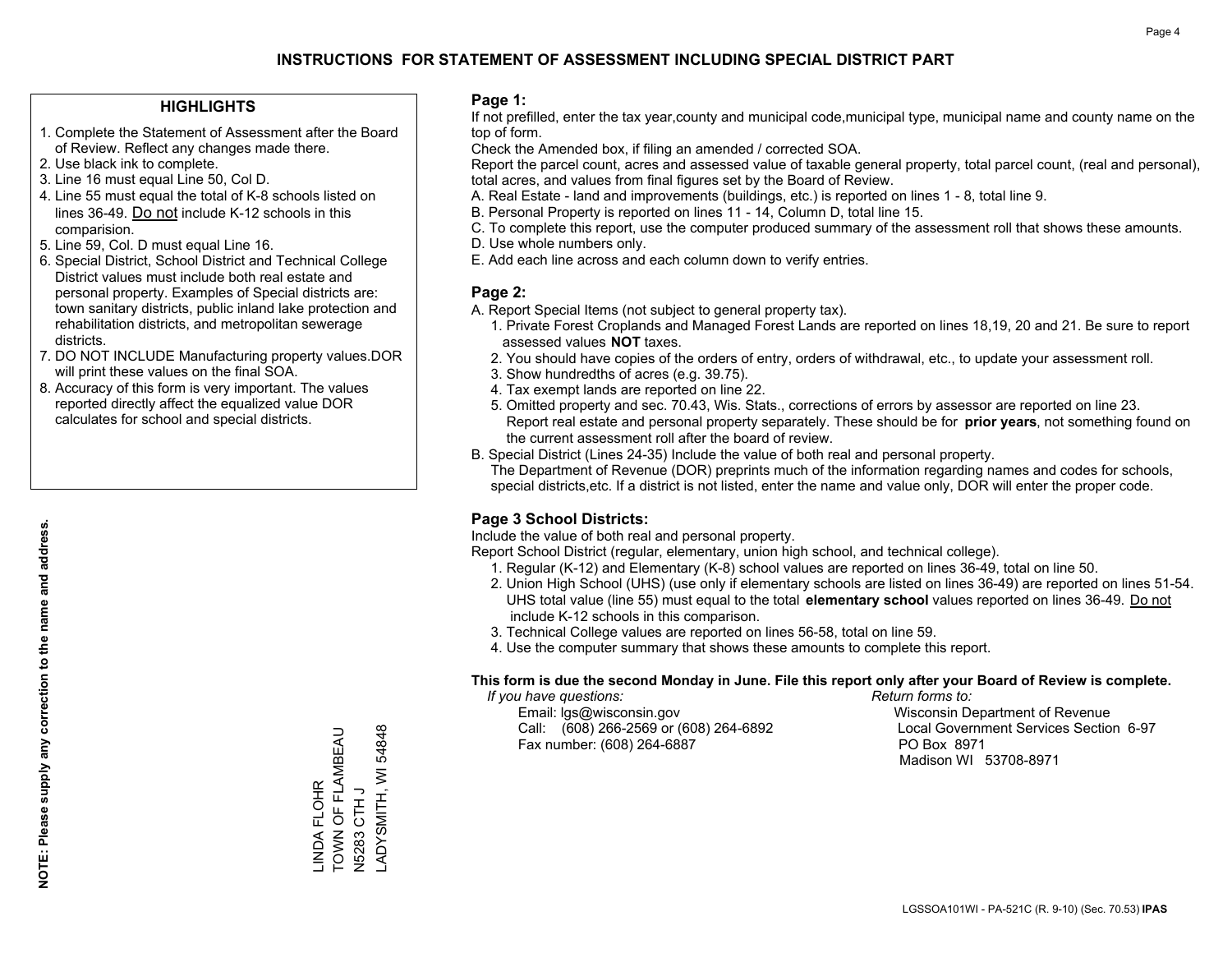# INSTRUCTIONS FOR STATEMENT OF ASSESSMENT INCLUDING SPECIAL DISTRICT PART

## HIGHLIGHTS

1. Complete the Statement of Assessment after the Board of Review. Reflect any changes made there.
2. Use black ink to complete.
3. Line 16 must equal Line 50, Col D.
4. Line 55 must equal the total of K-8 schools listed on lines 36-49. Do not include K-12 schools in this comparision.
5. Line 59, Col. D must equal Line 16.
6. Special District, School District and Technical College District values must include both real estate and personal property. Examples of Special districts are: town sanitary districts, public inland lake protection and rehabilitation districts, and metropolitan sewerage districts.
7. DO NOT INCLUDE Manufacturing property values.DOR will print these values on the final SOA.
8. Accuracy of this form is very important. The values reported directly affect the equalized value DOR calculates for school and special districts.

**NOTE: Please supply any correction to the name and address.**

LINDA FLOHR
TOWN OF FLAMBEAU
N5283 CTH J
LADYSMITH, WI 54848

## Page 1:

If not prefilled, enter the tax year,county and municipal code,municipal type, municipal name and county name on the top of form.

Check the Amended box, if filing an amended / corrected SOA.

Report the parcel count, acres and assessed value of taxable general property, total parcel count, (real and personal), total acres, and values from final figures set by the Board of Review.

A. Real Estate - land and improvements (buildings, etc.) is reported on lines 1 - 8, total line 9.
B. Personal Property is reported on lines 11 - 14, Column D, total line 15.
C. To complete this report, use the computer produced summary of the assessment roll that shows these amounts.
D. Use whole numbers only.
E. Add each line across and each column down to verify entries.

## Page 2:

A. Report Special Items (not subject to general property tax).
   1. Private Forest Croplands and Managed Forest Lands are reported on lines 18,19, 20 and 21. Be sure to report assessed values **NOT** taxes.
   2. You should have copies of the orders of entry, orders of withdrawal, etc., to update your assessment roll.
   3. Show hundredths of acres (e.g. 39.75).
   4. Tax exempt lands are reported on line 22.
   5. Omitted property and sec. 70.43, Wis. Stats., corrections of errors by assessor are reported on line 23. Report real estate and personal property separately. These should be for **prior years**, not something found on the current assessment roll after the board of review.
B. Special District (Lines 24-35) Include the value of both real and personal property.
   The Department of Revenue (DOR) preprints much of the information regarding names and codes for schools, special districts,etc. If a district is not listed, enter the name and value only, DOR will enter the proper code.

## Page 3 School Districts:

Include the value of both real and personal property.

Report School District (regular, elementary, union high school, and technical college).

1. Regular (K-12) and Elementary (K-8) school values are reported on lines 36-49, total on line 50.
2. Union High School (UHS) (use only if elementary schools are listed on lines 36-49) are reported on lines 51-54. UHS total value (line 55) must equal to the total **elementary school** values reported on lines 36-49. Do not include K-12 schools in this comparison.
3. Technical College values are reported on lines 56-58, total on line 59.
4. Use the computer summary that shows these amounts to complete this report.

**This form is due the second Monday in June. File this report only after your Board of Review is complete.**

*If you have questions:*
Email: lgs@wisconsin.gov
Call: (608) 266-2569 or (608) 264-6892
Fax number: (608) 264-6887

*Return forms to:*
Wisconsin Department of Revenue
Local Government Services Section 6-97
PO Box 8971
Madison WI 53708-8971

LGSSOA101WI - PA-521C (R. 9-10) (Sec. 70.53) **IPAS**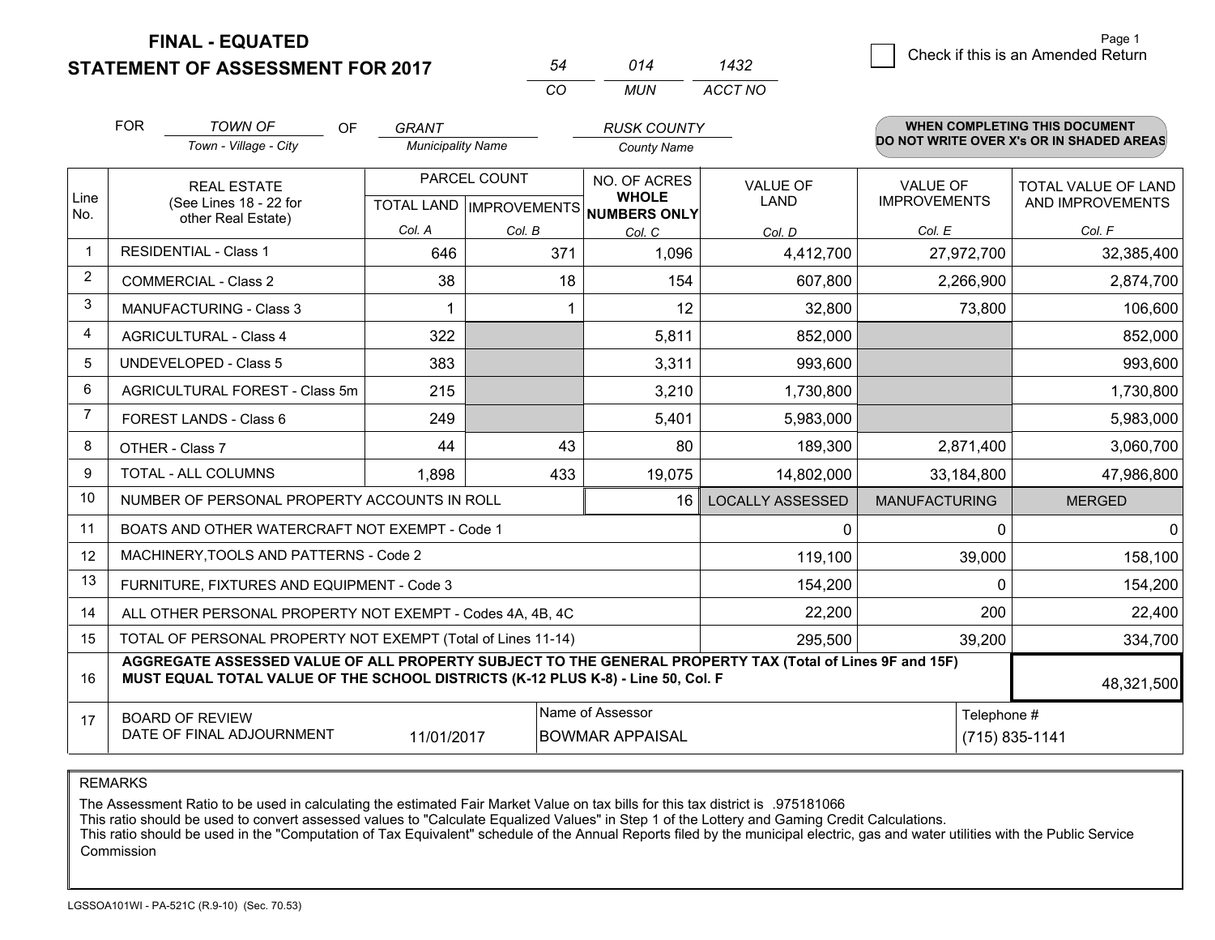**FINAL - EQUATED**

**STATEMENT OF ASSESSMENT FOR 2017**

| 54 | 014 | 1432 |
|---|---|---|
| CO | MUN | ACCT NO |

Page 1

☐ Check if this is an Amended Return

FOR *TOWN OF* (Town - Village - City) OF *GRANT* (Municipality Name) *RUSK COUNTY* (County Name)

**WHEN COMPLETING THIS DOCUMENT DO NOT WRITE OVER X's OR IN SHADED AREAS**

| Line No. | REAL ESTATE (See Lines 18 - 22 for other Real Estate) | PARCEL COUNT TOTAL LAND Col. A | PARCEL COUNT IMPROVEMENTS Col. B | NO. OF ACRES WHOLE NUMBERS ONLY Col. C | VALUE OF LAND Col. D | VALUE OF IMPROVEMENTS Col. E | TOTAL VALUE OF LAND AND IMPROVEMENTS Col. F |
|---|---|---|---|---|---|---|---|
| 1 | RESIDENTIAL - Class 1 | 646 | 371 | 1,096 | 4,412,700 | 27,972,700 | 32,385,400 |
| 2 | COMMERCIAL - Class 2 | 38 | 18 | 154 | 607,800 | 2,266,900 | 2,874,700 |
| 3 | MANUFACTURING - Class 3 | 1 | 1 | 12 | 32,800 | 73,800 | 106,600 |
| 4 | AGRICULTURAL - Class 4 | 322 | | 5,811 | 852,000 | | 852,000 |
| 5 | UNDEVELOPED - Class 5 | 383 | | 3,311 | 993,600 | | 993,600 |
| 6 | AGRICULTURAL FOREST - Class 5m | 215 | | 3,210 | 1,730,800 | | 1,730,800 |
| 7 | FOREST LANDS - Class 6 | 249 | | 5,401 | 5,983,000 | | 5,983,000 |
| 8 | OTHER - Class 7 | 44 | 43 | 80 | 189,300 | 2,871,400 | 3,060,700 |
| 9 | TOTAL - ALL COLUMNS | 1,898 | 433 | 19,075 | 14,802,000 | 33,184,800 | 47,986,800 |
| 10 | NUMBER OF PERSONAL PROPERTY ACCOUNTS IN ROLL | | | 16 | LOCALLY ASSESSED | MANUFACTURING | MERGED |
| 11 | BOATS AND OTHER WATERCRAFT NOT EXEMPT - Code 1 | | | | 0 | 0 | 0 |
| 12 | MACHINERY,TOOLS AND PATTERNS - Code 2 | | | | 119,100 | 39,000 | 158,100 |
| 13 | FURNITURE, FIXTURES AND EQUIPMENT - Code 3 | | | | 154,200 | 0 | 154,200 |
| 14 | ALL OTHER PERSONAL PROPERTY NOT EXEMPT - Codes 4A, 4B, 4C | | | | 22,200 | 200 | 22,400 |
| 15 | TOTAL OF PERSONAL PROPERTY NOT EXEMPT (Total of Lines 11-14) | | | | 295,500 | 39,200 | 334,700 |
| 16 | **AGGREGATE ASSESSED VALUE OF ALL PROPERTY SUBJECT TO THE GENERAL PROPERTY TAX (Total of Lines 9F and 15F) MUST EQUAL TOTAL VALUE OF THE SCHOOL DISTRICTS (K-12 PLUS K-8) - Line 50, Col. F** | | | | | | 48,321,500 |
| 17 | BOARD OF REVIEW DATE OF FINAL ADJOURNMENT | 11/01/2017 | | Name of Assessor: BOWMAR APPAISAL | | Telephone #: (715) 835-1141 | |

REMARKS

The Assessment Ratio to be used in calculating the estimated Fair Market Value on tax bills for this tax district is .975181066
This ratio should be used to convert assessed values to "Calculate Equalized Values" in Step 1 of the Lottery and Gaming Credit Calculations.
This ratio should be used in the "Computation of Tax Equivalent" schedule of the Annual Reports filed by the municipal electric, gas and water utilities with the Public Service Commission

LGSSOA101WI - PA-521C (R.9-10) (Sec. 70.53)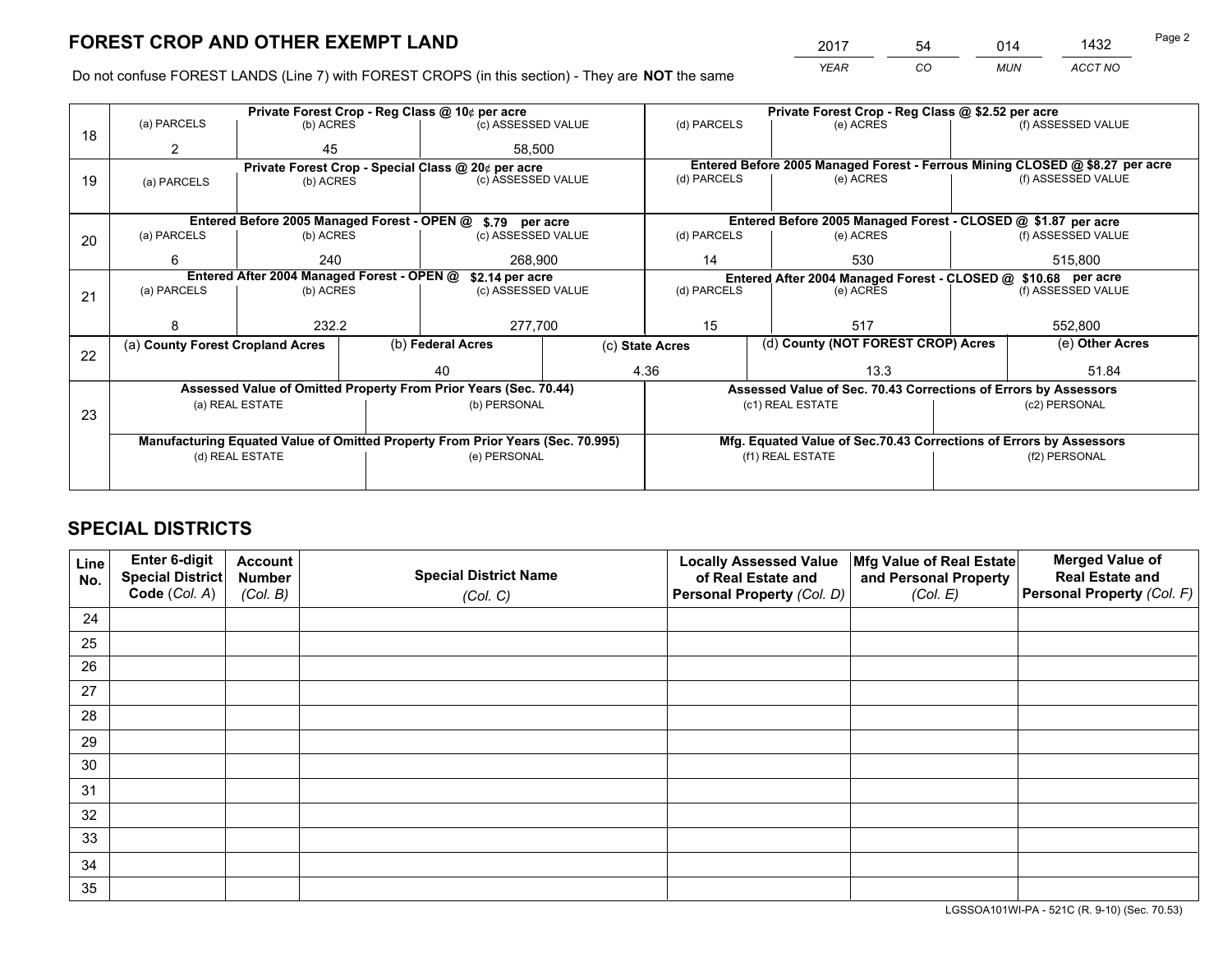# FOREST CROP AND OTHER EXEMPT LAND

| 2017 | 54 | 014 | 1432 |
|---|---|---|---|
| *YEAR* | *CO* | *MUN* | *ACCT NO* |

Do not confuse FOREST LANDS (Line 7) with FOREST CROPS (in this section) - They are **NOT** the same

| Line | Private Forest Crop - Reg Class @ 10¢ per acre | | | Private Forest Crop - Reg Class @ $2.52 per acre | | |
|---|---|---|---|---|---|---|
| 18 | (a) PARCELS | (b) ACRES | (c) ASSESSED VALUE | (d) PARCELS | (e) ACRES | (f) ASSESSED VALUE |
| | 2 | 45 | 58,500 | | | |
| | **Private Forest Crop - Special Class @ 20¢ per acre** | | | **Entered Before 2005 Managed Forest - Ferrous Mining CLOSED @ $8.27 per acre** | | |
| 19 | (a) PARCELS | (b) ACRES | (c) ASSESSED VALUE | (d) PARCELS | (e) ACRES | (f) ASSESSED VALUE |
| | | | | | | |
| | **Entered Before 2005 Managed Forest - OPEN @ $.79 per acre** | | | **Entered Before 2005 Managed Forest - CLOSED @ $1.87 per acre** | | |
| 20 | (a) PARCELS | (b) ACRES | (c) ASSESSED VALUE | (d) PARCELS | (e) ACRES | (f) ASSESSED VALUE |
| | 6 | 240 | 268,900 | 14 | 530 | 515,800 |
| | **Entered After 2004 Managed Forest - OPEN @ $2.14 per acre** | | | **Entered After 2004 Managed Forest - CLOSED @ $10.68 per acre** | | |
| 21 | (a) PARCELS | (b) ACRES | (c) ASSESSED VALUE | (d) PARCELS | (e) ACRES | (f) ASSESSED VALUE |
| | 8 | 232.2 | 277,700 | 15 | 517 | 552,800 |

| Line | (a) County Forest Cropland Acres | (b) Federal Acres | (c) State Acres | (d) County (NOT FOREST CROP) Acres | (e) Other Acres |
|---|---|---|---|---|---|
| 22 | | 40 | 4.36 | 13.3 | 51.84 |

| Line | Assessed Value of Omitted Property From Prior Years (Sec. 70.44) | | Assessed Value of Sec. 70.43 Corrections of Errors by Assessors | |
|---|---|---|---|---|
| 23 | (a) REAL ESTATE | (b) PERSONAL | (c1) REAL ESTATE | (c2) PERSONAL |
| | | | | |
| | **Manufacturing Equated Value of Omitted Property From Prior Years (Sec. 70.995)** | | **Mfg. Equated Value of Sec.70.43 Corrections of Errors by Assessors** | |
| | (d) REAL ESTATE | (e) PERSONAL | (f1) REAL ESTATE | (f2) PERSONAL |
| | | | | |

# SPECIAL DISTRICTS

| Line No. | Enter 6-digit Special District Code (Col. A) | Account Number (Col. B) | Special District Name (Col. C) | Locally Assessed Value of Real Estate and Personal Property (Col. D) | Mfg Value of Real Estate and Personal Property (Col. E) | Merged Value of Real Estate and Personal Property (Col. F) |
|---|---|---|---|---|---|---|
| 24 | | | | | | |
| 25 | | | | | | |
| 26 | | | | | | |
| 27 | | | | | | |
| 28 | | | | | | |
| 29 | | | | | | |
| 30 | | | | | | |
| 31 | | | | | | |
| 32 | | | | | | |
| 33 | | | | | | |
| 34 | | | | | | |
| 35 | | | | | | |

LGSSOA101WI-PA - 521C (R. 9-10) (Sec. 70.53)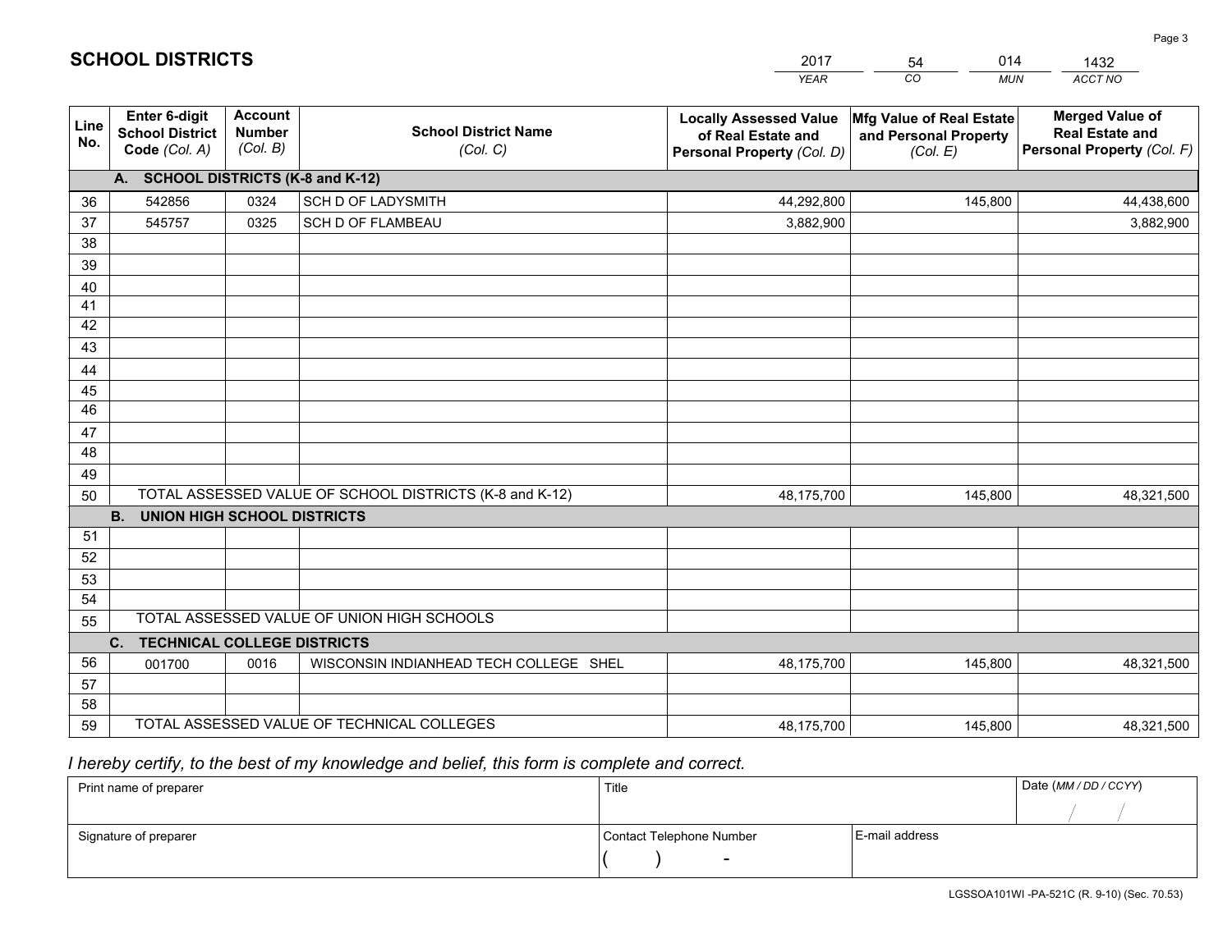## SCHOOL DISTRICTS

| 2017 | 54 | 014 | 1432 |
|---|---|---|---|
| *YEAR* | *CO* | *MUN* | *ACCT NO* |

| Line No. | Enter 6-digit School District Code *(Col. A)* | Account Number *(Col. B)* | School District Name *(Col. C)* | Locally Assessed Value of Real Estate and Personal Property *(Col. D)* | Mfg Value of Real Estate and Personal Property *(Col. E)* | Merged Value of Real Estate and Personal Property *(Col. F)* |
|---|---|---|---|---|---|---|
| | **A. SCHOOL DISTRICTS (K-8 and K-12)** | | | | | |
| 36 | 542856 | 0324 | SCH D OF LADYSMITH | 44,292,800 | 145,800 | 44,438,600 |
| 37 | 545757 | 0325 | SCH D OF FLAMBEAU | 3,882,900 | | 3,882,900 |
| 38 | | | | | | |
| 39 | | | | | | |
| 40 | | | | | | |
| 41 | | | | | | |
| 42 | | | | | | |
| 43 | | | | | | |
| 44 | | | | | | |
| 45 | | | | | | |
| 46 | | | | | | |
| 47 | | | | | | |
| 48 | | | | | | |
| 49 | | | | | | |
| 50 | TOTAL ASSESSED VALUE OF SCHOOL DISTRICTS (K-8 and K-12) | | | 48,175,700 | 145,800 | 48,321,500 |
| | **B. UNION HIGH SCHOOL DISTRICTS** | | | | | |
| 51 | | | | | | |
| 52 | | | | | | |
| 53 | | | | | | |
| 54 | | | | | | |
| 55 | TOTAL ASSESSED VALUE OF UNION HIGH SCHOOLS | | | | | |
| | **C. TECHNICAL COLLEGE DISTRICTS** | | | | | |
| 56 | 001700 | 0016 | WISCONSIN INDIANHEAD TECH COLLEGE SHEL | 48,175,700 | 145,800 | 48,321,500 |
| 57 | | | | | | |
| 58 | | | | | | |
| 59 | TOTAL ASSESSED VALUE OF TECHNICAL COLLEGES | | | 48,175,700 | 145,800 | 48,321,500 |

*I hereby certify, to the best of my knowledge and belief, this form is complete and correct.*

| Print name of preparer | Title | | Date *(MM / DD / CCYY)* |
|---|---|---|---|
| | | | / / |
| Signature of preparer | Contact Telephone Number | E-mail address | |
| | ( ) - | | |

LGSSOA101WI -PA-521C (R. 9-10) (Sec. 70.53)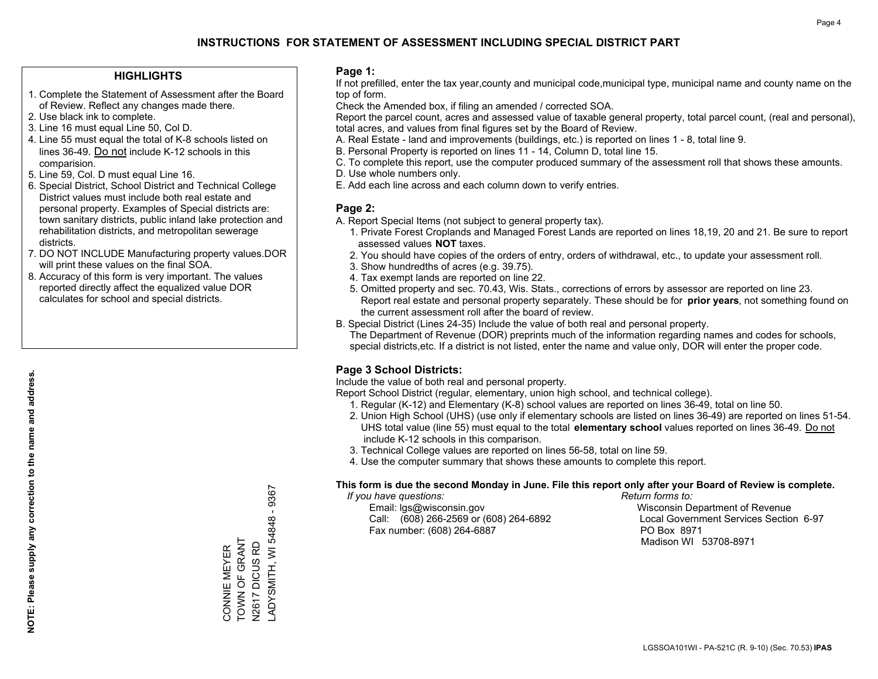# INSTRUCTIONS FOR STATEMENT OF ASSESSMENT INCLUDING SPECIAL DISTRICT PART

## HIGHLIGHTS

1. Complete the Statement of Assessment after the Board of Review. Reflect any changes made there.
2. Use black ink to complete.
3. Line 16 must equal Line 50, Col D.
4. Line 55 must equal the total of K-8 schools listed on lines 36-49. Do not include K-12 schools in this comparision.
5. Line 59, Col. D must equal Line 16.
6. Special District, School District and Technical College District values must include both real estate and personal property. Examples of Special districts are: town sanitary districts, public inland lake protection and rehabilitation districts, and metropolitan sewerage districts.
7. DO NOT INCLUDE Manufacturing property values.DOR will print these values on the final SOA.
8. Accuracy of this form is very important. The values reported directly affect the equalized value DOR calculates for school and special districts.

**NOTE: Please supply any correction to the name and address.**

CONNIE MEYER
TOWN OF GRANT
N2617 DICUS RD
LADYSMITH, WI 54848 - 9367

## Page 1:

If not prefilled, enter the tax year,county and municipal code,municipal type, municipal name and county name on the top of form.

Check the Amended box, if filing an amended / corrected SOA.

Report the parcel count, acres and assessed value of taxable general property, total parcel count, (real and personal), total acres, and values from final figures set by the Board of Review.

A. Real Estate - land and improvements (buildings, etc.) is reported on lines 1 - 8, total line 9.
B. Personal Property is reported on lines 11 - 14, Column D, total line 15.
C. To complete this report, use the computer produced summary of the assessment roll that shows these amounts.
D. Use whole numbers only.
E. Add each line across and each column down to verify entries.

## Page 2:

A. Report Special Items (not subject to general property tax).
   1. Private Forest Croplands and Managed Forest Lands are reported on lines 18,19, 20 and 21. Be sure to report assessed values **NOT** taxes.
   2. You should have copies of the orders of entry, orders of withdrawal, etc., to update your assessment roll.
   3. Show hundredths of acres (e.g. 39.75).
   4. Tax exempt lands are reported on line 22.
   5. Omitted property and sec. 70.43, Wis. Stats., corrections of errors by assessor are reported on line 23. Report real estate and personal property separately. These should be for **prior years**, not something found on the current assessment roll after the board of review.
B. Special District (Lines 24-35) Include the value of both real and personal property.
   The Department of Revenue (DOR) preprints much of the information regarding names and codes for schools, special districts,etc. If a district is not listed, enter the name and value only, DOR will enter the proper code.

## Page 3 School Districts:

Include the value of both real and personal property.

Report School District (regular, elementary, union high school, and technical college).

1. Regular (K-12) and Elementary (K-8) school values are reported on lines 36-49, total on line 50.
2. Union High School (UHS) (use only if elementary schools are listed on lines 36-49) are reported on lines 51-54. UHS total value (line 55) must equal to the total **elementary school** values reported on lines 36-49. Do not include K-12 schools in this comparison.
3. Technical College values are reported on lines 56-58, total on line 59.
4. Use the computer summary that shows these amounts to complete this report.

**This form is due the second Monday in June. File this report only after your Board of Review is complete.**

*If you have questions:*
Email: lgs@wisconsin.gov
Call: (608) 266-2569 or (608) 264-6892
Fax number: (608) 264-6887

*Return forms to:*
Wisconsin Department of Revenue
Local Government Services Section 6-97
PO Box 8971
Madison WI 53708-8971

LGSSOA101WI - PA-521C (R. 9-10) (Sec. 70.53) **IPAS**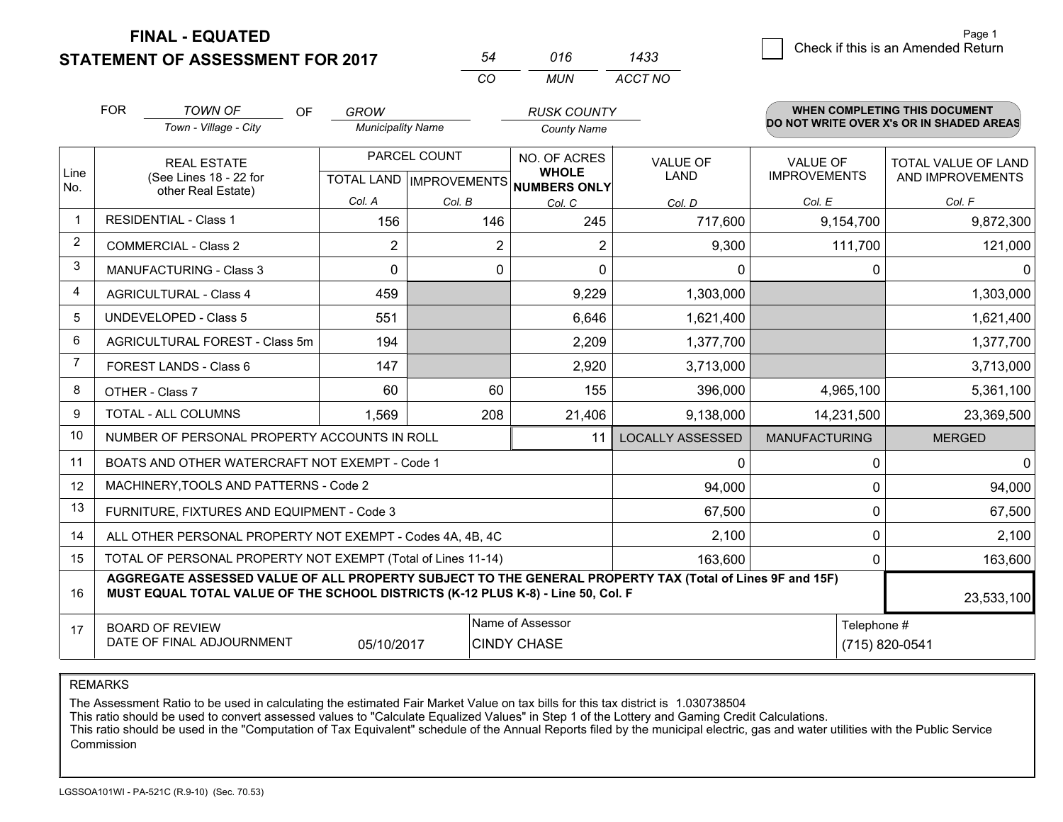# FINAL - EQUATED
# STATEMENT OF ASSESSMENT FOR 2017

| 54 | 016 | 1433 |
|---|---|---|
| CO | MUN | ACCT NO |

Check if this is an Amended Return

FOR *TOWN OF* (Town - Village - City) OF *GROW* (Municipality Name) *RUSK COUNTY* (County Name)

**WHEN COMPLETING THIS DOCUMENT DO NOT WRITE OVER X's OR IN SHADED AREAS**

| Line No. | REAL ESTATE (See Lines 18 - 22 for other Real Estate) | PARCEL COUNT | | NO. OF ACRES WHOLE NUMBERS ONLY | VALUE OF LAND | VALUE OF IMPROVEMENTS | TOTAL VALUE OF LAND AND IMPROVEMENTS |
|---|---|---|---|---|---|---|---|
| | | TOTAL LAND | IMPROVEMENTS | | | | |
| | | Col. A | Col. B | Col. C | Col. D | Col. E | Col. F |
| 1 | RESIDENTIAL - Class 1 | 156 | 146 | 245 | 717,600 | 9,154,700 | 9,872,300 |
| 2 | COMMERCIAL - Class 2 | 2 | 2 | 2 | 9,300 | 111,700 | 121,000 |
| 3 | MANUFACTURING - Class 3 | 0 | 0 | 0 | 0 | 0 | 0 |
| 4 | AGRICULTURAL - Class 4 | 459 | | 9,229 | 1,303,000 | | 1,303,000 |
| 5 | UNDEVELOPED - Class 5 | 551 | | 6,646 | 1,621,400 | | 1,621,400 |
| 6 | AGRICULTURAL FOREST - Class 5m | 194 | | 2,209 | 1,377,700 | | 1,377,700 |
| 7 | FOREST LANDS - Class 6 | 147 | | 2,920 | 3,713,000 | | 3,713,000 |
| 8 | OTHER - Class 7 | 60 | 60 | 155 | 396,000 | 4,965,100 | 5,361,100 |
| 9 | TOTAL - ALL COLUMNS | 1,569 | 208 | 21,406 | 9,138,000 | 14,231,500 | 23,369,500 |
| 10 | NUMBER OF PERSONAL PROPERTY ACCOUNTS IN ROLL | | | 11 | LOCALLY ASSESSED | MANUFACTURING | MERGED |
| 11 | BOATS AND OTHER WATERCRAFT NOT EXEMPT - Code 1 | | | | 0 | 0 | 0 |
| 12 | MACHINERY,TOOLS AND PATTERNS - Code 2 | | | | 94,000 | 0 | 94,000 |
| 13 | FURNITURE, FIXTURES AND EQUIPMENT - Code 3 | | | | 67,500 | 0 | 67,500 |
| 14 | ALL OTHER PERSONAL PROPERTY NOT EXEMPT - Codes 4A, 4B, 4C | | | | 2,100 | 0 | 2,100 |
| 15 | TOTAL OF PERSONAL PROPERTY NOT EXEMPT (Total of Lines 11-14) | | | | 163,600 | 0 | 163,600 |
| 16 | **AGGREGATE ASSESSED VALUE OF ALL PROPERTY SUBJECT TO THE GENERAL PROPERTY TAX (Total of Lines 9F and 15F) MUST EQUAL TOTAL VALUE OF THE SCHOOL DISTRICTS (K-12 PLUS K-8) - Line 50, Col. F** | | | | | | 23,533,100 |
| 17 | BOARD OF REVIEW DATE OF FINAL ADJOURNMENT | 05/10/2017 | | Name of Assessor: CINDY CHASE | | Telephone #: (715) 820-0541 | |

REMARKS

The Assessment Ratio to be used in calculating the estimated Fair Market Value on tax bills for this tax district is 1.030738504
This ratio should be used to convert assessed values to "Calculate Equalized Values" in Step 1 of the Lottery and Gaming Credit Calculations.
This ratio should be used in the "Computation of Tax Equivalent" schedule of the Annual Reports filed by the municipal electric, gas and water utilities with the Public Service Commission

LGSSOA101WI - PA-521C (R.9-10) (Sec. 70.53)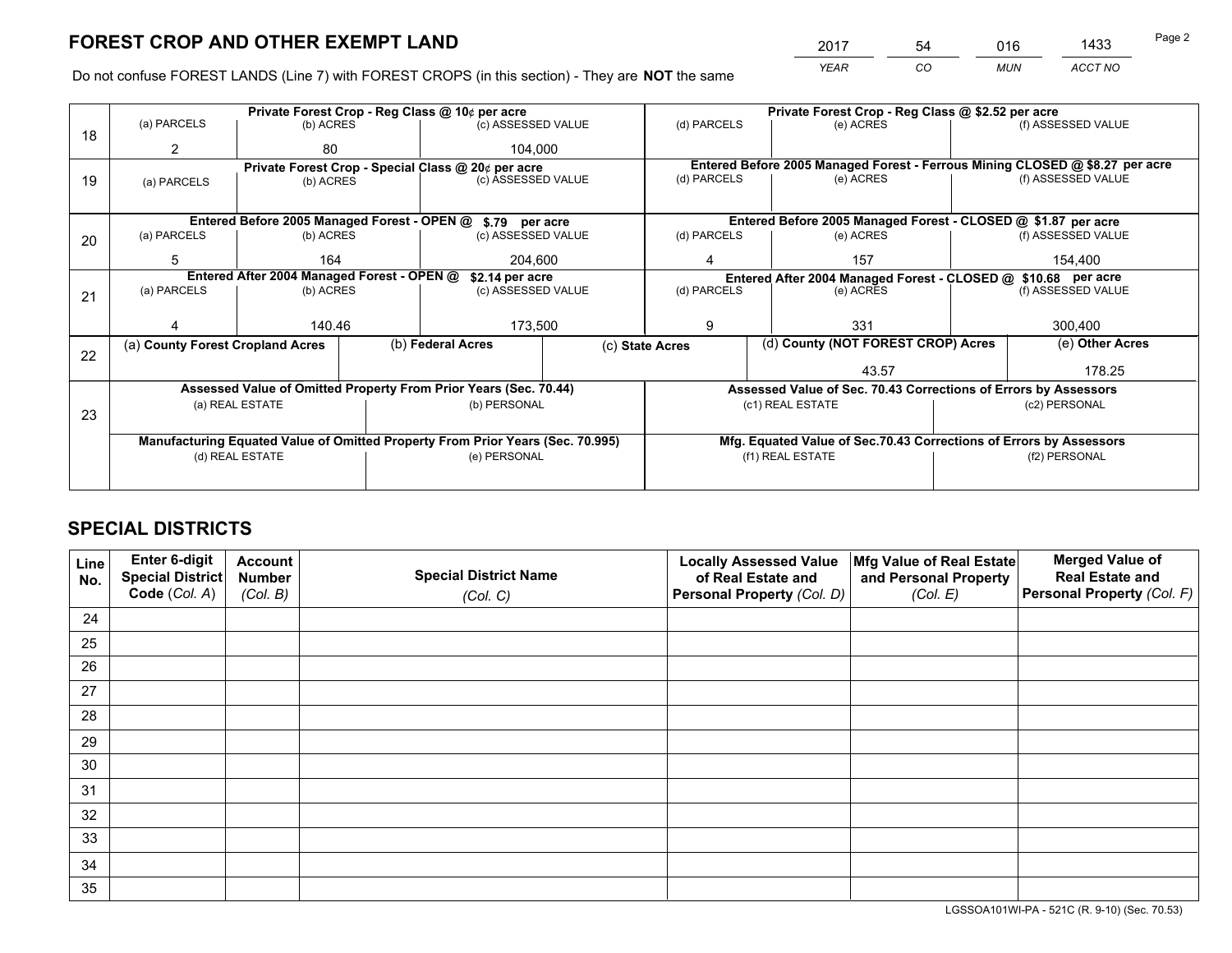# FOREST CROP AND OTHER EXEMPT LAND

| 2017 | 54 | 016 | 1433 |
|---|---|---|---|
| YEAR | CO | MUN | ACCT NO |

Do not confuse FOREST LANDS (Line 7) with FOREST CROPS (in this section) - They are **NOT** the same

| Line | | | | | | |
|---|---|---|---|---|---|---|
| 18 | Private Forest Crop - Reg Class @ 10¢ per acre | | | Private Forest Crop - Reg Class @ $2.52 per acre | | |
| | (a) PARCELS | (b) ACRES | (c) ASSESSED VALUE | (d) PARCELS | (e) ACRES | (f) ASSESSED VALUE |
| | 2 | 80 | 104,000 | | | |
| 19 | Private Forest Crop - Special Class @ 20¢ per acre | | | Entered Before 2005 Managed Forest - Ferrous Mining CLOSED @ $8.27 per acre | | |
| | (a) PARCELS | (b) ACRES | (c) ASSESSED VALUE | (d) PARCELS | (e) ACRES | (f) ASSESSED VALUE |
| | | | | | | |
| 20 | Entered Before 2005 Managed Forest - OPEN @ $.79 per acre | | | Entered Before 2005 Managed Forest - CLOSED @ $1.87 per acre | | |
| | (a) PARCELS | (b) ACRES | (c) ASSESSED VALUE | (d) PARCELS | (e) ACRES | (f) ASSESSED VALUE |
| | 5 | 164 | 204,600 | 4 | 157 | 154,400 |
| 21 | Entered After 2004 Managed Forest - OPEN @ $2.14 per acre | | | Entered After 2004 Managed Forest - CLOSED @ $10.68 per acre | | |
| | (a) PARCELS | (b) ACRES | (c) ASSESSED VALUE | (d) PARCELS | (e) ACRES | (f) ASSESSED VALUE |
| | 4 | 140.46 | 173,500 | 9 | 331 | 300,400 |

| Line | (a) County Forest Cropland Acres | (b) Federal Acres | (c) State Acres | (d) County (NOT FOREST CROP) Acres | (e) Other Acres |
|---|---|---|---|---|---|
| 22 | | | | 43.57 | 178.25 |

| Line | Assessed Value of Omitted Property From Prior Years (Sec. 70.44) | | Assessed Value of Sec. 70.43 Corrections of Errors by Assessors | |
|---|---|---|---|---|
| 23 | (a) REAL ESTATE | (b) PERSONAL | (c1) REAL ESTATE | (c2) PERSONAL |
| | | | | |
| | Manufacturing Equated Value of Omitted Property From Prior Years (Sec. 70.995) | | Mfg. Equated Value of Sec.70.43 Corrections of Errors by Assessors | |
| | (d) REAL ESTATE | (e) PERSONAL | (f1) REAL ESTATE | (f2) PERSONAL |
| | | | | |

# SPECIAL DISTRICTS

| Line No. | Enter 6-digit Special District Code (Col. A) | Account Number (Col. B) | Special District Name (Col. C) | Locally Assessed Value of Real Estate and Personal Property (Col. D) | Mfg Value of Real Estate and Personal Property (Col. E) | Merged Value of Real Estate and Personal Property (Col. F) |
|---|---|---|---|---|---|---|
| 24 | | | | | | |
| 25 | | | | | | |
| 26 | | | | | | |
| 27 | | | | | | |
| 28 | | | | | | |
| 29 | | | | | | |
| 30 | | | | | | |
| 31 | | | | | | |
| 32 | | | | | | |
| 33 | | | | | | |
| 34 | | | | | | |
| 35 | | | | | | |

LGSSOA101WI-PA - 521C (R. 9-10) (Sec. 70.53)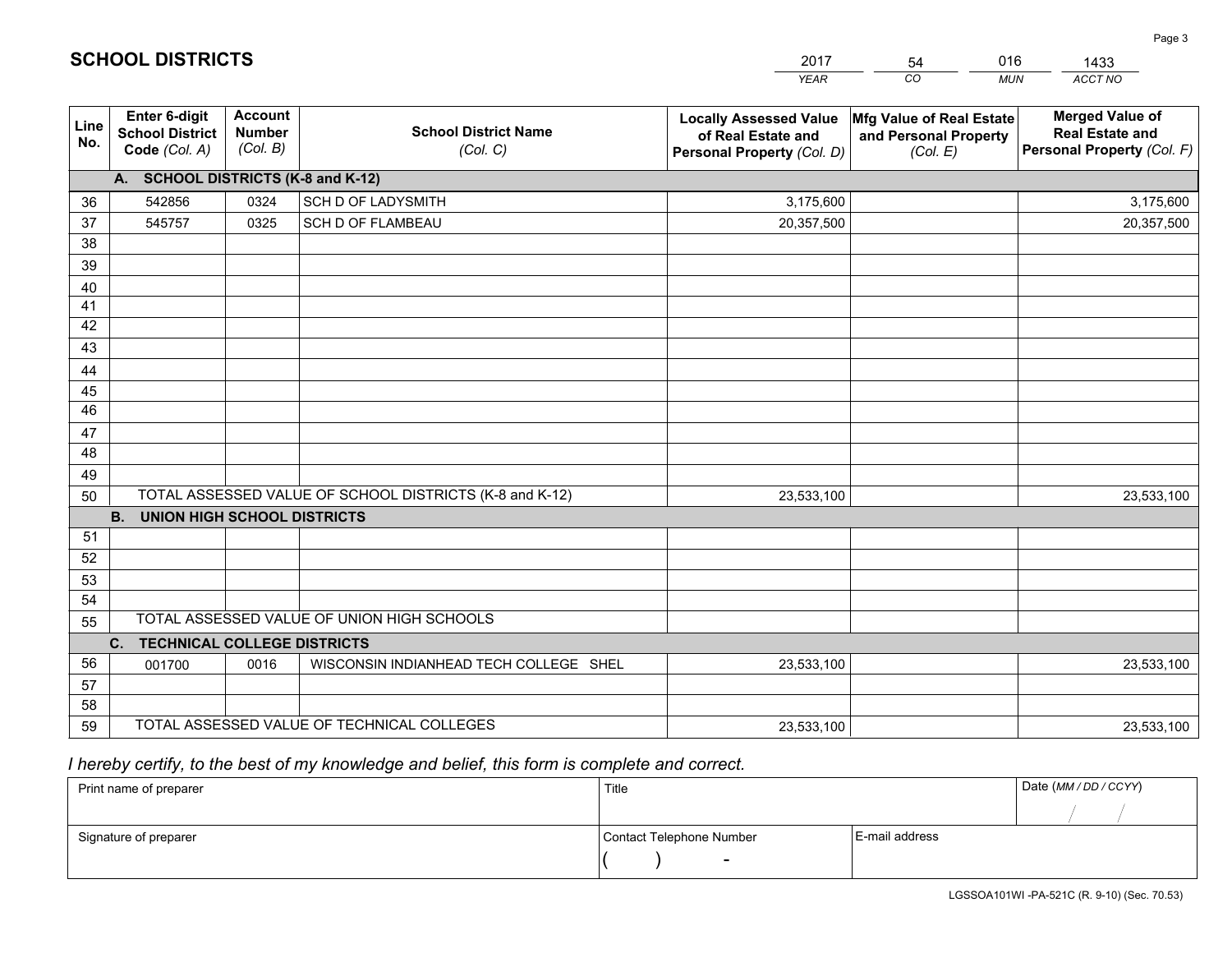# SCHOOL DISTRICTS

| 2017 | 54 | 016 | 1433 |
|---|---|---|---|
| *YEAR* | *CO* | *MUN* | *ACCT NO* |

| Line No. | Enter 6-digit School District Code *(Col. A)* | Account Number *(Col. B)* | School District Name *(Col. C)* | Locally Assessed Value of Real Estate and Personal Property *(Col. D)* | Mfg Value of Real Estate and Personal Property *(Col. E)* | Merged Value of Real Estate and Personal Property *(Col. F)* |
|---|---|---|---|---|---|---|
| **A. SCHOOL DISTRICTS (K-8 and K-12)** | | | | | | |
| 36 | 542856 | 0324 | SCH D OF LADYSMITH | 3,175,600 | | 3,175,600 |
| 37 | 545757 | 0325 | SCH D OF FLAMBEAU | 20,357,500 | | 20,357,500 |
| 38 | | | | | | |
| 39 | | | | | | |
| 40 | | | | | | |
| 41 | | | | | | |
| 42 | | | | | | |
| 43 | | | | | | |
| 44 | | | | | | |
| 45 | | | | | | |
| 46 | | | | | | |
| 47 | | | | | | |
| 48 | | | | | | |
| 49 | | | | | | |
| 50 | TOTAL ASSESSED VALUE OF SCHOOL DISTRICTS (K-8 and K-12) | | | 23,533,100 | | 23,533,100 |
| **B. UNION HIGH SCHOOL DISTRICTS** | | | | | | |
| 51 | | | | | | |
| 52 | | | | | | |
| 53 | | | | | | |
| 54 | | | | | | |
| 55 | TOTAL ASSESSED VALUE OF UNION HIGH SCHOOLS | | | | | |
| **C. TECHNICAL COLLEGE DISTRICTS** | | | | | | |
| 56 | 001700 | 0016 | WISCONSIN INDIANHEAD TECH COLLEGE SHEL | 23,533,100 | | 23,533,100 |
| 57 | | | | | | |
| 58 | | | | | | |
| 59 | TOTAL ASSESSED VALUE OF TECHNICAL COLLEGES | | | 23,533,100 | | 23,533,100 |

*I hereby certify, to the best of my knowledge and belief, this form is complete and correct.*

| Print name of preparer | Title | | Date *(MM / DD / CCYY)* |
|---|---|---|---|
| | | | / / |
| Signature of preparer | Contact Telephone Number | E-mail address | |
| | ( ) - | | |

LGSSOA101WI -PA-521C (R. 9-10) (Sec. 70.53)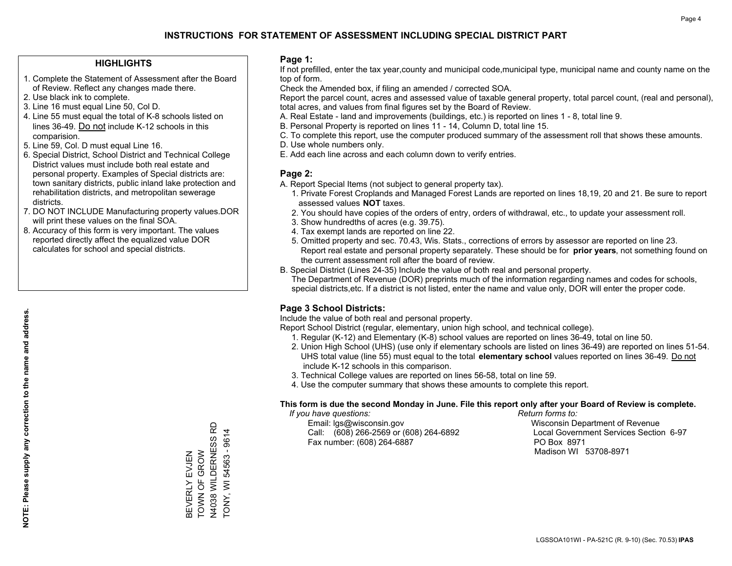# INSTRUCTIONS FOR STATEMENT OF ASSESSMENT INCLUDING SPECIAL DISTRICT PART

## HIGHLIGHTS

1. Complete the Statement of Assessment after the Board of Review. Reflect any changes made there.
2. Use black ink to complete.
3. Line 16 must equal Line 50, Col D.
4. Line 55 must equal the total of K-8 schools listed on lines 36-49. Do not include K-12 schools in this comparision.
5. Line 59, Col. D must equal Line 16.
6. Special District, School District and Technical College District values must include both real estate and personal property. Examples of Special districts are: town sanitary districts, public inland lake protection and rehabilitation districts, and metropolitan sewerage districts.
7. DO NOT INCLUDE Manufacturing property values.DOR will print these values on the final SOA.
8. Accuracy of this form is very important. The values reported directly affect the equalized value DOR calculates for school and special districts.

**NOTE: Please supply any correction to the name and address.**

BEVERLY EVJEN
TOWN OF GROW
N4038 WILDERNESS RD
TONY, WI 54563 - 9614

## Page 1:

If not prefilled, enter the tax year,county and municipal code,municipal type, municipal name and county name on the top of form.

Check the Amended box, if filing an amended / corrected SOA.

Report the parcel count, acres and assessed value of taxable general property, total parcel count, (real and personal), total acres, and values from final figures set by the Board of Review.

A. Real Estate - land and improvements (buildings, etc.) is reported on lines 1 - 8, total line 9.
B. Personal Property is reported on lines 11 - 14, Column D, total line 15.
C. To complete this report, use the computer produced summary of the assessment roll that shows these amounts.
D. Use whole numbers only.
E. Add each line across and each column down to verify entries.

## Page 2:

A. Report Special Items (not subject to general property tax).
   1. Private Forest Croplands and Managed Forest Lands are reported on lines 18,19, 20 and 21. Be sure to report assessed values **NOT** taxes.
   2. You should have copies of the orders of entry, orders of withdrawal, etc., to update your assessment roll.
   3. Show hundredths of acres (e.g. 39.75).
   4. Tax exempt lands are reported on line 22.
   5. Omitted property and sec. 70.43, Wis. Stats., corrections of errors by assessor are reported on line 23. Report real estate and personal property separately. These should be for **prior years**, not something found on the current assessment roll after the board of review.

B. Special District (Lines 24-35) Include the value of both real and personal property.
   The Department of Revenue (DOR) preprints much of the information regarding names and codes for schools, special districts,etc. If a district is not listed, enter the name and value only, DOR will enter the proper code.

## Page 3 School Districts:

Include the value of both real and personal property.

Report School District (regular, elementary, union high school, and technical college).

1. Regular (K-12) and Elementary (K-8) school values are reported on lines 36-49, total on line 50.
2. Union High School (UHS) (use only if elementary schools are listed on lines 36-49) are reported on lines 51-54. UHS total value (line 55) must equal to the total **elementary school** values reported on lines 36-49. Do not include K-12 schools in this comparison.
3. Technical College values are reported on lines 56-58, total on line 59.
4. Use the computer summary that shows these amounts to complete this report.

**This form is due the second Monday in June. File this report only after your Board of Review is complete.**

*If you have questions:*
Email: lgs@wisconsin.gov
Call: (608) 266-2569 or (608) 264-6892
Fax number: (608) 264-6887

*Return forms to:*
Wisconsin Department of Revenue
Local Government Services Section 6-97
PO Box 8971
Madison WI 53708-8971

LGSSOA101WI - PA-521C (R. 9-10) (Sec. 70.53) **IPAS**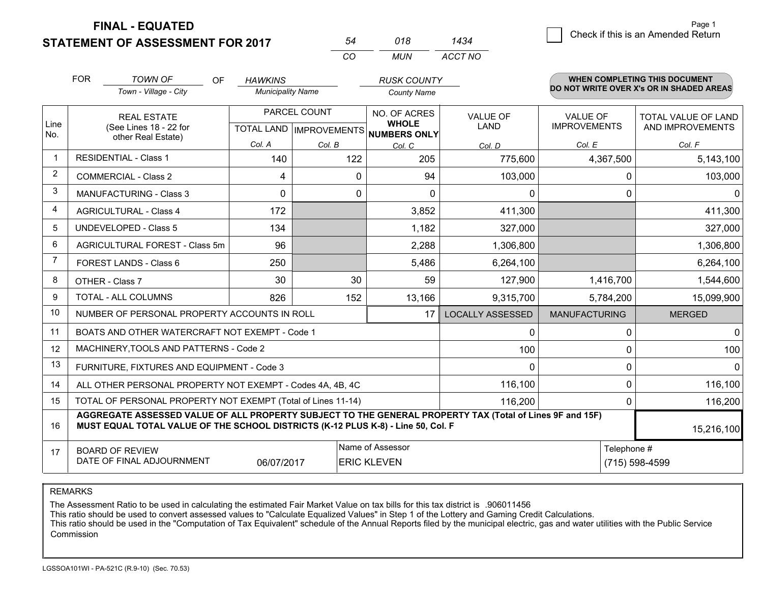# FINAL - EQUATED
## STATEMENT OF ASSESSMENT FOR 2017

| 54 | 018 | 1434 |
|---|---|---|
| CO | MUN | ACCT NO |

Check if this is an Amended Return

FOR *TOWN OF* (Town - Village - City) OF *HAWKINS* (Municipality Name) *RUSK COUNTY* (County Name)

**WHEN COMPLETING THIS DOCUMENT DO NOT WRITE OVER X's OR IN SHADED AREAS**

| Line No. | REAL ESTATE (See Lines 18 - 22 for other Real Estate) | PARCEL COUNT TOTAL LAND Col. A | PARCEL COUNT IMPROVEMENTS Col. B | NO. OF ACRES WHOLE NUMBERS ONLY Col. C | VALUE OF LAND Col. D | VALUE OF IMPROVEMENTS Col. E | TOTAL VALUE OF LAND AND IMPROVEMENTS Col. F |
|---|---|---|---|---|---|---|---|
| 1 | RESIDENTIAL - Class 1 | 140 | 122 | 205 | 775,600 | 4,367,500 | 5,143,100 |
| 2 | COMMERCIAL - Class 2 | 4 | 0 | 94 | 103,000 | 0 | 103,000 |
| 3 | MANUFACTURING - Class 3 | 0 | 0 | 0 | 0 | 0 | 0 |
| 4 | AGRICULTURAL - Class 4 | 172 | | 3,852 | 411,300 | | 411,300 |
| 5 | UNDEVELOPED - Class 5 | 134 | | 1,182 | 327,000 | | 327,000 |
| 6 | AGRICULTURAL FOREST - Class 5m | 96 | | 2,288 | 1,306,800 | | 1,306,800 |
| 7 | FOREST LANDS - Class 6 | 250 | | 5,486 | 6,264,100 | | 6,264,100 |
| 8 | OTHER - Class 7 | 30 | 30 | 59 | 127,900 | 1,416,700 | 1,544,600 |
| 9 | TOTAL - ALL COLUMNS | 826 | 152 | 13,166 | 9,315,700 | 5,784,200 | 15,099,900 |
| 10 | NUMBER OF PERSONAL PROPERTY ACCOUNTS IN ROLL | | | 17 | LOCALLY ASSESSED | MANUFACTURING | MERGED |
| 11 | BOATS AND OTHER WATERCRAFT NOT EXEMPT - Code 1 | | | | 0 | 0 | 0 |
| 12 | MACHINERY,TOOLS AND PATTERNS - Code 2 | | | | 100 | 0 | 100 |
| 13 | FURNITURE, FIXTURES AND EQUIPMENT - Code 3 | | | | 0 | 0 | 0 |
| 14 | ALL OTHER PERSONAL PROPERTY NOT EXEMPT - Codes 4A, 4B, 4C | | | | 116,100 | 0 | 116,100 |
| 15 | TOTAL OF PERSONAL PROPERTY NOT EXEMPT (Total of Lines 11-14) | | | | 116,200 | 0 | 116,200 |
| 16 | **AGGREGATE ASSESSED VALUE OF ALL PROPERTY SUBJECT TO THE GENERAL PROPERTY TAX (Total of Lines 9F and 15F) MUST EQUAL TOTAL VALUE OF THE SCHOOL DISTRICTS (K-12 PLUS K-8) - Line 50, Col. F** | | | | | | 15,216,100 |
| 17 | BOARD OF REVIEW DATE OF FINAL ADJOURNMENT | 06/07/2017 | Name of Assessor | ERIC KLEVEN | | Telephone # | (715) 598-4599 |

REMARKS

The Assessment Ratio to be used in calculating the estimated Fair Market Value on tax bills for this tax district is .906011456
This ratio should be used to convert assessed values to "Calculate Equalized Values" in Step 1 of the Lottery and Gaming Credit Calculations.
This ratio should be used in the "Computation of Tax Equivalent" schedule of the Annual Reports filed by the municipal electric, gas and water utilities with the Public Service Commission

LGSSOA101WI - PA-521C (R.9-10) (Sec. 70.53)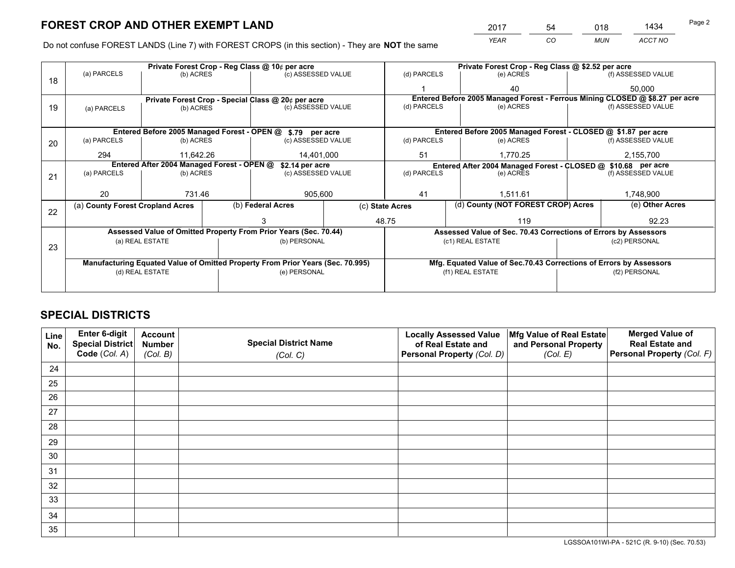# FOREST CROP AND OTHER EXEMPT LAND

| 2017 | 54 | 018 | 1434 |
|---|---|---|---|
| *YEAR* | *CO* | *MUN* | *ACCT NO* |

Do not confuse FOREST LANDS (Line 7) with FOREST CROPS (in this section) - They are **NOT** the same

| Line | Private Forest Crop - Reg Class @ 10¢ per acre | | | Private Forest Crop - Reg Class @ $2.52 per acre | | |
|---|---|---|---|---|---|---|
| | (a) PARCELS | (b) ACRES | (c) ASSESSED VALUE | (d) PARCELS | (e) ACRES | (f) ASSESSED VALUE |
| 18 | | | | 1 | 40 | 50,000 |
| | **Private Forest Crop - Special Class @ 20¢ per acre** | | | **Entered Before 2005 Managed Forest - Ferrous Mining CLOSED @ $8.27 per acre** | | |
| | (a) PARCELS | (b) ACRES | (c) ASSESSED VALUE | (d) PARCELS | (e) ACRES | (f) ASSESSED VALUE |
| 19 | | | | | | |
| | **Entered Before 2005 Managed Forest - OPEN @ $.79 per acre** | | | **Entered Before 2005 Managed Forest - CLOSED @ $1.87 per acre** | | |
| | (a) PARCELS | (b) ACRES | (c) ASSESSED VALUE | (d) PARCELS | (e) ACRES | (f) ASSESSED VALUE |
| 20 | 294 | 11,642.26 | 14,401,000 | 51 | 1,770.25 | 2,155,700 |
| | **Entered After 2004 Managed Forest - OPEN @ $2.14 per acre** | | | **Entered After 2004 Managed Forest - CLOSED @ $10.68 per acre** | | |
| | (a) PARCELS | (b) ACRES | (c) ASSESSED VALUE | (d) PARCELS | (e) ACRES | (f) ASSESSED VALUE |
| 21 | 20 | 731.46 | 905,600 | 41 | 1,511.61 | 1,748,900 |

| Line | (a) County Forest Cropland Acres | (b) Federal Acres | (c) State Acres | (d) County (NOT FOREST CROP) Acres | (e) Other Acres |
|---|---|---|---|---|---|
| 22 | | 3 | 48.75 | 119 | 92.23 |

| Line | Assessed Value of Omitted Property From Prior Years (Sec. 70.44) | | Assessed Value of Sec. 70.43 Corrections of Errors by Assessors | |
|---|---|---|---|---|
| | (a) REAL ESTATE | (b) PERSONAL | (c1) REAL ESTATE | (c2) PERSONAL |
| 23 | | | | |
| | **Manufacturing Equated Value of Omitted Property From Prior Years (Sec. 70.995)** | | **Mfg. Equated Value of Sec.70.43 Corrections of Errors by Assessors** | |
| | (d) REAL ESTATE | (e) PERSONAL | (f1) REAL ESTATE | (f2) PERSONAL |
| | | | | |

# SPECIAL DISTRICTS

| Line No. | Enter 6-digit Special District Code (*Col. A*) | Account Number (*Col. B*) | Special District Name (*Col. C*) | Locally Assessed Value of Real Estate and Personal Property (*Col. D*) | Mfg Value of Real Estate and Personal Property (*Col. E*) | Merged Value of Real Estate and Personal Property (*Col. F*) |
|---|---|---|---|---|---|---|
| 24 | | | | | | |
| 25 | | | | | | |
| 26 | | | | | | |
| 27 | | | | | | |
| 28 | | | | | | |
| 29 | | | | | | |
| 30 | | | | | | |
| 31 | | | | | | |
| 32 | | | | | | |
| 33 | | | | | | |
| 34 | | | | | | |
| 35 | | | | | | |

LGSSOA101WI-PA - 521C (R. 9-10) (Sec. 70.53)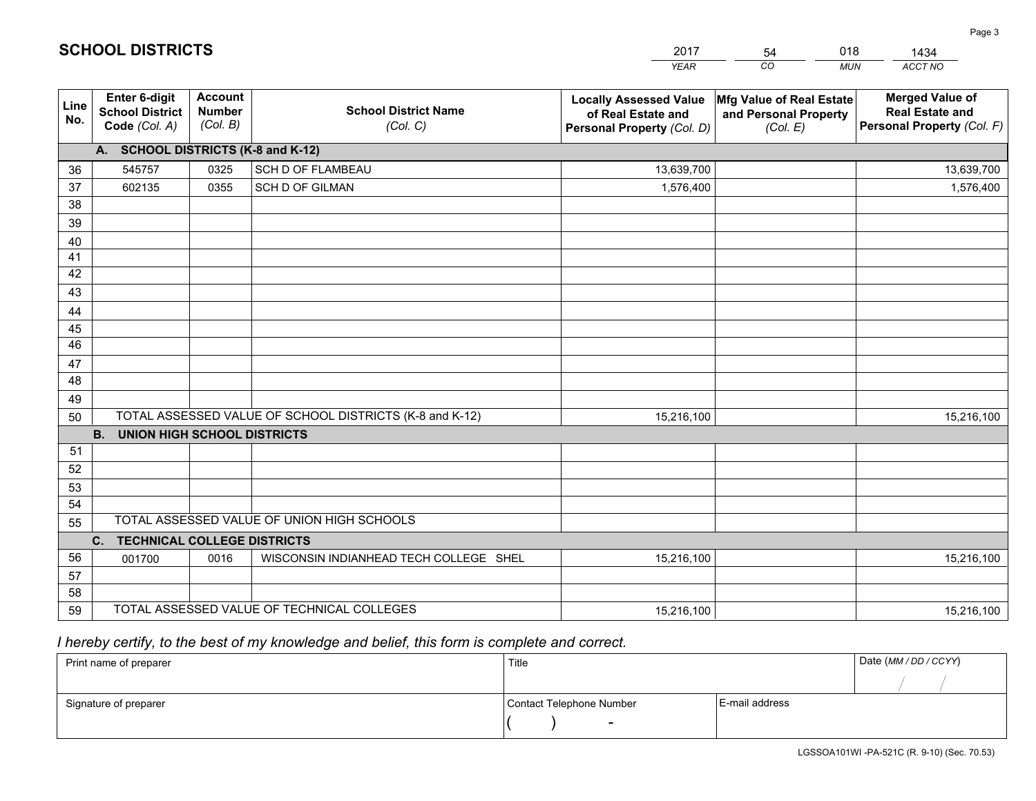# SCHOOL DISTRICTS

| 2017 | 54 | 018 | 1434 |
|---|---|---|---|
| *YEAR* | *CO* | *MUN* | *ACCT NO* |

| Line No. | Enter 6-digit School District Code *(Col. A)* | Account Number *(Col. B)* | School District Name *(Col. C)* | Locally Assessed Value of Real Estate and Personal Property *(Col. D)* | Mfg Value of Real Estate and Personal Property *(Col. E)* | Merged Value of Real Estate and Personal Property *(Col. F)* |
|---|---|---|---|---|---|---|
| | **A. SCHOOL DISTRICTS (K-8 and K-12)** | | | | | |
| 36 | 545757 | 0325 | SCH D OF FLAMBEAU | 13,639,700 | | 13,639,700 |
| 37 | 602135 | 0355 | SCH D OF GILMAN | 1,576,400 | | 1,576,400 |
| 38 | | | | | | |
| 39 | | | | | | |
| 40 | | | | | | |
| 41 | | | | | | |
| 42 | | | | | | |
| 43 | | | | | | |
| 44 | | | | | | |
| 45 | | | | | | |
| 46 | | | | | | |
| 47 | | | | | | |
| 48 | | | | | | |
| 49 | | | | | | |
| 50 | TOTAL ASSESSED VALUE OF SCHOOL DISTRICTS (K-8 and K-12) | | | 15,216,100 | | 15,216,100 |
| | **B. UNION HIGH SCHOOL DISTRICTS** | | | | | |
| 51 | | | | | | |
| 52 | | | | | | |
| 53 | | | | | | |
| 54 | | | | | | |
| 55 | TOTAL ASSESSED VALUE OF UNION HIGH SCHOOLS | | | | | |
| | **C. TECHNICAL COLLEGE DISTRICTS** | | | | | |
| 56 | 001700 | 0016 | WISCONSIN INDIANHEAD TECH COLLEGE SHEL | 15,216,100 | | 15,216,100 |
| 57 | | | | | | |
| 58 | | | | | | |
| 59 | TOTAL ASSESSED VALUE OF TECHNICAL COLLEGES | | | 15,216,100 | | 15,216,100 |

*I hereby certify, to the best of my knowledge and belief, this form is complete and correct.*

| Print name of preparer | Title | | Date *(MM / DD / CCYY)* |
|---|---|---|---|
| | | | / / |
| Signature of preparer | Contact Telephone Number | E-mail address | |
| | ( ) - | | |

LGSSOA101WI -PA-521C (R. 9-10) (Sec. 70.53)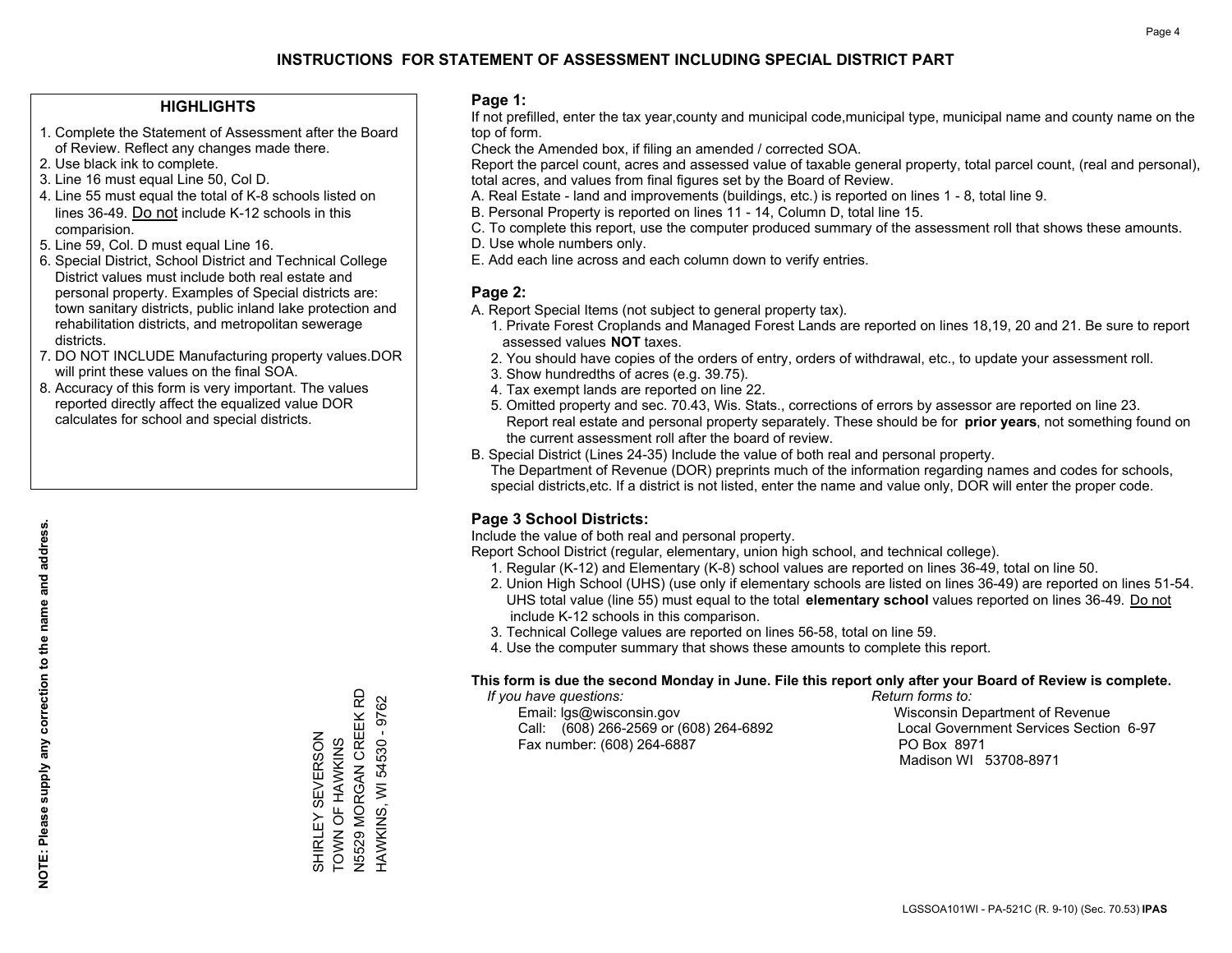# INSTRUCTIONS FOR STATEMENT OF ASSESSMENT INCLUDING SPECIAL DISTRICT PART

## HIGHLIGHTS

1. Complete the Statement of Assessment after the Board of Review. Reflect any changes made there.
2. Use black ink to complete.
3. Line 16 must equal Line 50, Col D.
4. Line 55 must equal the total of K-8 schools listed on lines 36-49. Do not include K-12 schools in this comparision.
5. Line 59, Col. D must equal Line 16.
6. Special District, School District and Technical College District values must include both real estate and personal property. Examples of Special districts are: town sanitary districts, public inland lake protection and rehabilitation districts, and metropolitan sewerage districts.
7. DO NOT INCLUDE Manufacturing property values.DOR will print these values on the final SOA.
8. Accuracy of this form is very important. The values reported directly affect the equalized value DOR calculates for school and special districts.

**NOTE: Please supply any correction to the name and address.**

SHIRLEY SEVERSON
TOWN OF HAWKINS
N5529 MORGAN CREEK RD
HAWKINS, WI 54530 - 9762

## Page 1:

If not prefilled, enter the tax year,county and municipal code,municipal type, municipal name and county name on the top of form.

Check the Amended box, if filing an amended / corrected SOA.

Report the parcel count, acres and assessed value of taxable general property, total parcel count, (real and personal), total acres, and values from final figures set by the Board of Review.

A. Real Estate - land and improvements (buildings, etc.) is reported on lines 1 - 8, total line 9.
B. Personal Property is reported on lines 11 - 14, Column D, total line 15.
C. To complete this report, use the computer produced summary of the assessment roll that shows these amounts.
D. Use whole numbers only.
E. Add each line across and each column down to verify entries.

## Page 2:

A. Report Special Items (not subject to general property tax).
   1. Private Forest Croplands and Managed Forest Lands are reported on lines 18,19, 20 and 21. Be sure to report assessed values **NOT** taxes.
   2. You should have copies of the orders of entry, orders of withdrawal, etc., to update your assessment roll.
   3. Show hundredths of acres (e.g. 39.75).
   4. Tax exempt lands are reported on line 22.
   5. Omitted property and sec. 70.43, Wis. Stats., corrections of errors by assessor are reported on line 23. Report real estate and personal property separately. These should be for **prior years**, not something found on the current assessment roll after the board of review.

B. Special District (Lines 24-35) Include the value of both real and personal property.
   The Department of Revenue (DOR) preprints much of the information regarding names and codes for schools, special districts,etc. If a district is not listed, enter the name and value only, DOR will enter the proper code.

## Page 3 School Districts:

Include the value of both real and personal property.

Report School District (regular, elementary, union high school, and technical college).

1. Regular (K-12) and Elementary (K-8) school values are reported on lines 36-49, total on line 50.
2. Union High School (UHS) (use only if elementary schools are listed on lines 36-49) are reported on lines 51-54. UHS total value (line 55) must equal to the total **elementary school** values reported on lines 36-49. Do not include K-12 schools in this comparison.
3. Technical College values are reported on lines 56-58, total on line 59.
4. Use the computer summary that shows these amounts to complete this report.

**This form is due the second Monday in June. File this report only after your Board of Review is complete.**

*If you have questions:*
Email: lgs@wisconsin.gov
Call: (608) 266-2569 or (608) 264-6892
Fax number: (608) 264-6887

*Return forms to:*
Wisconsin Department of Revenue
Local Government Services Section 6-97
PO Box 8971
Madison WI 53708-8971

LGSSOA101WI - PA-521C (R. 9-10) (Sec. 70.53) **IPAS**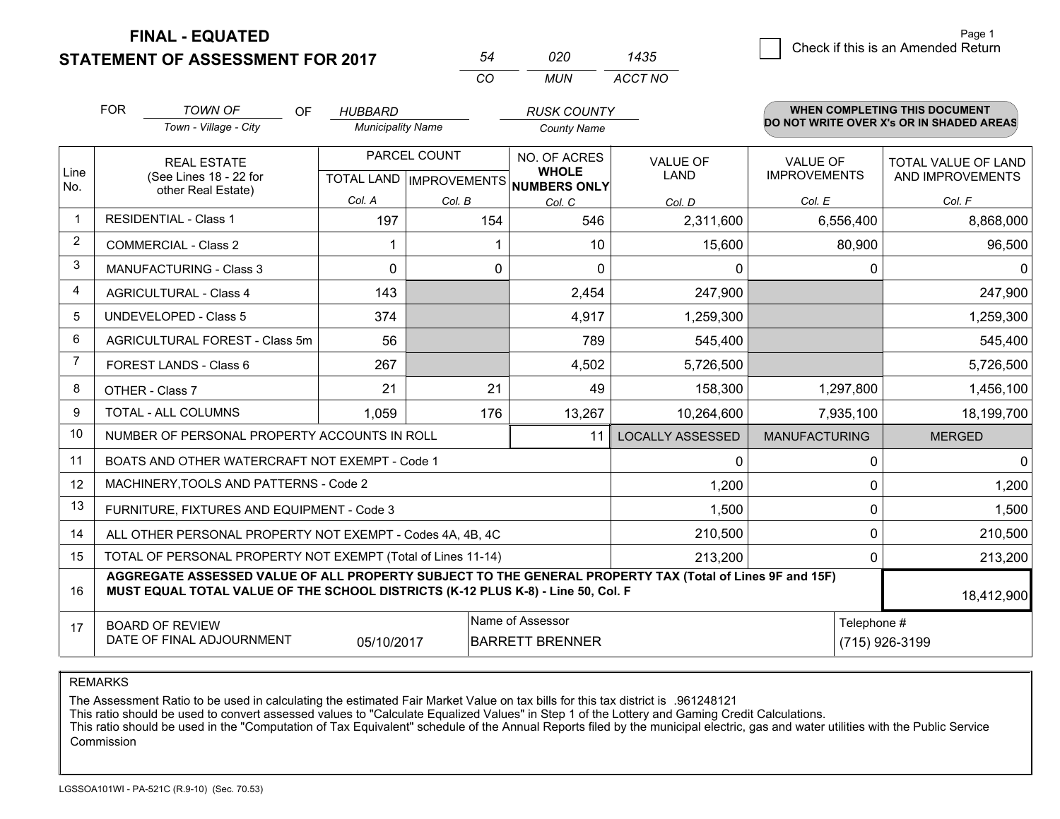**FINAL - EQUATED**
**STATEMENT OF ASSESSMENT FOR 2017**

| 54 | 020 | 1435 |
|---|---|---|
| CO | MUN | ACCT NO |

Check if this is an Amended Return

FOR *TOWN OF* (Town - Village - City) OF *HUBBARD* (Municipality Name) *RUSK COUNTY* (County Name)

**WHEN COMPLETING THIS DOCUMENT DO NOT WRITE OVER X's OR IN SHADED AREAS**

| Line No. | REAL ESTATE (See Lines 18 - 22 for other Real Estate) | PARCEL COUNT TOTAL LAND Col. A | IMPROVEMENTS Col. B | NO. OF ACRES WHOLE NUMBERS ONLY Col. C | VALUE OF LAND Col. D | VALUE OF IMPROVEMENTS Col. E | TOTAL VALUE OF LAND AND IMPROVEMENTS Col. F |
|---|---|---|---|---|---|---|---|
| 1 | RESIDENTIAL - Class 1 | 197 | 154 | 546 | 2,311,600 | 6,556,400 | 8,868,000 |
| 2 | COMMERCIAL - Class 2 | 1 | 1 | 10 | 15,600 | 80,900 | 96,500 |
| 3 | MANUFACTURING - Class 3 | 0 | 0 | 0 | 0 | 0 | 0 |
| 4 | AGRICULTURAL - Class 4 | 143 | | 2,454 | 247,900 | | 247,900 |
| 5 | UNDEVELOPED - Class 5 | 374 | | 4,917 | 1,259,300 | | 1,259,300 |
| 6 | AGRICULTURAL FOREST - Class 5m | 56 | | 789 | 545,400 | | 545,400 |
| 7 | FOREST LANDS - Class 6 | 267 | | 4,502 | 5,726,500 | | 5,726,500 |
| 8 | OTHER - Class 7 | 21 | 21 | 49 | 158,300 | 1,297,800 | 1,456,100 |
| 9 | TOTAL - ALL COLUMNS | 1,059 | 176 | 13,267 | 10,264,600 | 7,935,100 | 18,199,700 |
| 10 | NUMBER OF PERSONAL PROPERTY ACCOUNTS IN ROLL | | | 11 | LOCALLY ASSESSED | MANUFACTURING | MERGED |
| 11 | BOATS AND OTHER WATERCRAFT NOT EXEMPT - Code 1 | | | | 0 | 0 | 0 |
| 12 | MACHINERY,TOOLS AND PATTERNS - Code 2 | | | | 1,200 | 0 | 1,200 |
| 13 | FURNITURE, FIXTURES AND EQUIPMENT - Code 3 | | | | 1,500 | 0 | 1,500 |
| 14 | ALL OTHER PERSONAL PROPERTY NOT EXEMPT - Codes 4A, 4B, 4C | | | | 210,500 | 0 | 210,500 |
| 15 | TOTAL OF PERSONAL PROPERTY NOT EXEMPT (Total of Lines 11-14) | | | | 213,200 | 0 | 213,200 |
| 16 | **AGGREGATE ASSESSED VALUE OF ALL PROPERTY SUBJECT TO THE GENERAL PROPERTY TAX (Total of Lines 9F and 15F) MUST EQUAL TOTAL VALUE OF THE SCHOOL DISTRICTS (K-12 PLUS K-8) - Line 50, Col. F** | | | | | | 18,412,900 |
| 17 | BOARD OF REVIEW DATE OF FINAL ADJOURNMENT | 05/10/2017 | Name of Assessor | BARRETT BRENNER | | Telephone # | (715) 926-3199 |

REMARKS

The Assessment Ratio to be used in calculating the estimated Fair Market Value on tax bills for this tax district is .961248121
This ratio should be used to convert assessed values to "Calculate Equalized Values" in Step 1 of the Lottery and Gaming Credit Calculations.
This ratio should be used in the "Computation of Tax Equivalent" schedule of the Annual Reports filed by the municipal electric, gas and water utilities with the Public Service Commission

LGSSOA101WI - PA-521C (R.9-10) (Sec. 70.53)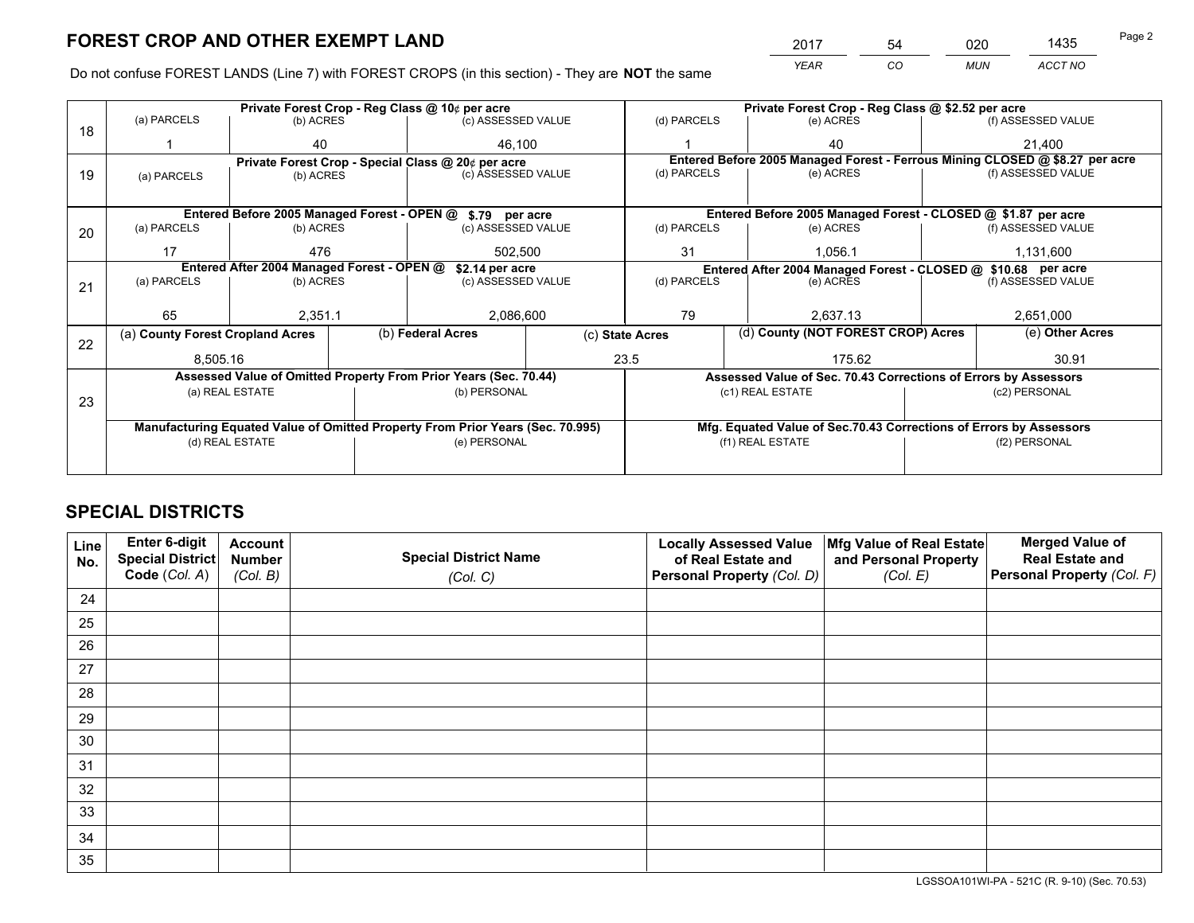# FOREST CROP AND OTHER EXEMPT LAND

| 2017 | 54 | 020 | 1435 |
|---|---|---|---|
| *YEAR* | *CO* | *MUN* | *ACCT NO* |

Do not confuse FOREST LANDS (Line 7) with FOREST CROPS (in this section) - They are **NOT** the same

| Line | Private Forest Crop - Reg Class @ 10¢ per acre | | | Private Forest Crop - Reg Class @ $2.52 per acre | | |
|---|---|---|---|---|---|---|
| | (a) PARCELS | (b) ACRES | (c) ASSESSED VALUE | (d) PARCELS | (e) ACRES | (f) ASSESSED VALUE |
| 18 | 1 | 40 | 46,100 | 1 | 40 | 21,400 |
| | **Private Forest Crop - Special Class @ 20¢ per acre** | | | **Entered Before 2005 Managed Forest - Ferrous Mining CLOSED @ $8.27 per acre** | | |
| 19 | (a) PARCELS | (b) ACRES | (c) ASSESSED VALUE | (d) PARCELS | (e) ACRES | (f) ASSESSED VALUE |
| | | | | | | |
| | **Entered Before 2005 Managed Forest - OPEN @ $.79 per acre** | | | **Entered Before 2005 Managed Forest - CLOSED @ $1.87 per acre** | | |
| 20 | (a) PARCELS | (b) ACRES | (c) ASSESSED VALUE | (d) PARCELS | (e) ACRES | (f) ASSESSED VALUE |
| | 17 | 476 | 502,500 | 31 | 1,056.1 | 1,131,600 |
| | **Entered After 2004 Managed Forest - OPEN @ $2.14 per acre** | | | **Entered After 2004 Managed Forest - CLOSED @ $10.68 per acre** | | |
| 21 | (a) PARCELS | (b) ACRES | (c) ASSESSED VALUE | (d) PARCELS | (e) ACRES | (f) ASSESSED VALUE |
| | 65 | 2,351.1 | 2,086,600 | 79 | 2,637.13 | 2,651,000 |

| Line | (a) County Forest Cropland Acres | (b) Federal Acres | (c) State Acres | (d) County (NOT FOREST CROP) Acres | (e) Other Acres |
|---|---|---|---|---|---|
| 22 | 8,505.16 | | 23.5 | 175.62 | 30.91 |

| Line | Assessed Value of Omitted Property From Prior Years (Sec. 70.44) | | Assessed Value of Sec. 70.43 Corrections of Errors by Assessors | |
|---|---|---|---|---|
| 23 | (a) REAL ESTATE | (b) PERSONAL | (c1) REAL ESTATE | (c2) PERSONAL |
| | | | | |
| | **Manufacturing Equated Value of Omitted Property From Prior Years (Sec. 70.995)** | | **Mfg. Equated Value of Sec.70.43 Corrections of Errors by Assessors** | |
| | (d) REAL ESTATE | (e) PERSONAL | (f1) REAL ESTATE | (f2) PERSONAL |
| | | | | |

# SPECIAL DISTRICTS

| Line No. | Enter 6-digit Special District Code (Col. A) | Account Number (Col. B) | Special District Name (Col. C) | Locally Assessed Value of Real Estate and Personal Property (Col. D) | Mfg Value of Real Estate and Personal Property (Col. E) | Merged Value of Real Estate and Personal Property (Col. F) |
|---|---|---|---|---|---|---|
| 24 | | | | | | |
| 25 | | | | | | |
| 26 | | | | | | |
| 27 | | | | | | |
| 28 | | | | | | |
| 29 | | | | | | |
| 30 | | | | | | |
| 31 | | | | | | |
| 32 | | | | | | |
| 33 | | | | | | |
| 34 | | | | | | |
| 35 | | | | | | |

LGSSOA101WI-PA - 521C (R. 9-10) (Sec. 70.53)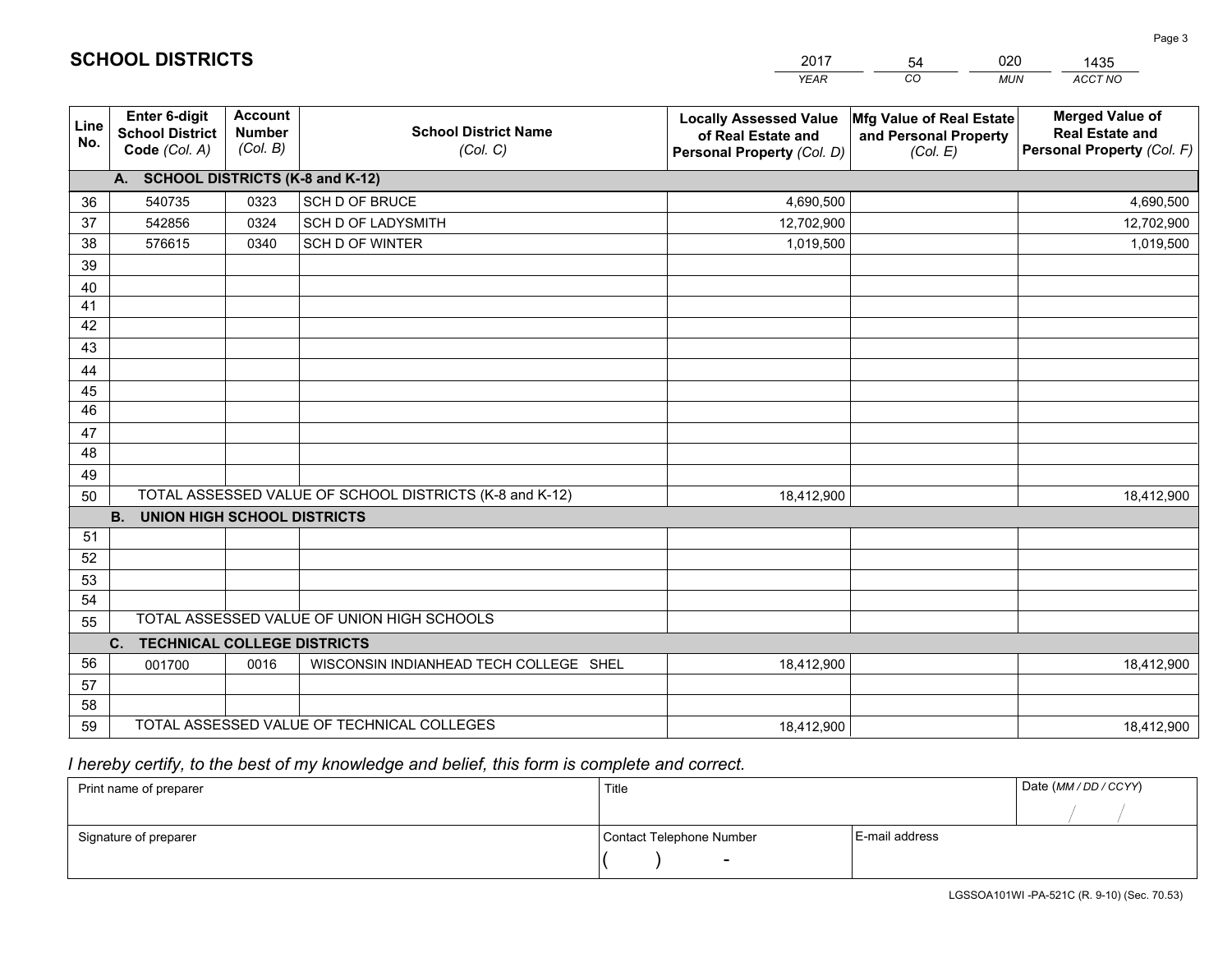# SCHOOL DISTRICTS

| 2017 | 54 | 020 | 1435 |
|---|---|---|---|
| YEAR | CO | MUN | ACCT NO |

| Line No. | Enter 6-digit School District Code (Col. A) | Account Number (Col. B) | School District Name (Col. C) | Locally Assessed Value of Real Estate and Personal Property (Col. D) | Mfg Value of Real Estate and Personal Property (Col. E) | Merged Value of Real Estate and Personal Property (Col. F) |
|---|---|---|---|---|---|---|
| | **A. SCHOOL DISTRICTS (K-8 and K-12)** | | | | | |
| 36 | 540735 | 0323 | SCH D OF BRUCE | 4,690,500 | | 4,690,500 |
| 37 | 542856 | 0324 | SCH D OF LADYSMITH | 12,702,900 | | 12,702,900 |
| 38 | 576615 | 0340 | SCH D OF WINTER | 1,019,500 | | 1,019,500 |
| 39 | | | | | | |
| 40 | | | | | | |
| 41 | | | | | | |
| 42 | | | | | | |
| 43 | | | | | | |
| 44 | | | | | | |
| 45 | | | | | | |
| 46 | | | | | | |
| 47 | | | | | | |
| 48 | | | | | | |
| 49 | | | | | | |
| 50 | TOTAL ASSESSED VALUE OF SCHOOL DISTRICTS (K-8 and K-12) | | | 18,412,900 | | 18,412,900 |
| | **B. UNION HIGH SCHOOL DISTRICTS** | | | | | |
| 51 | | | | | | |
| 52 | | | | | | |
| 53 | | | | | | |
| 54 | | | | | | |
| 55 | TOTAL ASSESSED VALUE OF UNION HIGH SCHOOLS | | | | | |
| | **C. TECHNICAL COLLEGE DISTRICTS** | | | | | |
| 56 | 001700 | 0016 | WISCONSIN INDIANHEAD TECH COLLEGE SHEL | 18,412,900 | | 18,412,900 |
| 57 | | | | | | |
| 58 | | | | | | |
| 59 | TOTAL ASSESSED VALUE OF TECHNICAL COLLEGES | | | 18,412,900 | | 18,412,900 |

*I hereby certify, to the best of my knowledge and belief, this form is complete and correct.*

| Print name of preparer | Title | | Date (MM / DD / CCYY) |
|---|---|---|---|
| | | | / / |
| Signature of preparer | Contact Telephone Number | E-mail address | |
| | ( ) - | | |

LGSSOA101WI -PA-521C (R. 9-10) (Sec. 70.53)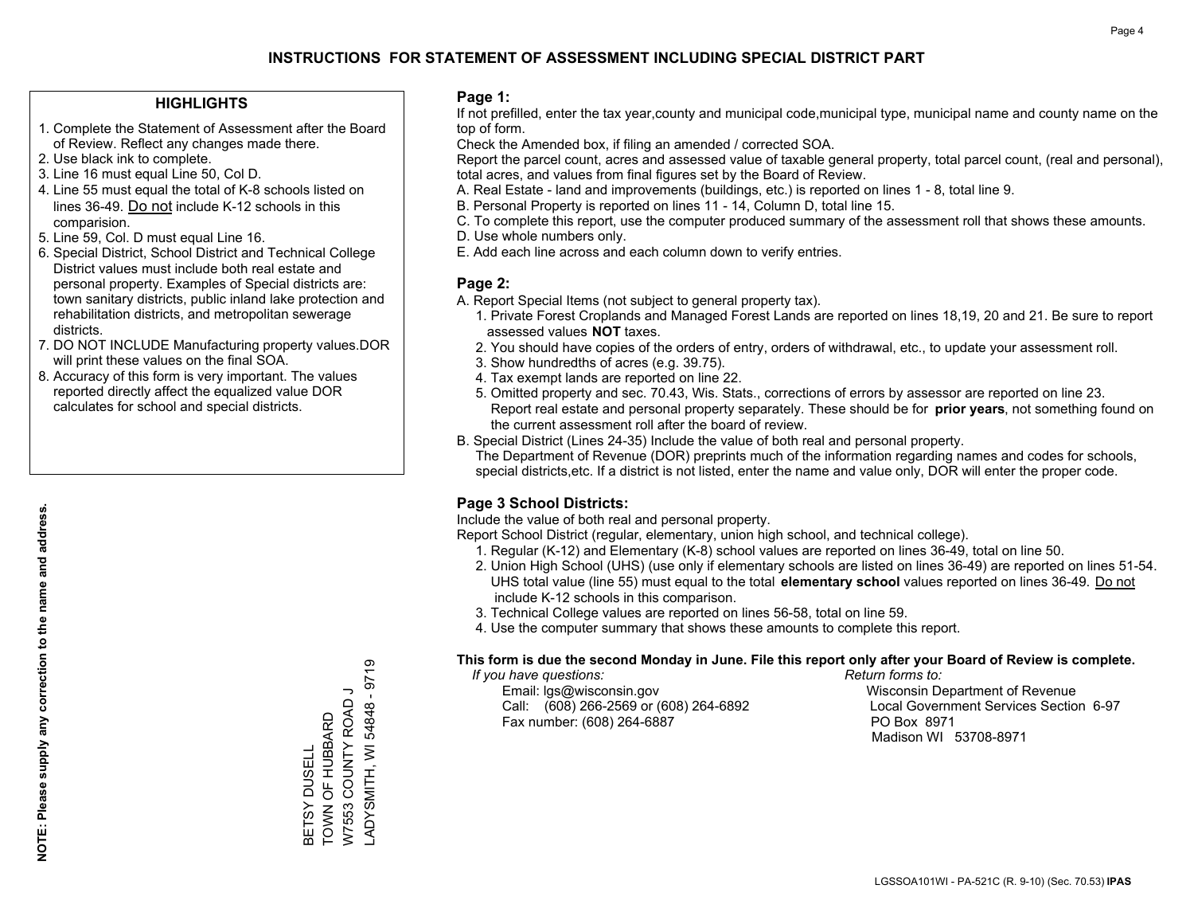# INSTRUCTIONS FOR STATEMENT OF ASSESSMENT INCLUDING SPECIAL DISTRICT PART

## HIGHLIGHTS

1. Complete the Statement of Assessment after the Board of Review. Reflect any changes made there.
2. Use black ink to complete.
3. Line 16 must equal Line 50, Col D.
4. Line 55 must equal the total of K-8 schools listed on lines 36-49. Do not include K-12 schools in this comparision.
5. Line 59, Col. D must equal Line 16.
6. Special District, School District and Technical College District values must include both real estate and personal property. Examples of Special districts are: town sanitary districts, public inland lake protection and rehabilitation districts, and metropolitan sewerage districts.
7. DO NOT INCLUDE Manufacturing property values.DOR will print these values on the final SOA.
8. Accuracy of this form is very important. The values reported directly affect the equalized value DOR calculates for school and special districts.

**NOTE: Please supply any correction to the name and address.**

BETSY DUSELL
TOWN OF HUBBARD
W7553 COUNTY ROAD J
LADYSMITH, WI 54848 - 9719

## Page 1:

If not prefilled, enter the tax year,county and municipal code,municipal type, municipal name and county name on the top of form.

Check the Amended box, if filing an amended / corrected SOA.

Report the parcel count, acres and assessed value of taxable general property, total parcel count, (real and personal), total acres, and values from final figures set by the Board of Review.

A. Real Estate - land and improvements (buildings, etc.) is reported on lines 1 - 8, total line 9.
B. Personal Property is reported on lines 11 - 14, Column D, total line 15.
C. To complete this report, use the computer produced summary of the assessment roll that shows these amounts.
D. Use whole numbers only.
E. Add each line across and each column down to verify entries.

## Page 2:

A. Report Special Items (not subject to general property tax).
   1. Private Forest Croplands and Managed Forest Lands are reported on lines 18,19, 20 and 21. Be sure to report assessed values **NOT** taxes.
   2. You should have copies of the orders of entry, orders of withdrawal, etc., to update your assessment roll.
   3. Show hundredths of acres (e.g. 39.75).
   4. Tax exempt lands are reported on line 22.
   5. Omitted property and sec. 70.43, Wis. Stats., corrections of errors by assessor are reported on line 23. Report real estate and personal property separately. These should be for **prior years**, not something found on the current assessment roll after the board of review.
B. Special District (Lines 24-35) Include the value of both real and personal property.
   The Department of Revenue (DOR) preprints much of the information regarding names and codes for schools, special districts,etc. If a district is not listed, enter the name and value only, DOR will enter the proper code.

## Page 3 School Districts:

Include the value of both real and personal property.

Report School District (regular, elementary, union high school, and technical college).

1. Regular (K-12) and Elementary (K-8) school values are reported on lines 36-49, total on line 50.
2. Union High School (UHS) (use only if elementary schools are listed on lines 36-49) are reported on lines 51-54. UHS total value (line 55) must equal to the total **elementary school** values reported on lines 36-49. Do not include K-12 schools in this comparison.
3. Technical College values are reported on lines 56-58, total on line 59.
4. Use the computer summary that shows these amounts to complete this report.

**This form is due the second Monday in June. File this report only after your Board of Review is complete.**

*If you have questions:*
Email: lgs@wisconsin.gov
Call: (608) 266-2569 or (608) 264-6892
Fax number: (608) 264-6887

*Return forms to:*
Wisconsin Department of Revenue
Local Government Services Section 6-97
PO Box 8971
Madison WI 53708-8971

LGSSOA101WI - PA-521C (R. 9-10) (Sec. 70.53) **IPAS**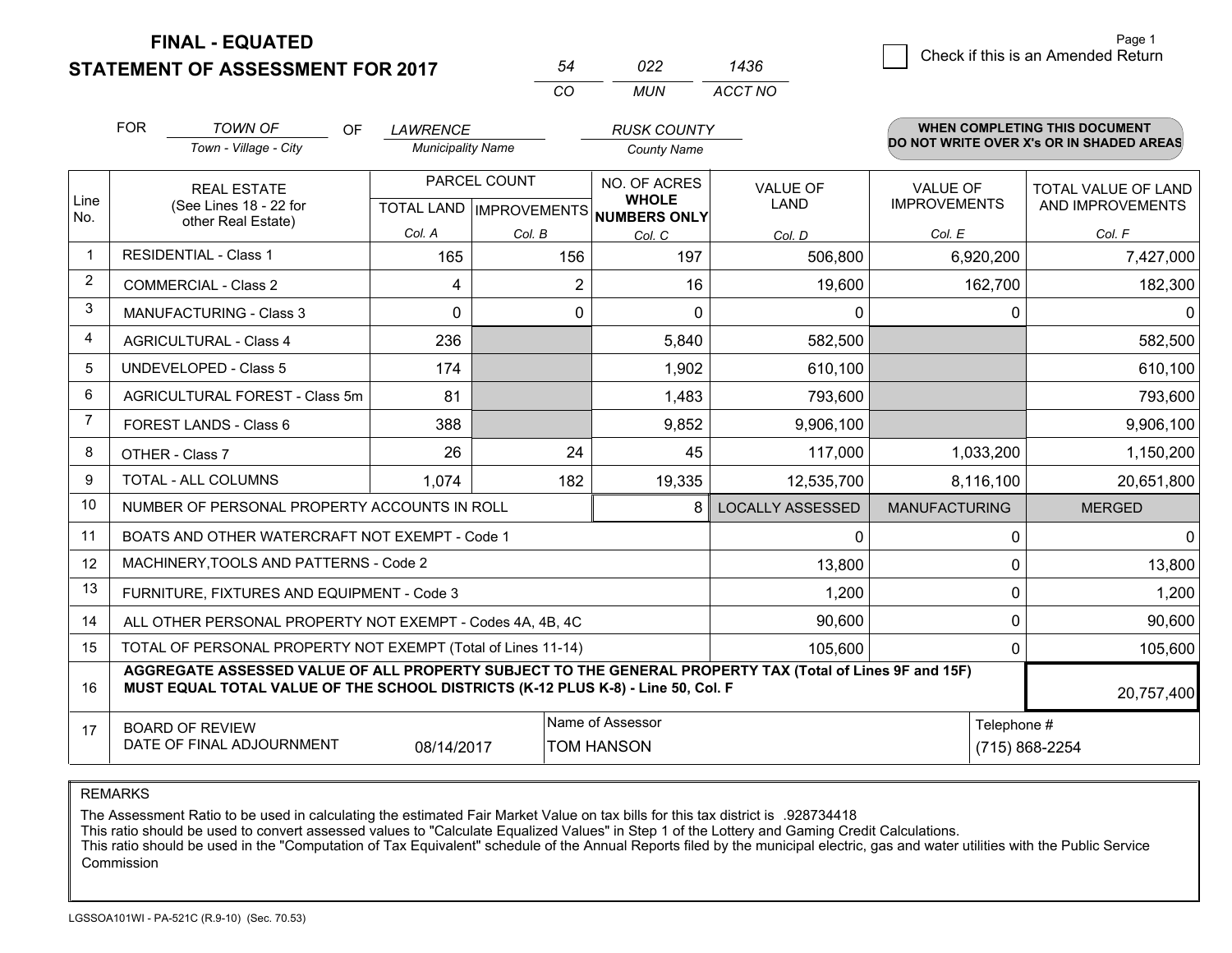**FINAL - EQUATED**
**STATEMENT OF ASSESSMENT FOR 2017**

| 54 | 022 | 1436 |
|---|---|---|
| CO | MUN | ACCT NO |

Page 1

☐ Check if this is an Amended Return

FOR *TOWN OF* (Town - Village - City) OF *LAWRENCE* (Municipality Name) *RUSK COUNTY* (County Name)

**WHEN COMPLETING THIS DOCUMENT DO NOT WRITE OVER X's OR IN SHADED AREAS**

| Line No. | REAL ESTATE (See Lines 18 - 22 for other Real Estate) | PARCEL COUNT | | NO. OF ACRES WHOLE NUMBERS ONLY | VALUE OF LAND | VALUE OF IMPROVEMENTS | TOTAL VALUE OF LAND AND IMPROVEMENTS |
|---|---|---|---|---|---|---|---|
| | | TOTAL LAND | IMPROVEMENTS | | | | |
| | | Col. A | Col. B | Col. C | Col. D | Col. E | Col. F |
| 1 | RESIDENTIAL - Class 1 | 165 | 156 | 197 | 506,800 | 6,920,200 | 7,427,000 |
| 2 | COMMERCIAL - Class 2 | 4 | 2 | 16 | 19,600 | 162,700 | 182,300 |
| 3 | MANUFACTURING - Class 3 | 0 | 0 | 0 | 0 | 0 | 0 |
| 4 | AGRICULTURAL - Class 4 | 236 | | 5,840 | 582,500 | | 582,500 |
| 5 | UNDEVELOPED - Class 5 | 174 | | 1,902 | 610,100 | | 610,100 |
| 6 | AGRICULTURAL FOREST - Class 5m | 81 | | 1,483 | 793,600 | | 793,600 |
| 7 | FOREST LANDS - Class 6 | 388 | | 9,852 | 9,906,100 | | 9,906,100 |
| 8 | OTHER - Class 7 | 26 | 24 | 45 | 117,000 | 1,033,200 | 1,150,200 |
| 9 | TOTAL - ALL COLUMNS | 1,074 | 182 | 19,335 | 12,535,700 | 8,116,100 | 20,651,800 |
| 10 | NUMBER OF PERSONAL PROPERTY ACCOUNTS IN ROLL | | | 8 | LOCALLY ASSESSED | MANUFACTURING | MERGED |
| 11 | BOATS AND OTHER WATERCRAFT NOT EXEMPT - Code 1 | | | | 0 | 0 | 0 |
| 12 | MACHINERY,TOOLS AND PATTERNS - Code 2 | | | | 13,800 | 0 | 13,800 |
| 13 | FURNITURE, FIXTURES AND EQUIPMENT - Code 3 | | | | 1,200 | 0 | 1,200 |
| 14 | ALL OTHER PERSONAL PROPERTY NOT EXEMPT - Codes 4A, 4B, 4C | | | | 90,600 | 0 | 90,600 |
| 15 | TOTAL OF PERSONAL PROPERTY NOT EXEMPT (Total of Lines 11-14) | | | | 105,600 | 0 | 105,600 |
| 16 | **AGGREGATE ASSESSED VALUE OF ALL PROPERTY SUBJECT TO THE GENERAL PROPERTY TAX (Total of Lines 9F and 15F) MUST EQUAL TOTAL VALUE OF THE SCHOOL DISTRICTS (K-12 PLUS K-8) - Line 50, Col. F** | | | | | | 20,757,400 |
| 17 | BOARD OF REVIEW DATE OF FINAL ADJOURNMENT | 08/14/2017 | | Name of Assessor: TOM HANSON | | Telephone #: (715) 868-2254 | |

REMARKS

The Assessment Ratio to be used in calculating the estimated Fair Market Value on tax bills for this tax district is .928734418
This ratio should be used to convert assessed values to "Calculate Equalized Values" in Step 1 of the Lottery and Gaming Credit Calculations.
This ratio should be used in the "Computation of Tax Equivalent" schedule of the Annual Reports filed by the municipal electric, gas and water utilities with the Public Service Commission

LGSSOA101WI - PA-521C (R.9-10) (Sec. 70.53)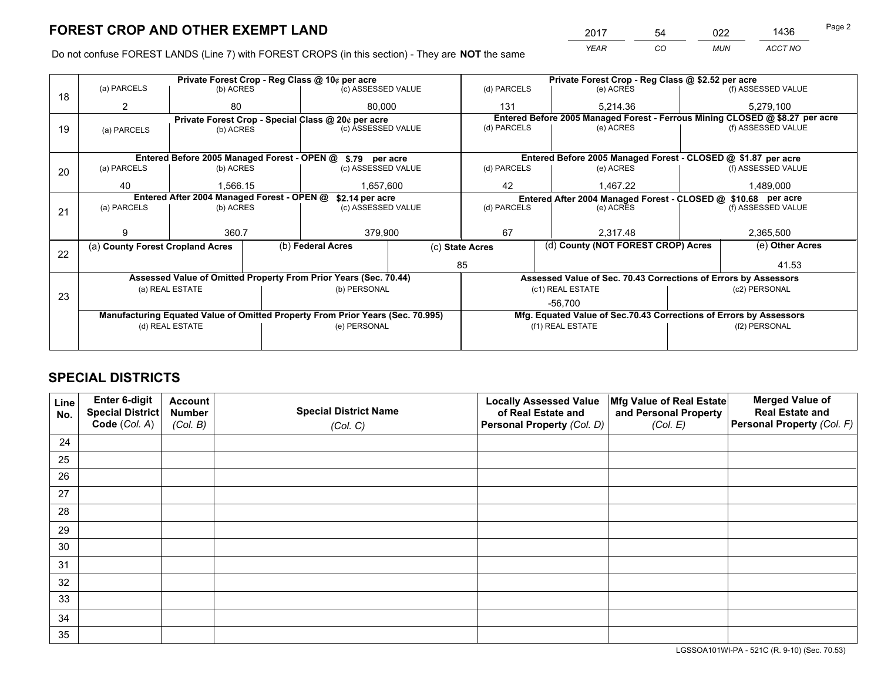# FOREST CROP AND OTHER EXEMPT LAND

| 2017 | 54 | 022 | 1436 |
|---|---|---|---|
| *YEAR* | *CO* | *MUN* | *ACCT NO* |

Do not confuse FOREST LANDS (Line 7) with FOREST CROPS (in this section) - They are **NOT** the same

| Line | | | | | | |
|---|---|---|---|---|---|---|
| 18 | Private Forest Crop - Reg Class @ 10¢ per acre | | | Private Forest Crop - Reg Class @ $2.52 per acre | | |
| | (a) PARCELS | (b) ACRES | (c) ASSESSED VALUE | (d) PARCELS | (e) ACRES | (f) ASSESSED VALUE |
| | 2 | 80 | 80,000 | 131 | 5,214.36 | 5,279,100 |
| 19 | Private Forest Crop - Special Class @ 20¢ per acre | | | Entered Before 2005 Managed Forest - Ferrous Mining CLOSED @ $8.27 per acre | | |
| | (a) PARCELS | (b) ACRES | (c) ASSESSED VALUE | (d) PARCELS | (e) ACRES | (f) ASSESSED VALUE |
| | | | | | | |
| 20 | Entered Before 2005 Managed Forest - OPEN @ $.79 per acre | | | Entered Before 2005 Managed Forest - CLOSED @ $1.87 per acre | | |
| | (a) PARCELS | (b) ACRES | (c) ASSESSED VALUE | (d) PARCELS | (e) ACRES | (f) ASSESSED VALUE |
| | 40 | 1,566.15 | 1,657,600 | 42 | 1,467.22 | 1,489,000 |
| 21 | Entered After 2004 Managed Forest - OPEN @ $2.14 per acre | | | Entered After 2004 Managed Forest - CLOSED @ $10.68 per acre | | |
| | (a) PARCELS | (b) ACRES | (c) ASSESSED VALUE | (d) PARCELS | (e) ACRES | (f) ASSESSED VALUE |
| | 9 | 360.7 | 379,900 | 67 | 2,317.48 | 2,365,500 |

| Line | (a) County Forest Cropland Acres | (b) Federal Acres | (c) State Acres | (d) County (NOT FOREST CROP) Acres | (e) Other Acres |
|---|---|---|---|---|---|
| 22 | | | 85 | | 41.53 |

| Line | Assessed Value of Omitted Property From Prior Years (Sec. 70.44) | | Assessed Value of Sec. 70.43 Corrections of Errors by Assessors | |
|---|---|---|---|---|
| 23 | (a) REAL ESTATE | (b) PERSONAL | (c1) REAL ESTATE | (c2) PERSONAL |
| | | | -56,700 | |
| | **Manufacturing Equated Value of Omitted Property From Prior Years (Sec. 70.995)** | | **Mfg. Equated Value of Sec.70.43 Corrections of Errors by Assessors** | |
| | (d) REAL ESTATE | (e) PERSONAL | (f1) REAL ESTATE | (f2) PERSONAL |
| | | | | |

# SPECIAL DISTRICTS

| Line No. | Enter 6-digit Special District Code (Col. A) | Account Number (Col. B) | Special District Name (Col. C) | Locally Assessed Value of Real Estate and Personal Property (Col. D) | Mfg Value of Real Estate and Personal Property (Col. E) | Merged Value of Real Estate and Personal Property (Col. F) |
|---|---|---|---|---|---|---|
| 24 | | | | | | |
| 25 | | | | | | |
| 26 | | | | | | |
| 27 | | | | | | |
| 28 | | | | | | |
| 29 | | | | | | |
| 30 | | | | | | |
| 31 | | | | | | |
| 32 | | | | | | |
| 33 | | | | | | |
| 34 | | | | | | |
| 35 | | | | | | |

LGSSOA101WI-PA - 521C (R. 9-10) (Sec. 70.53)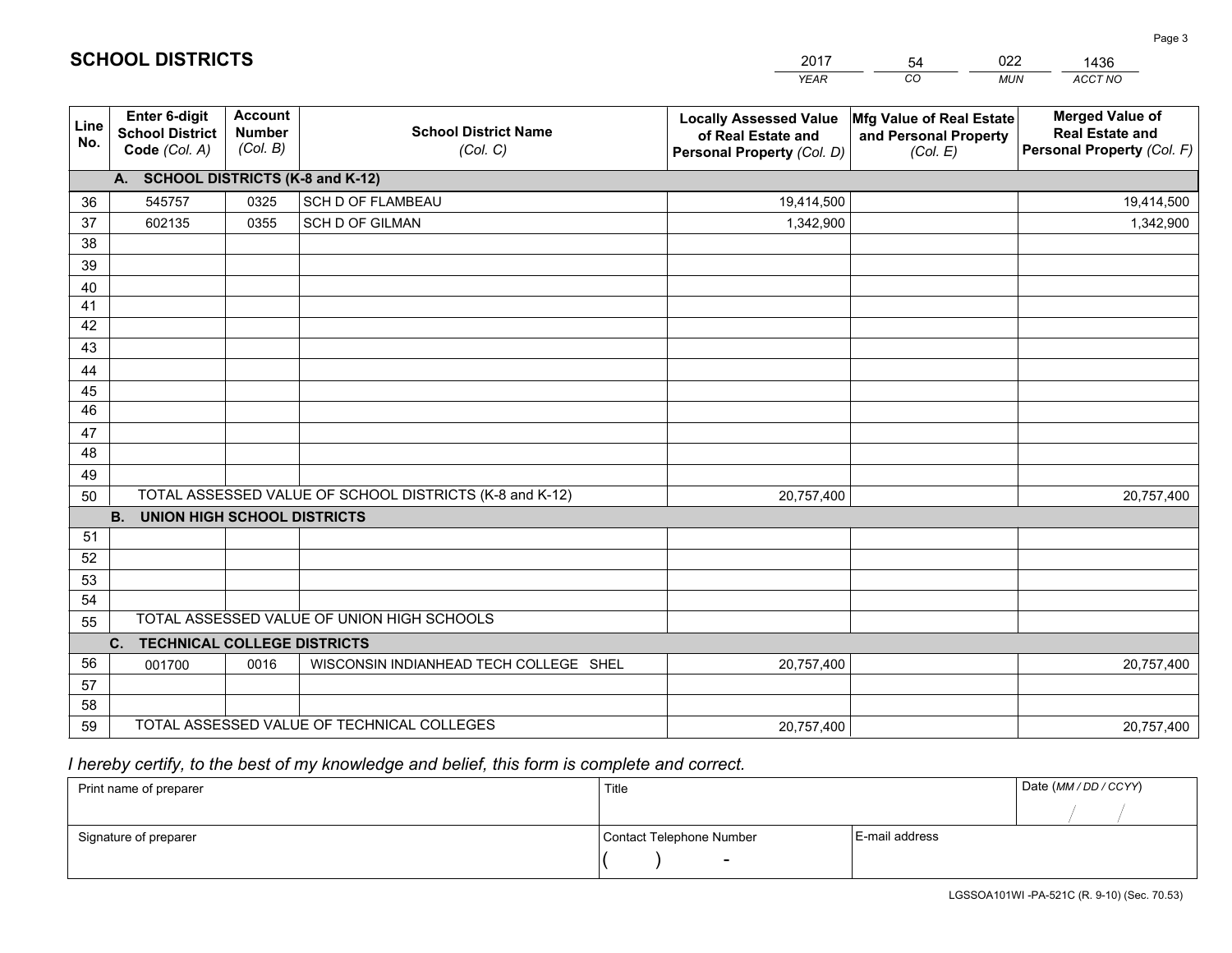# SCHOOL DISTRICTS

| 2017 | 54 | 022 | 1436 |
|---|---|---|---|
| *YEAR* | *CO* | *MUN* | *ACCT NO* |

| Line No. | Enter 6-digit School District Code *(Col. A)* | Account Number *(Col. B)* | School District Name *(Col. C)* | Locally Assessed Value of Real Estate and Personal Property *(Col. D)* | Mfg Value of Real Estate and Personal Property *(Col. E)* | Merged Value of Real Estate and Personal Property *(Col. F)* |
|---|---|---|---|---|---|---|
| **A. SCHOOL DISTRICTS (K-8 and K-12)** | | | | | | |
| 36 | 545757 | 0325 | SCH D OF FLAMBEAU | 19,414,500 | | 19,414,500 |
| 37 | 602135 | 0355 | SCH D OF GILMAN | 1,342,900 | | 1,342,900 |
| 38 | | | | | | |
| 39 | | | | | | |
| 40 | | | | | | |
| 41 | | | | | | |
| 42 | | | | | | |
| 43 | | | | | | |
| 44 | | | | | | |
| 45 | | | | | | |
| 46 | | | | | | |
| 47 | | | | | | |
| 48 | | | | | | |
| 49 | | | | | | |
| 50 | TOTAL ASSESSED VALUE OF SCHOOL DISTRICTS (K-8 and K-12) | | | 20,757,400 | | 20,757,400 |
| **B. UNION HIGH SCHOOL DISTRICTS** | | | | | | |
| 51 | | | | | | |
| 52 | | | | | | |
| 53 | | | | | | |
| 54 | | | | | | |
| 55 | TOTAL ASSESSED VALUE OF UNION HIGH SCHOOLS | | | | | |
| **C. TECHNICAL COLLEGE DISTRICTS** | | | | | | |
| 56 | 001700 | 0016 | WISCONSIN INDIANHEAD TECH COLLEGE SHEL | 20,757,400 | | 20,757,400 |
| 57 | | | | | | |
| 58 | | | | | | |
| 59 | TOTAL ASSESSED VALUE OF TECHNICAL COLLEGES | | | 20,757,400 | | 20,757,400 |

*I hereby certify, to the best of my knowledge and belief, this form is complete and correct.*

| Print name of preparer | Title | | Date *(MM / DD / CCYY)* |
|---|---|---|---|
| | | | / / |
| Signature of preparer | Contact Telephone Number | E-mail address | |
| | ( ) - | | |

LGSSOA101WI -PA-521C (R. 9-10) (Sec. 70.53)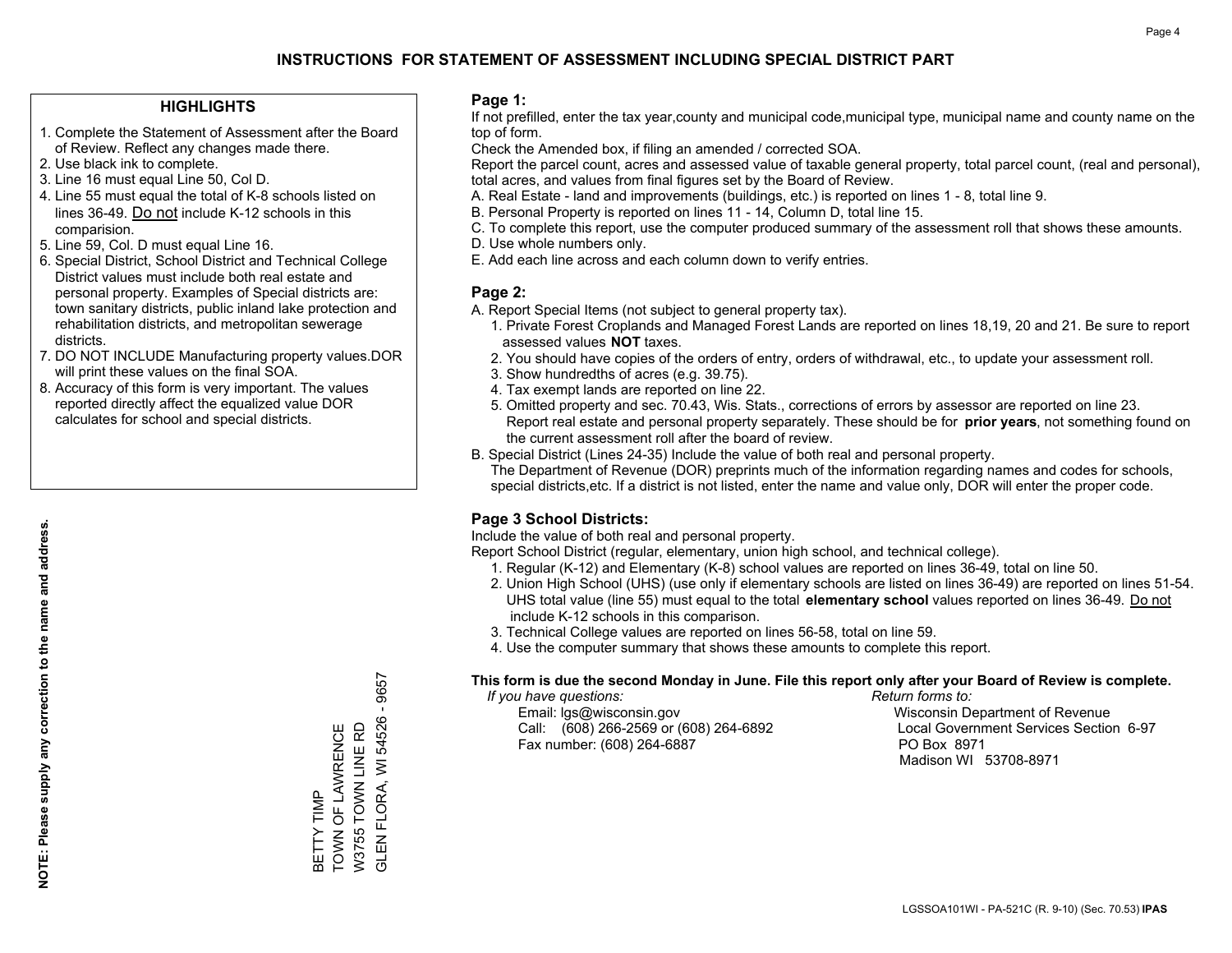# INSTRUCTIONS FOR STATEMENT OF ASSESSMENT INCLUDING SPECIAL DISTRICT PART

## HIGHLIGHTS

1. Complete the Statement of Assessment after the Board of Review. Reflect any changes made there.
2. Use black ink to complete.
3. Line 16 must equal Line 50, Col D.
4. Line 55 must equal the total of K-8 schools listed on lines 36-49. Do not include K-12 schools in this comparision.
5. Line 59, Col. D must equal Line 16.
6. Special District, School District and Technical College District values must include both real estate and personal property. Examples of Special districts are: town sanitary districts, public inland lake protection and rehabilitation districts, and metropolitan sewerage districts.
7. DO NOT INCLUDE Manufacturing property values.DOR will print these values on the final SOA.
8. Accuracy of this form is very important. The values reported directly affect the equalized value DOR calculates for school and special districts.

**NOTE: Please supply any correction to the name and address.**

BETTY TIMP
TOWN OF LAWRENCE
W3755 TOWN LINE RD
GLEN FLORA, WI 54526 - 9657

## Page 1:

If not prefilled, enter the tax year,county and municipal code,municipal type, municipal name and county name on the top of form.

Check the Amended box, if filing an amended / corrected SOA.

Report the parcel count, acres and assessed value of taxable general property, total parcel count, (real and personal), total acres, and values from final figures set by the Board of Review.

A. Real Estate - land and improvements (buildings, etc.) is reported on lines 1 - 8, total line 9.
B. Personal Property is reported on lines 11 - 14, Column D, total line 15.
C. To complete this report, use the computer produced summary of the assessment roll that shows these amounts.
D. Use whole numbers only.
E. Add each line across and each column down to verify entries.

## Page 2:

A. Report Special Items (not subject to general property tax).
   1. Private Forest Croplands and Managed Forest Lands are reported on lines 18,19, 20 and 21. Be sure to report assessed values **NOT** taxes.
   2. You should have copies of the orders of entry, orders of withdrawal, etc., to update your assessment roll.
   3. Show hundredths of acres (e.g. 39.75).
   4. Tax exempt lands are reported on line 22.
   5. Omitted property and sec. 70.43, Wis. Stats., corrections of errors by assessor are reported on line 23. Report real estate and personal property separately. These should be for **prior years**, not something found on the current assessment roll after the board of review.
B. Special District (Lines 24-35) Include the value of both real and personal property.
   The Department of Revenue (DOR) preprints much of the information regarding names and codes for schools, special districts,etc. If a district is not listed, enter the name and value only, DOR will enter the proper code.

## Page 3 School Districts:

Include the value of both real and personal property.

Report School District (regular, elementary, union high school, and technical college).

1. Regular (K-12) and Elementary (K-8) school values are reported on lines 36-49, total on line 50.
2. Union High School (UHS) (use only if elementary schools are listed on lines 36-49) are reported on lines 51-54. UHS total value (line 55) must equal to the total **elementary school** values reported on lines 36-49. Do not include K-12 schools in this comparison.
3. Technical College values are reported on lines 56-58, total on line 59.
4. Use the computer summary that shows these amounts to complete this report.

**This form is due the second Monday in June. File this report only after your Board of Review is complete.**

*If you have questions:*
Email: lgs@wisconsin.gov
Call: (608) 266-2569 or (608) 264-6892
Fax number: (608) 264-6887

*Return forms to:*
Wisconsin Department of Revenue
Local Government Services Section 6-97
PO Box 8971
Madison WI 53708-8971

LGSSOA101WI - PA-521C (R. 9-10) (Sec. 70.53) **IPAS**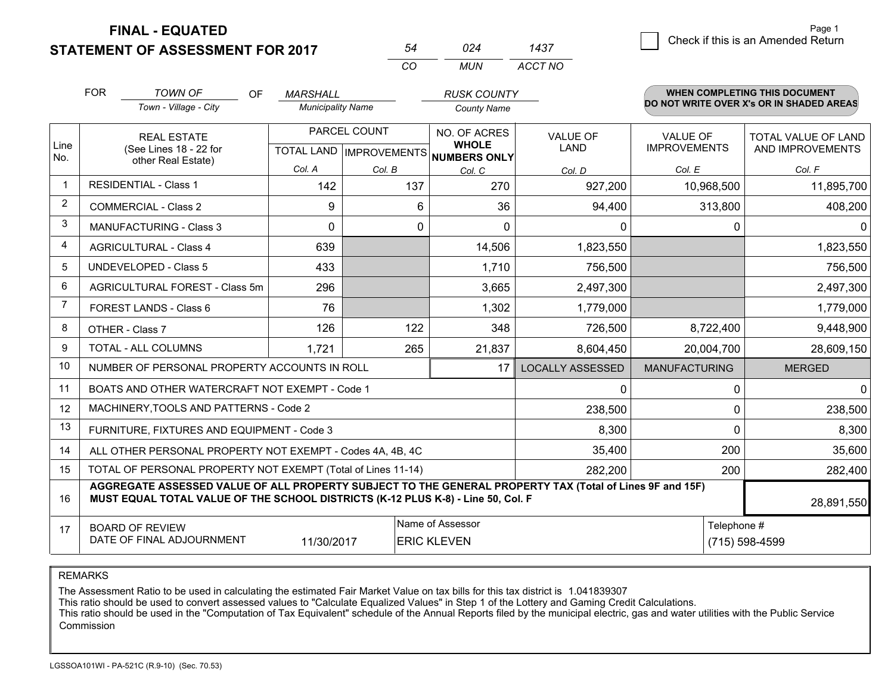**FINAL - EQUATED**
**STATEMENT OF ASSESSMENT FOR 2017**

| 54 | 024 | 1437 |
|---|---|---|
| CO | MUN | ACCT NO |

☐ Check if this is an Amended Return

FOR *TOWN OF* (Town - Village - City) OF *MARSHALL* (Municipality Name) *RUSK COUNTY* (County Name)

**WHEN COMPLETING THIS DOCUMENT DO NOT WRITE OVER X's OR IN SHADED AREAS**

| Line No. | REAL ESTATE (See Lines 18 - 22 for other Real Estate) | PARCEL COUNT TOTAL LAND Col. A | PARCEL COUNT IMPROVEMENTS Col. B | NO. OF ACRES WHOLE NUMBERS ONLY Col. C | VALUE OF LAND Col. D | VALUE OF IMPROVEMENTS Col. E | TOTAL VALUE OF LAND AND IMPROVEMENTS Col. F |
|---|---|---|---|---|---|---|---|
| 1 | RESIDENTIAL - Class 1 | 142 | 137 | 270 | 927,200 | 10,968,500 | 11,895,700 |
| 2 | COMMERCIAL - Class 2 | 9 | 6 | 36 | 94,400 | 313,800 | 408,200 |
| 3 | MANUFACTURING - Class 3 | 0 | 0 | 0 | 0 | 0 | 0 |
| 4 | AGRICULTURAL - Class 4 | 639 | | 14,506 | 1,823,550 | | 1,823,550 |
| 5 | UNDEVELOPED - Class 5 | 433 | | 1,710 | 756,500 | | 756,500 |
| 6 | AGRICULTURAL FOREST - Class 5m | 296 | | 3,665 | 2,497,300 | | 2,497,300 |
| 7 | FOREST LANDS - Class 6 | 76 | | 1,302 | 1,779,000 | | 1,779,000 |
| 8 | OTHER - Class 7 | 126 | 122 | 348 | 726,500 | 8,722,400 | 9,448,900 |
| 9 | TOTAL - ALL COLUMNS | 1,721 | 265 | 21,837 | 8,604,450 | 20,004,700 | 28,609,150 |
| 10 | NUMBER OF PERSONAL PROPERTY ACCOUNTS IN ROLL | | | 17 | LOCALLY ASSESSED | MANUFACTURING | MERGED |
| 11 | BOATS AND OTHER WATERCRAFT NOT EXEMPT - Code 1 | | | | 0 | 0 | 0 |
| 12 | MACHINERY,TOOLS AND PATTERNS - Code 2 | | | | 238,500 | 0 | 238,500 |
| 13 | FURNITURE, FIXTURES AND EQUIPMENT - Code 3 | | | | 8,300 | 0 | 8,300 |
| 14 | ALL OTHER PERSONAL PROPERTY NOT EXEMPT - Codes 4A, 4B, 4C | | | | 35,400 | 200 | 35,600 |
| 15 | TOTAL OF PERSONAL PROPERTY NOT EXEMPT (Total of Lines 11-14) | | | | 282,200 | 200 | 282,400 |
| 16 | **AGGREGATE ASSESSED VALUE OF ALL PROPERTY SUBJECT TO THE GENERAL PROPERTY TAX (Total of Lines 9F and 15F) MUST EQUAL TOTAL VALUE OF THE SCHOOL DISTRICTS (K-12 PLUS K-8) - Line 50, Col. F** | | | | | | 28,891,550 |
| 17 | BOARD OF REVIEW DATE OF FINAL ADJOURNMENT | 11/30/2017 | Name of Assessor: ERIC KLEVEN | | | Telephone #: (715) 598-4599 | |

REMARKS

The Assessment Ratio to be used in calculating the estimated Fair Market Value on tax bills for this tax district is 1.041839307
This ratio should be used to convert assessed values to "Calculate Equalized Values" in Step 1 of the Lottery and Gaming Credit Calculations.
This ratio should be used in the "Computation of Tax Equivalent" schedule of the Annual Reports filed by the municipal electric, gas and water utilities with the Public Service Commission

LGSSOA101WI - PA-521C (R.9-10) (Sec. 70.53)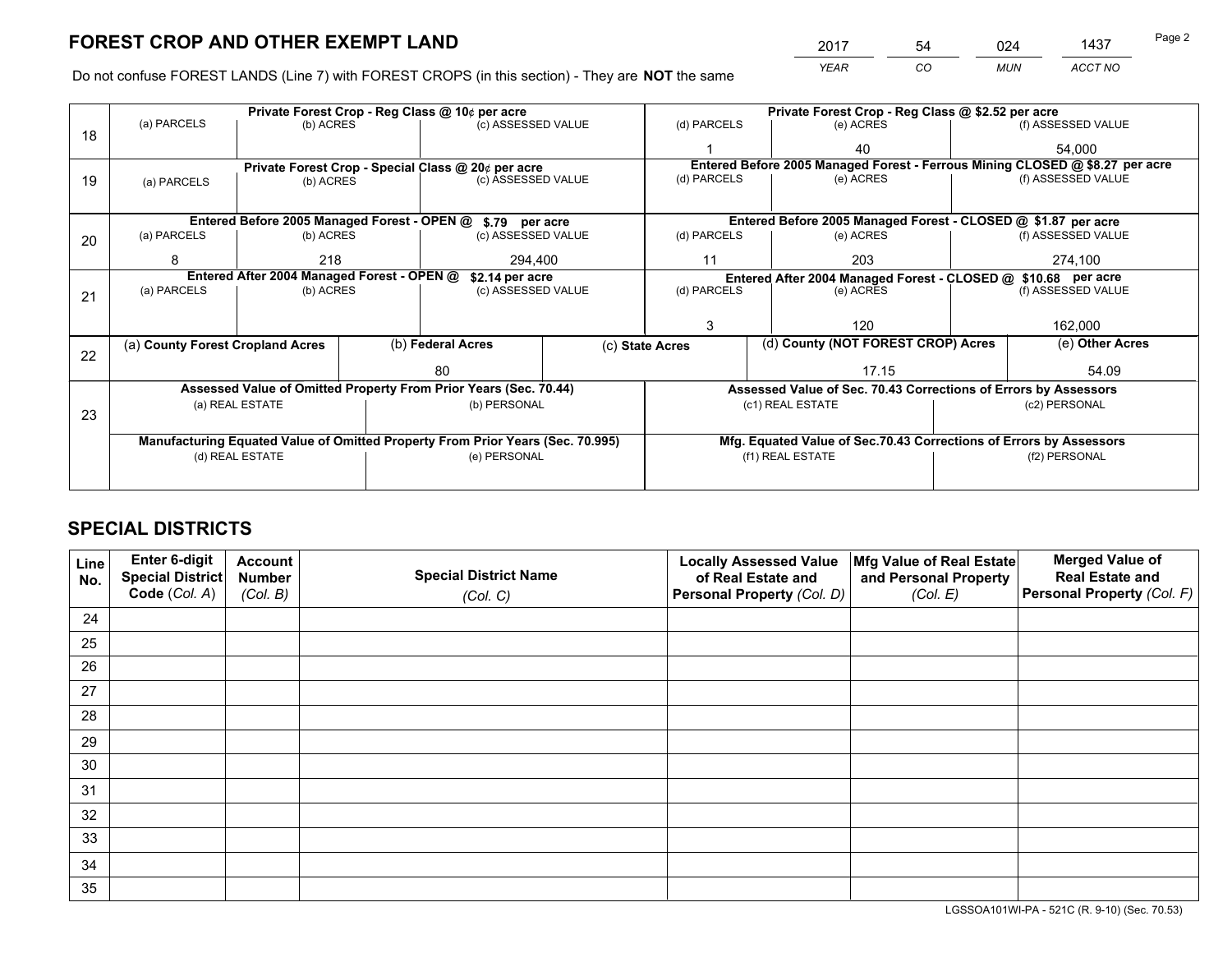# FOREST CROP AND OTHER EXEMPT LAND

| 2017 | 54 | 024 | 1437 |
|---|---|---|---|
| *YEAR* | *CO* | *MUN* | *ACCT NO* |

Do not confuse FOREST LANDS (Line 7) with FOREST CROPS (in this section) - They are **NOT** the same

| Line | Private Forest Crop - Reg Class @ 10¢ per acre | | | Private Forest Crop - Reg Class @ \$2.52 per acre | | |
|---|---|---|---|---|---|---|
| 18 | (a) PARCELS | (b) ACRES | (c) ASSESSED VALUE | (d) PARCELS | (e) ACRES | (f) ASSESSED VALUE |
| | | | | 1 | 40 | 54,000 |
| | **Private Forest Crop - Special Class @ 20¢ per acre** | | | **Entered Before 2005 Managed Forest - Ferrous Mining CLOSED @ \$8.27 per acre** | | |
| 19 | (a) PARCELS | (b) ACRES | (c) ASSESSED VALUE | (d) PARCELS | (e) ACRES | (f) ASSESSED VALUE |
| | | | | | | |
| | **Entered Before 2005 Managed Forest - OPEN @ \$.79 per acre** | | | **Entered Before 2005 Managed Forest - CLOSED @ \$1.87 per acre** | | |
| 20 | (a) PARCELS | (b) ACRES | (c) ASSESSED VALUE | (d) PARCELS | (e) ACRES | (f) ASSESSED VALUE |
| | 8 | 218 | 294,400 | 11 | 203 | 274,100 |
| | **Entered After 2004 Managed Forest - OPEN @ \$2.14 per acre** | | | **Entered After 2004 Managed Forest - CLOSED @ \$10.68 per acre** | | |
| 21 | (a) PARCELS | (b) ACRES | (c) ASSESSED VALUE | (d) PARCELS | (e) ACRES | (f) ASSESSED VALUE |
| | | | | 3 | 120 | 162,000 |

| Line | (a) County Forest Cropland Acres | (b) Federal Acres | (c) State Acres | (d) County (NOT FOREST CROP) Acres | (e) Other Acres |
|---|---|---|---|---|---|
| 22 | | 80 | | 17.15 | 54.09 |

| Line | Assessed Value of Omitted Property From Prior Years (Sec. 70.44) | | Assessed Value of Sec. 70.43 Corrections of Errors by Assessors | |
|---|---|---|---|---|
| 23 | (a) REAL ESTATE | (b) PERSONAL | (c1) REAL ESTATE | (c2) PERSONAL |
| | | | | |
| | **Manufacturing Equated Value of Omitted Property From Prior Years (Sec. 70.995)** | | **Mfg. Equated Value of Sec.70.43 Corrections of Errors by Assessors** | |
| | (d) REAL ESTATE | (e) PERSONAL | (f1) REAL ESTATE | (f2) PERSONAL |
| | | | | |

# SPECIAL DISTRICTS

| Line No. | Enter 6-digit Special District Code (*Col. A*) | Account Number (*Col. B*) | Special District Name (*Col. C*) | Locally Assessed Value of Real Estate and Personal Property (*Col. D*) | Mfg Value of Real Estate and Personal Property (*Col. E*) | Merged Value of Real Estate and Personal Property (*Col. F*) |
|---|---|---|---|---|---|---|
| 24 | | | | | | |
| 25 | | | | | | |
| 26 | | | | | | |
| 27 | | | | | | |
| 28 | | | | | | |
| 29 | | | | | | |
| 30 | | | | | | |
| 31 | | | | | | |
| 32 | | | | | | |
| 33 | | | | | | |
| 34 | | | | | | |
| 35 | | | | | | |

LGSSOA101WI-PA - 521C (R. 9-10) (Sec. 70.53)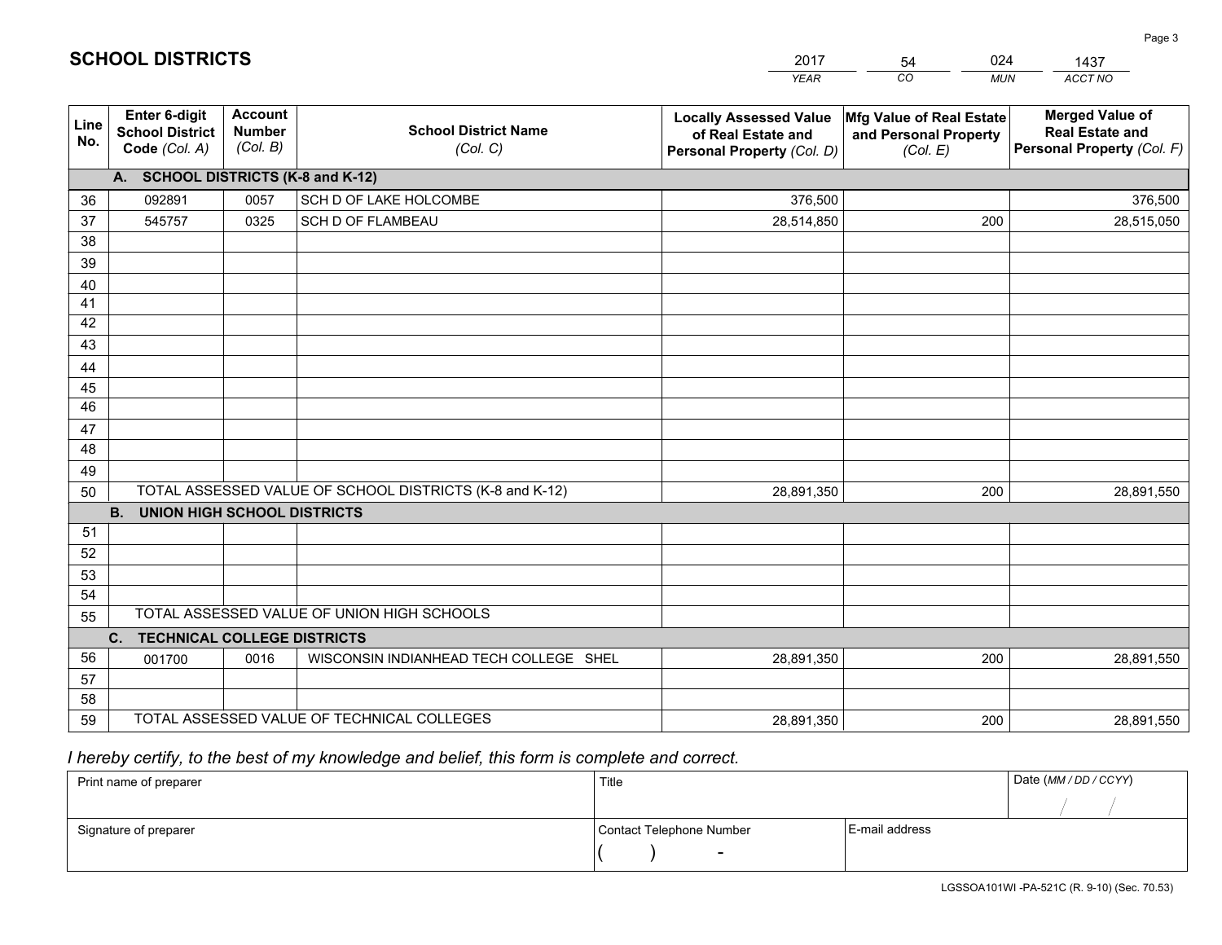# SCHOOL DISTRICTS

| 2017 | 54 | 024 | 1437 |
|---|---|---|---|
| *YEAR* | *CO* | *MUN* | *ACCT NO* |

| Line No. | Enter 6-digit School District Code *(Col. A)* | Account Number *(Col. B)* | School District Name *(Col. C)* | Locally Assessed Value of Real Estate and Personal Property *(Col. D)* | Mfg Value of Real Estate and Personal Property *(Col. E)* | Merged Value of Real Estate and Personal Property *(Col. F)* |
|---|---|---|---|---|---|---|
| **A. SCHOOL DISTRICTS (K-8 and K-12)** | | | | | | |
| 36 | 092891 | 0057 | SCH D OF LAKE HOLCOMBE | 376,500 | | 376,500 |
| 37 | 545757 | 0325 | SCH D OF FLAMBEAU | 28,514,850 | 200 | 28,515,050 |
| 38 | | | | | | |
| 39 | | | | | | |
| 40 | | | | | | |
| 41 | | | | | | |
| 42 | | | | | | |
| 43 | | | | | | |
| 44 | | | | | | |
| 45 | | | | | | |
| 46 | | | | | | |
| 47 | | | | | | |
| 48 | | | | | | |
| 49 | | | | | | |
| 50 | TOTAL ASSESSED VALUE OF SCHOOL DISTRICTS (K-8 and K-12) | | | 28,891,350 | 200 | 28,891,550 |
| **B. UNION HIGH SCHOOL DISTRICTS** | | | | | | |
| 51 | | | | | | |
| 52 | | | | | | |
| 53 | | | | | | |
| 54 | | | | | | |
| 55 | TOTAL ASSESSED VALUE OF UNION HIGH SCHOOLS | | | | | |
| **C. TECHNICAL COLLEGE DISTRICTS** | | | | | | |
| 56 | 001700 | 0016 | WISCONSIN INDIANHEAD TECH COLLEGE SHEL | 28,891,350 | 200 | 28,891,550 |
| 57 | | | | | | |
| 58 | | | | | | |
| 59 | TOTAL ASSESSED VALUE OF TECHNICAL COLLEGES | | | 28,891,350 | 200 | 28,891,550 |

*I hereby certify, to the best of my knowledge and belief, this form is complete and correct.*

| Print name of preparer | Title | | Date *(MM / DD / CCYY)* |
|---|---|---|---|
| | | | / / |
| Signature of preparer | Contact Telephone Number | E-mail address | |
| | ( ) - | | |

LGSSOA101WI -PA-521C (R. 9-10) (Sec. 70.53)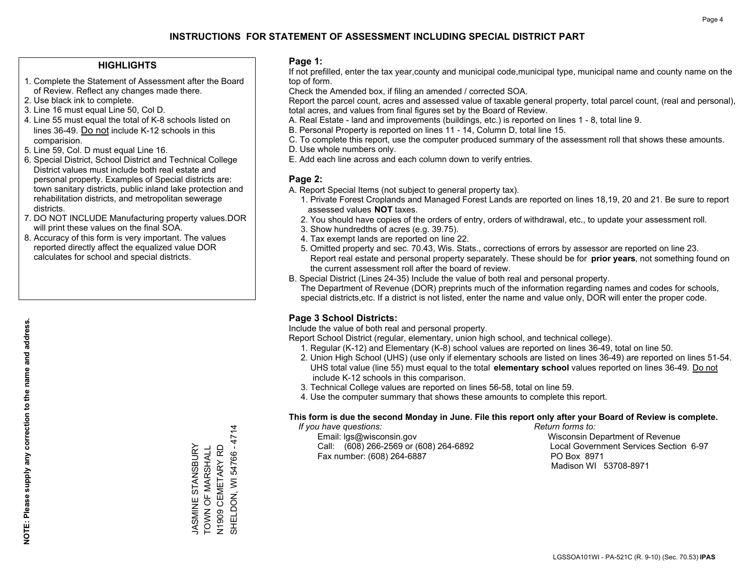# INSTRUCTIONS FOR STATEMENT OF ASSESSMENT INCLUDING SPECIAL DISTRICT PART

## HIGHLIGHTS

1. Complete the Statement of Assessment after the Board of Review. Reflect any changes made there.
2. Use black ink to complete.
3. Line 16 must equal Line 50, Col D.
4. Line 55 must equal the total of K-8 schools listed on lines 36-49. Do not include K-12 schools in this comparision.
5. Line 59, Col. D must equal Line 16.
6. Special District, School District and Technical College District values must include both real estate and personal property. Examples of Special districts are: town sanitary districts, public inland lake protection and rehabilitation districts, and metropolitan sewerage districts.
7. DO NOT INCLUDE Manufacturing property values.DOR will print these values on the final SOA.
8. Accuracy of this form is very important. The values reported directly affect the equalized value DOR calculates for school and special districts.

**NOTE: Please supply any correction to the name and address.**

JASMINE STANSBURY
TOWN OF MARSHALL
N1909 CEMETARY RD
SHELDON, WI 54766 - 4714

## Page 1:

If not prefilled, enter the tax year,county and municipal code,municipal type, municipal name and county name on the top of form.

Check the Amended box, if filing an amended / corrected SOA.

Report the parcel count, acres and assessed value of taxable general property, total parcel count, (real and personal), total acres, and values from final figures set by the Board of Review.

A. Real Estate - land and improvements (buildings, etc.) is reported on lines 1 - 8, total line 9.
B. Personal Property is reported on lines 11 - 14, Column D, total line 15.
C. To complete this report, use the computer produced summary of the assessment roll that shows these amounts.
D. Use whole numbers only.
E. Add each line across and each column down to verify entries.

## Page 2:

A. Report Special Items (not subject to general property tax).
   1. Private Forest Croplands and Managed Forest Lands are reported on lines 18,19, 20 and 21. Be sure to report assessed values **NOT** taxes.
   2. You should have copies of the orders of entry, orders of withdrawal, etc., to update your assessment roll.
   3. Show hundredths of acres (e.g. 39.75).
   4. Tax exempt lands are reported on line 22.
   5. Omitted property and sec. 70.43, Wis. Stats., corrections of errors by assessor are reported on line 23. Report real estate and personal property separately. These should be for **prior years**, not something found on the current assessment roll after the board of review.

B. Special District (Lines 24-35) Include the value of both real and personal property.
   The Department of Revenue (DOR) preprints much of the information regarding names and codes for schools, special districts,etc. If a district is not listed, enter the name and value only, DOR will enter the proper code.

## Page 3 School Districts:

Include the value of both real and personal property.

Report School District (regular, elementary, union high school, and technical college).

1. Regular (K-12) and Elementary (K-8) school values are reported on lines 36-49, total on line 50.
2. Union High School (UHS) (use only if elementary schools are listed on lines 36-49) are reported on lines 51-54. UHS total value (line 55) must equal to the total **elementary school** values reported on lines 36-49. Do not include K-12 schools in this comparison.
3. Technical College values are reported on lines 56-58, total on line 59.
4. Use the computer summary that shows these amounts to complete this report.

**This form is due the second Monday in June. File this report only after your Board of Review is complete.**

*If you have questions:*
Email: lgs@wisconsin.gov
Call: (608) 266-2569 or (608) 264-6892
Fax number: (608) 264-6887

*Return forms to:*
Wisconsin Department of Revenue
Local Government Services Section 6-97
PO Box 8971
Madison WI 53708-8971

LGSSOA101WI - PA-521C (R. 9-10) (Sec. 70.53) **IPAS**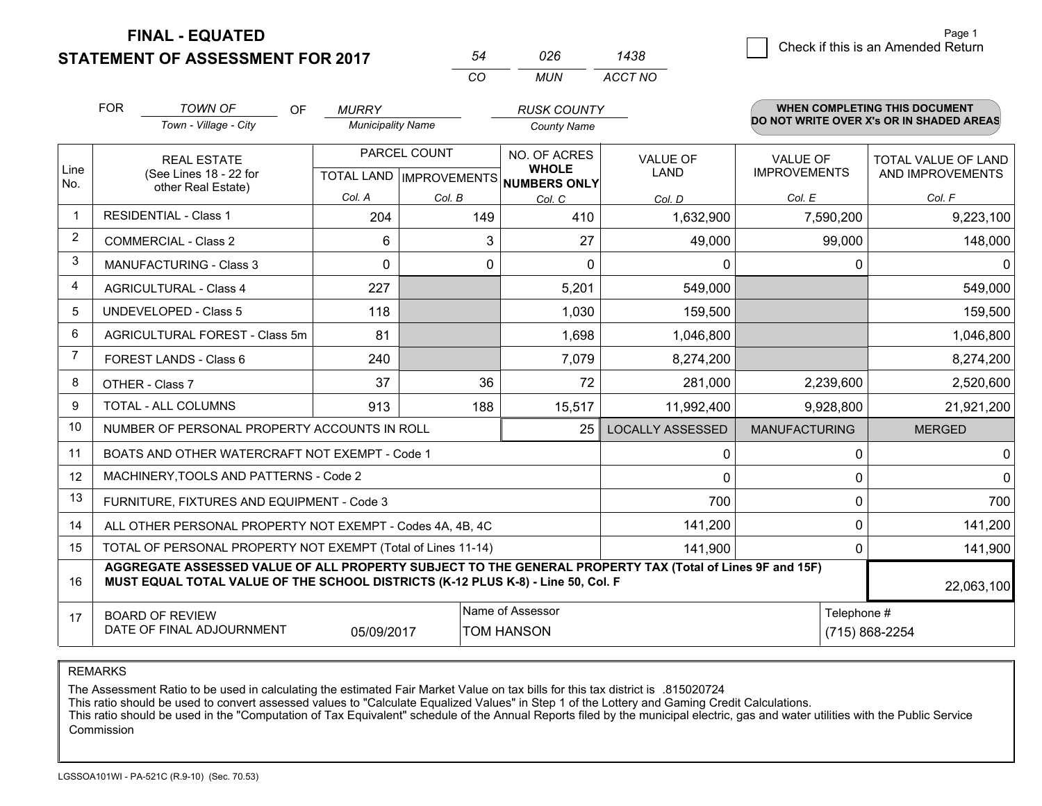**FINAL - EQUATED**
**STATEMENT OF ASSESSMENT FOR 2017**

| 54 | 026 | 1438 |
|---|---|---|
| CO | MUN | ACCT NO |

Page 1

☐ Check if this is an Amended Return

FOR *TOWN OF* (Town - Village - City) OF *MURRY* (Municipality Name) *RUSK COUNTY* (County Name)

**WHEN COMPLETING THIS DOCUMENT DO NOT WRITE OVER X's OR IN SHADED AREAS**

| Line No. | REAL ESTATE (See Lines 18 - 22 for other Real Estate) | PARCEL COUNT TOTAL LAND Col. A | PARCEL COUNT IMPROVEMENTS Col. B | NO. OF ACRES WHOLE NUMBERS ONLY Col. C | VALUE OF LAND Col. D | VALUE OF IMPROVEMENTS Col. E | TOTAL VALUE OF LAND AND IMPROVEMENTS Col. F |
|---|---|---|---|---|---|---|---|
| 1 | RESIDENTIAL - Class 1 | 204 | 149 | 410 | 1,632,900 | 7,590,200 | 9,223,100 |
| 2 | COMMERCIAL - Class 2 | 6 | 3 | 27 | 49,000 | 99,000 | 148,000 |
| 3 | MANUFACTURING - Class 3 | 0 | 0 | 0 | 0 | 0 | 0 |
| 4 | AGRICULTURAL - Class 4 | 227 | | 5,201 | 549,000 | | 549,000 |
| 5 | UNDEVELOPED - Class 5 | 118 | | 1,030 | 159,500 | | 159,500 |
| 6 | AGRICULTURAL FOREST - Class 5m | 81 | | 1,698 | 1,046,800 | | 1,046,800 |
| 7 | FOREST LANDS - Class 6 | 240 | | 7,079 | 8,274,200 | | 8,274,200 |
| 8 | OTHER - Class 7 | 37 | 36 | 72 | 281,000 | 2,239,600 | 2,520,600 |
| 9 | TOTAL - ALL COLUMNS | 913 | 188 | 15,517 | 11,992,400 | 9,928,800 | 21,921,200 |
| 10 | NUMBER OF PERSONAL PROPERTY ACCOUNTS IN ROLL | | | 25 | LOCALLY ASSESSED | MANUFACTURING | MERGED |
| 11 | BOATS AND OTHER WATERCRAFT NOT EXEMPT - Code 1 | | | | 0 | 0 | 0 |
| 12 | MACHINERY,TOOLS AND PATTERNS - Code 2 | | | | 0 | 0 | 0 |
| 13 | FURNITURE, FIXTURES AND EQUIPMENT - Code 3 | | | | 700 | 0 | 700 |
| 14 | ALL OTHER PERSONAL PROPERTY NOT EXEMPT - Codes 4A, 4B, 4C | | | | 141,200 | 0 | 141,200 |
| 15 | TOTAL OF PERSONAL PROPERTY NOT EXEMPT (Total of Lines 11-14) | | | | 141,900 | 0 | 141,900 |
| 16 | **AGGREGATE ASSESSED VALUE OF ALL PROPERTY SUBJECT TO THE GENERAL PROPERTY TAX (Total of Lines 9F and 15F) MUST EQUAL TOTAL VALUE OF THE SCHOOL DISTRICTS (K-12 PLUS K-8) - Line 50, Col. F** | | | | | | 22,063,100 |
| 17 | BOARD OF REVIEW DATE OF FINAL ADJOURNMENT | 05/09/2017 | | Name of Assessor: TOM HANSON | | Telephone #: (715) 868-2254 | |

REMARKS

The Assessment Ratio to be used in calculating the estimated Fair Market Value on tax bills for this tax district is .815020724
This ratio should be used to convert assessed values to "Calculate Equalized Values" in Step 1 of the Lottery and Gaming Credit Calculations.
This ratio should be used in the "Computation of Tax Equivalent" schedule of the Annual Reports filed by the municipal electric, gas and water utilities with the Public Service Commission

LGSSOA101WI - PA-521C (R.9-10) (Sec. 70.53)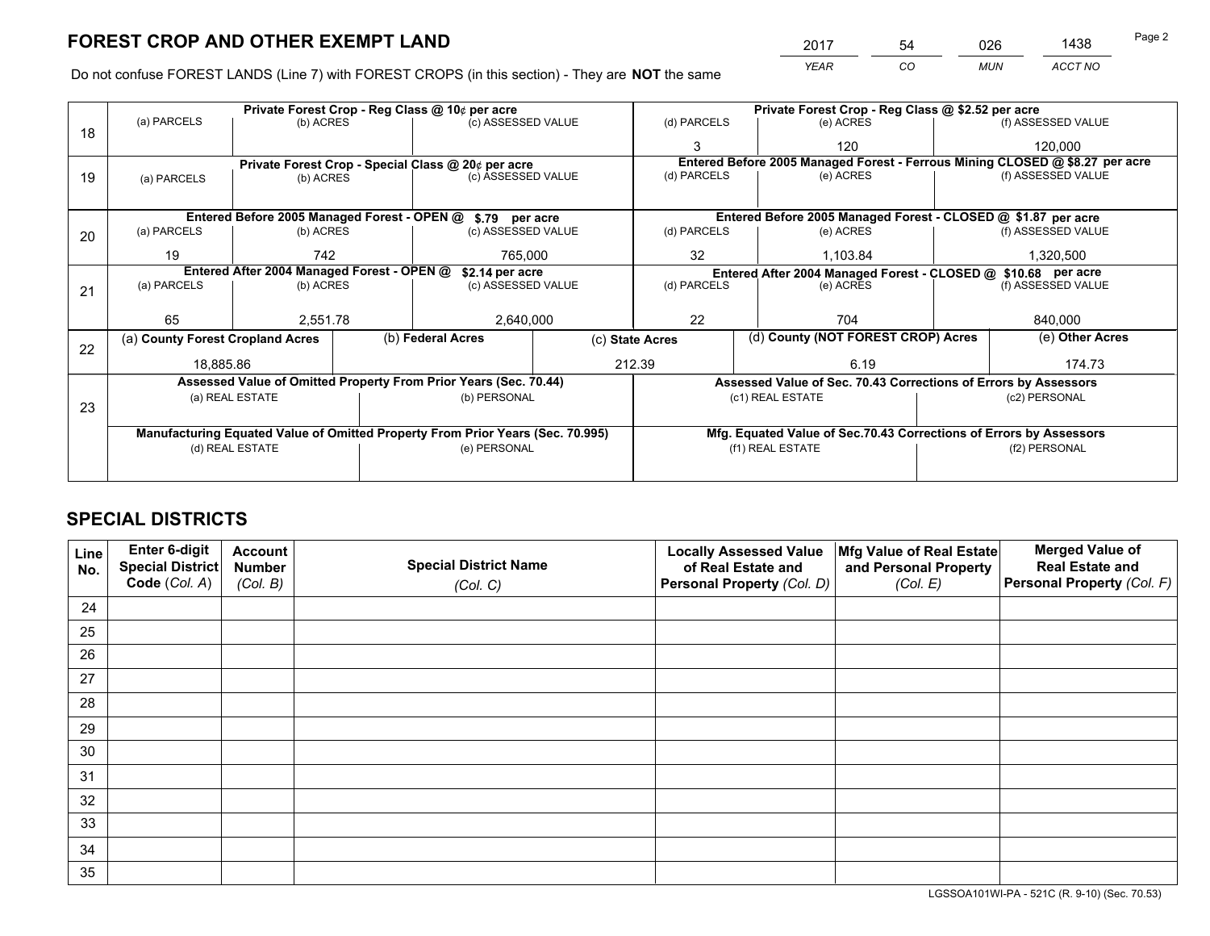# FOREST CROP AND OTHER EXEMPT LAND

| 2017 | 54 | 026 | 1438 |
|---|---|---|---|
| *YEAR* | *CO* | *MUN* | *ACCT NO* |

Do not confuse FOREST LANDS (Line 7) with FOREST CROPS (in this section) - They are **NOT** the same

| Line | Private Forest Crop - Reg Class @ 10¢ per acre | | | Private Forest Crop - Reg Class @ $2.52 per acre | | |
|---|---|---|---|---|---|---|
| 18 | (a) PARCELS | (b) ACRES | (c) ASSESSED VALUE | (d) PARCELS | (e) ACRES | (f) ASSESSED VALUE |
| | | | | 3 | 120 | 120,000 |
| | **Private Forest Crop - Special Class @ 20¢ per acre** | | | **Entered Before 2005 Managed Forest - Ferrous Mining CLOSED @ $8.27 per acre** | | |
| 19 | (a) PARCELS | (b) ACRES | (c) ASSESSED VALUE | (d) PARCELS | (e) ACRES | (f) ASSESSED VALUE |
| | | | | | | |
| | **Entered Before 2005 Managed Forest - OPEN @ $.79 per acre** | | | **Entered Before 2005 Managed Forest - CLOSED @ $1.87 per acre** | | |
| 20 | (a) PARCELS | (b) ACRES | (c) ASSESSED VALUE | (d) PARCELS | (e) ACRES | (f) ASSESSED VALUE |
| | 19 | 742 | 765,000 | 32 | 1,103.84 | 1,320,500 |
| | **Entered After 2004 Managed Forest - OPEN @ $2.14 per acre** | | | **Entered After 2004 Managed Forest - CLOSED @ $10.68 per acre** | | |
| 21 | (a) PARCELS | (b) ACRES | (c) ASSESSED VALUE | (d) PARCELS | (e) ACRES | (f) ASSESSED VALUE |
| | 65 | 2,551.78 | 2,640,000 | 22 | 704 | 840,000 |

| Line | (a) County Forest Cropland Acres | (b) Federal Acres | (c) State Acres | (d) County (NOT FOREST CROP) Acres | (e) Other Acres |
|---|---|---|---|---|---|
| 22 | 18,885.86 | | 212.39 | 6.19 | 174.73 |

| Line | Assessed Value of Omitted Property From Prior Years (Sec. 70.44) | | Assessed Value of Sec. 70.43 Corrections of Errors by Assessors | |
|---|---|---|---|---|
| 23 | (a) REAL ESTATE | (b) PERSONAL | (c1) REAL ESTATE | (c2) PERSONAL |
| | | | | |
| | **Manufacturing Equated Value of Omitted Property From Prior Years (Sec. 70.995)** | | **Mfg. Equated Value of Sec.70.43 Corrections of Errors by Assessors** | |
| | (d) REAL ESTATE | (e) PERSONAL | (f1) REAL ESTATE | (f2) PERSONAL |
| | | | | |

# SPECIAL DISTRICTS

| Line No. | Enter 6-digit Special District Code (*Col. A*) | Account Number (*Col. B*) | Special District Name (*Col. C*) | Locally Assessed Value of Real Estate and Personal Property (*Col. D*) | Mfg Value of Real Estate and Personal Property (*Col. E*) | Merged Value of Real Estate and Personal Property (*Col. F*) |
|---|---|---|---|---|---|---|
| 24 | | | | | | |
| 25 | | | | | | |
| 26 | | | | | | |
| 27 | | | | | | |
| 28 | | | | | | |
| 29 | | | | | | |
| 30 | | | | | | |
| 31 | | | | | | |
| 32 | | | | | | |
| 33 | | | | | | |
| 34 | | | | | | |
| 35 | | | | | | |

LGSSOA101WI-PA - 521C (R. 9-10) (Sec. 70.53)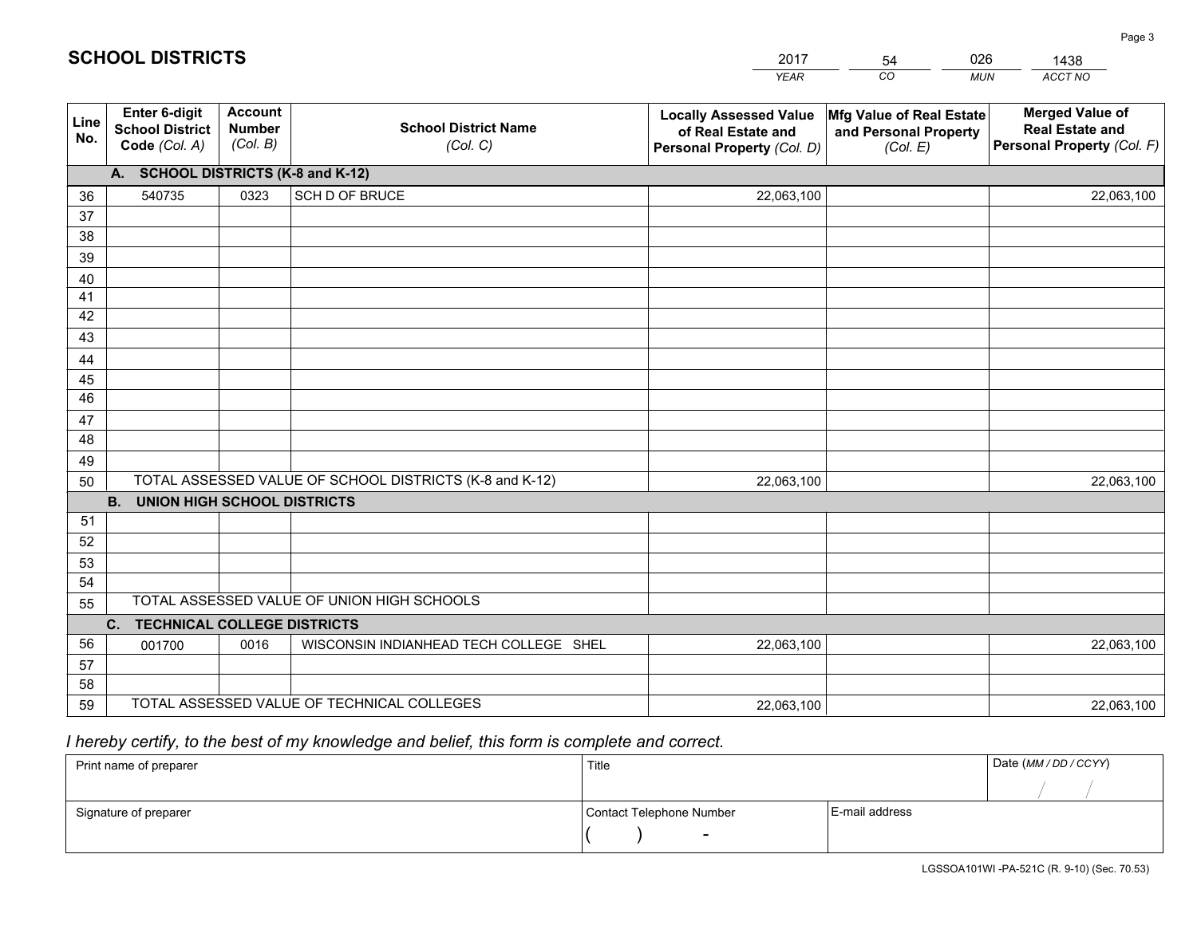# SCHOOL DISTRICTS

| 2017 | 54 | 026 | 1438 |
|---|---|---|---|
| *YEAR* | *CO* | *MUN* | *ACCT NO* |

| Line No. | Enter 6-digit School District Code *(Col. A)* | Account Number *(Col. B)* | School District Name *(Col. C)* | Locally Assessed Value of Real Estate and Personal Property *(Col. D)* | Mfg Value of Real Estate and Personal Property *(Col. E)* | Merged Value of Real Estate and Personal Property *(Col. F)* |
|---|---|---|---|---|---|---|
| | **A. SCHOOL DISTRICTS (K-8 and K-12)** | | | | | |
| 36 | 540735 | 0323 | SCH D OF BRUCE | 22,063,100 | | 22,063,100 |
| 37 | | | | | | |
| 38 | | | | | | |
| 39 | | | | | | |
| 40 | | | | | | |
| 41 | | | | | | |
| 42 | | | | | | |
| 43 | | | | | | |
| 44 | | | | | | |
| 45 | | | | | | |
| 46 | | | | | | |
| 47 | | | | | | |
| 48 | | | | | | |
| 49 | | | | | | |
| 50 | TOTAL ASSESSED VALUE OF SCHOOL DISTRICTS (K-8 and K-12) | | | 22,063,100 | | 22,063,100 |
| | **B. UNION HIGH SCHOOL DISTRICTS** | | | | | |
| 51 | | | | | | |
| 52 | | | | | | |
| 53 | | | | | | |
| 54 | | | | | | |
| 55 | TOTAL ASSESSED VALUE OF UNION HIGH SCHOOLS | | | | | |
| | **C. TECHNICAL COLLEGE DISTRICTS** | | | | | |
| 56 | 001700 | 0016 | WISCONSIN INDIANHEAD TECH COLLEGE SHEL | 22,063,100 | | 22,063,100 |
| 57 | | | | | | |
| 58 | | | | | | |
| 59 | TOTAL ASSESSED VALUE OF TECHNICAL COLLEGES | | | 22,063,100 | | 22,063,100 |

*I hereby certify, to the best of my knowledge and belief, this form is complete and correct.*

| Print name of preparer | Title | | Date *(MM / DD / CCYY)* |
|---|---|---|---|
| | | | / / |
| Signature of preparer | Contact Telephone Number | E-mail address | |
| | ( ) - | | |

LGSSOA101WI -PA-521C (R. 9-10) (Sec. 70.53)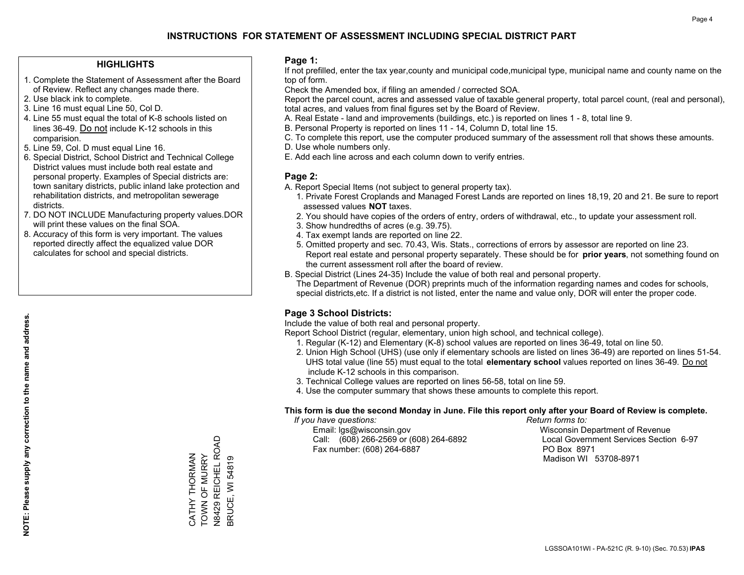# INSTRUCTIONS FOR STATEMENT OF ASSESSMENT INCLUDING SPECIAL DISTRICT PART

## HIGHLIGHTS

1. Complete the Statement of Assessment after the Board of Review. Reflect any changes made there.
2. Use black ink to complete.
3. Line 16 must equal Line 50, Col D.
4. Line 55 must equal the total of K-8 schools listed on lines 36-49. Do not include K-12 schools in this comparision.
5. Line 59, Col. D must equal Line 16.
6. Special District, School District and Technical College District values must include both real estate and personal property. Examples of Special districts are: town sanitary districts, public inland lake protection and rehabilitation districts, and metropolitan sewerage districts.
7. DO NOT INCLUDE Manufacturing property values.DOR will print these values on the final SOA.
8. Accuracy of this form is very important. The values reported directly affect the equalized value DOR calculates for school and special districts.

**NOTE: Please supply any correction to the name and address.**

CATHY THORMAN
TOWN OF MURRY
N8429 REICHEL ROAD
BRUCE, WI 54819

## Page 1:

If not prefilled, enter the tax year,county and municipal code,municipal type, municipal name and county name on the top of form.

Check the Amended box, if filing an amended / corrected SOA.

Report the parcel count, acres and assessed value of taxable general property, total parcel count, (real and personal), total acres, and values from final figures set by the Board of Review.

A. Real Estate - land and improvements (buildings, etc.) is reported on lines 1 - 8, total line 9.
B. Personal Property is reported on lines 11 - 14, Column D, total line 15.
C. To complete this report, use the computer produced summary of the assessment roll that shows these amounts.
D. Use whole numbers only.
E. Add each line across and each column down to verify entries.

## Page 2:

A. Report Special Items (not subject to general property tax).
   1. Private Forest Croplands and Managed Forest Lands are reported on lines 18,19, 20 and 21. Be sure to report assessed values **NOT** taxes.
   2. You should have copies of the orders of entry, orders of withdrawal, etc., to update your assessment roll.
   3. Show hundredths of acres (e.g. 39.75).
   4. Tax exempt lands are reported on line 22.
   5. Omitted property and sec. 70.43, Wis. Stats., corrections of errors by assessor are reported on line 23. Report real estate and personal property separately. These should be for **prior years**, not something found on the current assessment roll after the board of review.
B. Special District (Lines 24-35) Include the value of both real and personal property.
   The Department of Revenue (DOR) preprints much of the information regarding names and codes for schools, special districts,etc. If a district is not listed, enter the name and value only, DOR will enter the proper code.

## Page 3 School Districts:

Include the value of both real and personal property.

Report School District (regular, elementary, union high school, and technical college).

1. Regular (K-12) and Elementary (K-8) school values are reported on lines 36-49, total on line 50.
2. Union High School (UHS) (use only if elementary schools are listed on lines 36-49) are reported on lines 51-54. UHS total value (line 55) must equal to the total **elementary school** values reported on lines 36-49. Do not include K-12 schools in this comparison.
3. Technical College values are reported on lines 56-58, total on line 59.
4. Use the computer summary that shows these amounts to complete this report.

**This form is due the second Monday in June. File this report only after your Board of Review is complete.**

*If you have questions:*
Email: lgs@wisconsin.gov
Call: (608) 266-2569 or (608) 264-6892
Fax number: (608) 264-6887

*Return forms to:*
Wisconsin Department of Revenue
Local Government Services Section 6-97
PO Box 8971
Madison WI 53708-8971

LGSSOA101WI - PA-521C (R. 9-10) (Sec. 70.53) **IPAS**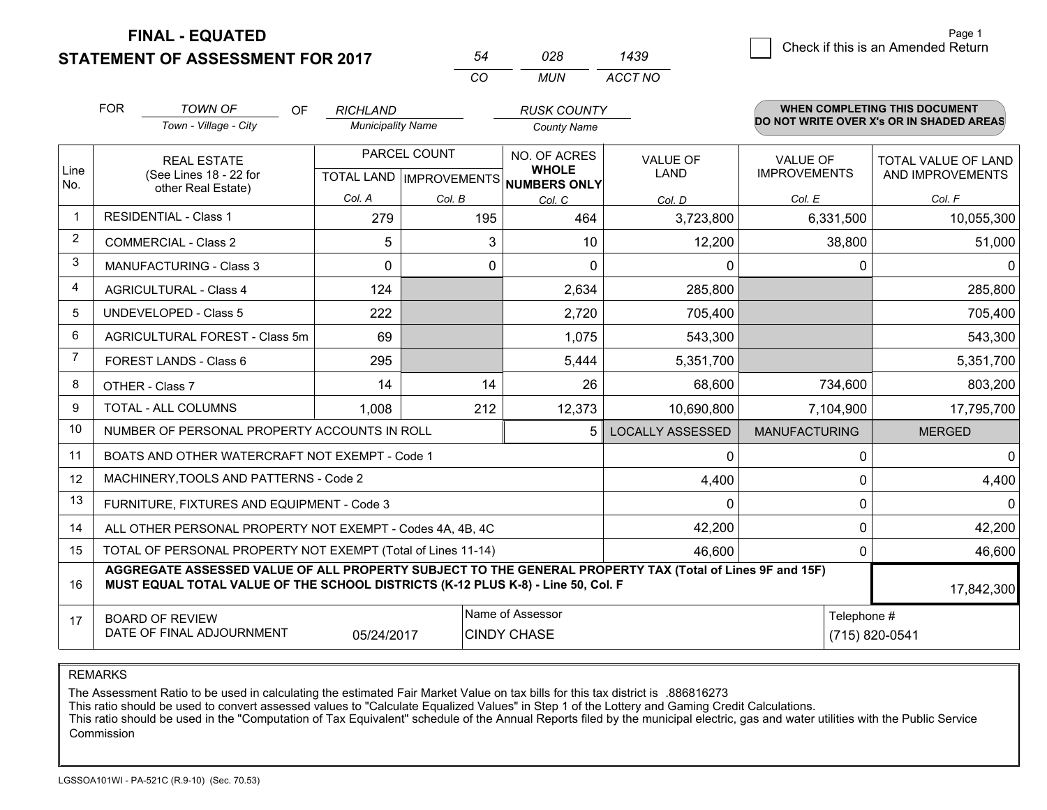**FINAL - EQUATED**

**STATEMENT OF ASSESSMENT FOR 2017**

| 54 | 028 | 1439 |
|---|---|---|
| CO | MUN | ACCT NO |

Page 1

☐ Check if this is an Amended Return

FOR *TOWN OF* (Town - Village - City) OF *RICHLAND* (Municipality Name) *RUSK COUNTY* (County Name)

**WHEN COMPLETING THIS DOCUMENT DO NOT WRITE OVER X's OR IN SHADED AREAS**

| Line No. | REAL ESTATE (See Lines 18 - 22 for other Real Estate) | PARCEL COUNT | | NO. OF ACRES WHOLE NUMBERS ONLY | VALUE OF LAND | VALUE OF IMPROVEMENTS | TOTAL VALUE OF LAND AND IMPROVEMENTS |
|---|---|---|---|---|---|---|---|
| | | TOTAL LAND | IMPROVEMENTS | | | | |
| | | Col. A | Col. B | Col. C | Col. D | Col. E | Col. F |
| 1 | RESIDENTIAL - Class 1 | 279 | 195 | 464 | 3,723,800 | 6,331,500 | 10,055,300 |
| 2 | COMMERCIAL - Class 2 | 5 | 3 | 10 | 12,200 | 38,800 | 51,000 |
| 3 | MANUFACTURING - Class 3 | 0 | 0 | 0 | 0 | 0 | 0 |
| 4 | AGRICULTURAL - Class 4 | 124 | | 2,634 | 285,800 | | 285,800 |
| 5 | UNDEVELOPED - Class 5 | 222 | | 2,720 | 705,400 | | 705,400 |
| 6 | AGRICULTURAL FOREST - Class 5m | 69 | | 1,075 | 543,300 | | 543,300 |
| 7 | FOREST LANDS - Class 6 | 295 | | 5,444 | 5,351,700 | | 5,351,700 |
| 8 | OTHER - Class 7 | 14 | 14 | 26 | 68,600 | 734,600 | 803,200 |
| 9 | TOTAL - ALL COLUMNS | 1,008 | 212 | 12,373 | 10,690,800 | 7,104,900 | 17,795,700 |
| 10 | NUMBER OF PERSONAL PROPERTY ACCOUNTS IN ROLL | | | 5 | LOCALLY ASSESSED | MANUFACTURING | MERGED |
| 11 | BOATS AND OTHER WATERCRAFT NOT EXEMPT - Code 1 | | | | 0 | 0 | 0 |
| 12 | MACHINERY,TOOLS AND PATTERNS - Code 2 | | | | 4,400 | 0 | 4,400 |
| 13 | FURNITURE, FIXTURES AND EQUIPMENT - Code 3 | | | | 0 | 0 | 0 |
| 14 | ALL OTHER PERSONAL PROPERTY NOT EXEMPT - Codes 4A, 4B, 4C | | | | 42,200 | 0 | 42,200 |
| 15 | TOTAL OF PERSONAL PROPERTY NOT EXEMPT (Total of Lines 11-14) | | | | 46,600 | 0 | 46,600 |
| 16 | **AGGREGATE ASSESSED VALUE OF ALL PROPERTY SUBJECT TO THE GENERAL PROPERTY TAX (Total of Lines 9F and 15F) MUST EQUAL TOTAL VALUE OF THE SCHOOL DISTRICTS (K-12 PLUS K-8) - Line 50, Col. F** | | | | | | 17,842,300 |
| 17 | BOARD OF REVIEW DATE OF FINAL ADJOURNMENT | 05/24/2017 | Name of Assessor: CINDY CHASE | | | Telephone #: (715) 820-0541 | |

REMARKS

The Assessment Ratio to be used in calculating the estimated Fair Market Value on tax bills for this tax district is .886816273
This ratio should be used to convert assessed values to "Calculate Equalized Values" in Step 1 of the Lottery and Gaming Credit Calculations.
This ratio should be used in the "Computation of Tax Equivalent" schedule of the Annual Reports filed by the municipal electric, gas and water utilities with the Public Service Commission

LGSSOA101WI - PA-521C (R.9-10) (Sec. 70.53)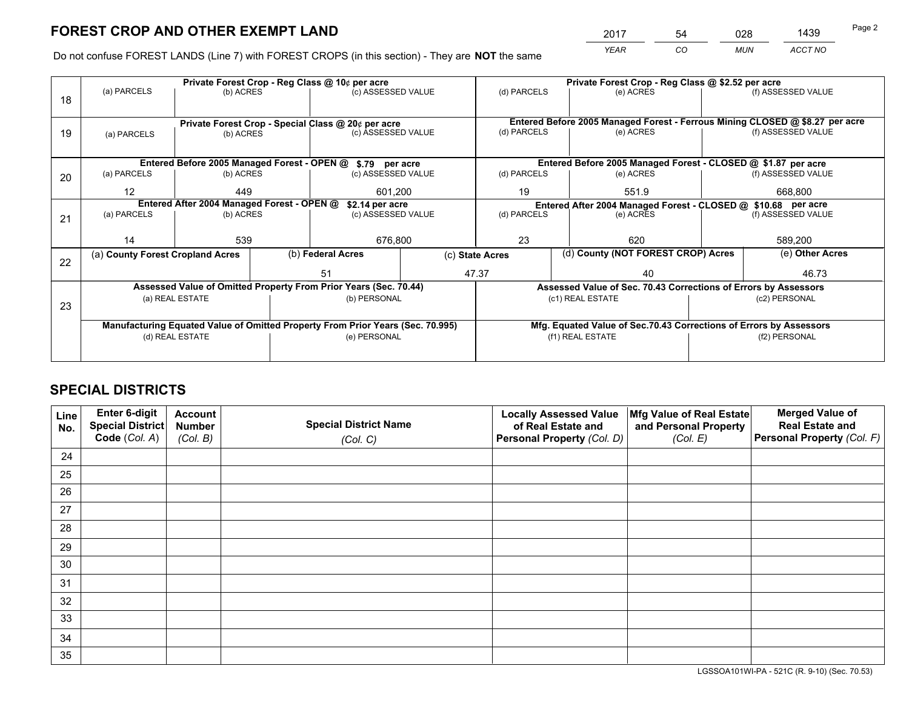# FOREST CROP AND OTHER EXEMPT LAND

| YEAR | CO | MUN | ACCT NO |
|---|---|---|---|
| 2017 | 54 | 028 | 1439 |

Do not confuse FOREST LANDS (Line 7) with FOREST CROPS (in this section) - They are **NOT** the same

| Line | | | | | | |
|---|---|---|---|---|---|---|
| 18 | Private Forest Crop - Reg Class @ 10¢ per acre | | | Private Forest Crop - Reg Class @ $2.52 per acre | | |
| | (a) PARCELS | (b) ACRES | (c) ASSESSED VALUE | (d) PARCELS | (e) ACRES | (f) ASSESSED VALUE |
| | | | | | | |
| 19 | Private Forest Crop - Special Class @ 20¢ per acre | | | Entered Before 2005 Managed Forest - Ferrous Mining CLOSED @ $8.27 per acre | | |
| | (a) PARCELS | (b) ACRES | (c) ASSESSED VALUE | (d) PARCELS | (e) ACRES | (f) ASSESSED VALUE |
| | | | | | | |
| 20 | Entered Before 2005 Managed Forest - OPEN @ $.79 per acre | | | Entered Before 2005 Managed Forest - CLOSED @ $1.87 per acre | | |
| | (a) PARCELS | (b) ACRES | (c) ASSESSED VALUE | (d) PARCELS | (e) ACRES | (f) ASSESSED VALUE |
| | 12 | 449 | 601,200 | 19 | 551.9 | 668,800 |
| 21 | Entered After 2004 Managed Forest - OPEN @ $2.14 per acre | | | Entered After 2004 Managed Forest - CLOSED @ $10.68 per acre | | |
| | (a) PARCELS | (b) ACRES | (c) ASSESSED VALUE | (d) PARCELS | (e) ACRES | (f) ASSESSED VALUE |
| | 14 | 539 | 676,800 | 23 | 620 | 589,200 |

| Line | (a) County Forest Cropland Acres | (b) Federal Acres | (c) State Acres | (d) County (NOT FOREST CROP) Acres | (e) Other Acres |
|---|---|---|---|---|---|
| 22 | | 51 | 47.37 | 40 | 46.73 |

| Line | Assessed Value of Omitted Property From Prior Years (Sec. 70.44) | | Assessed Value of Sec. 70.43 Corrections of Errors by Assessors | |
|---|---|---|---|---|
| 23 | (a) REAL ESTATE | (b) PERSONAL | (c1) REAL ESTATE | (c2) PERSONAL |
| | | | | |
| | Manufacturing Equated Value of Omitted Property From Prior Years (Sec. 70.995) | | Mfg. Equated Value of Sec.70.43 Corrections of Errors by Assessors | |
| | (d) REAL ESTATE | (e) PERSONAL | (f1) REAL ESTATE | (f2) PERSONAL |
| | | | | |

# SPECIAL DISTRICTS

| Line No. | Enter 6-digit Special District Code (Col. A) | Account Number (Col. B) | Special District Name (Col. C) | Locally Assessed Value of Real Estate and Personal Property (Col. D) | Mfg Value of Real Estate and Personal Property (Col. E) | Merged Value of Real Estate and Personal Property (Col. F) |
|---|---|---|---|---|---|---|
| 24 | | | | | | |
| 25 | | | | | | |
| 26 | | | | | | |
| 27 | | | | | | |
| 28 | | | | | | |
| 29 | | | | | | |
| 30 | | | | | | |
| 31 | | | | | | |
| 32 | | | | | | |
| 33 | | | | | | |
| 34 | | | | | | |
| 35 | | | | | | |

LGSSOA101WI-PA - 521C (R. 9-10) (Sec. 70.53)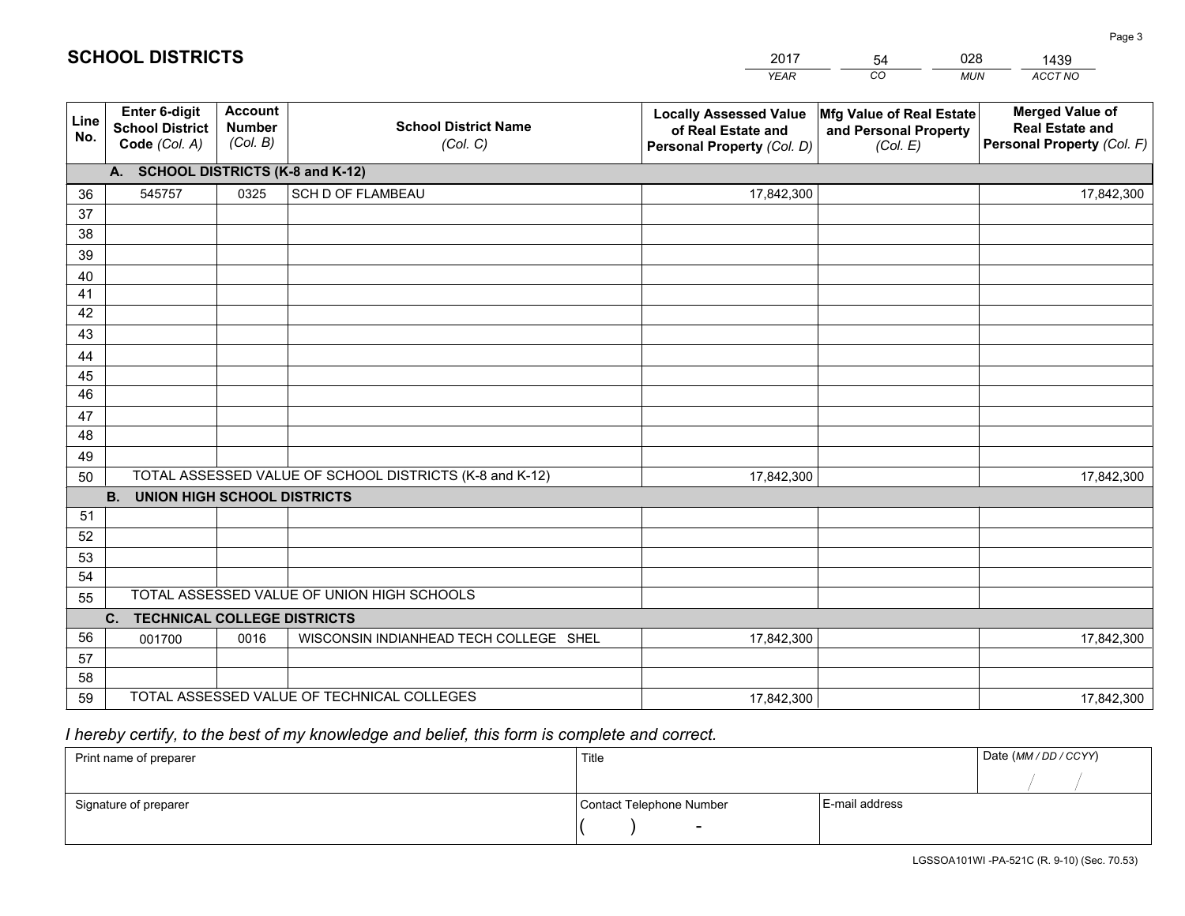## SCHOOL DISTRICTS

| 2017 | 54 | 028 | 1439 |
|---|---|---|---|
| *YEAR* | *CO* | *MUN* | *ACCT NO* |

| Line No. | Enter 6-digit School District Code *(Col. A)* | Account Number *(Col. B)* | School District Name *(Col. C)* | Locally Assessed Value of Real Estate and Personal Property *(Col. D)* | Mfg Value of Real Estate and Personal Property *(Col. E)* | Merged Value of Real Estate and Personal Property *(Col. F)* |
|---|---|---|---|---|---|---|
| | **A. SCHOOL DISTRICTS (K-8 and K-12)** | | | | | |
| 36 | 545757 | 0325 | SCH D OF FLAMBEAU | 17,842,300 | | 17,842,300 |
| 37 | | | | | | |
| 38 | | | | | | |
| 39 | | | | | | |
| 40 | | | | | | |
| 41 | | | | | | |
| 42 | | | | | | |
| 43 | | | | | | |
| 44 | | | | | | |
| 45 | | | | | | |
| 46 | | | | | | |
| 47 | | | | | | |
| 48 | | | | | | |
| 49 | | | | | | |
| 50 | TOTAL ASSESSED VALUE OF SCHOOL DISTRICTS (K-8 and K-12) | | | 17,842,300 | | 17,842,300 |
| | **B. UNION HIGH SCHOOL DISTRICTS** | | | | | |
| 51 | | | | | | |
| 52 | | | | | | |
| 53 | | | | | | |
| 54 | | | | | | |
| 55 | TOTAL ASSESSED VALUE OF UNION HIGH SCHOOLS | | | | | |
| | **C. TECHNICAL COLLEGE DISTRICTS** | | | | | |
| 56 | 001700 | 0016 | WISCONSIN INDIANHEAD TECH COLLEGE SHEL | 17,842,300 | | 17,842,300 |
| 57 | | | | | | |
| 58 | | | | | | |
| 59 | TOTAL ASSESSED VALUE OF TECHNICAL COLLEGES | | | 17,842,300 | | 17,842,300 |

*I hereby certify, to the best of my knowledge and belief, this form is complete and correct.*

| Print name of preparer | Title | | Date *(MM / DD / CCYY)* |
|---|---|---|---|
| | | | / / |
| Signature of preparer | Contact Telephone Number | E-mail address | |
| | ( ) - | | |

LGSSOA101WI -PA-521C (R. 9-10) (Sec. 70.53)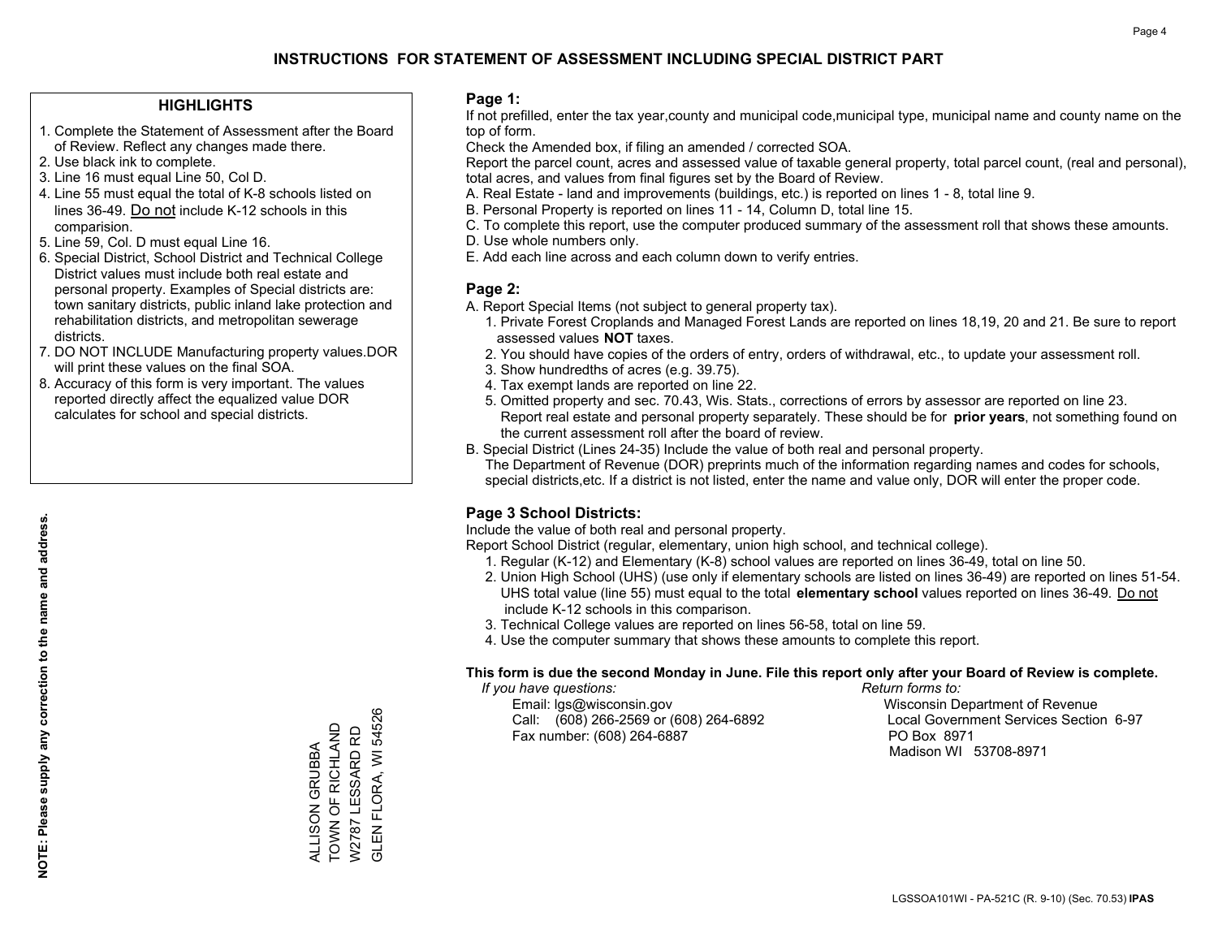# INSTRUCTIONS FOR STATEMENT OF ASSESSMENT INCLUDING SPECIAL DISTRICT PART

## HIGHLIGHTS

1. Complete the Statement of Assessment after the Board of Review. Reflect any changes made there.
2. Use black ink to complete.
3. Line 16 must equal Line 50, Col D.
4. Line 55 must equal the total of K-8 schools listed on lines 36-49. Do not include K-12 schools in this comparision.
5. Line 59, Col. D must equal Line 16.
6. Special District, School District and Technical College District values must include both real estate and personal property. Examples of Special districts are: town sanitary districts, public inland lake protection and rehabilitation districts, and metropolitan sewerage districts.
7. DO NOT INCLUDE Manufacturing property values.DOR will print these values on the final SOA.
8. Accuracy of this form is very important. The values reported directly affect the equalized value DOR calculates for school and special districts.

**NOTE: Please supply any correction to the name and address.**

ALLISON GRUBBA
TOWN OF RICHLAND
W2787 LESSARD RD
GLEN FLORA, WI 54526

## Page 1:

If not prefilled, enter the tax year,county and municipal code,municipal type, municipal name and county name on the top of form.

Check the Amended box, if filing an amended / corrected SOA.

Report the parcel count, acres and assessed value of taxable general property, total parcel count, (real and personal), total acres, and values from final figures set by the Board of Review.

A. Real Estate - land and improvements (buildings, etc.) is reported on lines 1 - 8, total line 9.
B. Personal Property is reported on lines 11 - 14, Column D, total line 15.
C. To complete this report, use the computer produced summary of the assessment roll that shows these amounts.
D. Use whole numbers only.
E. Add each line across and each column down to verify entries.

## Page 2:

A. Report Special Items (not subject to general property tax).
   1. Private Forest Croplands and Managed Forest Lands are reported on lines 18,19, 20 and 21. Be sure to report assessed values **NOT** taxes.
   2. You should have copies of the orders of entry, orders of withdrawal, etc., to update your assessment roll.
   3. Show hundredths of acres (e.g. 39.75).
   4. Tax exempt lands are reported on line 22.
   5. Omitted property and sec. 70.43, Wis. Stats., corrections of errors by assessor are reported on line 23. Report real estate and personal property separately. These should be for **prior years**, not something found on the current assessment roll after the board of review.
B. Special District (Lines 24-35) Include the value of both real and personal property.
   The Department of Revenue (DOR) preprints much of the information regarding names and codes for schools, special districts,etc. If a district is not listed, enter the name and value only, DOR will enter the proper code.

## Page 3 School Districts:

Include the value of both real and personal property.

Report School District (regular, elementary, union high school, and technical college).

1. Regular (K-12) and Elementary (K-8) school values are reported on lines 36-49, total on line 50.
2. Union High School (UHS) (use only if elementary schools are listed on lines 36-49) are reported on lines 51-54. UHS total value (line 55) must equal to the total **elementary school** values reported on lines 36-49. Do not include K-12 schools in this comparison.
3. Technical College values are reported on lines 56-58, total on line 59.
4. Use the computer summary that shows these amounts to complete this report.

**This form is due the second Monday in June. File this report only after your Board of Review is complete.**

*If you have questions:*
Email: lgs@wisconsin.gov
Call: (608) 266-2569 or (608) 264-6892
Fax number: (608) 264-6887

*Return forms to:*
Wisconsin Department of Revenue
Local Government Services Section 6-97
PO Box 8971
Madison WI 53708-8971

LGSSOA101WI - PA-521C (R. 9-10) (Sec. 70.53) **IPAS**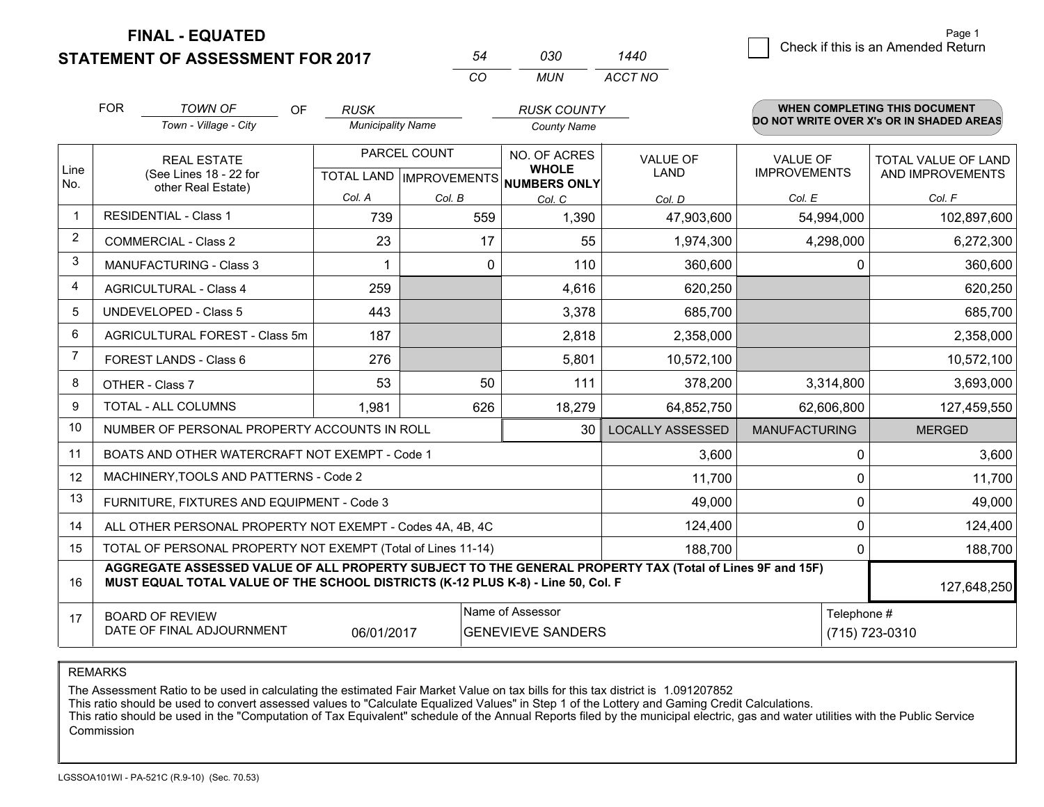# FINAL - EQUATED
## STATEMENT OF ASSESSMENT FOR 2017

| 54 | 030 | 1440 |
|---|---|---|
| CO | MUN | ACCT NO |

Page 1

☐ Check if this is an Amended Return

FOR *TOWN OF* (Town - Village - City) OF *RUSK* (Municipality Name) *RUSK COUNTY* (County Name)

**WHEN COMPLETING THIS DOCUMENT DO NOT WRITE OVER X's OR IN SHADED AREAS**

| Line No. | REAL ESTATE (See Lines 18 - 22 for other Real Estate) | PARCEL COUNT | | NO. OF ACRES WHOLE NUMBERS ONLY | VALUE OF LAND | VALUE OF IMPROVEMENTS | TOTAL VALUE OF LAND AND IMPROVEMENTS |
|---|---|---|---|---|---|---|---|
| | | TOTAL LAND Col. A | IMPROVEMENTS Col. B | Col. C | Col. D | Col. E | Col. F |
| 1 | RESIDENTIAL - Class 1 | 739 | 559 | 1,390 | 47,903,600 | 54,994,000 | 102,897,600 |
| 2 | COMMERCIAL - Class 2 | 23 | 17 | 55 | 1,974,300 | 4,298,000 | 6,272,300 |
| 3 | MANUFACTURING - Class 3 | 1 | 0 | 110 | 360,600 | 0 | 360,600 |
| 4 | AGRICULTURAL - Class 4 | 259 | | 4,616 | 620,250 | | 620,250 |
| 5 | UNDEVELOPED - Class 5 | 443 | | 3,378 | 685,700 | | 685,700 |
| 6 | AGRICULTURAL FOREST - Class 5m | 187 | | 2,818 | 2,358,000 | | 2,358,000 |
| 7 | FOREST LANDS - Class 6 | 276 | | 5,801 | 10,572,100 | | 10,572,100 |
| 8 | OTHER - Class 7 | 53 | 50 | 111 | 378,200 | 3,314,800 | 3,693,000 |
| 9 | TOTAL - ALL COLUMNS | 1,981 | 626 | 18,279 | 64,852,750 | 62,606,800 | 127,459,550 |
| 10 | NUMBER OF PERSONAL PROPERTY ACCOUNTS IN ROLL | | | 30 | LOCALLY ASSESSED | MANUFACTURING | MERGED |
| 11 | BOATS AND OTHER WATERCRAFT NOT EXEMPT - Code 1 | | | | 3,600 | 0 | 3,600 |
| 12 | MACHINERY,TOOLS AND PATTERNS - Code 2 | | | | 11,700 | 0 | 11,700 |
| 13 | FURNITURE, FIXTURES AND EQUIPMENT - Code 3 | | | | 49,000 | 0 | 49,000 |
| 14 | ALL OTHER PERSONAL PROPERTY NOT EXEMPT - Codes 4A, 4B, 4C | | | | 124,400 | 0 | 124,400 |
| 15 | TOTAL OF PERSONAL PROPERTY NOT EXEMPT (Total of Lines 11-14) | | | | 188,700 | 0 | 188,700 |
| 16 | **AGGREGATE ASSESSED VALUE OF ALL PROPERTY SUBJECT TO THE GENERAL PROPERTY TAX (Total of Lines 9F and 15F) MUST EQUAL TOTAL VALUE OF THE SCHOOL DISTRICTS (K-12 PLUS K-8) - Line 50, Col. F** | | | | | | 127,648,250 |
| 17 | BOARD OF REVIEW DATE OF FINAL ADJOURNMENT | 06/01/2017 | | Name of Assessor: GENEVIEVE SANDERS | | Telephone #: (715) 723-0310 | |

REMARKS

The Assessment Ratio to be used in calculating the estimated Fair Market Value on tax bills for this tax district is 1.091207852
This ratio should be used to convert assessed values to "Calculate Equalized Values" in Step 1 of the Lottery and Gaming Credit Calculations.
This ratio should be used in the "Computation of Tax Equivalent" schedule of the Annual Reports filed by the municipal electric, gas and water utilities with the Public Service Commission

LGSSOA101WI - PA-521C (R.9-10) (Sec. 70.53)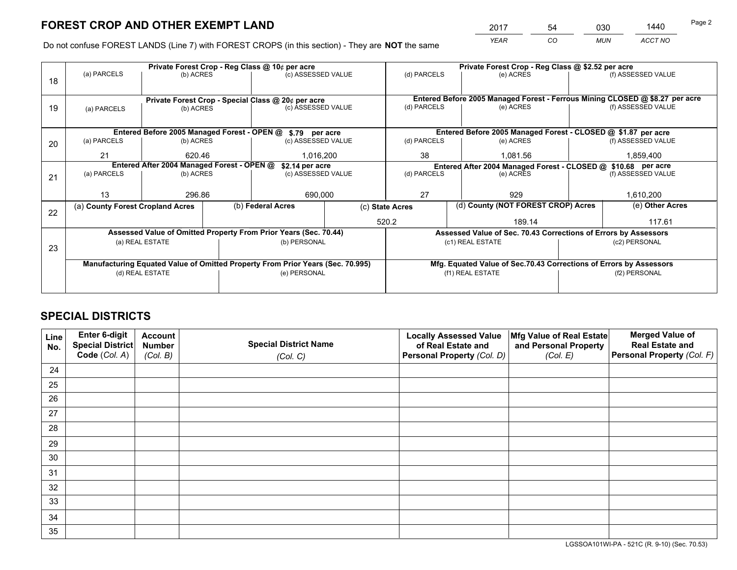# FOREST CROP AND OTHER EXEMPT LAND

| 2017 | 54 | 030 | 1440 |
|---|---|---|---|
| *YEAR* | *CO* | *MUN* | *ACCT NO* |

Do not confuse FOREST LANDS (Line 7) with FOREST CROPS (in this section) - They are **NOT** the same

| Line | | | | | | |
|---|---|---|---|---|---|---|
| 18 | **Private Forest Crop - Reg Class @ 10¢ per acre** | | | **Private Forest Crop - Reg Class @ $2.52 per acre** | | |
| | (a) PARCELS | (b) ACRES | (c) ASSESSED VALUE | (d) PARCELS | (e) ACRES | (f) ASSESSED VALUE |
| | | | | | | |
| 19 | **Private Forest Crop - Special Class @ 20¢ per acre** | | | **Entered Before 2005 Managed Forest - Ferrous Mining CLOSED @ $8.27 per acre** | | |
| | (a) PARCELS | (b) ACRES | (c) ASSESSED VALUE | (d) PARCELS | (e) ACRES | (f) ASSESSED VALUE |
| | | | | | | |
| 20 | **Entered Before 2005 Managed Forest - OPEN @ $.79 per acre** | | | **Entered Before 2005 Managed Forest - CLOSED @ $1.87 per acre** | | |
| | (a) PARCELS | (b) ACRES | (c) ASSESSED VALUE | (d) PARCELS | (e) ACRES | (f) ASSESSED VALUE |
| | 21 | 620.46 | 1,016,200 | 38 | 1,081.56 | 1,859,400 |
| 21 | **Entered After 2004 Managed Forest - OPEN @ $2.14 per acre** | | | **Entered After 2004 Managed Forest - CLOSED @ $10.68 per acre** | | |
| | (a) PARCELS | (b) ACRES | (c) ASSESSED VALUE | (d) PARCELS | (e) ACRES | (f) ASSESSED VALUE |
| | 13 | 296.86 | 690,000 | 27 | 929 | 1,610,200 |

| Line | (a) County Forest Cropland Acres | (b) Federal Acres | (c) State Acres | (d) County (NOT FOREST CROP) Acres | (e) Other Acres |
|---|---|---|---|---|---|
| 22 | | | 520.2 | 189.14 | 117.61 |

| Line | | | | |
|---|---|---|---|---|
| 23 | **Assessed Value of Omitted Property From Prior Years (Sec. 70.44)** | | **Assessed Value of Sec. 70.43 Corrections of Errors by Assessors** | |
| | (a) REAL ESTATE | (b) PERSONAL | (c1) REAL ESTATE | (c2) PERSONAL |
| | | | | |
| | **Manufacturing Equated Value of Omitted Property From Prior Years (Sec. 70.995)** | | **Mfg. Equated Value of Sec.70.43 Corrections of Errors by Assessors** | |
| | (d) REAL ESTATE | (e) PERSONAL | (f1) REAL ESTATE | (f2) PERSONAL |
| | | | | |

# SPECIAL DISTRICTS

| Line No. | Enter 6-digit Special District Code (*Col. A*) | Account Number (*Col. B*) | Special District Name (*Col. C*) | Locally Assessed Value of Real Estate and Personal Property (*Col. D*) | Mfg Value of Real Estate and Personal Property (*Col. E*) | Merged Value of Real Estate and Personal Property (*Col. F*) |
|---|---|---|---|---|---|---|
| 24 | | | | | | |
| 25 | | | | | | |
| 26 | | | | | | |
| 27 | | | | | | |
| 28 | | | | | | |
| 29 | | | | | | |
| 30 | | | | | | |
| 31 | | | | | | |
| 32 | | | | | | |
| 33 | | | | | | |
| 34 | | | | | | |
| 35 | | | | | | |

LGSSOA101WI-PA - 521C (R. 9-10) (Sec. 70.53)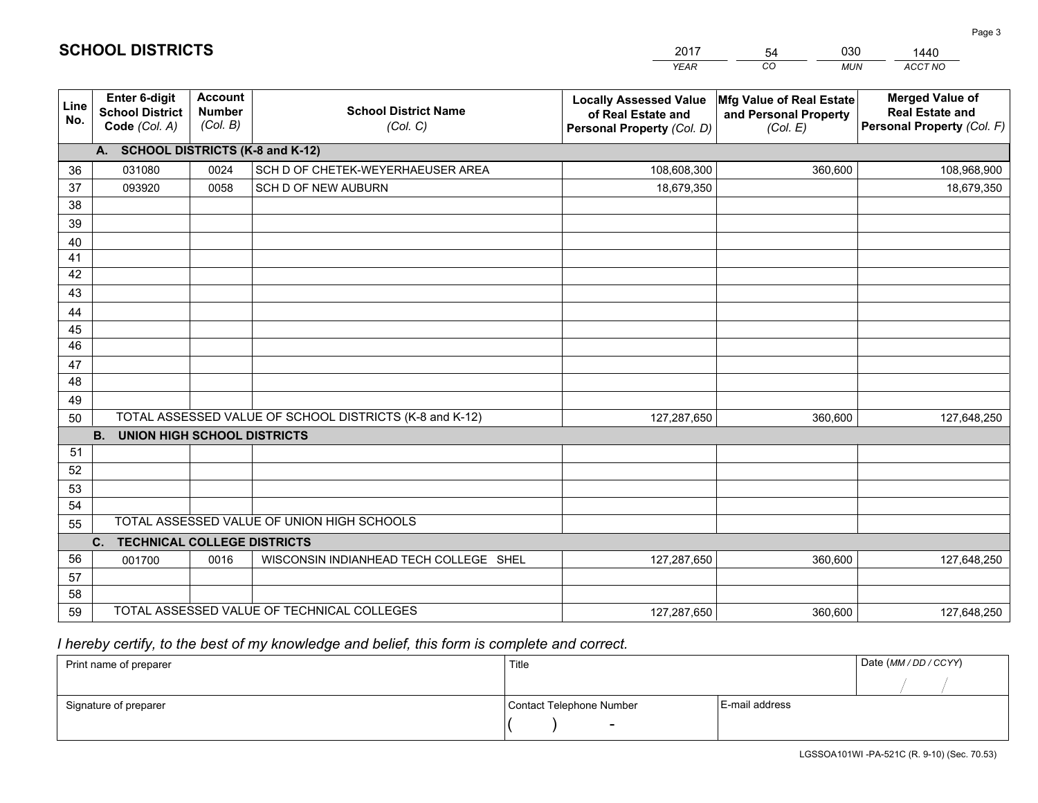# SCHOOL DISTRICTS

| 2017 | 54 | 030 | 1440 |
|---|---|---|---|
| *YEAR* | *CO* | *MUN* | *ACCT NO* |

| Line No. | Enter 6-digit School District Code *(Col. A)* | Account Number *(Col. B)* | School District Name *(Col. C)* | Locally Assessed Value of Real Estate and Personal Property *(Col. D)* | Mfg Value of Real Estate and Personal Property *(Col. E)* | Merged Value of Real Estate and Personal Property *(Col. F)* |
|---|---|---|---|---|---|---|
| | **A. SCHOOL DISTRICTS (K-8 and K-12)** | | | | | |
| 36 | 031080 | 0024 | SCH D OF CHETEK-WEYERHAEUSER AREA | 108,608,300 | 360,600 | 108,968,900 |
| 37 | 093920 | 0058 | SCH D OF NEW AUBURN | 18,679,350 | | 18,679,350 |
| 38 | | | | | | |
| 39 | | | | | | |
| 40 | | | | | | |
| 41 | | | | | | |
| 42 | | | | | | |
| 43 | | | | | | |
| 44 | | | | | | |
| 45 | | | | | | |
| 46 | | | | | | |
| 47 | | | | | | |
| 48 | | | | | | |
| 49 | | | | | | |
| 50 | TOTAL ASSESSED VALUE OF SCHOOL DISTRICTS (K-8 and K-12) | | | 127,287,650 | 360,600 | 127,648,250 |
| | **B. UNION HIGH SCHOOL DISTRICTS** | | | | | |
| 51 | | | | | | |
| 52 | | | | | | |
| 53 | | | | | | |
| 54 | | | | | | |
| 55 | TOTAL ASSESSED VALUE OF UNION HIGH SCHOOLS | | | | | |
| | **C. TECHNICAL COLLEGE DISTRICTS** | | | | | |
| 56 | 001700 | 0016 | WISCONSIN INDIANHEAD TECH COLLEGE SHEL | 127,287,650 | 360,600 | 127,648,250 |
| 57 | | | | | | |
| 58 | | | | | | |
| 59 | TOTAL ASSESSED VALUE OF TECHNICAL COLLEGES | | | 127,287,650 | 360,600 | 127,648,250 |

*I hereby certify, to the best of my knowledge and belief, this form is complete and correct.*

| Print name of preparer | Title | | Date *(MM / DD / CCYY)* |
|---|---|---|---|
| | | | / / |
| Signature of preparer | Contact Telephone Number | E-mail address | |
| | ( ) - | | |

LGSSOA101WI -PA-521C (R. 9-10) (Sec. 70.53)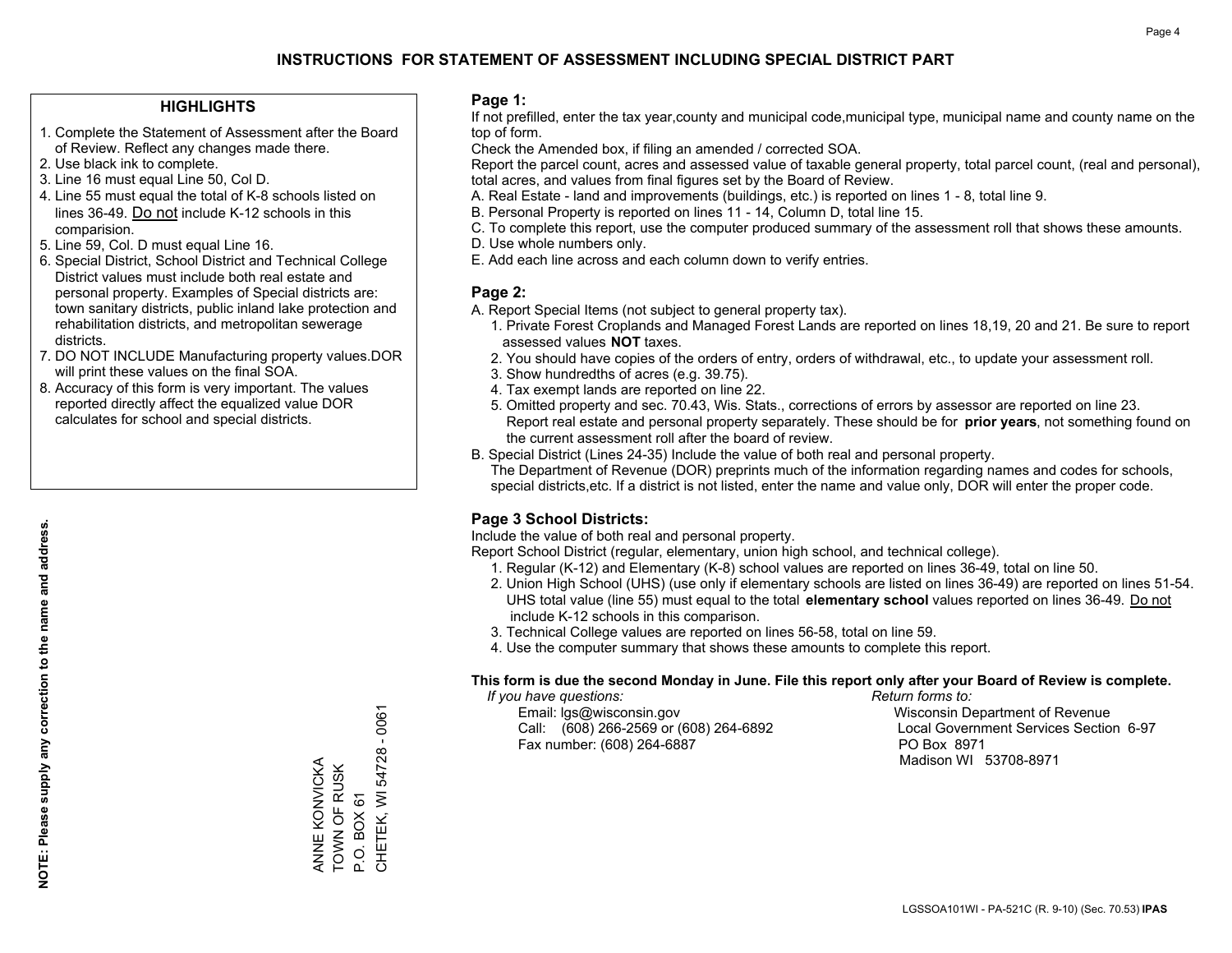# INSTRUCTIONS FOR STATEMENT OF ASSESSMENT INCLUDING SPECIAL DISTRICT PART

## HIGHLIGHTS

1. Complete the Statement of Assessment after the Board of Review. Reflect any changes made there.
2. Use black ink to complete.
3. Line 16 must equal Line 50, Col D.
4. Line 55 must equal the total of K-8 schools listed on lines 36-49. Do not include K-12 schools in this comparision.
5. Line 59, Col. D must equal Line 16.
6. Special District, School District and Technical College District values must include both real estate and personal property. Examples of Special districts are: town sanitary districts, public inland lake protection and rehabilitation districts, and metropolitan sewerage districts.
7. DO NOT INCLUDE Manufacturing property values.DOR will print these values on the final SOA.
8. Accuracy of this form is very important. The values reported directly affect the equalized value DOR calculates for school and special districts.

**NOTE: Please supply any correction to the name and address.**

ANNE KONVICKA
TOWN OF RUSK
P.O. BOX 61
CHETEK, WI 54728 - 0061

## Page 1:

If not prefilled, enter the tax year,county and municipal code,municipal type, municipal name and county name on the top of form.

Check the Amended box, if filing an amended / corrected SOA.

Report the parcel count, acres and assessed value of taxable general property, total parcel count, (real and personal), total acres, and values from final figures set by the Board of Review.

A. Real Estate - land and improvements (buildings, etc.) is reported on lines 1 - 8, total line 9.
B. Personal Property is reported on lines 11 - 14, Column D, total line 15.
C. To complete this report, use the computer produced summary of the assessment roll that shows these amounts.
D. Use whole numbers only.
E. Add each line across and each column down to verify entries.

## Page 2:

A. Report Special Items (not subject to general property tax).
   1. Private Forest Croplands and Managed Forest Lands are reported on lines 18,19, 20 and 21. Be sure to report assessed values **NOT** taxes.
   2. You should have copies of the orders of entry, orders of withdrawal, etc., to update your assessment roll.
   3. Show hundredths of acres (e.g. 39.75).
   4. Tax exempt lands are reported on line 22.
   5. Omitted property and sec. 70.43, Wis. Stats., corrections of errors by assessor are reported on line 23. Report real estate and personal property separately. These should be for **prior years**, not something found on the current assessment roll after the board of review.
B. Special District (Lines 24-35) Include the value of both real and personal property.
   The Department of Revenue (DOR) preprints much of the information regarding names and codes for schools, special districts,etc. If a district is not listed, enter the name and value only, DOR will enter the proper code.

## Page 3 School Districts:

Include the value of both real and personal property.

Report School District (regular, elementary, union high school, and technical college).

1. Regular (K-12) and Elementary (K-8) school values are reported on lines 36-49, total on line 50.
2. Union High School (UHS) (use only if elementary schools are listed on lines 36-49) are reported on lines 51-54. UHS total value (line 55) must equal to the total **elementary school** values reported on lines 36-49. Do not include K-12 schools in this comparison.
3. Technical College values are reported on lines 56-58, total on line 59.
4. Use the computer summary that shows these amounts to complete this report.

**This form is due the second Monday in June. File this report only after your Board of Review is complete.**

*If you have questions:*
Email: lgs@wisconsin.gov
Call: (608) 266-2569 or (608) 264-6892
Fax number: (608) 264-6887

*Return forms to:*
Wisconsin Department of Revenue
Local Government Services Section 6-97
PO Box 8971
Madison WI 53708-8971

LGSSOA101WI - PA-521C (R. 9-10) (Sec. 70.53) **IPAS**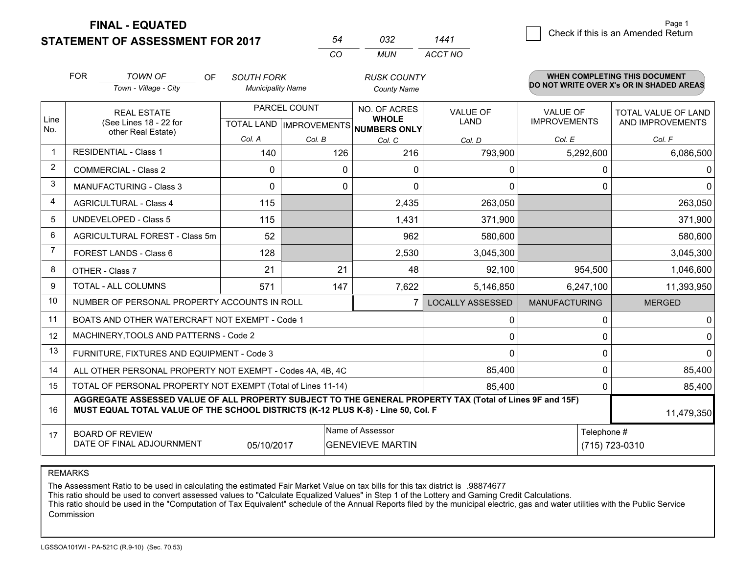**FINAL - EQUATED**
**STATEMENT OF ASSESSMENT FOR 2017**

| 54 | 032 | 1441 |
|---|---|---|
| CO | MUN | ACCT NO |

Check if this is an Amended Return

FOR *TOWN OF* (Town - Village - City) OF *SOUTH FORK* (Municipality Name) *RUSK COUNTY* (County Name)

**WHEN COMPLETING THIS DOCUMENT DO NOT WRITE OVER X's OR IN SHADED AREAS**

| Line No. | REAL ESTATE (See Lines 18 - 22 for other Real Estate) | PARCEL COUNT TOTAL LAND Col. A | PARCEL COUNT IMPROVEMENTS Col. B | NO. OF ACRES WHOLE NUMBERS ONLY Col. C | VALUE OF LAND Col. D | VALUE OF IMPROVEMENTS Col. E | TOTAL VALUE OF LAND AND IMPROVEMENTS Col. F |
|---|---|---|---|---|---|---|---|
| 1 | RESIDENTIAL - Class 1 | 140 | 126 | 216 | 793,900 | 5,292,600 | 6,086,500 |
| 2 | COMMERCIAL - Class 2 | 0 | 0 | 0 | 0 | 0 | 0 |
| 3 | MANUFACTURING - Class 3 | 0 | 0 | 0 | 0 | 0 | 0 |
| 4 | AGRICULTURAL - Class 4 | 115 | | 2,435 | 263,050 | | 263,050 |
| 5 | UNDEVELOPED - Class 5 | 115 | | 1,431 | 371,900 | | 371,900 |
| 6 | AGRICULTURAL FOREST - Class 5m | 52 | | 962 | 580,600 | | 580,600 |
| 7 | FOREST LANDS - Class 6 | 128 | | 2,530 | 3,045,300 | | 3,045,300 |
| 8 | OTHER - Class 7 | 21 | 21 | 48 | 92,100 | 954,500 | 1,046,600 |
| 9 | TOTAL - ALL COLUMNS | 571 | 147 | 7,622 | 5,146,850 | 6,247,100 | 11,393,950 |
| 10 | NUMBER OF PERSONAL PROPERTY ACCOUNTS IN ROLL | | | 7 | LOCALLY ASSESSED | MANUFACTURING | MERGED |
| 11 | BOATS AND OTHER WATERCRAFT NOT EXEMPT - Code 1 | | | | 0 | 0 | 0 |
| 12 | MACHINERY,TOOLS AND PATTERNS - Code 2 | | | | 0 | 0 | 0 |
| 13 | FURNITURE, FIXTURES AND EQUIPMENT - Code 3 | | | | 0 | 0 | 0 |
| 14 | ALL OTHER PERSONAL PROPERTY NOT EXEMPT - Codes 4A, 4B, 4C | | | | 85,400 | 0 | 85,400 |
| 15 | TOTAL OF PERSONAL PROPERTY NOT EXEMPT (Total of Lines 11-14) | | | | 85,400 | 0 | 85,400 |
| 16 | **AGGREGATE ASSESSED VALUE OF ALL PROPERTY SUBJECT TO THE GENERAL PROPERTY TAX (Total of Lines 9F and 15F) MUST EQUAL TOTAL VALUE OF THE SCHOOL DISTRICTS (K-12 PLUS K-8) - Line 50, Col. F** | | | | | | 11,479,350 |
| 17 | BOARD OF REVIEW DATE OF FINAL ADJOURNMENT | 05/10/2017 | Name of Assessor: GENEVIEVE MARTIN | | | Telephone #: (715) 723-0310 | |

REMARKS

The Assessment Ratio to be used in calculating the estimated Fair Market Value on tax bills for this tax district is .98874677
This ratio should be used to convert assessed values to "Calculate Equalized Values" in Step 1 of the Lottery and Gaming Credit Calculations.
This ratio should be used in the "Computation of Tax Equivalent" schedule of the Annual Reports filed by the municipal electric, gas and water utilities with the Public Service Commission

LGSSOA101WI - PA-521C (R.9-10) (Sec. 70.53)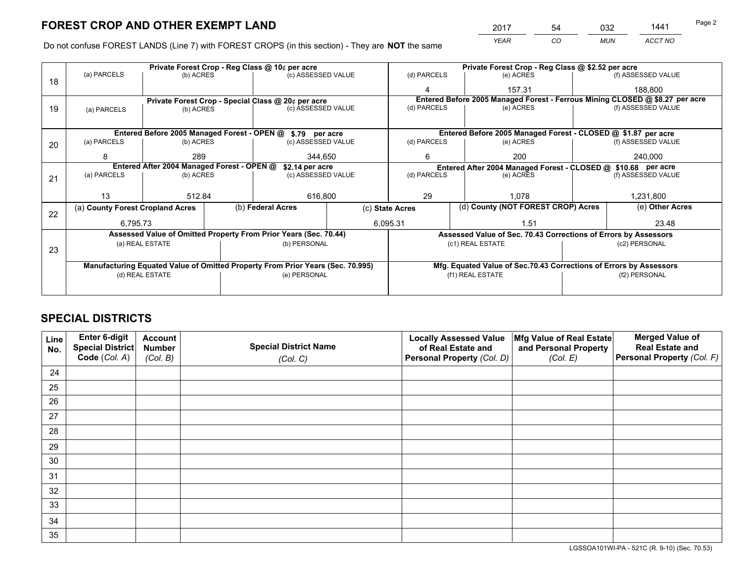# FOREST CROP AND OTHER EXEMPT LAND

| 2017 | 54 | 032 | 1441 |
|---|---|---|---|
| *YEAR* | *CO* | *MUN* | *ACCT NO* |

Do not confuse FOREST LANDS (Line 7) with FOREST CROPS (in this section) - They are **NOT** the same

| Line | Private Forest Crop - Reg Class @ 10¢ per acre | | | Private Forest Crop - Reg Class @ $2.52 per acre | | |
|---|---|---|---|---|---|---|
| 18 | (a) PARCELS | (b) ACRES | (c) ASSESSED VALUE | (d) PARCELS | (e) ACRES | (f) ASSESSED VALUE |
| | | | | 4 | 157.31 | 188,800 |
| | **Private Forest Crop - Special Class @ 20¢ per acre** | | | **Entered Before 2005 Managed Forest - Ferrous Mining CLOSED @ $8.27 per acre** | | |
| 19 | (a) PARCELS | (b) ACRES | (c) ASSESSED VALUE | (d) PARCELS | (e) ACRES | (f) ASSESSED VALUE |
| | | | | | | |
| | **Entered Before 2005 Managed Forest - OPEN @ $.79 per acre** | | | **Entered Before 2005 Managed Forest - CLOSED @ $1.87 per acre** | | |
| 20 | (a) PARCELS | (b) ACRES | (c) ASSESSED VALUE | (d) PARCELS | (e) ACRES | (f) ASSESSED VALUE |
| | 8 | 289 | 344,650 | 6 | 200 | 240,000 |
| | **Entered After 2004 Managed Forest - OPEN @ $2.14 per acre** | | | **Entered After 2004 Managed Forest - CLOSED @ $10.68 per acre** | | |
| 21 | (a) PARCELS | (b) ACRES | (c) ASSESSED VALUE | (d) PARCELS | (e) ACRES | (f) ASSESSED VALUE |
| | 13 | 512.84 | 616,800 | 29 | 1,078 | 1,231,800 |

| Line | (a) County Forest Cropland Acres | (b) Federal Acres | (c) State Acres | (d) County (NOT FOREST CROP) Acres | (e) Other Acres |
|---|---|---|---|---|---|
| 22 | 6,795.73 | | 6,095.31 | 1.51 | 23.48 |

| Line | Assessed Value of Omitted Property From Prior Years (Sec. 70.44) | | Assessed Value of Sec. 70.43 Corrections of Errors by Assessors | |
|---|---|---|---|---|
| 23 | (a) REAL ESTATE | (b) PERSONAL | (c1) REAL ESTATE | (c2) PERSONAL |
| | | | | |
| | **Manufacturing Equated Value of Omitted Property From Prior Years (Sec. 70.995)** | | **Mfg. Equated Value of Sec.70.43 Corrections of Errors by Assessors** | |
| | (d) REAL ESTATE | (e) PERSONAL | (f1) REAL ESTATE | (f2) PERSONAL |
| | | | | |

# SPECIAL DISTRICTS

| Line No. | Enter 6-digit Special District Code (Col. A) | Account Number (Col. B) | Special District Name (Col. C) | Locally Assessed Value of Real Estate and Personal Property (Col. D) | Mfg Value of Real Estate and Personal Property (Col. E) | Merged Value of Real Estate and Personal Property (Col. F) |
|---|---|---|---|---|---|---|
| 24 | | | | | | |
| 25 | | | | | | |
| 26 | | | | | | |
| 27 | | | | | | |
| 28 | | | | | | |
| 29 | | | | | | |
| 30 | | | | | | |
| 31 | | | | | | |
| 32 | | | | | | |
| 33 | | | | | | |
| 34 | | | | | | |
| 35 | | | | | | |

LGSSOA101WI-PA - 521C (R. 9-10) (Sec. 70.53)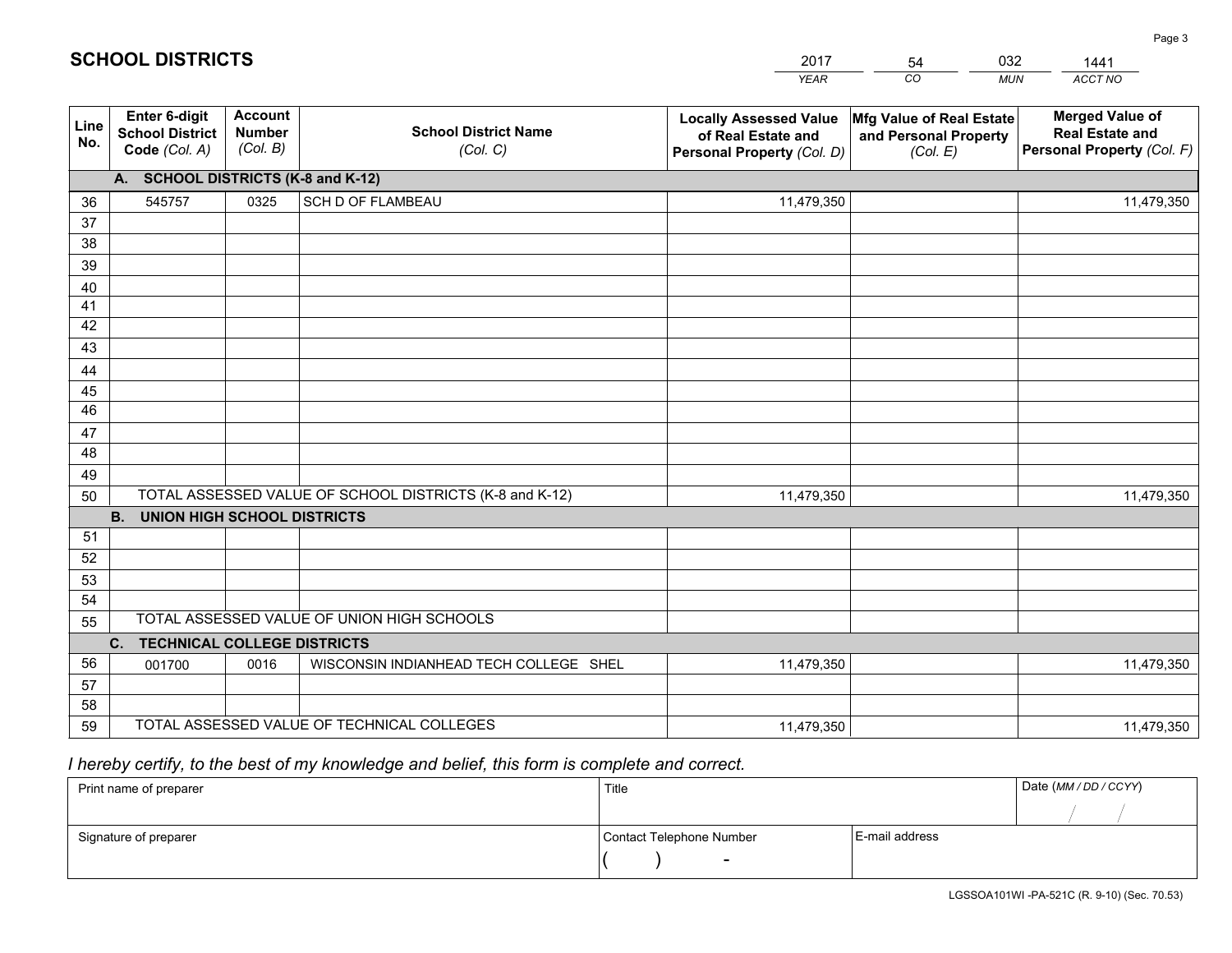# SCHOOL DISTRICTS

| 2017 | 54 | 032 | 1441 |
|---|---|---|---|
| *YEAR* | *CO* | *MUN* | *ACCT NO* |

| Line No. | Enter 6-digit School District Code *(Col. A)* | Account Number *(Col. B)* | School District Name *(Col. C)* | Locally Assessed Value of Real Estate and Personal Property *(Col. D)* | Mfg Value of Real Estate and Personal Property *(Col. E)* | Merged Value of Real Estate and Personal Property *(Col. F)* |
|---|---|---|---|---|---|---|
| **A. SCHOOL DISTRICTS (K-8 and K-12)** | | | | | | |
| 36 | 545757 | 0325 | SCH D OF FLAMBEAU | 11,479,350 | | 11,479,350 |
| 37 | | | | | | |
| 38 | | | | | | |
| 39 | | | | | | |
| 40 | | | | | | |
| 41 | | | | | | |
| 42 | | | | | | |
| 43 | | | | | | |
| 44 | | | | | | |
| 45 | | | | | | |
| 46 | | | | | | |
| 47 | | | | | | |
| 48 | | | | | | |
| 49 | | | | | | |
| 50 | TOTAL ASSESSED VALUE OF SCHOOL DISTRICTS (K-8 and K-12) | | | 11,479,350 | | 11,479,350 |
| **B. UNION HIGH SCHOOL DISTRICTS** | | | | | | |
| 51 | | | | | | |
| 52 | | | | | | |
| 53 | | | | | | |
| 54 | | | | | | |
| 55 | TOTAL ASSESSED VALUE OF UNION HIGH SCHOOLS | | | | | |
| **C. TECHNICAL COLLEGE DISTRICTS** | | | | | | |
| 56 | 001700 | 0016 | WISCONSIN INDIANHEAD TECH COLLEGE SHEL | 11,479,350 | | 11,479,350 |
| 57 | | | | | | |
| 58 | | | | | | |
| 59 | TOTAL ASSESSED VALUE OF TECHNICAL COLLEGES | | | 11,479,350 | | 11,479,350 |

*I hereby certify, to the best of my knowledge and belief, this form is complete and correct.*

| Print name of preparer | Title | | Date *(MM / DD / CCYY)* |
|---|---|---|---|
| | | | / / |
| Signature of preparer | Contact Telephone Number | E-mail address | |
| | ( ) - | | |

LGSSOA101WI -PA-521C (R. 9-10) (Sec. 70.53)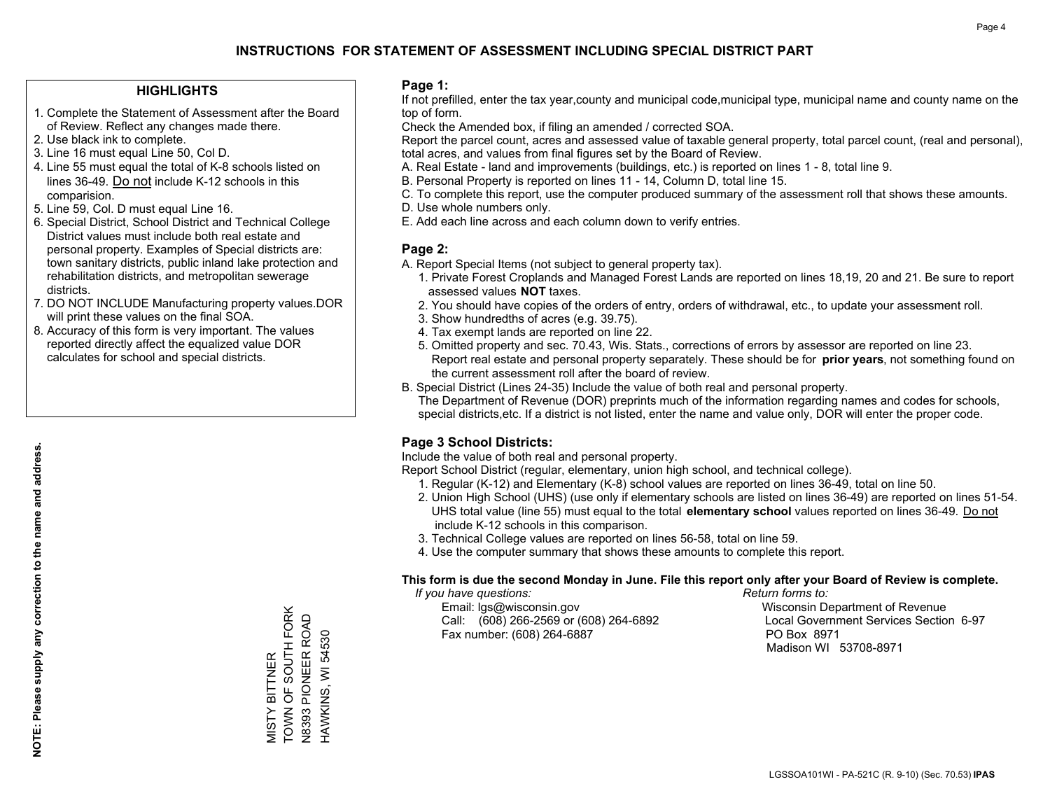# INSTRUCTIONS FOR STATEMENT OF ASSESSMENT INCLUDING SPECIAL DISTRICT PART

## HIGHLIGHTS

1. Complete the Statement of Assessment after the Board of Review. Reflect any changes made there.
2. Use black ink to complete.
3. Line 16 must equal Line 50, Col D.
4. Line 55 must equal the total of K-8 schools listed on lines 36-49. Do not include K-12 schools in this comparision.
5. Line 59, Col. D must equal Line 16.
6. Special District, School District and Technical College District values must include both real estate and personal property. Examples of Special districts are: town sanitary districts, public inland lake protection and rehabilitation districts, and metropolitan sewerage districts.
7. DO NOT INCLUDE Manufacturing property values.DOR will print these values on the final SOA.
8. Accuracy of this form is very important. The values reported directly affect the equalized value DOR calculates for school and special districts.

**NOTE: Please supply any correction to the name and address.**

MISTY BITTNER
TOWN OF SOUTH FORK
N8393 PIONEER ROAD
HAWKINS, WI 54530

## Page 1:

If not prefilled, enter the tax year,county and municipal code,municipal type, municipal name and county name on the top of form.

Check the Amended box, if filing an amended / corrected SOA.

Report the parcel count, acres and assessed value of taxable general property, total parcel count, (real and personal), total acres, and values from final figures set by the Board of Review.

A. Real Estate - land and improvements (buildings, etc.) is reported on lines 1 - 8, total line 9.
B. Personal Property is reported on lines 11 - 14, Column D, total line 15.
C. To complete this report, use the computer produced summary of the assessment roll that shows these amounts.
D. Use whole numbers only.
E. Add each line across and each column down to verify entries.

## Page 2:

A. Report Special Items (not subject to general property tax).
   1. Private Forest Croplands and Managed Forest Lands are reported on lines 18,19, 20 and 21. Be sure to report assessed values **NOT** taxes.
   2. You should have copies of the orders of entry, orders of withdrawal, etc., to update your assessment roll.
   3. Show hundredths of acres (e.g. 39.75).
   4. Tax exempt lands are reported on line 22.
   5. Omitted property and sec. 70.43, Wis. Stats., corrections of errors by assessor are reported on line 23. Report real estate and personal property separately. These should be for **prior years**, not something found on the current assessment roll after the board of review.

B. Special District (Lines 24-35) Include the value of both real and personal property.
   The Department of Revenue (DOR) preprints much of the information regarding names and codes for schools, special districts,etc. If a district is not listed, enter the name and value only, DOR will enter the proper code.

## Page 3 School Districts:

Include the value of both real and personal property.

Report School District (regular, elementary, union high school, and technical college).

1. Regular (K-12) and Elementary (K-8) school values are reported on lines 36-49, total on line 50.
2. Union High School (UHS) (use only if elementary schools are listed on lines 36-49) are reported on lines 51-54. UHS total value (line 55) must equal to the total **elementary school** values reported on lines 36-49. Do not include K-12 schools in this comparison.
3. Technical College values are reported on lines 56-58, total on line 59.
4. Use the computer summary that shows these amounts to complete this report.

**This form is due the second Monday in June. File this report only after your Board of Review is complete.**

*If you have questions:*
Email: lgs@wisconsin.gov
Call: (608) 266-2569 or (608) 264-6892
Fax number: (608) 264-6887

*Return forms to:*
Wisconsin Department of Revenue
Local Government Services Section 6-97
PO Box 8971
Madison WI 53708-8971

LGSSOA101WI - PA-521C (R. 9-10) (Sec. 70.53) **IPAS**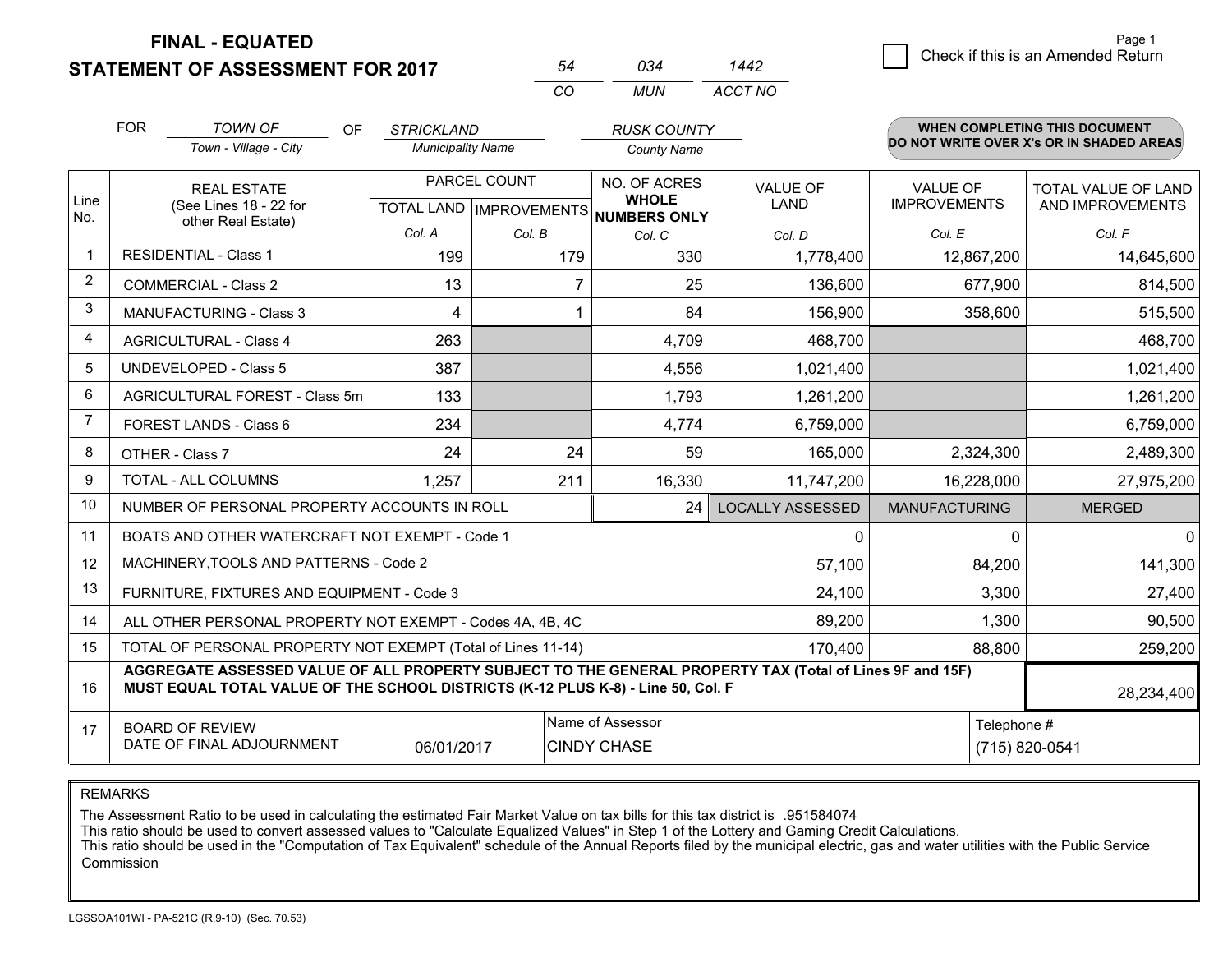**FINAL - EQUATED**
**STATEMENT OF ASSESSMENT FOR 2017**

| 54 | 034 | 1442 |
|---|---|---|
| CO | MUN | ACCT NO |

☐ Check if this is an Amended Return

FOR *TOWN OF* (Town - Village - City) OF *STRICKLAND* (Municipality Name) *RUSK COUNTY* (County Name)

**WHEN COMPLETING THIS DOCUMENT DO NOT WRITE OVER X's OR IN SHADED AREAS**

| Line No. | REAL ESTATE (See Lines 18 - 22 for other Real Estate) | PARCEL COUNT | | NO. OF ACRES WHOLE NUMBERS ONLY | VALUE OF LAND | VALUE OF IMPROVEMENTS | TOTAL VALUE OF LAND AND IMPROVEMENTS |
|---|---|---|---|---|---|---|---|
| | | TOTAL LAND | IMPROVEMENTS | | | | |
| | | Col. A | Col. B | Col. C | Col. D | Col. E | Col. F |
| 1 | RESIDENTIAL - Class 1 | 199 | 179 | 330 | 1,778,400 | 12,867,200 | 14,645,600 |
| 2 | COMMERCIAL - Class 2 | 13 | 7 | 25 | 136,600 | 677,900 | 814,500 |
| 3 | MANUFACTURING - Class 3 | 4 | 1 | 84 | 156,900 | 358,600 | 515,500 |
| 4 | AGRICULTURAL - Class 4 | 263 | | 4,709 | 468,700 | | 468,700 |
| 5 | UNDEVELOPED - Class 5 | 387 | | 4,556 | 1,021,400 | | 1,021,400 |
| 6 | AGRICULTURAL FOREST - Class 5m | 133 | | 1,793 | 1,261,200 | | 1,261,200 |
| 7 | FOREST LANDS - Class 6 | 234 | | 4,774 | 6,759,000 | | 6,759,000 |
| 8 | OTHER - Class 7 | 24 | 24 | 59 | 165,000 | 2,324,300 | 2,489,300 |
| 9 | TOTAL - ALL COLUMNS | 1,257 | 211 | 16,330 | 11,747,200 | 16,228,000 | 27,975,200 |
| 10 | NUMBER OF PERSONAL PROPERTY ACCOUNTS IN ROLL | | | 24 | LOCALLY ASSESSED | MANUFACTURING | MERGED |
| 11 | BOATS AND OTHER WATERCRAFT NOT EXEMPT - Code 1 | | | | 0 | 0 | 0 |
| 12 | MACHINERY,TOOLS AND PATTERNS - Code 2 | | | | 57,100 | 84,200 | 141,300 |
| 13 | FURNITURE, FIXTURES AND EQUIPMENT - Code 3 | | | | 24,100 | 3,300 | 27,400 |
| 14 | ALL OTHER PERSONAL PROPERTY NOT EXEMPT - Codes 4A, 4B, 4C | | | | 89,200 | 1,300 | 90,500 |
| 15 | TOTAL OF PERSONAL PROPERTY NOT EXEMPT (Total of Lines 11-14) | | | | 170,400 | 88,800 | 259,200 |
| 16 | **AGGREGATE ASSESSED VALUE OF ALL PROPERTY SUBJECT TO THE GENERAL PROPERTY TAX (Total of Lines 9F and 15F) MUST EQUAL TOTAL VALUE OF THE SCHOOL DISTRICTS (K-12 PLUS K-8) - Line 50, Col. F** | | | | | | 28,234,400 |
| 17 | BOARD OF REVIEW DATE OF FINAL ADJOURNMENT | 06/01/2017 | Name of Assessor: CINDY CHASE | | | Telephone #: (715) 820-0541 | |

REMARKS

The Assessment Ratio to be used in calculating the estimated Fair Market Value on tax bills for this tax district is .951584074
This ratio should be used to convert assessed values to "Calculate Equalized Values" in Step 1 of the Lottery and Gaming Credit Calculations.
This ratio should be used in the "Computation of Tax Equivalent" schedule of the Annual Reports filed by the municipal electric, gas and water utilities with the Public Service Commission

LGSSOA101WI - PA-521C (R.9-10) (Sec. 70.53)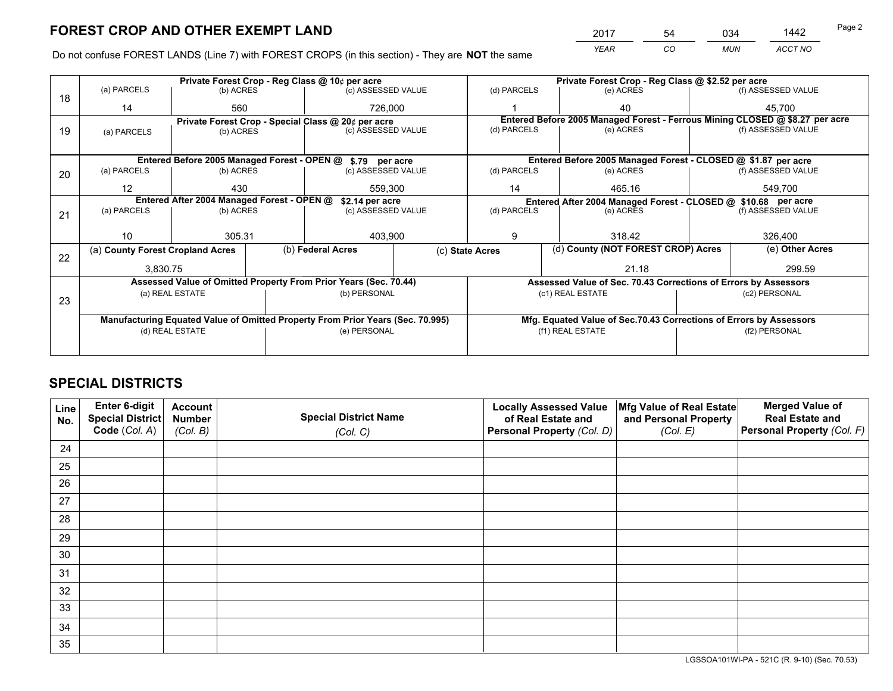## FOREST CROP AND OTHER EXEMPT LAND

| 2017 | 54 | 034 | 1442 |
|---|---|---|---|
| YEAR | CO | MUN | ACCT NO |

Do not confuse FOREST LANDS (Line 7) with FOREST CROPS (in this section) - They are **NOT** the same

| Line | Private Forest Crop - Reg Class @ 10¢ per acre | | | Private Forest Crop - Reg Class @ $2.52 per acre | | |
|---|---|---|---|---|---|---|
| | (a) PARCELS | (b) ACRES | (c) ASSESSED VALUE | (d) PARCELS | (e) ACRES | (f) ASSESSED VALUE |
| 18 | 14 | 560 | 726,000 | 1 | 40 | 45,700 |
| | **Private Forest Crop - Special Class @ 20¢ per acre** | | | **Entered Before 2005 Managed Forest - Ferrous Mining CLOSED @ $8.27 per acre** | | |
| | (a) PARCELS | (b) ACRES | (c) ASSESSED VALUE | (d) PARCELS | (e) ACRES | (f) ASSESSED VALUE |
| 19 | | | | | | |
| | **Entered Before 2005 Managed Forest - OPEN @ $.79 per acre** | | | **Entered Before 2005 Managed Forest - CLOSED @ $1.87 per acre** | | |
| | (a) PARCELS | (b) ACRES | (c) ASSESSED VALUE | (d) PARCELS | (e) ACRES | (f) ASSESSED VALUE |
| 20 | 12 | 430 | 559,300 | 14 | 465.16 | 549,700 |
| | **Entered After 2004 Managed Forest - OPEN @ $2.14 per acre** | | | **Entered After 2004 Managed Forest - CLOSED @ $10.68 per acre** | | |
| | (a) PARCELS | (b) ACRES | (c) ASSESSED VALUE | (d) PARCELS | (e) ACRES | (f) ASSESSED VALUE |
| 21 | 10 | 305.31 | 403,900 | 9 | 318.42 | 326,400 |

| Line | (a) County Forest Cropland Acres | (b) Federal Acres | (c) State Acres | (d) County (NOT FOREST CROP) Acres | (e) Other Acres |
|---|---|---|---|---|---|
| 22 | 3,830.75 | | | 21.18 | 299.59 |

| Line | Assessed Value of Omitted Property From Prior Years (Sec. 70.44) | | Assessed Value of Sec. 70.43 Corrections of Errors by Assessors | |
|---|---|---|---|---|
| | (a) REAL ESTATE | (b) PERSONAL | (c1) REAL ESTATE | (c2) PERSONAL |
| 23 | | | | |
| | **Manufacturing Equated Value of Omitted Property From Prior Years (Sec. 70.995)** | | **Mfg. Equated Value of Sec.70.43 Corrections of Errors by Assessors** | |
| | (d) REAL ESTATE | (e) PERSONAL | (f1) REAL ESTATE | (f2) PERSONAL |
| | | | | |

## SPECIAL DISTRICTS

| Line No. | Enter 6-digit Special District Code (Col. A) | Account Number (Col. B) | Special District Name (Col. C) | Locally Assessed Value of Real Estate and Personal Property (Col. D) | Mfg Value of Real Estate and Personal Property (Col. E) | Merged Value of Real Estate and Personal Property (Col. F) |
|---|---|---|---|---|---|---|
| 24 | | | | | | |
| 25 | | | | | | |
| 26 | | | | | | |
| 27 | | | | | | |
| 28 | | | | | | |
| 29 | | | | | | |
| 30 | | | | | | |
| 31 | | | | | | |
| 32 | | | | | | |
| 33 | | | | | | |
| 34 | | | | | | |
| 35 | | | | | | |

LGSSOA101WI-PA - 521C (R. 9-10) (Sec. 70.53)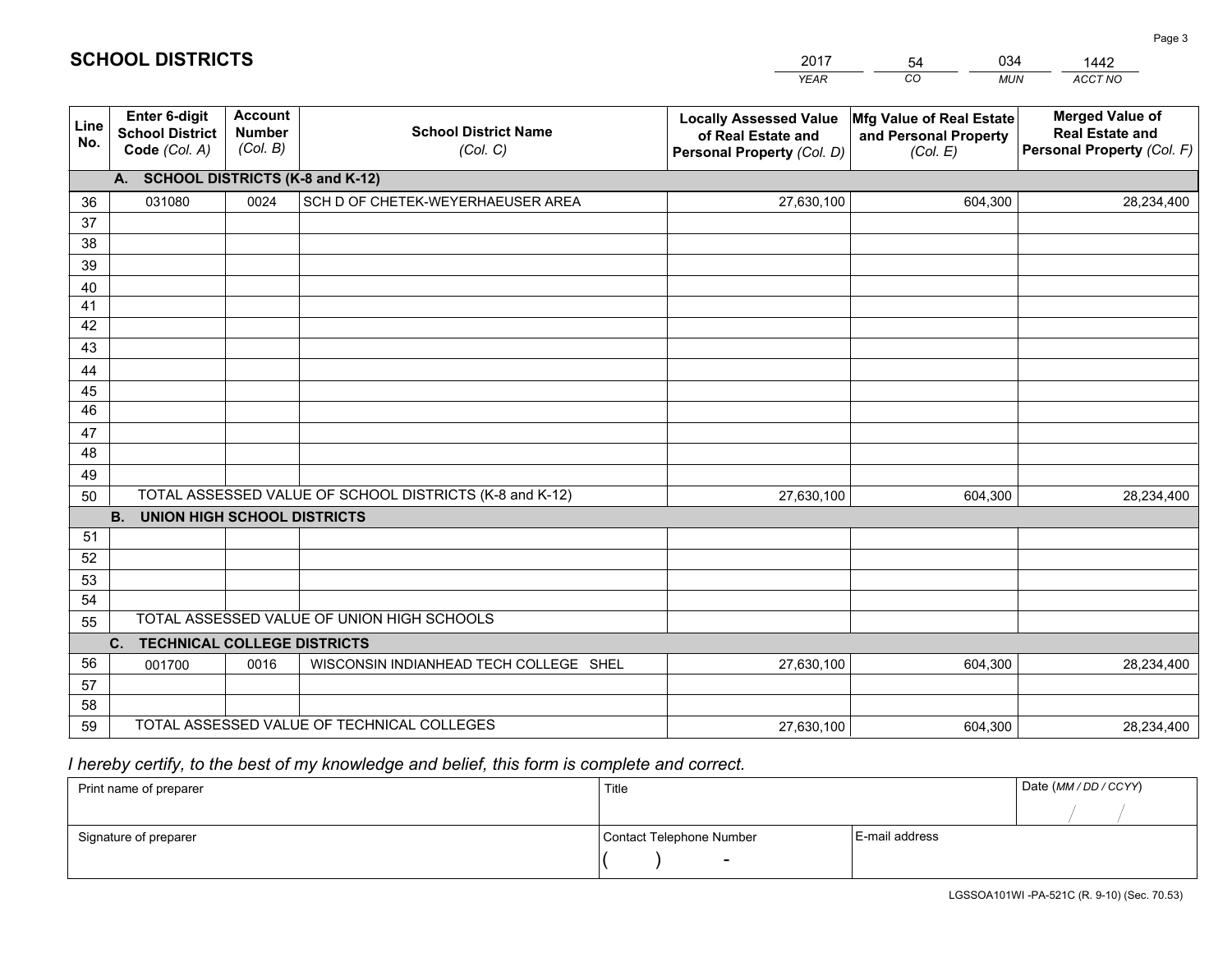# SCHOOL DISTRICTS

| 2017 | 54 | 034 | 1442 |
|---|---|---|---|
| *YEAR* | *CO* | *MUN* | *ACCT NO* |

| Line No. | Enter 6-digit School District Code *(Col. A)* | Account Number *(Col. B)* | School District Name *(Col. C)* | Locally Assessed Value of Real Estate and Personal Property *(Col. D)* | Mfg Value of Real Estate and Personal Property *(Col. E)* | Merged Value of Real Estate and Personal Property *(Col. F)* |
|---|---|---|---|---|---|---|
| **A. SCHOOL DISTRICTS (K-8 and K-12)** | | | | | | |
| 36 | 031080 | 0024 | SCH D OF CHETEK-WEYERHAEUSER AREA | 27,630,100 | 604,300 | 28,234,400 |
| 37 | | | | | | |
| 38 | | | | | | |
| 39 | | | | | | |
| 40 | | | | | | |
| 41 | | | | | | |
| 42 | | | | | | |
| 43 | | | | | | |
| 44 | | | | | | |
| 45 | | | | | | |
| 46 | | | | | | |
| 47 | | | | | | |
| 48 | | | | | | |
| 49 | | | | | | |
| 50 | | | TOTAL ASSESSED VALUE OF SCHOOL DISTRICTS (K-8 and K-12) | 27,630,100 | 604,300 | 28,234,400 |
| **B. UNION HIGH SCHOOL DISTRICTS** | | | | | | |
| 51 | | | | | | |
| 52 | | | | | | |
| 53 | | | | | | |
| 54 | | | | | | |
| 55 | | | TOTAL ASSESSED VALUE OF UNION HIGH SCHOOLS | | | |
| **C. TECHNICAL COLLEGE DISTRICTS** | | | | | | |
| 56 | 001700 | 0016 | WISCONSIN INDIANHEAD TECH COLLEGE SHEL | 27,630,100 | 604,300 | 28,234,400 |
| 57 | | | | | | |
| 58 | | | | | | |
| 59 | | | TOTAL ASSESSED VALUE OF TECHNICAL COLLEGES | 27,630,100 | 604,300 | 28,234,400 |

*I hereby certify, to the best of my knowledge and belief, this form is complete and correct.*

| Print name of preparer | Title | | Date *(MM / DD / CCYY)* |
|---|---|---|---|
| | | | / / |
| Signature of preparer | Contact Telephone Number | E-mail address | |
| | ( ) - | | |

LGSSOA101WI -PA-521C (R. 9-10) (Sec. 70.53)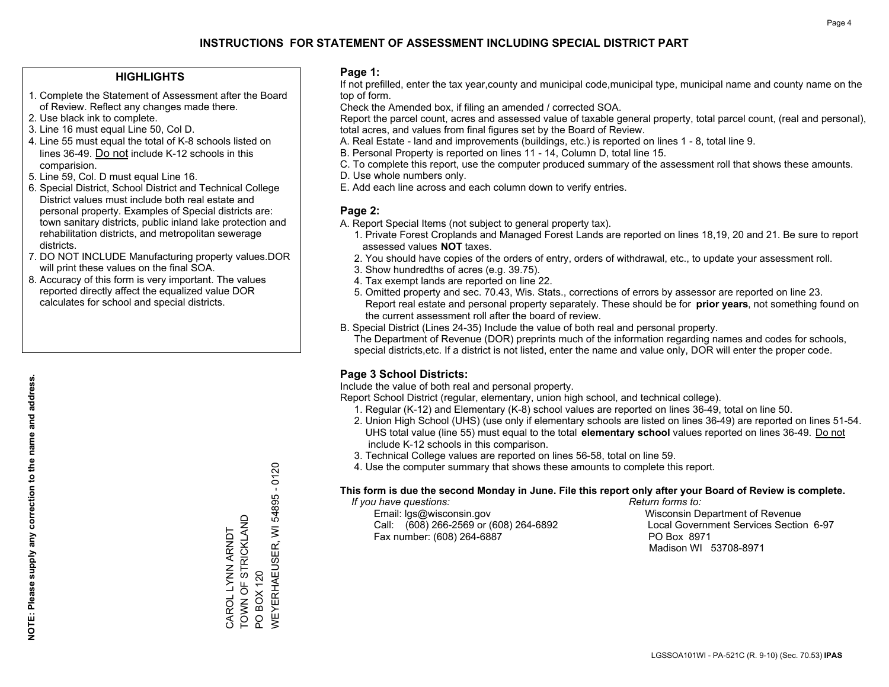# INSTRUCTIONS FOR STATEMENT OF ASSESSMENT INCLUDING SPECIAL DISTRICT PART

## HIGHLIGHTS

1. Complete the Statement of Assessment after the Board of Review. Reflect any changes made there.
2. Use black ink to complete.
3. Line 16 must equal Line 50, Col D.
4. Line 55 must equal the total of K-8 schools listed on lines 36-49. Do not include K-12 schools in this comparision.
5. Line 59, Col. D must equal Line 16.
6. Special District, School District and Technical College District values must include both real estate and personal property. Examples of Special districts are: town sanitary districts, public inland lake protection and rehabilitation districts, and metropolitan sewerage districts.
7. DO NOT INCLUDE Manufacturing property values.DOR will print these values on the final SOA.
8. Accuracy of this form is very important. The values reported directly affect the equalized value DOR calculates for school and special districts.

**NOTE: Please supply any correction to the name and address.**

CAROL LYNN ARNDT
TOWN OF STRICKLAND
PO BOX 120
WEYERHAEUSER, WI 54895 - 0120

## Page 1:

If not prefilled, enter the tax year,county and municipal code,municipal type, municipal name and county name on the top of form.

Check the Amended box, if filing an amended / corrected SOA.

Report the parcel count, acres and assessed value of taxable general property, total parcel count, (real and personal), total acres, and values from final figures set by the Board of Review.

A. Real Estate - land and improvements (buildings, etc.) is reported on lines 1 - 8, total line 9.
B. Personal Property is reported on lines 11 - 14, Column D, total line 15.
C. To complete this report, use the computer produced summary of the assessment roll that shows these amounts.
D. Use whole numbers only.
E. Add each line across and each column down to verify entries.

## Page 2:

A. Report Special Items (not subject to general property tax).
   1. Private Forest Croplands and Managed Forest Lands are reported on lines 18,19, 20 and 21. Be sure to report assessed values **NOT** taxes.
   2. You should have copies of the orders of entry, orders of withdrawal, etc., to update your assessment roll.
   3. Show hundredths of acres (e.g. 39.75).
   4. Tax exempt lands are reported on line 22.
   5. Omitted property and sec. 70.43, Wis. Stats., corrections of errors by assessor are reported on line 23. Report real estate and personal property separately. These should be for **prior years**, not something found on the current assessment roll after the board of review.

B. Special District (Lines 24-35) Include the value of both real and personal property.
The Department of Revenue (DOR) preprints much of the information regarding names and codes for schools, special districts,etc. If a district is not listed, enter the name and value only, DOR will enter the proper code.

## Page 3 School Districts:

Include the value of both real and personal property.

Report School District (regular, elementary, union high school, and technical college).

1. Regular (K-12) and Elementary (K-8) school values are reported on lines 36-49, total on line 50.
2. Union High School (UHS) (use only if elementary schools are listed on lines 36-49) are reported on lines 51-54. UHS total value (line 55) must equal to the total **elementary school** values reported on lines 36-49. Do not include K-12 schools in this comparison.
3. Technical College values are reported on lines 56-58, total on line 59.
4. Use the computer summary that shows these amounts to complete this report.

**This form is due the second Monday in June. File this report only after your Board of Review is complete.**

*If you have questions:*
Email: lgs@wisconsin.gov
Call: (608) 266-2569 or (608) 264-6892
Fax number: (608) 264-6887

*Return forms to:*
Wisconsin Department of Revenue
Local Government Services Section 6-97
PO Box 8971
Madison WI 53708-8971

LGSSOA101WI - PA-521C (R. 9-10) (Sec. 70.53) **IPAS**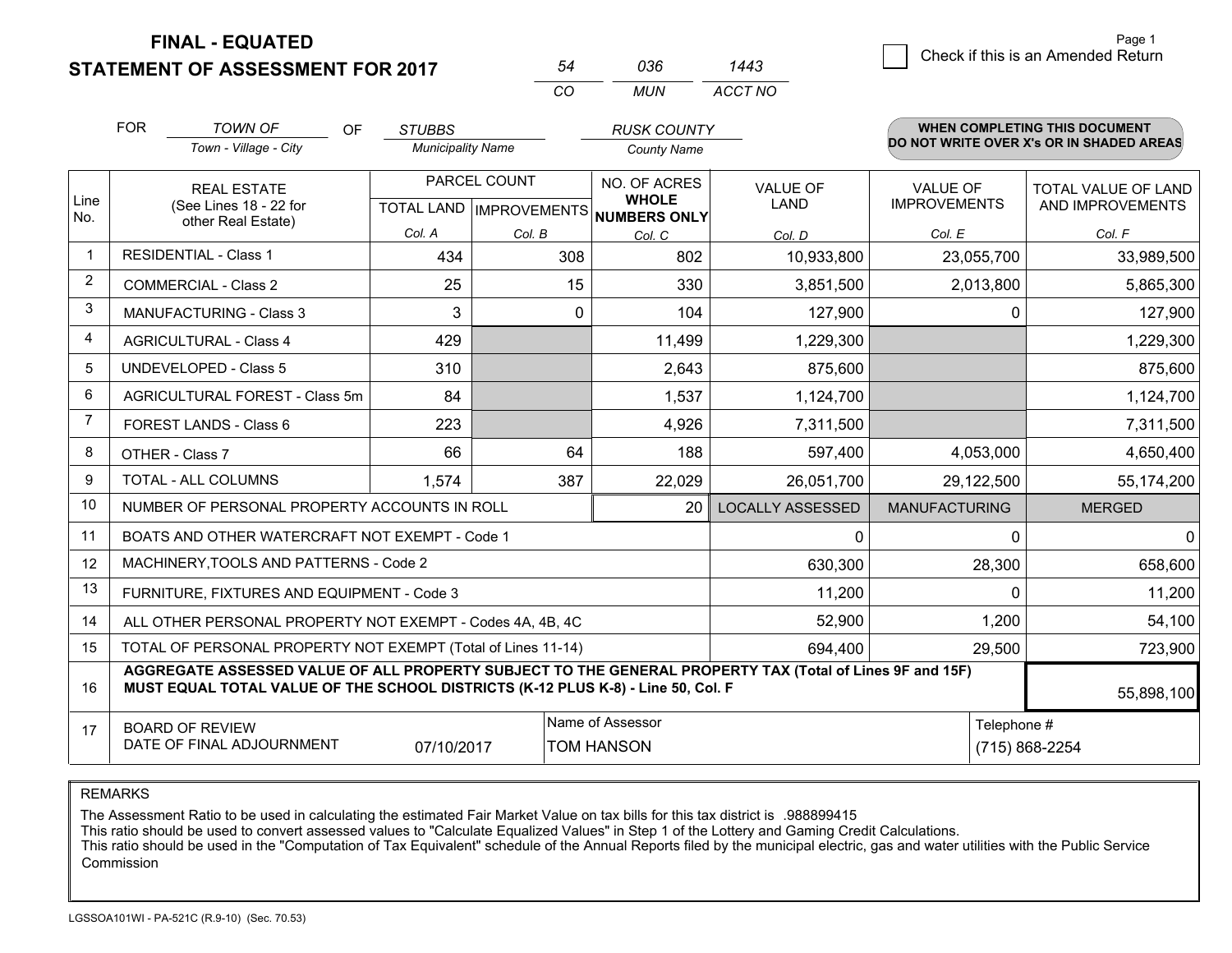# FINAL - EQUATED
## STATEMENT OF ASSESSMENT FOR 2017

| 54 | 036 | 1443 |
|---|---|---|
| CO | MUN | ACCT NO |

Page 1

☐ Check if this is an Amended Return

FOR *TOWN OF* (Town - Village - City) OF *STUBBS* (Municipality Name) *RUSK COUNTY* (County Name)

**WHEN COMPLETING THIS DOCUMENT DO NOT WRITE OVER X's OR IN SHADED AREAS**

| Line No. | REAL ESTATE (See Lines 18 - 22 for other Real Estate) | PARCEL COUNT | | NO. OF ACRES WHOLE NUMBERS ONLY | VALUE OF LAND | VALUE OF IMPROVEMENTS | TOTAL VALUE OF LAND AND IMPROVEMENTS |
|---|---|---|---|---|---|---|---|
| | | TOTAL LAND | IMPROVEMENTS | | | | |
| | | Col. A | Col. B | Col. C | Col. D | Col. E | Col. F |
| 1 | RESIDENTIAL - Class 1 | 434 | 308 | 802 | 10,933,800 | 23,055,700 | 33,989,500 |
| 2 | COMMERCIAL - Class 2 | 25 | 15 | 330 | 3,851,500 | 2,013,800 | 5,865,300 |
| 3 | MANUFACTURING - Class 3 | 3 | 0 | 104 | 127,900 | 0 | 127,900 |
| 4 | AGRICULTURAL - Class 4 | 429 | | 11,499 | 1,229,300 | | 1,229,300 |
| 5 | UNDEVELOPED - Class 5 | 310 | | 2,643 | 875,600 | | 875,600 |
| 6 | AGRICULTURAL FOREST - Class 5m | 84 | | 1,537 | 1,124,700 | | 1,124,700 |
| 7 | FOREST LANDS - Class 6 | 223 | | 4,926 | 7,311,500 | | 7,311,500 |
| 8 | OTHER - Class 7 | 66 | 64 | 188 | 597,400 | 4,053,000 | 4,650,400 |
| 9 | TOTAL - ALL COLUMNS | 1,574 | 387 | 22,029 | 26,051,700 | 29,122,500 | 55,174,200 |
| 10 | NUMBER OF PERSONAL PROPERTY ACCOUNTS IN ROLL | | | 20 | LOCALLY ASSESSED | MANUFACTURING | MERGED |
| 11 | BOATS AND OTHER WATERCRAFT NOT EXEMPT - Code 1 | | | | 0 | 0 | 0 |
| 12 | MACHINERY,TOOLS AND PATTERNS - Code 2 | | | | 630,300 | 28,300 | 658,600 |
| 13 | FURNITURE, FIXTURES AND EQUIPMENT - Code 3 | | | | 11,200 | 0 | 11,200 |
| 14 | ALL OTHER PERSONAL PROPERTY NOT EXEMPT - Codes 4A, 4B, 4C | | | | 52,900 | 1,200 | 54,100 |
| 15 | TOTAL OF PERSONAL PROPERTY NOT EXEMPT (Total of Lines 11-14) | | | | 694,400 | 29,500 | 723,900 |
| 16 | **AGGREGATE ASSESSED VALUE OF ALL PROPERTY SUBJECT TO THE GENERAL PROPERTY TAX (Total of Lines 9F and 15F) MUST EQUAL TOTAL VALUE OF THE SCHOOL DISTRICTS (K-12 PLUS K-8) - Line 50, Col. F** | | | | | | 55,898,100 |
| 17 | BOARD OF REVIEW DATE OF FINAL ADJOURNMENT | 07/10/2017 | Name of Assessor: TOM HANSON | | | Telephone #: (715) 868-2254 | |

REMARKS

The Assessment Ratio to be used in calculating the estimated Fair Market Value on tax bills for this tax district is .988899415
This ratio should be used to convert assessed values to "Calculate Equalized Values" in Step 1 of the Lottery and Gaming Credit Calculations.
This ratio should be used in the "Computation of Tax Equivalent" schedule of the Annual Reports filed by the municipal electric, gas and water utilities with the Public Service Commission

LGSSOA101WI - PA-521C (R.9-10) (Sec. 70.53)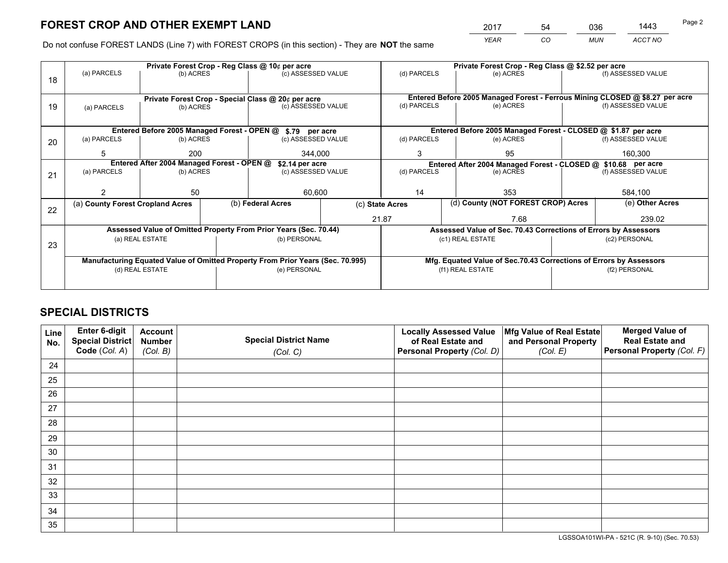# FOREST CROP AND OTHER EXEMPT LAND

| 2017 | 54 | 036 | 1443 |
|---|---|---|---|
| *YEAR* | *CO* | *MUN* | *ACCT NO* |

Do not confuse FOREST LANDS (Line 7) with FOREST CROPS (in this section) - They are **NOT** the same

| Line | Private Forest Crop - Reg Class @ 10¢ per acre | | | Private Forest Crop - Reg Class @ $2.52 per acre | | |
|---|---|---|---|---|---|---|
| 18 | (a) PARCELS | (b) ACRES | (c) ASSESSED VALUE | (d) PARCELS | (e) ACRES | (f) ASSESSED VALUE |
| | | | | | | |
| | **Private Forest Crop - Special Class @ 20¢ per acre** | | | **Entered Before 2005 Managed Forest - Ferrous Mining CLOSED @ $8.27 per acre** | | |
| 19 | (a) PARCELS | (b) ACRES | (c) ASSESSED VALUE | (d) PARCELS | (e) ACRES | (f) ASSESSED VALUE |
| | | | | | | |
| | **Entered Before 2005 Managed Forest - OPEN @ $.79 per acre** | | | **Entered Before 2005 Managed Forest - CLOSED @ $1.87 per acre** | | |
| 20 | (a) PARCELS | (b) ACRES | (c) ASSESSED VALUE | (d) PARCELS | (e) ACRES | (f) ASSESSED VALUE |
| | 5 | 200 | 344,000 | 3 | 95 | 160,300 |
| | **Entered After 2004 Managed Forest - OPEN @ $2.14 per acre** | | | **Entered After 2004 Managed Forest - CLOSED @ $10.68 per acre** | | |
| 21 | (a) PARCELS | (b) ACRES | (c) ASSESSED VALUE | (d) PARCELS | (e) ACRES | (f) ASSESSED VALUE |
| | 2 | 50 | 60,600 | 14 | 353 | 584,100 |

| Line | (a) County Forest Cropland Acres | (b) Federal Acres | (c) State Acres | (d) County (NOT FOREST CROP) Acres | (e) Other Acres |
|---|---|---|---|---|---|
| 22 | | | 21.87 | 7.68 | 239.02 |

| Line | Assessed Value of Omitted Property From Prior Years (Sec. 70.44) | | Assessed Value of Sec. 70.43 Corrections of Errors by Assessors | |
|---|---|---|---|---|
| 23 | (a) REAL ESTATE | (b) PERSONAL | (c1) REAL ESTATE | (c2) PERSONAL |
| | | | | |
| | **Manufacturing Equated Value of Omitted Property From Prior Years (Sec. 70.995)** | | **Mfg. Equated Value of Sec.70.43 Corrections of Errors by Assessors** | |
| | (d) REAL ESTATE | (e) PERSONAL | (f1) REAL ESTATE | (f2) PERSONAL |
| | | | | |

# SPECIAL DISTRICTS

| Line No. | Enter 6-digit Special District Code (*Col. A*) | Account Number (*Col. B*) | Special District Name (*Col. C*) | Locally Assessed Value of Real Estate and Personal Property (*Col. D*) | Mfg Value of Real Estate and Personal Property (*Col. E*) | Merged Value of Real Estate and Personal Property (*Col. F*) |
|---|---|---|---|---|---|---|
| 24 | | | | | | |
| 25 | | | | | | |
| 26 | | | | | | |
| 27 | | | | | | |
| 28 | | | | | | |
| 29 | | | | | | |
| 30 | | | | | | |
| 31 | | | | | | |
| 32 | | | | | | |
| 33 | | | | | | |
| 34 | | | | | | |
| 35 | | | | | | |

LGSSOA101WI-PA - 521C (R. 9-10) (Sec. 70.53)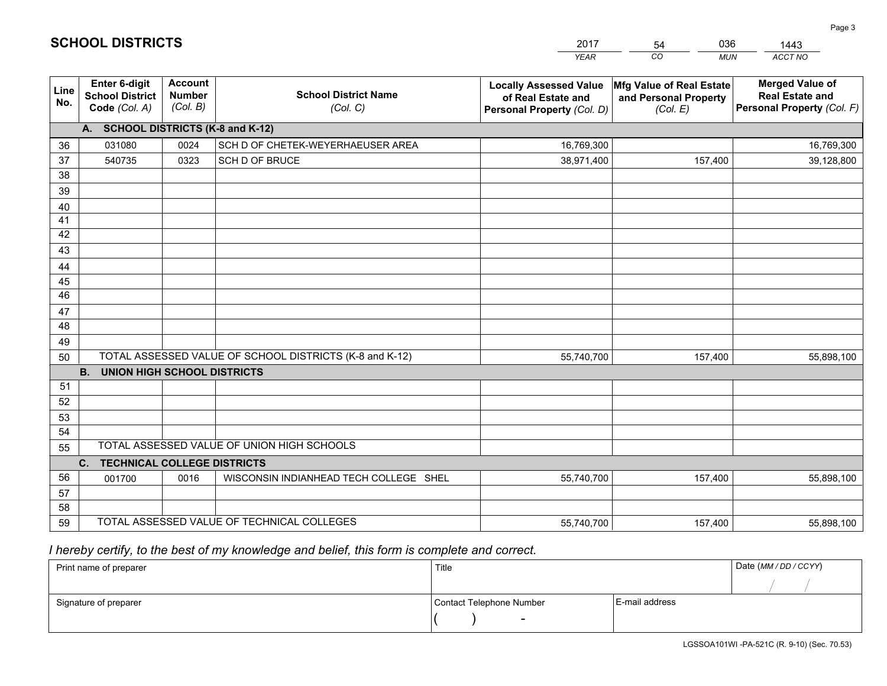# SCHOOL DISTRICTS

| 2017 | 54 | 036 | 1443 |
|---|---|---|---|
| *YEAR* | *CO* | *MUN* | *ACCT NO* |

| Line No. | Enter 6-digit School District Code *(Col. A)* | Account Number *(Col. B)* | School District Name *(Col. C)* | Locally Assessed Value of Real Estate and Personal Property *(Col. D)* | Mfg Value of Real Estate and Personal Property *(Col. E)* | Merged Value of Real Estate and Personal Property *(Col. F)* |
|---|---|---|---|---|---|---|
| | **A. SCHOOL DISTRICTS (K-8 and K-12)** | | | | | |
| 36 | 031080 | 0024 | SCH D OF CHETEK-WEYERHAEUSER AREA | 16,769,300 | | 16,769,300 |
| 37 | 540735 | 0323 | SCH D OF BRUCE | 38,971,400 | 157,400 | 39,128,800 |
| 38 | | | | | | |
| 39 | | | | | | |
| 40 | | | | | | |
| 41 | | | | | | |
| 42 | | | | | | |
| 43 | | | | | | |
| 44 | | | | | | |
| 45 | | | | | | |
| 46 | | | | | | |
| 47 | | | | | | |
| 48 | | | | | | |
| 49 | | | | | | |
| 50 | TOTAL ASSESSED VALUE OF SCHOOL DISTRICTS (K-8 and K-12) | | | 55,740,700 | 157,400 | 55,898,100 |
| | **B. UNION HIGH SCHOOL DISTRICTS** | | | | | |
| 51 | | | | | | |
| 52 | | | | | | |
| 53 | | | | | | |
| 54 | | | | | | |
| 55 | TOTAL ASSESSED VALUE OF UNION HIGH SCHOOLS | | | | | |
| | **C. TECHNICAL COLLEGE DISTRICTS** | | | | | |
| 56 | 001700 | 0016 | WISCONSIN INDIANHEAD TECH COLLEGE SHEL | 55,740,700 | 157,400 | 55,898,100 |
| 57 | | | | | | |
| 58 | | | | | | |
| 59 | TOTAL ASSESSED VALUE OF TECHNICAL COLLEGES | | | 55,740,700 | 157,400 | 55,898,100 |

*I hereby certify, to the best of my knowledge and belief, this form is complete and correct.*

| Print name of preparer | Title | | Date *(MM / DD / CCYY)* |
|---|---|---|---|
| | | | / / |
| Signature of preparer | Contact Telephone Number | E-mail address | |
| | ( ) - | | |

LGSSOA101WI -PA-521C (R. 9-10) (Sec. 70.53)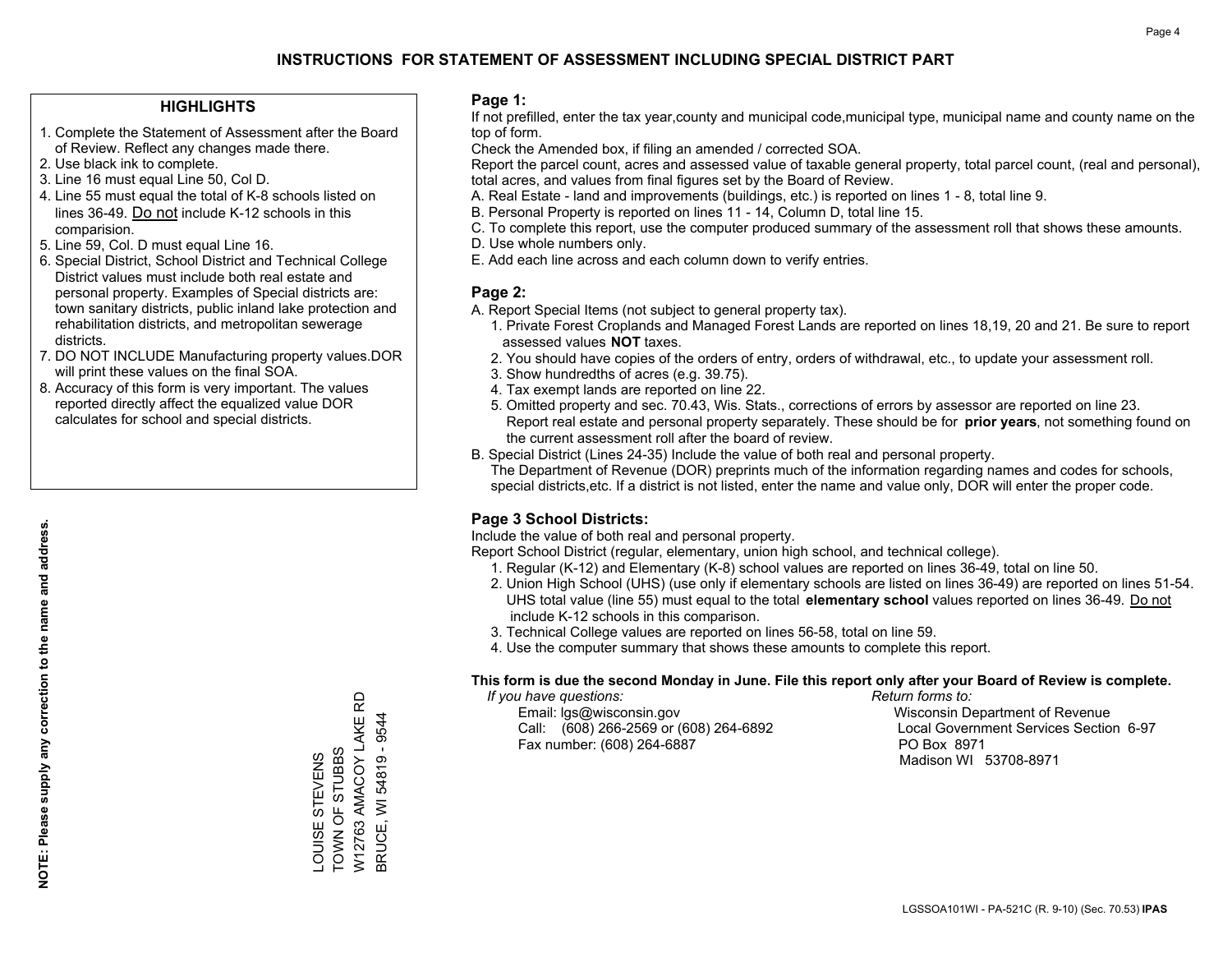# INSTRUCTIONS FOR STATEMENT OF ASSESSMENT INCLUDING SPECIAL DISTRICT PART

## HIGHLIGHTS

1. Complete the Statement of Assessment after the Board of Review. Reflect any changes made there.
2. Use black ink to complete.
3. Line 16 must equal Line 50, Col D.
4. Line 55 must equal the total of K-8 schools listed on lines 36-49. Do not include K-12 schools in this comparision.
5. Line 59, Col. D must equal Line 16.
6. Special District, School District and Technical College District values must include both real estate and personal property. Examples of Special districts are: town sanitary districts, public inland lake protection and rehabilitation districts, and metropolitan sewerage districts.
7. DO NOT INCLUDE Manufacturing property values.DOR will print these values on the final SOA.
8. Accuracy of this form is very important. The values reported directly affect the equalized value DOR calculates for school and special districts.

**NOTE: Please supply any correction to the name and address.**

LOUISE STEVENS
TOWN OF STUBBS
W12763 AMACOY LAKE RD
BRUCE, WI 54819 - 9544

## Page 1:

If not prefilled, enter the tax year,county and municipal code,municipal type, municipal name and county name on the top of form.

Check the Amended box, if filing an amended / corrected SOA.

Report the parcel count, acres and assessed value of taxable general property, total parcel count, (real and personal), total acres, and values from final figures set by the Board of Review.

A. Real Estate - land and improvements (buildings, etc.) is reported on lines 1 - 8, total line 9.
B. Personal Property is reported on lines 11 - 14, Column D, total line 15.
C. To complete this report, use the computer produced summary of the assessment roll that shows these amounts.
D. Use whole numbers only.
E. Add each line across and each column down to verify entries.

## Page 2:

A. Report Special Items (not subject to general property tax).
   1. Private Forest Croplands and Managed Forest Lands are reported on lines 18,19, 20 and 21. Be sure to report assessed values **NOT** taxes.
   2. You should have copies of the orders of entry, orders of withdrawal, etc., to update your assessment roll.
   3. Show hundredths of acres (e.g. 39.75).
   4. Tax exempt lands are reported on line 22.
   5. Omitted property and sec. 70.43, Wis. Stats., corrections of errors by assessor are reported on line 23. Report real estate and personal property separately. These should be for **prior years**, not something found on the current assessment roll after the board of review.

B. Special District (Lines 24-35) Include the value of both real and personal property.
   The Department of Revenue (DOR) preprints much of the information regarding names and codes for schools, special districts,etc. If a district is not listed, enter the name and value only, DOR will enter the proper code.

## Page 3 School Districts:

Include the value of both real and personal property.

Report School District (regular, elementary, union high school, and technical college).

1. Regular (K-12) and Elementary (K-8) school values are reported on lines 36-49, total on line 50.
2. Union High School (UHS) (use only if elementary schools are listed on lines 36-49) are reported on lines 51-54. UHS total value (line 55) must equal to the total **elementary school** values reported on lines 36-49. Do not include K-12 schools in this comparison.
3. Technical College values are reported on lines 56-58, total on line 59.
4. Use the computer summary that shows these amounts to complete this report.

**This form is due the second Monday in June. File this report only after your Board of Review is complete.**

*If you have questions:*
Email: lgs@wisconsin.gov
Call: (608) 266-2569 or (608) 264-6892
Fax number: (608) 264-6887

*Return forms to:*
Wisconsin Department of Revenue
Local Government Services Section 6-97
PO Box 8971
Madison WI 53708-8971

LGSSOA101WI - PA-521C (R. 9-10) (Sec. 70.53) **IPAS**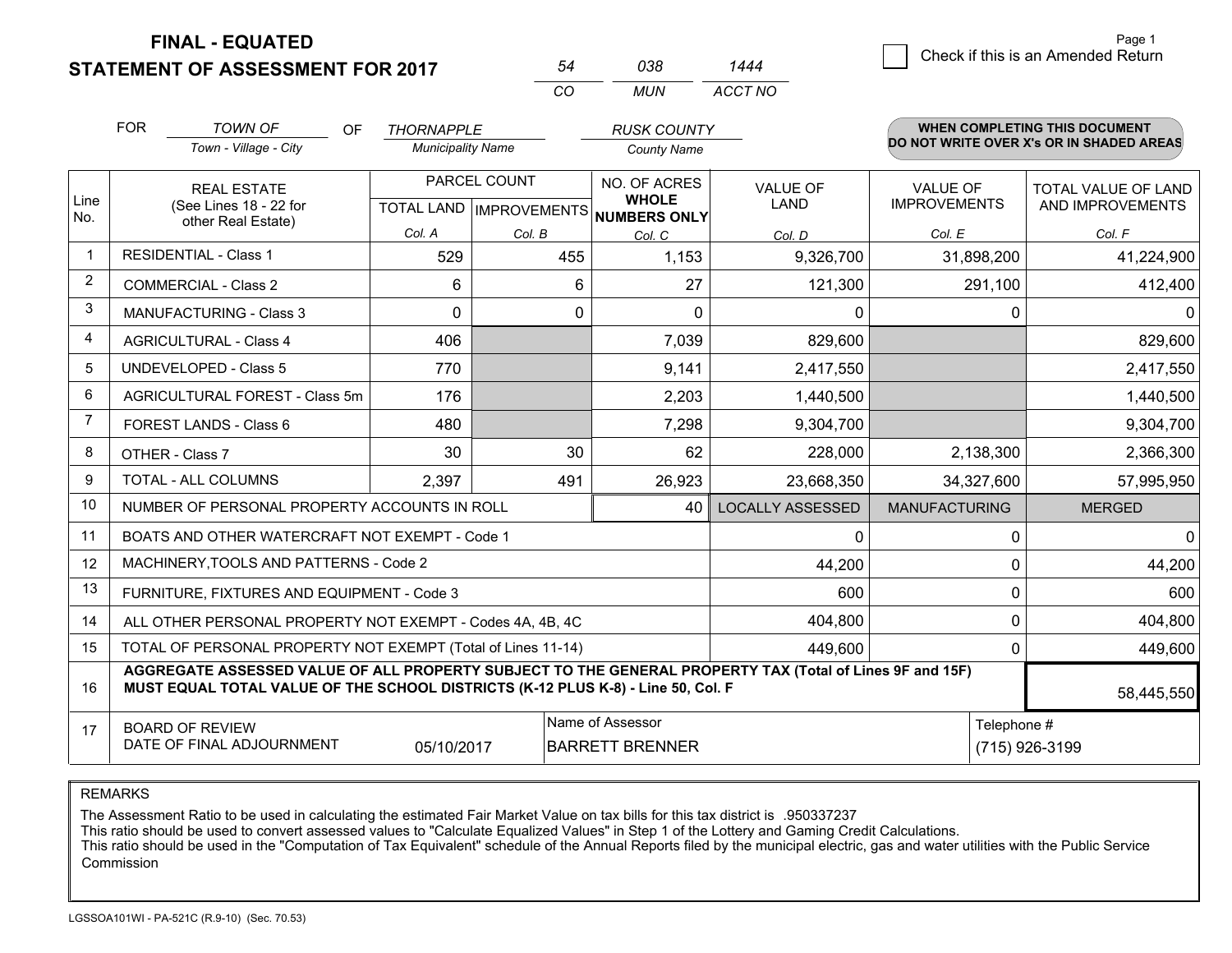**FINAL - EQUATED**
**STATEMENT OF ASSESSMENT FOR 2017**

| 54 | 038 | 1444 |
|---|---|---|
| CO | MUN | ACCT NO |

Page 1

☐ Check if this is an Amended Return

FOR *TOWN OF* (Town - Village - City) OF *THORNAPPLE* (Municipality Name) *RUSK COUNTY* (County Name)

**WHEN COMPLETING THIS DOCUMENT DO NOT WRITE OVER X's OR IN SHADED AREAS**

| Line No. | REAL ESTATE (See Lines 18 - 22 for other Real Estate) | PARCEL COUNT TOTAL LAND Col. A | PARCEL COUNT IMPROVEMENTS Col. B | NO. OF ACRES WHOLE NUMBERS ONLY Col. C | VALUE OF LAND Col. D | VALUE OF IMPROVEMENTS Col. E | TOTAL VALUE OF LAND AND IMPROVEMENTS Col. F |
|---|---|---|---|---|---|---|---|
| 1 | RESIDENTIAL - Class 1 | 529 | 455 | 1,153 | 9,326,700 | 31,898,200 | 41,224,900 |
| 2 | COMMERCIAL - Class 2 | 6 | 6 | 27 | 121,300 | 291,100 | 412,400 |
| 3 | MANUFACTURING - Class 3 | 0 | 0 | 0 | 0 | 0 | 0 |
| 4 | AGRICULTURAL - Class 4 | 406 | | 7,039 | 829,600 | | 829,600 |
| 5 | UNDEVELOPED - Class 5 | 770 | | 9,141 | 2,417,550 | | 2,417,550 |
| 6 | AGRICULTURAL FOREST - Class 5m | 176 | | 2,203 | 1,440,500 | | 1,440,500 |
| 7 | FOREST LANDS - Class 6 | 480 | | 7,298 | 9,304,700 | | 9,304,700 |
| 8 | OTHER - Class 7 | 30 | 30 | 62 | 228,000 | 2,138,300 | 2,366,300 |
| 9 | TOTAL - ALL COLUMNS | 2,397 | 491 | 26,923 | 23,668,350 | 34,327,600 | 57,995,950 |
| 10 | NUMBER OF PERSONAL PROPERTY ACCOUNTS IN ROLL | | | 40 | LOCALLY ASSESSED | MANUFACTURING | MERGED |
| 11 | BOATS AND OTHER WATERCRAFT NOT EXEMPT - Code 1 | | | | 0 | 0 | 0 |
| 12 | MACHINERY,TOOLS AND PATTERNS - Code 2 | | | | 44,200 | 0 | 44,200 |
| 13 | FURNITURE, FIXTURES AND EQUIPMENT - Code 3 | | | | 600 | 0 | 600 |
| 14 | ALL OTHER PERSONAL PROPERTY NOT EXEMPT - Codes 4A, 4B, 4C | | | | 404,800 | 0 | 404,800 |
| 15 | TOTAL OF PERSONAL PROPERTY NOT EXEMPT (Total of Lines 11-14) | | | | 449,600 | 0 | 449,600 |
| 16 | **AGGREGATE ASSESSED VALUE OF ALL PROPERTY SUBJECT TO THE GENERAL PROPERTY TAX (Total of Lines 9F and 15F) MUST EQUAL TOTAL VALUE OF THE SCHOOL DISTRICTS (K-12 PLUS K-8) - Line 50, Col. F** | | | | | | 58,445,550 |
| 17 | BOARD OF REVIEW DATE OF FINAL ADJOURNMENT | 05/10/2017 | Name of Assessor: BARRETT BRENNER | | | Telephone #: (715) 926-3199 | |

REMARKS

The Assessment Ratio to be used in calculating the estimated Fair Market Value on tax bills for this tax district is .950337237
This ratio should be used to convert assessed values to "Calculate Equalized Values" in Step 1 of the Lottery and Gaming Credit Calculations.
This ratio should be used in the "Computation of Tax Equivalent" schedule of the Annual Reports filed by the municipal electric, gas and water utilities with the Public Service Commission

LGSSOA101WI - PA-521C (R.9-10) (Sec. 70.53)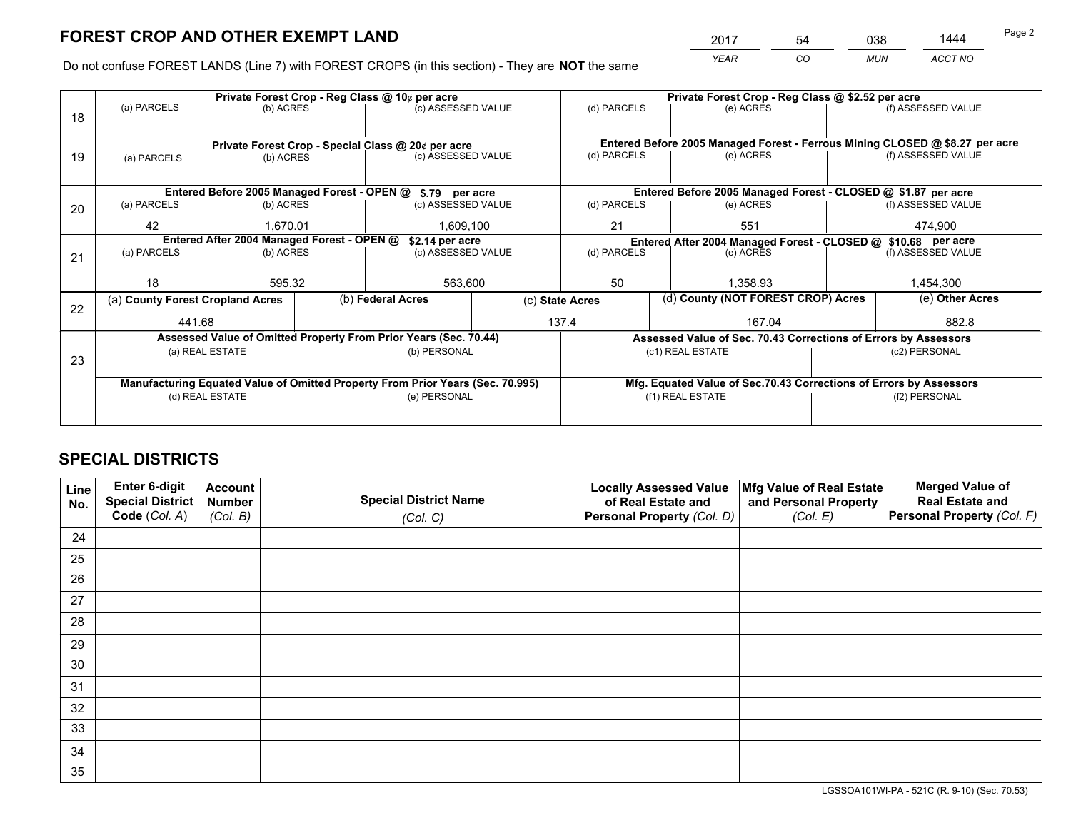# FOREST CROP AND OTHER EXEMPT LAND

| 2017 | 54 | 038 | 1444 |
|---|---|---|---|
| YEAR | CO | MUN | ACCT NO |

Do not confuse FOREST LANDS (Line 7) with FOREST CROPS (in this section) - They are **NOT** the same

| Line | Private Forest Crop - Reg Class @ 10¢ per acre | | | Private Forest Crop - Reg Class @ $2.52 per acre | | |
|---|---|---|---|---|---|---|
| 18 | (a) PARCELS | (b) ACRES | (c) ASSESSED VALUE | (d) PARCELS | (e) ACRES | (f) ASSESSED VALUE |
| | | | | | | |
| | **Private Forest Crop - Special Class @ 20¢ per acre** | | | **Entered Before 2005 Managed Forest - Ferrous Mining CLOSED @ $8.27 per acre** | | |
| 19 | (a) PARCELS | (b) ACRES | (c) ASSESSED VALUE | (d) PARCELS | (e) ACRES | (f) ASSESSED VALUE |
| | | | | | | |
| | **Entered Before 2005 Managed Forest - OPEN @ $.79 per acre** | | | **Entered Before 2005 Managed Forest - CLOSED @ $1.87 per acre** | | |
| 20 | (a) PARCELS | (b) ACRES | (c) ASSESSED VALUE | (d) PARCELS | (e) ACRES | (f) ASSESSED VALUE |
| | 42 | 1,670.01 | 1,609,100 | 21 | 551 | 474,900 |
| | **Entered After 2004 Managed Forest - OPEN @ $2.14 per acre** | | | **Entered After 2004 Managed Forest - CLOSED @ $10.68 per acre** | | |
| 21 | (a) PARCELS | (b) ACRES | (c) ASSESSED VALUE | (d) PARCELS | (e) ACRES | (f) ASSESSED VALUE |
| | 18 | 595.32 | 563,600 | 50 | 1,358.93 | 1,454,300 |

| Line | (a) County Forest Cropland Acres | (b) Federal Acres | (c) State Acres | (d) County (NOT FOREST CROP) Acres | (e) Other Acres |
|---|---|---|---|---|---|
| 22 | 441.68 | | 137.4 | 167.04 | 882.8 |

| Line | Assessed Value of Omitted Property From Prior Years (Sec. 70.44) | | Assessed Value of Sec. 70.43 Corrections of Errors by Assessors | |
|---|---|---|---|---|
| 23 | (a) REAL ESTATE | (b) PERSONAL | (c1) REAL ESTATE | (c2) PERSONAL |
| | | | | |
| | **Manufacturing Equated Value of Omitted Property From Prior Years (Sec. 70.995)** | | **Mfg. Equated Value of Sec.70.43 Corrections of Errors by Assessors** | |
| | (d) REAL ESTATE | (e) PERSONAL | (f1) REAL ESTATE | (f2) PERSONAL |
| | | | | |

# SPECIAL DISTRICTS

| Line No. | Enter 6-digit Special District Code (Col. A) | Account Number (Col. B) | Special District Name (Col. C) | Locally Assessed Value of Real Estate and Personal Property (Col. D) | Mfg Value of Real Estate and Personal Property (Col. E) | Merged Value of Real Estate and Personal Property (Col. F) |
|---|---|---|---|---|---|---|
| 24 | | | | | | |
| 25 | | | | | | |
| 26 | | | | | | |
| 27 | | | | | | |
| 28 | | | | | | |
| 29 | | | | | | |
| 30 | | | | | | |
| 31 | | | | | | |
| 32 | | | | | | |
| 33 | | | | | | |
| 34 | | | | | | |
| 35 | | | | | | |

LGSSOA101WI-PA - 521C (R. 9-10) (Sec. 70.53)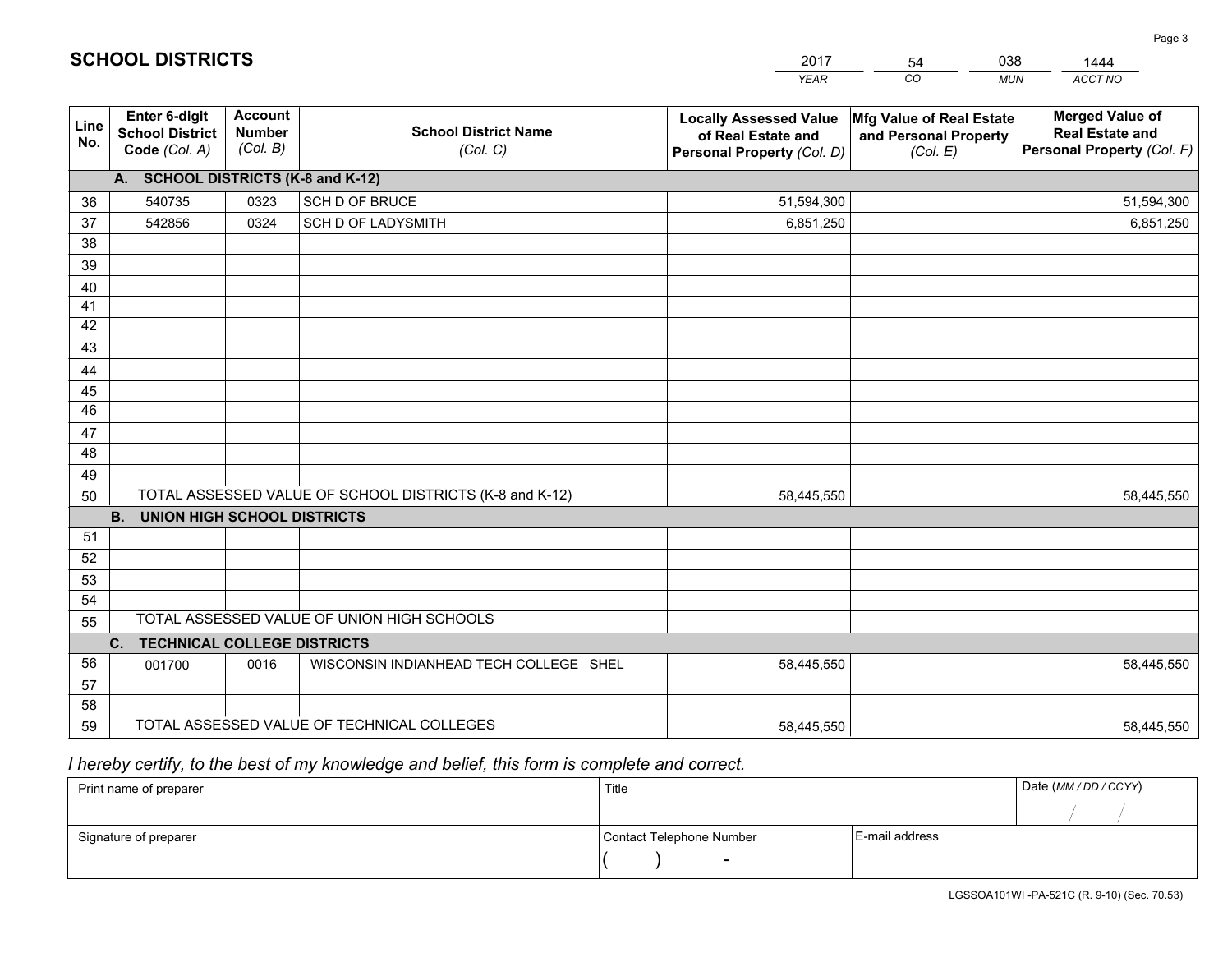# SCHOOL DISTRICTS

| 2017 | 54 | 038 | 1444 |
|---|---|---|---|
| *YEAR* | *CO* | *MUN* | *ACCT NO* |

| Line No. | Enter 6-digit School District Code *(Col. A)* | Account Number *(Col. B)* | School District Name *(Col. C)* | Locally Assessed Value of Real Estate and Personal Property *(Col. D)* | Mfg Value of Real Estate and Personal Property *(Col. E)* | Merged Value of Real Estate and Personal Property *(Col. F)* |
|---|---|---|---|---|---|---|
| | **A. SCHOOL DISTRICTS (K-8 and K-12)** | | | | | |
| 36 | 540735 | 0323 | SCH D OF BRUCE | 51,594,300 | | 51,594,300 |
| 37 | 542856 | 0324 | SCH D OF LADYSMITH | 6,851,250 | | 6,851,250 |
| 38 | | | | | | |
| 39 | | | | | | |
| 40 | | | | | | |
| 41 | | | | | | |
| 42 | | | | | | |
| 43 | | | | | | |
| 44 | | | | | | |
| 45 | | | | | | |
| 46 | | | | | | |
| 47 | | | | | | |
| 48 | | | | | | |
| 49 | | | | | | |
| 50 | TOTAL ASSESSED VALUE OF SCHOOL DISTRICTS (K-8 and K-12) | | | 58,445,550 | | 58,445,550 |
| | **B. UNION HIGH SCHOOL DISTRICTS** | | | | | |
| 51 | | | | | | |
| 52 | | | | | | |
| 53 | | | | | | |
| 54 | | | | | | |
| 55 | TOTAL ASSESSED VALUE OF UNION HIGH SCHOOLS | | | | | |
| | **C. TECHNICAL COLLEGE DISTRICTS** | | | | | |
| 56 | 001700 | 0016 | WISCONSIN INDIANHEAD TECH COLLEGE SHEL | 58,445,550 | | 58,445,550 |
| 57 | | | | | | |
| 58 | | | | | | |
| 59 | TOTAL ASSESSED VALUE OF TECHNICAL COLLEGES | | | 58,445,550 | | 58,445,550 |

*I hereby certify, to the best of my knowledge and belief, this form is complete and correct.*

| Print name of preparer | Title | | Date *(MM / DD / CCYY)* |
|---|---|---|---|
| | | | / / |
| Signature of preparer | Contact Telephone Number | E-mail address | |
| | ( ) - | | |

LGSSOA101WI -PA-521C (R. 9-10) (Sec. 70.53)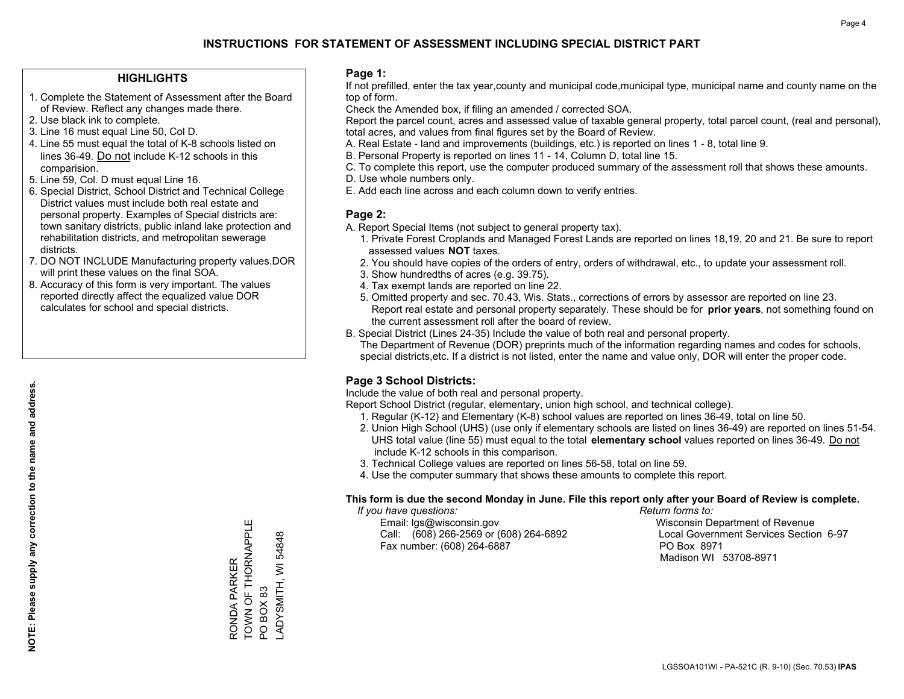# INSTRUCTIONS FOR STATEMENT OF ASSESSMENT INCLUDING SPECIAL DISTRICT PART

## HIGHLIGHTS

1. Complete the Statement of Assessment after the Board of Review. Reflect any changes made there.
2. Use black ink to complete.
3. Line 16 must equal Line 50, Col D.
4. Line 55 must equal the total of K-8 schools listed on lines 36-49. Do not include K-12 schools in this comparision.
5. Line 59, Col. D must equal Line 16.
6. Special District, School District and Technical College District values must include both real estate and personal property. Examples of Special districts are: town sanitary districts, public inland lake protection and rehabilitation districts, and metropolitan sewerage districts.
7. DO NOT INCLUDE Manufacturing property values.DOR will print these values on the final SOA.
8. Accuracy of this form is very important. The values reported directly affect the equalized value DOR calculates for school and special districts.

**NOTE: Please supply any correction to the name and address.**

RONDA PARKER
TOWN OF THORNAPPLE
PO BOX 83
LADYSMITH, WI 54848

## Page 1:

If not prefilled, enter the tax year,county and municipal code,municipal type, municipal name and county name on the top of form.

Check the Amended box, if filing an amended / corrected SOA.

Report the parcel count, acres and assessed value of taxable general property, total parcel count, (real and personal), total acres, and values from final figures set by the Board of Review.

A. Real Estate - land and improvements (buildings, etc.) is reported on lines 1 - 8, total line 9.
B. Personal Property is reported on lines 11 - 14, Column D, total line 15.
C. To complete this report, use the computer produced summary of the assessment roll that shows these amounts.
D. Use whole numbers only.
E. Add each line across and each column down to verify entries.

## Page 2:

A. Report Special Items (not subject to general property tax).
   1. Private Forest Croplands and Managed Forest Lands are reported on lines 18,19, 20 and 21. Be sure to report assessed values **NOT** taxes.
   2. You should have copies of the orders of entry, orders of withdrawal, etc., to update your assessment roll.
   3. Show hundredths of acres (e.g. 39.75).
   4. Tax exempt lands are reported on line 22.
   5. Omitted property and sec. 70.43, Wis. Stats., corrections of errors by assessor are reported on line 23. Report real estate and personal property separately. These should be for **prior years**, not something found on the current assessment roll after the board of review.
B. Special District (Lines 24-35) Include the value of both real and personal property.
   The Department of Revenue (DOR) preprints much of the information regarding names and codes for schools, special districts,etc. If a district is not listed, enter the name and value only, DOR will enter the proper code.

## Page 3 School Districts:

Include the value of both real and personal property.

Report School District (regular, elementary, union high school, and technical college).

1. Regular (K-12) and Elementary (K-8) school values are reported on lines 36-49, total on line 50.
2. Union High School (UHS) (use only if elementary schools are listed on lines 36-49) are reported on lines 51-54. UHS total value (line 55) must equal to the total **elementary school** values reported on lines 36-49. Do not include K-12 schools in this comparison.
3. Technical College values are reported on lines 56-58, total on line 59.
4. Use the computer summary that shows these amounts to complete this report.

**This form is due the second Monday in June. File this report only after your Board of Review is complete.**

*If you have questions:*
Email: lgs@wisconsin.gov
Call: (608) 266-2569 or (608) 264-6892
Fax number: (608) 264-6887

*Return forms to:*
Wisconsin Department of Revenue
Local Government Services Section 6-97
PO Box 8971
Madison WI 53708-8971

LGSSOA101WI - PA-521C (R. 9-10) (Sec. 70.53) **IPAS**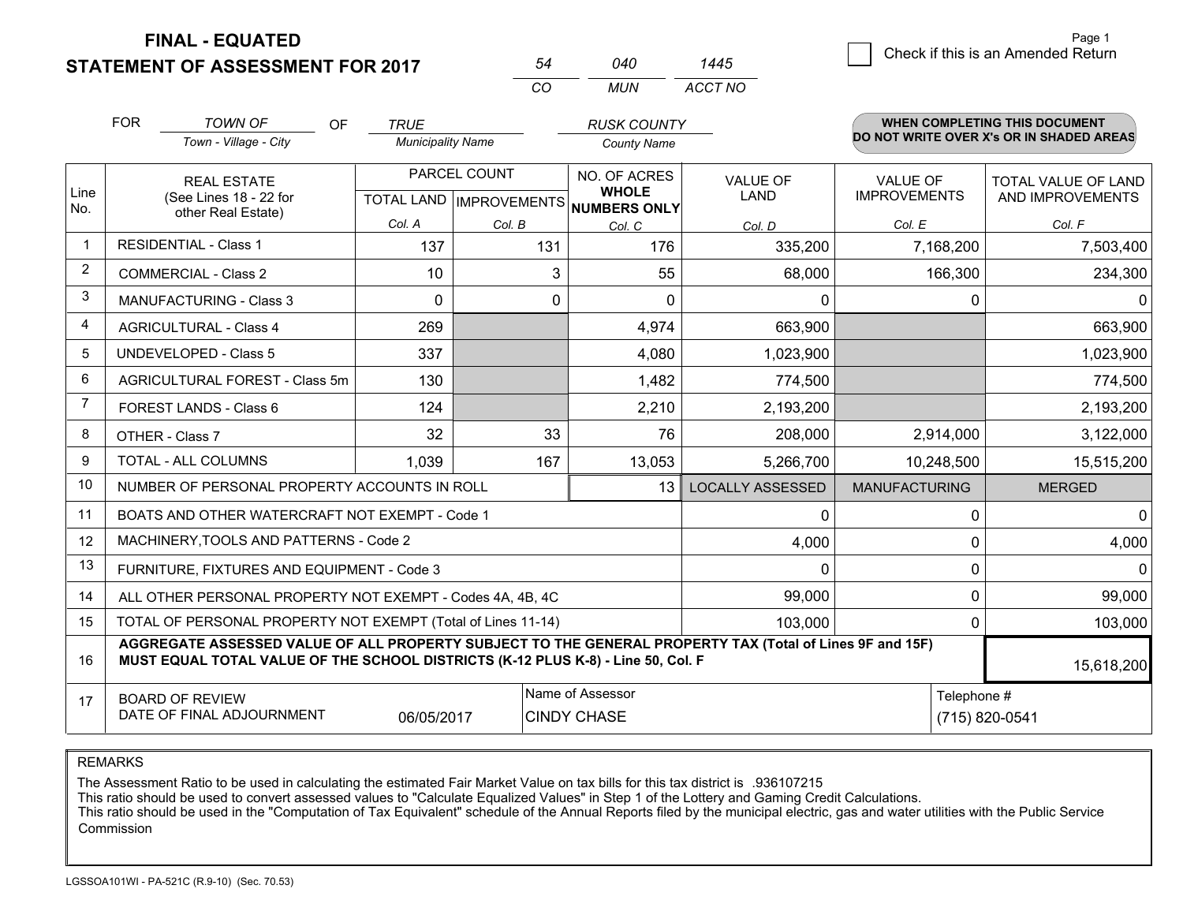# FINAL - EQUATED
# STATEMENT OF ASSESSMENT FOR 2017

| 54 | 040 | 1445 |
|---|---|---|
| CO | MUN | ACCT NO |

Page 1

☐ Check if this is an Amended Return

FOR *TOWN OF* (Town - Village - City) OF *TRUE* (Municipality Name) *RUSK COUNTY* (County Name)

**WHEN COMPLETING THIS DOCUMENT DO NOT WRITE OVER X's OR IN SHADED AREAS**

| Line No. | REAL ESTATE (See Lines 18 - 22 for other Real Estate) | PARCEL COUNT TOTAL LAND Col. A | PARCEL COUNT IMPROVEMENTS Col. B | NO. OF ACRES WHOLE NUMBERS ONLY Col. C | VALUE OF LAND Col. D | VALUE OF IMPROVEMENTS Col. E | TOTAL VALUE OF LAND AND IMPROVEMENTS Col. F |
|---|---|---|---|---|---|---|---|
| 1 | RESIDENTIAL - Class 1 | 137 | 131 | 176 | 335,200 | 7,168,200 | 7,503,400 |
| 2 | COMMERCIAL - Class 2 | 10 | 3 | 55 | 68,000 | 166,300 | 234,300 |
| 3 | MANUFACTURING - Class 3 | 0 | 0 | 0 | 0 | 0 | 0 |
| 4 | AGRICULTURAL - Class 4 | 269 | | 4,974 | 663,900 | | 663,900 |
| 5 | UNDEVELOPED - Class 5 | 337 | | 4,080 | 1,023,900 | | 1,023,900 |
| 6 | AGRICULTURAL FOREST - Class 5m | 130 | | 1,482 | 774,500 | | 774,500 |
| 7 | FOREST LANDS - Class 6 | 124 | | 2,210 | 2,193,200 | | 2,193,200 |
| 8 | OTHER - Class 7 | 32 | 33 | 76 | 208,000 | 2,914,000 | 3,122,000 |
| 9 | TOTAL - ALL COLUMNS | 1,039 | 167 | 13,053 | 5,266,700 | 10,248,500 | 15,515,200 |
| 10 | NUMBER OF PERSONAL PROPERTY ACCOUNTS IN ROLL | | | 13 | LOCALLY ASSESSED | MANUFACTURING | MERGED |
| 11 | BOATS AND OTHER WATERCRAFT NOT EXEMPT - Code 1 | | | | 0 | 0 | 0 |
| 12 | MACHINERY,TOOLS AND PATTERNS - Code 2 | | | | 4,000 | 0 | 4,000 |
| 13 | FURNITURE, FIXTURES AND EQUIPMENT - Code 3 | | | | 0 | 0 | 0 |
| 14 | ALL OTHER PERSONAL PROPERTY NOT EXEMPT - Codes 4A, 4B, 4C | | | | 99,000 | 0 | 99,000 |
| 15 | TOTAL OF PERSONAL PROPERTY NOT EXEMPT (Total of Lines 11-14) | | | | 103,000 | 0 | 103,000 |
| 16 | **AGGREGATE ASSESSED VALUE OF ALL PROPERTY SUBJECT TO THE GENERAL PROPERTY TAX (Total of Lines 9F and 15F) MUST EQUAL TOTAL VALUE OF THE SCHOOL DISTRICTS (K-12 PLUS K-8) - Line 50, Col. F** | | | | | | 15,618,200 |
| 17 | BOARD OF REVIEW DATE OF FINAL ADJOURNMENT | 06/05/2017 | | Name of Assessor: CINDY CHASE | | Telephone #: (715) 820-0541 | |

REMARKS

The Assessment Ratio to be used in calculating the estimated Fair Market Value on tax bills for this tax district is .936107215
This ratio should be used to convert assessed values to "Calculate Equalized Values" in Step 1 of the Lottery and Gaming Credit Calculations.
This ratio should be used in the "Computation of Tax Equivalent" schedule of the Annual Reports filed by the municipal electric, gas and water utilities with the Public Service Commission

LGSSOA101WI - PA-521C (R.9-10) (Sec. 70.53)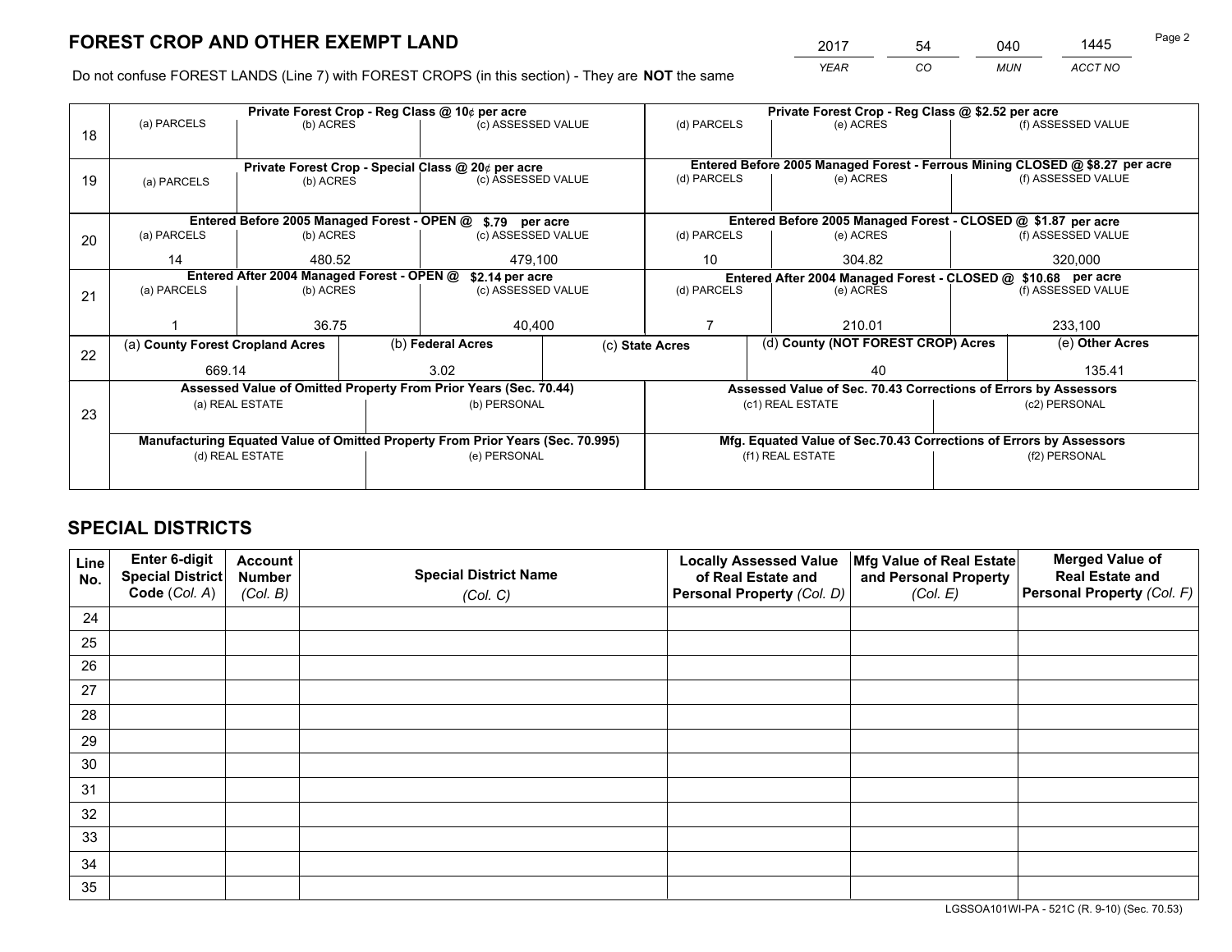# FOREST CROP AND OTHER EXEMPT LAND

| 2017 | 54 | 040 | 1445 |
|---|---|---|---|
| YEAR | CO | MUN | ACCT NO |

Do not confuse FOREST LANDS (Line 7) with FOREST CROPS (in this section) - They are **NOT** the same

| Line | Private Forest Crop - Reg Class @ 10¢ per acre | | | Private Forest Crop - Reg Class @ $2.52 per acre | | |
|---|---|---|---|---|---|---|
| | (a) PARCELS | (b) ACRES | (c) ASSESSED VALUE | (d) PARCELS | (e) ACRES | (f) ASSESSED VALUE |
| 18 | | | | | | |
| | **Private Forest Crop - Special Class @ 20¢ per acre** | | | **Entered Before 2005 Managed Forest - Ferrous Mining CLOSED @ $8.27 per acre** | | |
| | (a) PARCELS | (b) ACRES | (c) ASSESSED VALUE | (d) PARCELS | (e) ACRES | (f) ASSESSED VALUE |
| 19 | | | | | | |
| | **Entered Before 2005 Managed Forest - OPEN @ $.79 per acre** | | | **Entered Before 2005 Managed Forest - CLOSED @ $1.87 per acre** | | |
| | (a) PARCELS | (b) ACRES | (c) ASSESSED VALUE | (d) PARCELS | (e) ACRES | (f) ASSESSED VALUE |
| 20 | 14 | 480.52 | 479,100 | 10 | 304.82 | 320,000 |
| | **Entered After 2004 Managed Forest - OPEN @ $2.14 per acre** | | | **Entered After 2004 Managed Forest - CLOSED @ $10.68 per acre** | | |
| | (a) PARCELS | (b) ACRES | (c) ASSESSED VALUE | (d) PARCELS | (e) ACRES | (f) ASSESSED VALUE |
| 21 | 1 | 36.75 | 40,400 | 7 | 210.01 | 233,100 |

| Line | (a) County Forest Cropland Acres | (b) Federal Acres | (c) State Acres | (d) County (NOT FOREST CROP) Acres | (e) Other Acres |
|---|---|---|---|---|---|
| 22 | 669.14 | 3.02 | | 40 | 135.41 |

| Line | Assessed Value of Omitted Property From Prior Years (Sec. 70.44) | | Assessed Value of Sec. 70.43 Corrections of Errors by Assessors | |
|---|---|---|---|---|
| | (a) REAL ESTATE | (b) PERSONAL | (c1) REAL ESTATE | (c2) PERSONAL |
| 23 | | | | |
| | **Manufacturing Equated Value of Omitted Property From Prior Years (Sec. 70.995)** | | **Mfg. Equated Value of Sec.70.43 Corrections of Errors by Assessors** | |
| | (d) REAL ESTATE | (e) PERSONAL | (f1) REAL ESTATE | (f2) PERSONAL |
| | | | | |

# SPECIAL DISTRICTS

| Line No. | Enter 6-digit Special District Code (Col. A) | Account Number (Col. B) | Special District Name (Col. C) | Locally Assessed Value of Real Estate and Personal Property (Col. D) | Mfg Value of Real Estate and Personal Property (Col. E) | Merged Value of Real Estate and Personal Property (Col. F) |
|---|---|---|---|---|---|---|
| 24 | | | | | | |
| 25 | | | | | | |
| 26 | | | | | | |
| 27 | | | | | | |
| 28 | | | | | | |
| 29 | | | | | | |
| 30 | | | | | | |
| 31 | | | | | | |
| 32 | | | | | | |
| 33 | | | | | | |
| 34 | | | | | | |
| 35 | | | | | | |

LGSSOA101WI-PA - 521C (R. 9-10) (Sec. 70.53)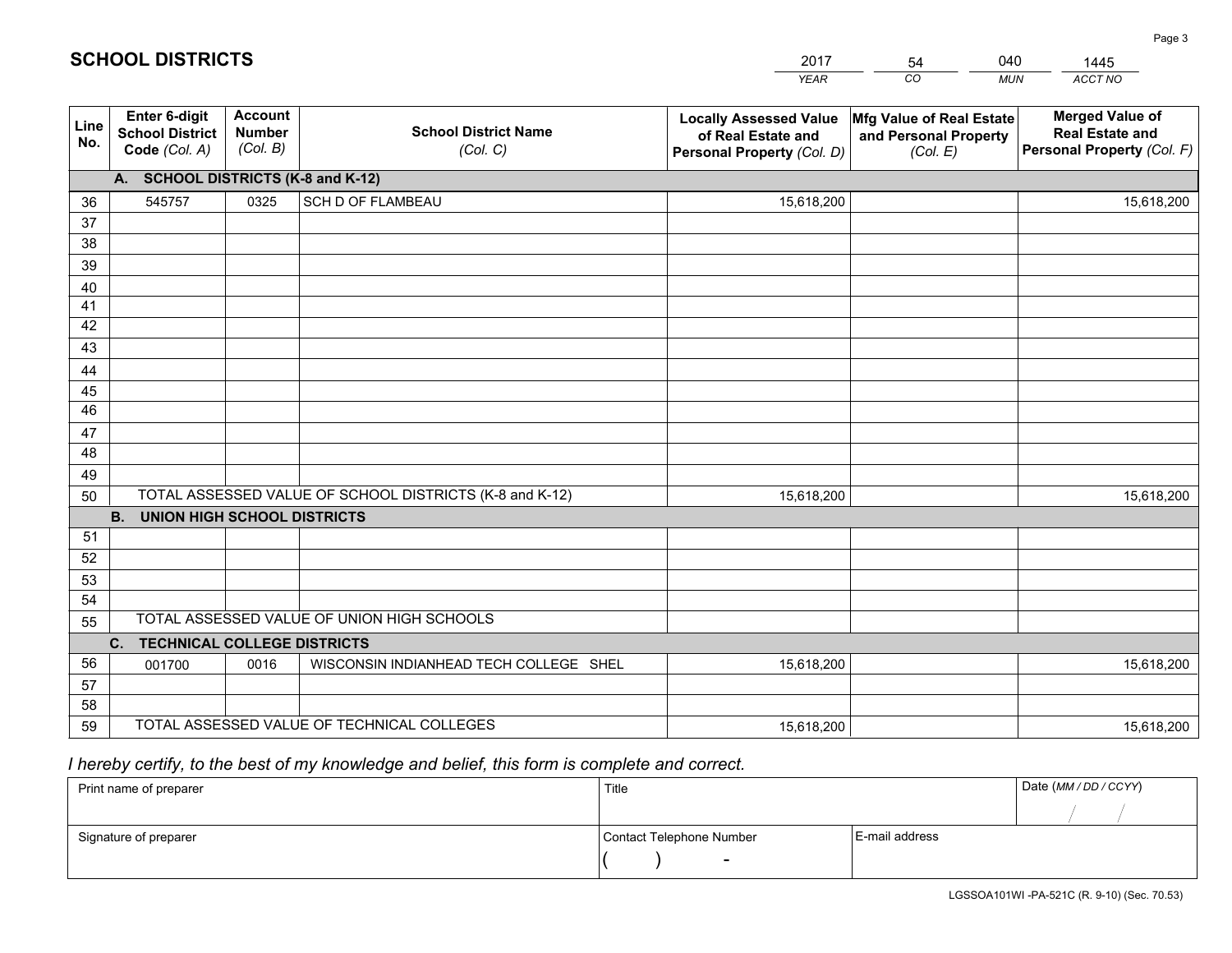# SCHOOL DISTRICTS

| 2017 | 54 | 040 | 1445 |
|---|---|---|---|
| YEAR | CO | MUN | ACCT NO |

| Line No. | Enter 6-digit School District Code (Col. A) | Account Number (Col. B) | School District Name (Col. C) | Locally Assessed Value of Real Estate and Personal Property (Col. D) | Mfg Value of Real Estate and Personal Property (Col. E) | Merged Value of Real Estate and Personal Property (Col. F) |
|---|---|---|---|---|---|---|
| | **A. SCHOOL DISTRICTS (K-8 and K-12)** | | | | | |
| 36 | 545757 | 0325 | SCH D OF FLAMBEAU | 15,618,200 | | 15,618,200 |
| 37 | | | | | | |
| 38 | | | | | | |
| 39 | | | | | | |
| 40 | | | | | | |
| 41 | | | | | | |
| 42 | | | | | | |
| 43 | | | | | | |
| 44 | | | | | | |
| 45 | | | | | | |
| 46 | | | | | | |
| 47 | | | | | | |
| 48 | | | | | | |
| 49 | | | | | | |
| 50 | TOTAL ASSESSED VALUE OF SCHOOL DISTRICTS (K-8 and K-12) | | | 15,618,200 | | 15,618,200 |
| | **B. UNION HIGH SCHOOL DISTRICTS** | | | | | |
| 51 | | | | | | |
| 52 | | | | | | |
| 53 | | | | | | |
| 54 | | | | | | |
| 55 | TOTAL ASSESSED VALUE OF UNION HIGH SCHOOLS | | | | | |
| | **C. TECHNICAL COLLEGE DISTRICTS** | | | | | |
| 56 | 001700 | 0016 | WISCONSIN INDIANHEAD TECH COLLEGE SHEL | 15,618,200 | | 15,618,200 |
| 57 | | | | | | |
| 58 | | | | | | |
| 59 | TOTAL ASSESSED VALUE OF TECHNICAL COLLEGES | | | 15,618,200 | | 15,618,200 |

*I hereby certify, to the best of my knowledge and belief, this form is complete and correct.*

| Print name of preparer | Title | | Date (MM / DD / CCYY) |
|---|---|---|---|
| | | | / / |
| Signature of preparer | Contact Telephone Number | E-mail address | |
| | ( ) - | | |

LGSSOA101WI -PA-521C (R. 9-10) (Sec. 70.53)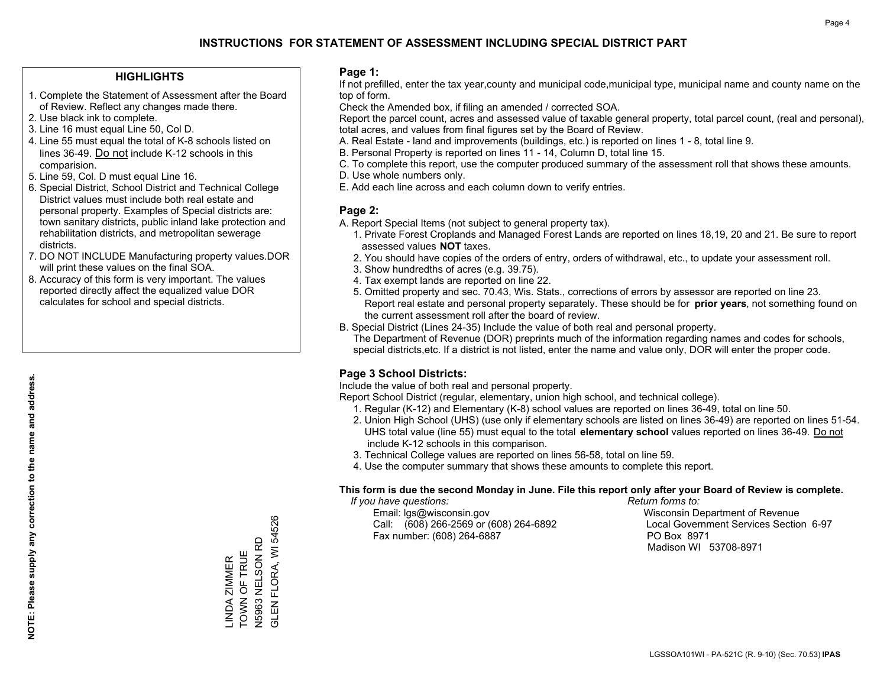# INSTRUCTIONS FOR STATEMENT OF ASSESSMENT INCLUDING SPECIAL DISTRICT PART

## HIGHLIGHTS

1. Complete the Statement of Assessment after the Board of Review. Reflect any changes made there.
2. Use black ink to complete.
3. Line 16 must equal Line 50, Col D.
4. Line 55 must equal the total of K-8 schools listed on lines 36-49. Do not include K-12 schools in this comparision.
5. Line 59, Col. D must equal Line 16.
6. Special District, School District and Technical College District values must include both real estate and personal property. Examples of Special districts are: town sanitary districts, public inland lake protection and rehabilitation districts, and metropolitan sewerage districts.
7. DO NOT INCLUDE Manufacturing property values.DOR will print these values on the final SOA.
8. Accuracy of this form is very important. The values reported directly affect the equalized value DOR calculates for school and special districts.

**NOTE: Please supply any correction to the name and address.**

LINDA ZIMMER
TOWN OF TRUE
N5963 NELSON RD
GLEN FLORA, WI 54526

## Page 1:

If not prefilled, enter the tax year,county and municipal code,municipal type, municipal name and county name on the top of form.

Check the Amended box, if filing an amended / corrected SOA.

Report the parcel count, acres and assessed value of taxable general property, total parcel count, (real and personal), total acres, and values from final figures set by the Board of Review.

A. Real Estate - land and improvements (buildings, etc.) is reported on lines 1 - 8, total line 9.
B. Personal Property is reported on lines 11 - 14, Column D, total line 15.
C. To complete this report, use the computer produced summary of the assessment roll that shows these amounts.
D. Use whole numbers only.
E. Add each line across and each column down to verify entries.

## Page 2:

A. Report Special Items (not subject to general property tax).
   1. Private Forest Croplands and Managed Forest Lands are reported on lines 18,19, 20 and 21. Be sure to report assessed values **NOT** taxes.
   2. You should have copies of the orders of entry, orders of withdrawal, etc., to update your assessment roll.
   3. Show hundredths of acres (e.g. 39.75).
   4. Tax exempt lands are reported on line 22.
   5. Omitted property and sec. 70.43, Wis. Stats., corrections of errors by assessor are reported on line 23. Report real estate and personal property separately. These should be for **prior years**, not something found on the current assessment roll after the board of review.
B. Special District (Lines 24-35) Include the value of both real and personal property.
   The Department of Revenue (DOR) preprints much of the information regarding names and codes for schools, special districts,etc. If a district is not listed, enter the name and value only, DOR will enter the proper code.

## Page 3 School Districts:

Include the value of both real and personal property.

Report School District (regular, elementary, union high school, and technical college).

1. Regular (K-12) and Elementary (K-8) school values are reported on lines 36-49, total on line 50.
2. Union High School (UHS) (use only if elementary schools are listed on lines 36-49) are reported on lines 51-54. UHS total value (line 55) must equal to the total **elementary school** values reported on lines 36-49. Do not include K-12 schools in this comparison.
3. Technical College values are reported on lines 56-58, total on line 59.
4. Use the computer summary that shows these amounts to complete this report.

**This form is due the second Monday in June. File this report only after your Board of Review is complete.**

*If you have questions:*
Email: lgs@wisconsin.gov
Call: (608) 266-2569 or (608) 264-6892
Fax number: (608) 264-6887

*Return forms to:*
Wisconsin Department of Revenue
Local Government Services Section 6-97
PO Box 8971
Madison WI 53708-8971

LGSSOA101WI - PA-521C (R. 9-10) (Sec. 70.53) **IPAS**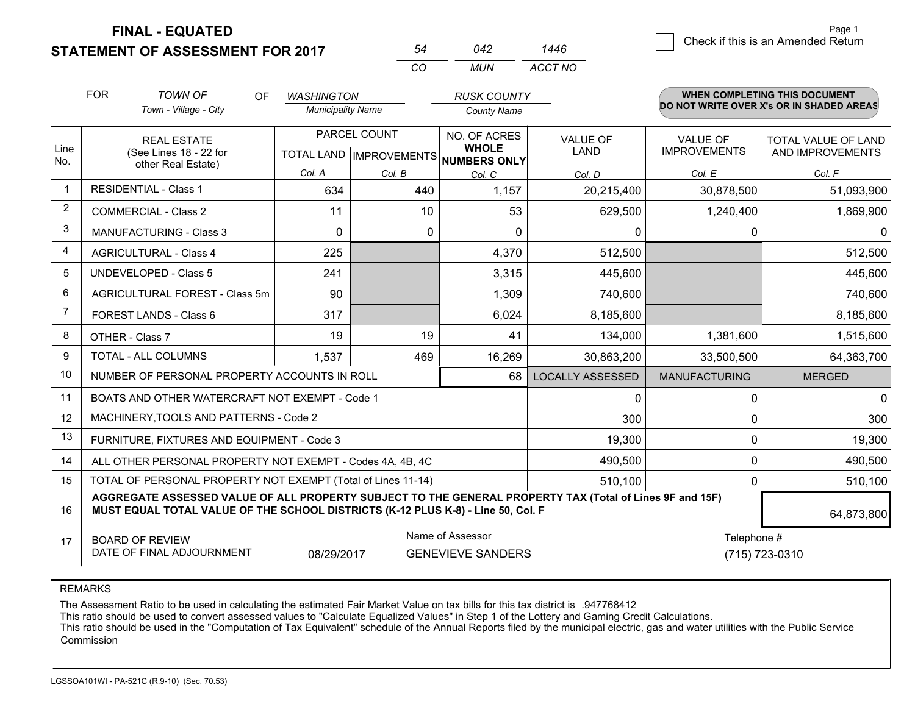**FINAL - EQUATED**
**STATEMENT OF ASSESSMENT FOR 2017**

| 54 | 042 | 1446 |
|---|---|---|
| CO | MUN | ACCT NO |

☐ Check if this is an Amended Return

FOR *TOWN OF* (Town - Village - City) OF *WASHINGTON* (Municipality Name) *RUSK COUNTY* (County Name)

**WHEN COMPLETING THIS DOCUMENT DO NOT WRITE OVER X's OR IN SHADED AREAS**

| Line No. | REAL ESTATE (See Lines 18 - 22 for other Real Estate) | PARCEL COUNT | | NO. OF ACRES WHOLE NUMBERS ONLY | VALUE OF LAND | VALUE OF IMPROVEMENTS | TOTAL VALUE OF LAND AND IMPROVEMENTS |
|---|---|---|---|---|---|---|---|
| | | TOTAL LAND | IMPROVEMENTS | | | | |
| | | Col. A | Col. B | Col. C | Col. D | Col. E | Col. F |
| 1 | RESIDENTIAL - Class 1 | 634 | 440 | 1,157 | 20,215,400 | 30,878,500 | 51,093,900 |
| 2 | COMMERCIAL - Class 2 | 11 | 10 | 53 | 629,500 | 1,240,400 | 1,869,900 |
| 3 | MANUFACTURING - Class 3 | 0 | 0 | 0 | 0 | 0 | 0 |
| 4 | AGRICULTURAL - Class 4 | 225 | | 4,370 | 512,500 | | 512,500 |
| 5 | UNDEVELOPED - Class 5 | 241 | | 3,315 | 445,600 | | 445,600 |
| 6 | AGRICULTURAL FOREST - Class 5m | 90 | | 1,309 | 740,600 | | 740,600 |
| 7 | FOREST LANDS - Class 6 | 317 | | 6,024 | 8,185,600 | | 8,185,600 |
| 8 | OTHER - Class 7 | 19 | 19 | 41 | 134,000 | 1,381,600 | 1,515,600 |
| 9 | TOTAL - ALL COLUMNS | 1,537 | 469 | 16,269 | 30,863,200 | 33,500,500 | 64,363,700 |
| 10 | NUMBER OF PERSONAL PROPERTY ACCOUNTS IN ROLL | | | 68 | LOCALLY ASSESSED | MANUFACTURING | MERGED |
| 11 | BOATS AND OTHER WATERCRAFT NOT EXEMPT - Code 1 | | | | 0 | 0 | 0 |
| 12 | MACHINERY,TOOLS AND PATTERNS - Code 2 | | | | 300 | 0 | 300 |
| 13 | FURNITURE, FIXTURES AND EQUIPMENT - Code 3 | | | | 19,300 | 0 | 19,300 |
| 14 | ALL OTHER PERSONAL PROPERTY NOT EXEMPT - Codes 4A, 4B, 4C | | | | 490,500 | 0 | 490,500 |
| 15 | TOTAL OF PERSONAL PROPERTY NOT EXEMPT (Total of Lines 11-14) | | | | 510,100 | 0 | 510,100 |
| 16 | **AGGREGATE ASSESSED VALUE OF ALL PROPERTY SUBJECT TO THE GENERAL PROPERTY TAX (Total of Lines 9F and 15F) MUST EQUAL TOTAL VALUE OF THE SCHOOL DISTRICTS (K-12 PLUS K-8) - Line 50, Col. F** | | | | | | 64,873,800 |
| 17 | BOARD OF REVIEW DATE OF FINAL ADJOURNMENT | 08/29/2017 | | Name of Assessor: GENEVIEVE SANDERS | | Telephone #: (715) 723-0310 | |

REMARKS

The Assessment Ratio to be used in calculating the estimated Fair Market Value on tax bills for this tax district is .947768412
This ratio should be used to convert assessed values to "Calculate Equalized Values" in Step 1 of the Lottery and Gaming Credit Calculations.
This ratio should be used in the "Computation of Tax Equivalent" schedule of the Annual Reports filed by the municipal electric, gas and water utilities with the Public Service Commission

LGSSOA101WI - PA-521C (R.9-10) (Sec. 70.53)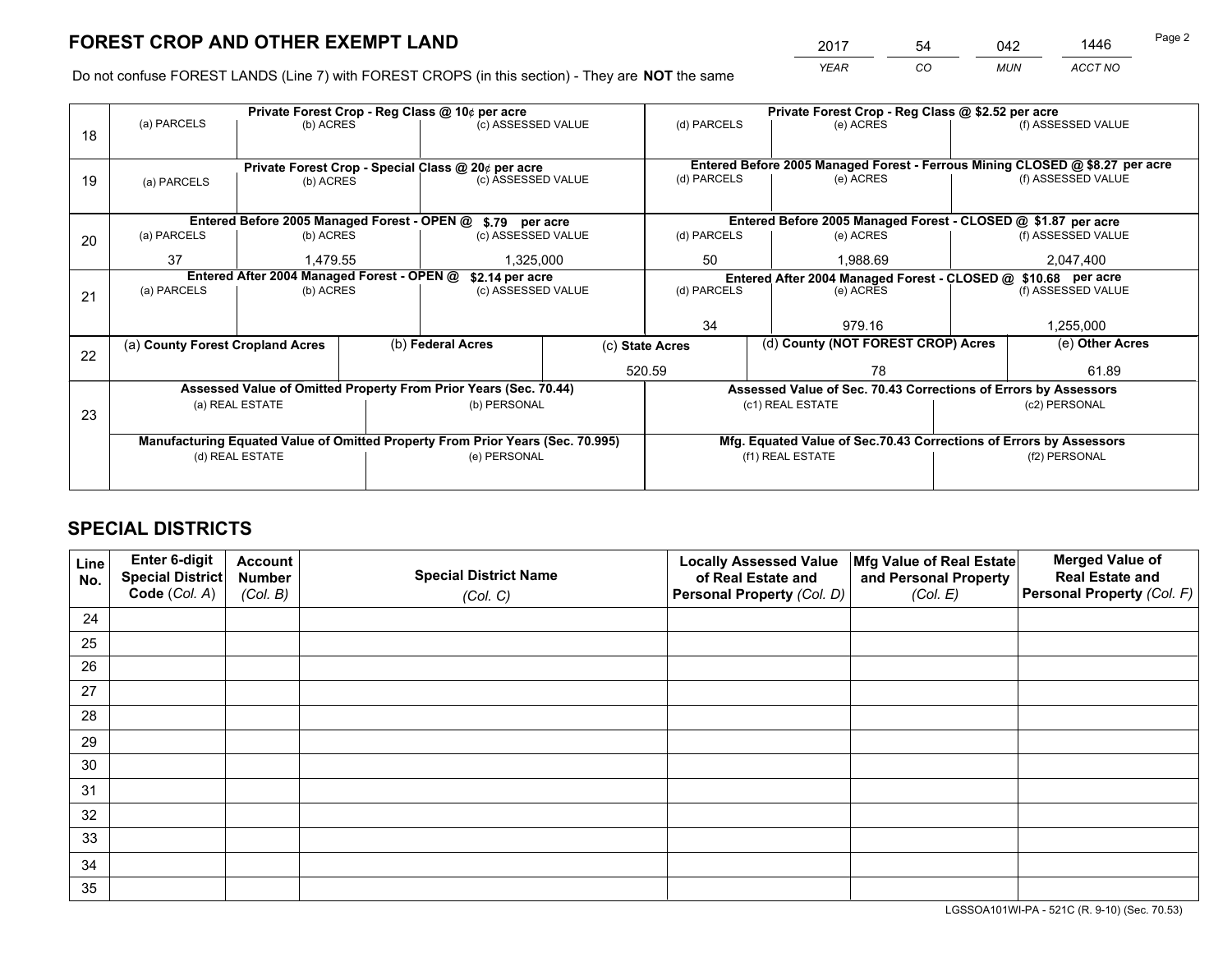# FOREST CROP AND OTHER EXEMPT LAND

| 2017 | 54 | 042 | 1446 |
|---|---|---|---|
| YEAR | CO | MUN | ACCT NO |

Do not confuse FOREST LANDS (Line 7) with FOREST CROPS (in this section) - They are **NOT** the same

| Line | | | | | | |
|---|---|---|---|---|---|---|
| 18 | Private Forest Crop - Reg Class @ 10¢ per acre | | | Private Forest Crop - Reg Class @ $2.52 per acre | | |
| | (a) PARCELS | (b) ACRES | (c) ASSESSED VALUE | (d) PARCELS | (e) ACRES | (f) ASSESSED VALUE |
| | | | | | | |
| 19 | Private Forest Crop - Special Class @ 20¢ per acre | | | Entered Before 2005 Managed Forest - Ferrous Mining CLOSED @ $8.27 per acre | | |
| | (a) PARCELS | (b) ACRES | (c) ASSESSED VALUE | (d) PARCELS | (e) ACRES | (f) ASSESSED VALUE |
| | | | | | | |
| 20 | Entered Before 2005 Managed Forest - OPEN @ $.79 per acre | | | Entered Before 2005 Managed Forest - CLOSED @ $1.87 per acre | | |
| | (a) PARCELS | (b) ACRES | (c) ASSESSED VALUE | (d) PARCELS | (e) ACRES | (f) ASSESSED VALUE |
| | 37 | 1,479.55 | 1,325,000 | 50 | 1,988.69 | 2,047,400 |
| 21 | Entered After 2004 Managed Forest - OPEN @ $2.14 per acre | | | Entered After 2004 Managed Forest - CLOSED @ $10.68 per acre | | |
| | (a) PARCELS | (b) ACRES | (c) ASSESSED VALUE | (d) PARCELS | (e) ACRES | (f) ASSESSED VALUE |
| | | | | 34 | 979.16 | 1,255,000 |

| Line | (a) County Forest Cropland Acres | (b) Federal Acres | (c) State Acres | (d) County (NOT FOREST CROP) Acres | (e) Other Acres |
|---|---|---|---|---|---|
| 22 | | | 520.59 | 78 | 61.89 |

| Line | | | | |
|---|---|---|---|---|
| 23 | Assessed Value of Omitted Property From Prior Years (Sec. 70.44) | | Assessed Value of Sec. 70.43 Corrections of Errors by Assessors | |
| | (a) REAL ESTATE | (b) PERSONAL | (c1) REAL ESTATE | (c2) PERSONAL |
| | | | | |
| | Manufacturing Equated Value of Omitted Property From Prior Years (Sec. 70.995) | | Mfg. Equated Value of Sec.70.43 Corrections of Errors by Assessors | |
| | (d) REAL ESTATE | (e) PERSONAL | (f1) REAL ESTATE | (f2) PERSONAL |
| | | | | |

# SPECIAL DISTRICTS

| Line No. | Enter 6-digit Special District Code (Col. A) | Account Number (Col. B) | Special District Name (Col. C) | Locally Assessed Value of Real Estate and Personal Property (Col. D) | Mfg Value of Real Estate and Personal Property (Col. E) | Merged Value of Real Estate and Personal Property (Col. F) |
|---|---|---|---|---|---|---|
| 24 | | | | | | |
| 25 | | | | | | |
| 26 | | | | | | |
| 27 | | | | | | |
| 28 | | | | | | |
| 29 | | | | | | |
| 30 | | | | | | |
| 31 | | | | | | |
| 32 | | | | | | |
| 33 | | | | | | |
| 34 | | | | | | |
| 35 | | | | | | |

LGSSOA101WI-PA - 521C (R. 9-10) (Sec. 70.53)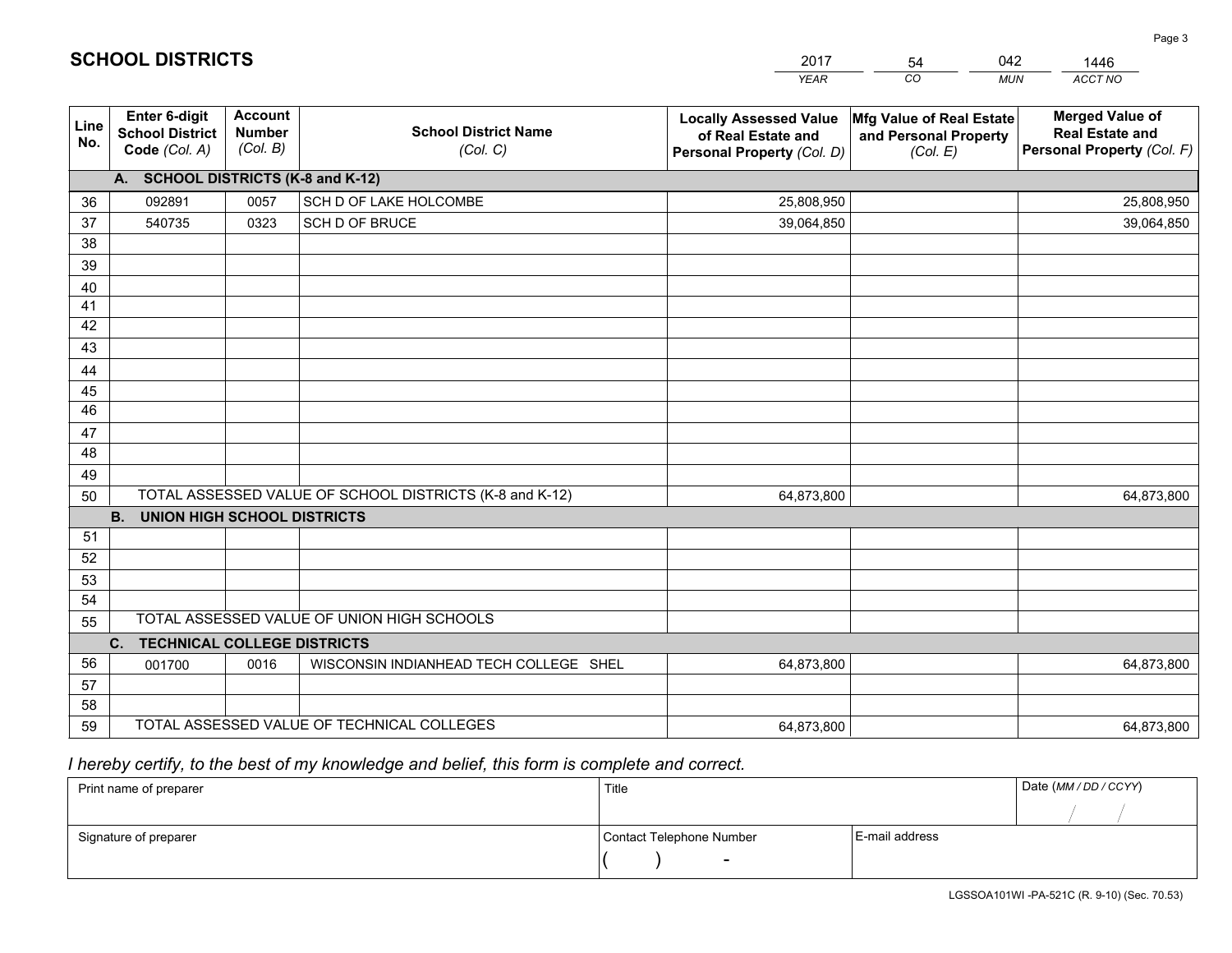# SCHOOL DISTRICTS

| 2017 | 54 | 042 | 1446 |
|---|---|---|---|
| *YEAR* | *CO* | *MUN* | *ACCT NO* |

| Line No. | Enter 6-digit School District Code *(Col. A)* | Account Number *(Col. B)* | School District Name *(Col. C)* | Locally Assessed Value of Real Estate and Personal Property *(Col. D)* | Mfg Value of Real Estate and Personal Property *(Col. E)* | Merged Value of Real Estate and Personal Property *(Col. F)* |
|---|---|---|---|---|---|---|
| | **A. SCHOOL DISTRICTS (K-8 and K-12)** | | | | | |
| 36 | 092891 | 0057 | SCH D OF LAKE HOLCOMBE | 25,808,950 | | 25,808,950 |
| 37 | 540735 | 0323 | SCH D OF BRUCE | 39,064,850 | | 39,064,850 |
| 38 | | | | | | |
| 39 | | | | | | |
| 40 | | | | | | |
| 41 | | | | | | |
| 42 | | | | | | |
| 43 | | | | | | |
| 44 | | | | | | |
| 45 | | | | | | |
| 46 | | | | | | |
| 47 | | | | | | |
| 48 | | | | | | |
| 49 | | | | | | |
| 50 | TOTAL ASSESSED VALUE OF SCHOOL DISTRICTS (K-8 and K-12) | | | 64,873,800 | | 64,873,800 |
| | **B. UNION HIGH SCHOOL DISTRICTS** | | | | | |
| 51 | | | | | | |
| 52 | | | | | | |
| 53 | | | | | | |
| 54 | | | | | | |
| 55 | TOTAL ASSESSED VALUE OF UNION HIGH SCHOOLS | | | | | |
| | **C. TECHNICAL COLLEGE DISTRICTS** | | | | | |
| 56 | 001700 | 0016 | WISCONSIN INDIANHEAD TECH COLLEGE SHEL | 64,873,800 | | 64,873,800 |
| 57 | | | | | | |
| 58 | | | | | | |
| 59 | TOTAL ASSESSED VALUE OF TECHNICAL COLLEGES | | | 64,873,800 | | 64,873,800 |

*I hereby certify, to the best of my knowledge and belief, this form is complete and correct.*

| Print name of preparer | Title | | Date *(MM / DD / CCYY)* |
|---|---|---|---|
| | | | / / |
| Signature of preparer | Contact Telephone Number | E-mail address | |
| | ( ) - | | |

LGSSOA101WI -PA-521C (R. 9-10) (Sec. 70.53)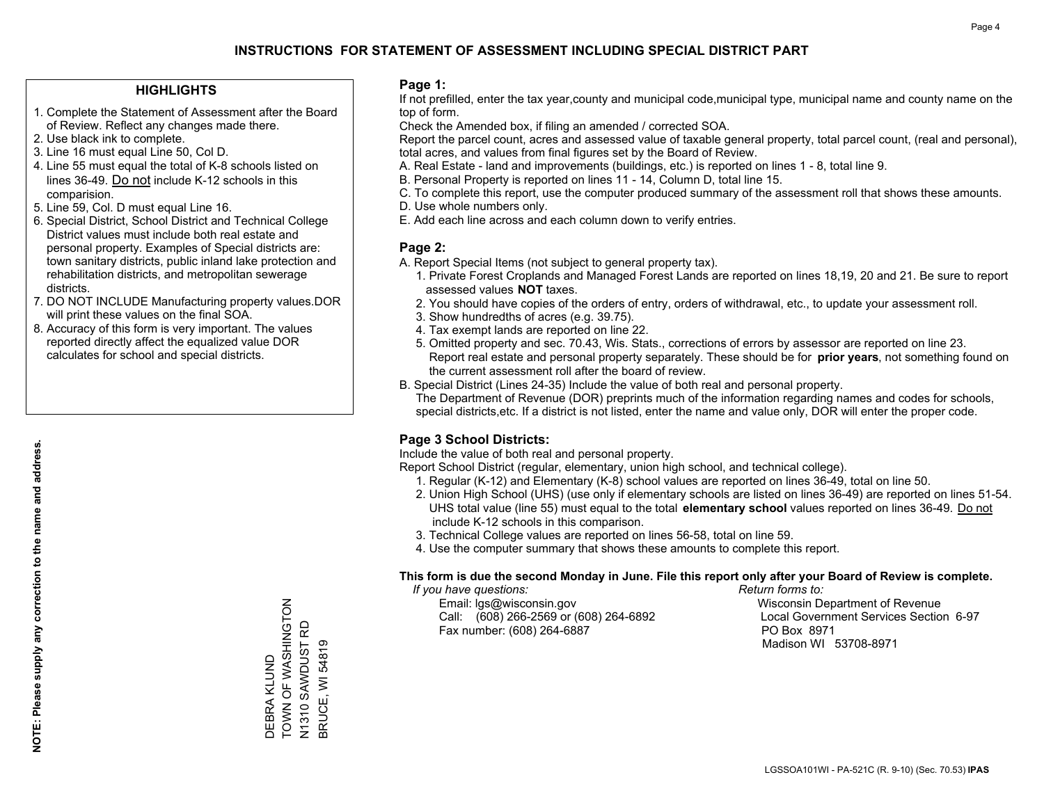# INSTRUCTIONS FOR STATEMENT OF ASSESSMENT INCLUDING SPECIAL DISTRICT PART

## HIGHLIGHTS

1. Complete the Statement of Assessment after the Board of Review. Reflect any changes made there.
2. Use black ink to complete.
3. Line 16 must equal Line 50, Col D.
4. Line 55 must equal the total of K-8 schools listed on lines 36-49. Do not include K-12 schools in this comparision.
5. Line 59, Col. D must equal Line 16.
6. Special District, School District and Technical College District values must include both real estate and personal property. Examples of Special districts are: town sanitary districts, public inland lake protection and rehabilitation districts, and metropolitan sewerage districts.
7. DO NOT INCLUDE Manufacturing property values.DOR will print these values on the final SOA.
8. Accuracy of this form is very important. The values reported directly affect the equalized value DOR calculates for school and special districts.

**NOTE: Please supply any correction to the name and address.**

DEBRA KLUND
TOWN OF WASHINGTON
N1310 SAWDUST RD
BRUCE, WI 54819

## Page 1:

If not prefilled, enter the tax year,county and municipal code,municipal type, municipal name and county name on the top of form.

Check the Amended box, if filing an amended / corrected SOA.

Report the parcel count, acres and assessed value of taxable general property, total parcel count, (real and personal), total acres, and values from final figures set by the Board of Review.

A. Real Estate - land and improvements (buildings, etc.) is reported on lines 1 - 8, total line 9.
B. Personal Property is reported on lines 11 - 14, Column D, total line 15.
C. To complete this report, use the computer produced summary of the assessment roll that shows these amounts.
D. Use whole numbers only.
E. Add each line across and each column down to verify entries.

## Page 2:

A. Report Special Items (not subject to general property tax).
   1. Private Forest Croplands and Managed Forest Lands are reported on lines 18,19, 20 and 21. Be sure to report assessed values **NOT** taxes.
   2. You should have copies of the orders of entry, orders of withdrawal, etc., to update your assessment roll.
   3. Show hundredths of acres (e.g. 39.75).
   4. Tax exempt lands are reported on line 22.
   5. Omitted property and sec. 70.43, Wis. Stats., corrections of errors by assessor are reported on line 23. Report real estate and personal property separately. These should be for **prior years**, not something found on the current assessment roll after the board of review.
B. Special District (Lines 24-35) Include the value of both real and personal property. The Department of Revenue (DOR) preprints much of the information regarding names and codes for schools, special districts,etc. If a district is not listed, enter the name and value only, DOR will enter the proper code.

## Page 3 School Districts:

Include the value of both real and personal property.

Report School District (regular, elementary, union high school, and technical college).

1. Regular (K-12) and Elementary (K-8) school values are reported on lines 36-49, total on line 50.
2. Union High School (UHS) (use only if elementary schools are listed on lines 36-49) are reported on lines 51-54. UHS total value (line 55) must equal to the total **elementary school** values reported on lines 36-49. Do not include K-12 schools in this comparison.
3. Technical College values are reported on lines 56-58, total on line 59.
4. Use the computer summary that shows these amounts to complete this report.

**This form is due the second Monday in June. File this report only after your Board of Review is complete.**

*If you have questions:*
Email: lgs@wisconsin.gov
Call: (608) 266-2569 or (608) 264-6892
Fax number: (608) 264-6887

*Return forms to:*
Wisconsin Department of Revenue
Local Government Services Section 6-97
PO Box 8971
Madison WI 53708-8971

LGSSOA101WI - PA-521C (R. 9-10) (Sec. 70.53) **IPAS**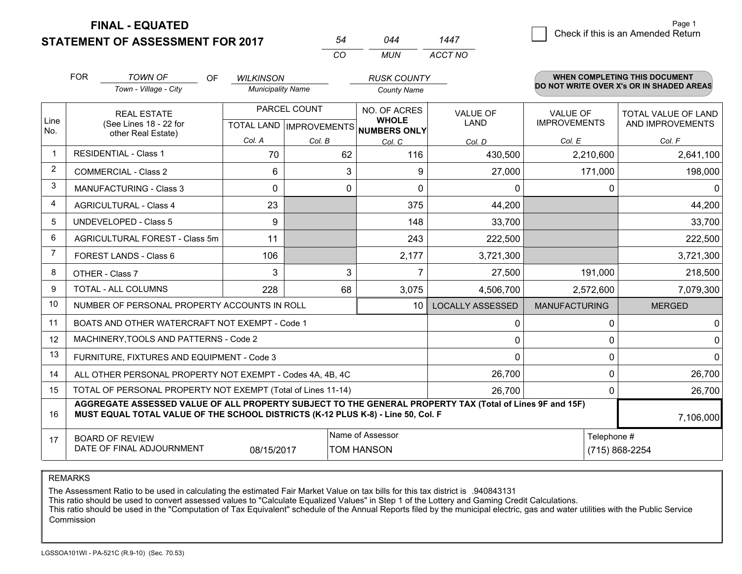# FINAL - EQUATED
## STATEMENT OF ASSESSMENT FOR 2017

| 54 | 044 | 1447 |
|---|---|---|
| CO | MUN | ACCT NO |

Check if this is an Amended Return

FOR *TOWN OF* (Town - Village - City) OF *WILKINSON* (Municipality Name) *RUSK COUNTY* (County Name)

**WHEN COMPLETING THIS DOCUMENT DO NOT WRITE OVER X's OR IN SHADED AREAS**

| Line No. | REAL ESTATE (See Lines 18 - 22 for other Real Estate) | PARCEL COUNT TOTAL LAND Col. A | PARCEL COUNT IMPROVEMENTS Col. B | NO. OF ACRES WHOLE NUMBERS ONLY Col. C | VALUE OF LAND Col. D | VALUE OF IMPROVEMENTS Col. E | TOTAL VALUE OF LAND AND IMPROVEMENTS Col. F |
|---|---|---|---|---|---|---|---|
| 1 | RESIDENTIAL - Class 1 | 70 | 62 | 116 | 430,500 | 2,210,600 | 2,641,100 |
| 2 | COMMERCIAL - Class 2 | 6 | 3 | 9 | 27,000 | 171,000 | 198,000 |
| 3 | MANUFACTURING - Class 3 | 0 | 0 | 0 | 0 | 0 | 0 |
| 4 | AGRICULTURAL - Class 4 | 23 | | 375 | 44,200 | | 44,200 |
| 5 | UNDEVELOPED - Class 5 | 9 | | 148 | 33,700 | | 33,700 |
| 6 | AGRICULTURAL FOREST - Class 5m | 11 | | 243 | 222,500 | | 222,500 |
| 7 | FOREST LANDS - Class 6 | 106 | | 2,177 | 3,721,300 | | 3,721,300 |
| 8 | OTHER - Class 7 | 3 | 3 | 7 | 27,500 | 191,000 | 218,500 |
| 9 | TOTAL - ALL COLUMNS | 228 | 68 | 3,075 | 4,506,700 | 2,572,600 | 7,079,300 |
| 10 | NUMBER OF PERSONAL PROPERTY ACCOUNTS IN ROLL | | | 10 | LOCALLY ASSESSED | MANUFACTURING | MERGED |
| 11 | BOATS AND OTHER WATERCRAFT NOT EXEMPT - Code 1 | | | | 0 | 0 | 0 |
| 12 | MACHINERY,TOOLS AND PATTERNS - Code 2 | | | | 0 | 0 | 0 |
| 13 | FURNITURE, FIXTURES AND EQUIPMENT - Code 3 | | | | 0 | 0 | 0 |
| 14 | ALL OTHER PERSONAL PROPERTY NOT EXEMPT - Codes 4A, 4B, 4C | | | | 26,700 | 0 | 26,700 |
| 15 | TOTAL OF PERSONAL PROPERTY NOT EXEMPT (Total of Lines 11-14) | | | | 26,700 | 0 | 26,700 |
| 16 | **AGGREGATE ASSESSED VALUE OF ALL PROPERTY SUBJECT TO THE GENERAL PROPERTY TAX (Total of Lines 9F and 15F) MUST EQUAL TOTAL VALUE OF THE SCHOOL DISTRICTS (K-12 PLUS K-8) - Line 50, Col. F** | | | | | | 7,106,000 |
| 17 | BOARD OF REVIEW DATE OF FINAL ADJOURNMENT | 08/15/2017 | Name of Assessor: TOM HANSON | | | Telephone #: (715) 868-2254 | |

REMARKS

The Assessment Ratio to be used in calculating the estimated Fair Market Value on tax bills for this tax district is .940843131
This ratio should be used to convert assessed values to "Calculate Equalized Values" in Step 1 of the Lottery and Gaming Credit Calculations.
This ratio should be used in the "Computation of Tax Equivalent" schedule of the Annual Reports filed by the municipal electric, gas and water utilities with the Public Service Commission

LGSSOA101WI - PA-521C (R.9-10) (Sec. 70.53)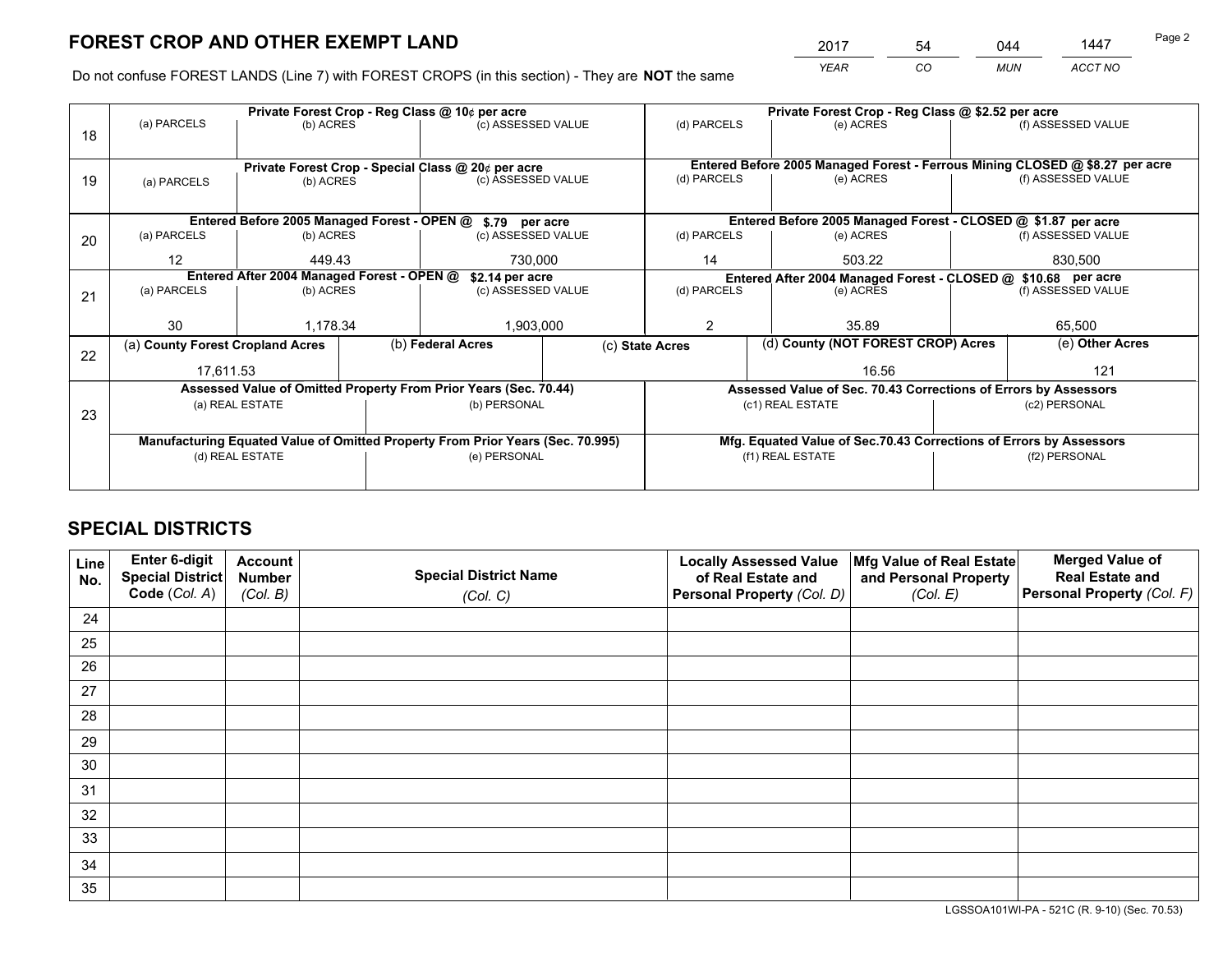# FOREST CROP AND OTHER EXEMPT LAND

| 2017 | 54 | 044 | 1447 |
|---|---|---|---|
| *YEAR* | *CO* | *MUN* | *ACCT NO* |

Do not confuse FOREST LANDS (Line 7) with FOREST CROPS (in this section) - They are **NOT** the same

| Line | Private Forest Crop - Reg Class @ 10¢ per acre | | | Private Forest Crop - Reg Class @ $2.52 per acre | | |
|---|---|---|---|---|---|---|
| 18 | (a) PARCELS | (b) ACRES | (c) ASSESSED VALUE | (d) PARCELS | (e) ACRES | (f) ASSESSED VALUE |
| | | | | | | |
| | **Private Forest Crop - Special Class @ 20¢ per acre** | | | **Entered Before 2005 Managed Forest - Ferrous Mining CLOSED @ $8.27 per acre** | | |
| 19 | (a) PARCELS | (b) ACRES | (c) ASSESSED VALUE | (d) PARCELS | (e) ACRES | (f) ASSESSED VALUE |
| | | | | | | |
| | **Entered Before 2005 Managed Forest - OPEN @ $.79 per acre** | | | **Entered Before 2005 Managed Forest - CLOSED @ $1.87 per acre** | | |
| 20 | (a) PARCELS | (b) ACRES | (c) ASSESSED VALUE | (d) PARCELS | (e) ACRES | (f) ASSESSED VALUE |
| | 12 | 449.43 | 730,000 | 14 | 503.22 | 830,500 |
| | **Entered After 2004 Managed Forest - OPEN @ $2.14 per acre** | | | **Entered After 2004 Managed Forest - CLOSED @ $10.68 per acre** | | |
| 21 | (a) PARCELS | (b) ACRES | (c) ASSESSED VALUE | (d) PARCELS | (e) ACRES | (f) ASSESSED VALUE |
| | 30 | 1,178.34 | 1,903,000 | 2 | 35.89 | 65,500 |

| Line | (a) County Forest Cropland Acres | (b) Federal Acres | (c) State Acres | (d) County (NOT FOREST CROP) Acres | (e) Other Acres |
|---|---|---|---|---|---|
| 22 | 17,611.53 | | | 16.56 | 121 |

| Line | Assessed Value of Omitted Property From Prior Years (Sec. 70.44) | | Assessed Value of Sec. 70.43 Corrections of Errors by Assessors | |
|---|---|---|---|---|
| 23 | (a) REAL ESTATE | (b) PERSONAL | (c1) REAL ESTATE | (c2) PERSONAL |
| | | | | |
| | **Manufacturing Equated Value of Omitted Property From Prior Years (Sec. 70.995)** | | **Mfg. Equated Value of Sec.70.43 Corrections of Errors by Assessors** | |
| | (d) REAL ESTATE | (e) PERSONAL | (f1) REAL ESTATE | (f2) PERSONAL |
| | | | | |

# SPECIAL DISTRICTS

| Line No. | Enter 6-digit Special District Code (*Col. A*) | Account Number (*Col. B*) | Special District Name (*Col. C*) | Locally Assessed Value of Real Estate and Personal Property (*Col. D*) | Mfg Value of Real Estate and Personal Property (*Col. E*) | Merged Value of Real Estate and Personal Property (*Col. F*) |
|---|---|---|---|---|---|---|
| 24 | | | | | | |
| 25 | | | | | | |
| 26 | | | | | | |
| 27 | | | | | | |
| 28 | | | | | | |
| 29 | | | | | | |
| 30 | | | | | | |
| 31 | | | | | | |
| 32 | | | | | | |
| 33 | | | | | | |
| 34 | | | | | | |
| 35 | | | | | | |

LGSSOA101WI-PA - 521C (R. 9-10) (Sec. 70.53)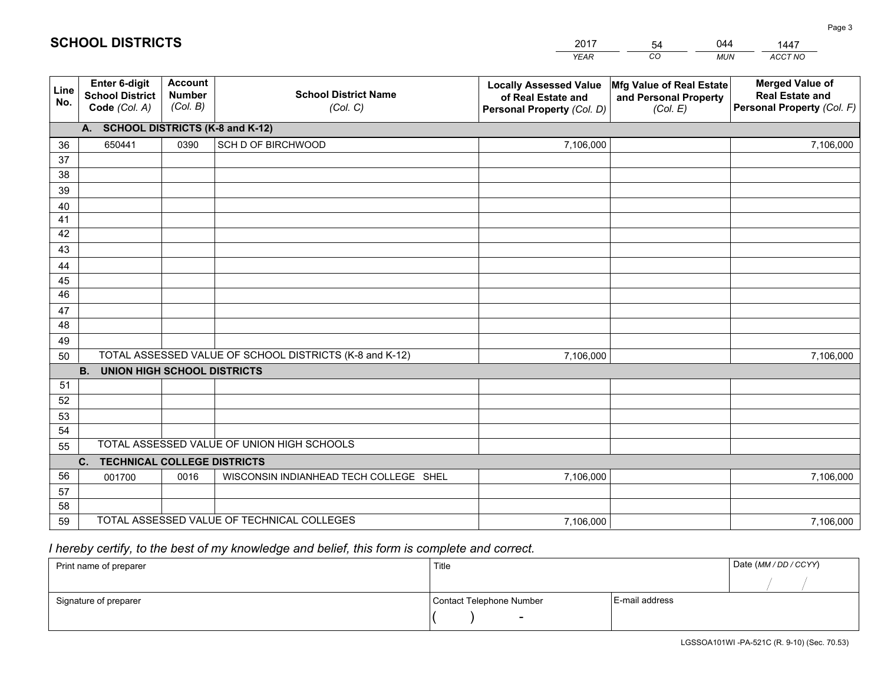# SCHOOL DISTRICTS

| 2017 | 54 | 044 | 1447 |
|---|---|---|---|
| YEAR | CO | MUN | ACCT NO |

| Line No. | Enter 6-digit School District Code (Col. A) | Account Number (Col. B) | School District Name (Col. C) | Locally Assessed Value of Real Estate and Personal Property (Col. D) | Mfg Value of Real Estate and Personal Property (Col. E) | Merged Value of Real Estate and Personal Property (Col. F) |
|---|---|---|---|---|---|---|
| | **A. SCHOOL DISTRICTS (K-8 and K-12)** | | | | | |
| 36 | 650441 | 0390 | SCH D OF BIRCHWOOD | 7,106,000 | | 7,106,000 |
| 37 | | | | | | |
| 38 | | | | | | |
| 39 | | | | | | |
| 40 | | | | | | |
| 41 | | | | | | |
| 42 | | | | | | |
| 43 | | | | | | |
| 44 | | | | | | |
| 45 | | | | | | |
| 46 | | | | | | |
| 47 | | | | | | |
| 48 | | | | | | |
| 49 | | | | | | |
| 50 | TOTAL ASSESSED VALUE OF SCHOOL DISTRICTS (K-8 and K-12) | | | 7,106,000 | | 7,106,000 |
| | **B. UNION HIGH SCHOOL DISTRICTS** | | | | | |
| 51 | | | | | | |
| 52 | | | | | | |
| 53 | | | | | | |
| 54 | | | | | | |
| 55 | TOTAL ASSESSED VALUE OF UNION HIGH SCHOOLS | | | | | |
| | **C. TECHNICAL COLLEGE DISTRICTS** | | | | | |
| 56 | 001700 | 0016 | WISCONSIN INDIANHEAD TECH COLLEGE SHEL | 7,106,000 | | 7,106,000 |
| 57 | | | | | | |
| 58 | | | | | | |
| 59 | TOTAL ASSESSED VALUE OF TECHNICAL COLLEGES | | | 7,106,000 | | 7,106,000 |

*I hereby certify, to the best of my knowledge and belief, this form is complete and correct.*

| Print name of preparer | Title | | Date (MM / DD / CCYY) |
|---|---|---|---|
| | | | / / |
| Signature of preparer | Contact Telephone Number | E-mail address | |
| | ( ) - | | |

LGSSOA101WI -PA-521C (R. 9-10) (Sec. 70.53)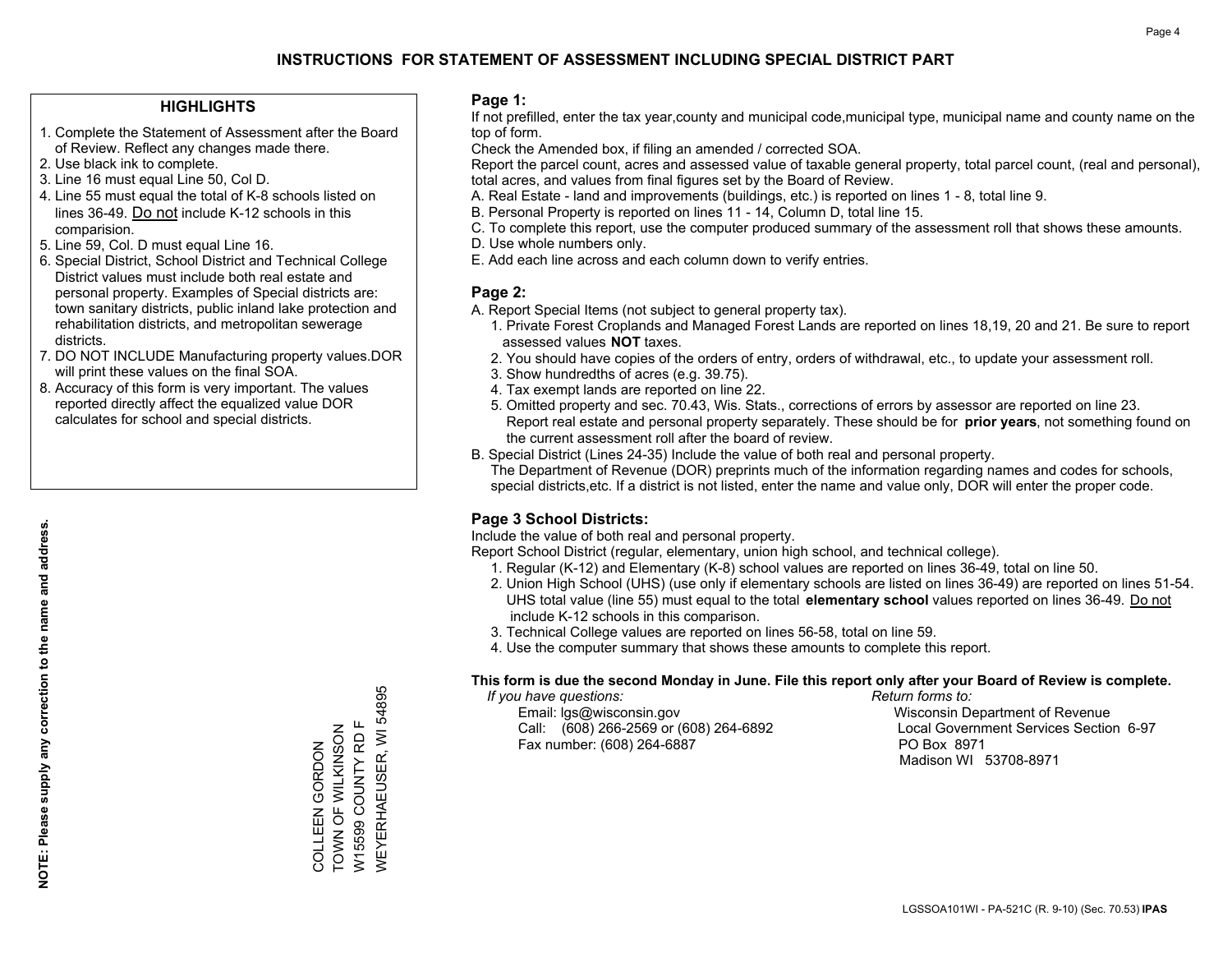# INSTRUCTIONS FOR STATEMENT OF ASSESSMENT INCLUDING SPECIAL DISTRICT PART

## HIGHLIGHTS

1. Complete the Statement of Assessment after the Board of Review. Reflect any changes made there.
2. Use black ink to complete.
3. Line 16 must equal Line 50, Col D.
4. Line 55 must equal the total of K-8 schools listed on lines 36-49. Do not include K-12 schools in this comparision.
5. Line 59, Col. D must equal Line 16.
6. Special District, School District and Technical College District values must include both real estate and personal property. Examples of Special districts are: town sanitary districts, public inland lake protection and rehabilitation districts, and metropolitan sewerage districts.
7. DO NOT INCLUDE Manufacturing property values.DOR will print these values on the final SOA.
8. Accuracy of this form is very important. The values reported directly affect the equalized value DOR calculates for school and special districts.

**NOTE: Please supply any correction to the name and address.**

COLLEEN GORDON
TOWN OF WILKINSON
W15599 COUNTY RD F
WEYERHAEUSER, WI 54895

## Page 1:

If not prefilled, enter the tax year,county and municipal code,municipal type, municipal name and county name on the top of form.

Check the Amended box, if filing an amended / corrected SOA.

Report the parcel count, acres and assessed value of taxable general property, total parcel count, (real and personal), total acres, and values from final figures set by the Board of Review.

A. Real Estate - land and improvements (buildings, etc.) is reported on lines 1 - 8, total line 9.
B. Personal Property is reported on lines 11 - 14, Column D, total line 15.
C. To complete this report, use the computer produced summary of the assessment roll that shows these amounts.
D. Use whole numbers only.
E. Add each line across and each column down to verify entries.

## Page 2:

A. Report Special Items (not subject to general property tax).
   1. Private Forest Croplands and Managed Forest Lands are reported on lines 18,19, 20 and 21. Be sure to report assessed values **NOT** taxes.
   2. You should have copies of the orders of entry, orders of withdrawal, etc., to update your assessment roll.
   3. Show hundredths of acres (e.g. 39.75).
   4. Tax exempt lands are reported on line 22.
   5. Omitted property and sec. 70.43, Wis. Stats., corrections of errors by assessor are reported on line 23. Report real estate and personal property separately. These should be for **prior years**, not something found on the current assessment roll after the board of review.
B. Special District (Lines 24-35) Include the value of both real and personal property.
   The Department of Revenue (DOR) preprints much of the information regarding names and codes for schools, special districts,etc. If a district is not listed, enter the name and value only, DOR will enter the proper code.

## Page 3 School Districts:

Include the value of both real and personal property.

Report School District (regular, elementary, union high school, and technical college).

1. Regular (K-12) and Elementary (K-8) school values are reported on lines 36-49, total on line 50.
2. Union High School (UHS) (use only if elementary schools are listed on lines 36-49) are reported on lines 51-54. UHS total value (line 55) must equal to the total **elementary school** values reported on lines 36-49. Do not include K-12 schools in this comparison.
3. Technical College values are reported on lines 56-58, total on line 59.
4. Use the computer summary that shows these amounts to complete this report.

**This form is due the second Monday in June. File this report only after your Board of Review is complete.**

*If you have questions:*
Email: lgs@wisconsin.gov
Call: (608) 266-2569 or (608) 264-6892
Fax number: (608) 264-6887

*Return forms to:*
Wisconsin Department of Revenue
Local Government Services Section 6-97
PO Box 8971
Madison WI 53708-8971

LGSSOA101WI - PA-521C (R. 9-10) (Sec. 70.53) **IPAS**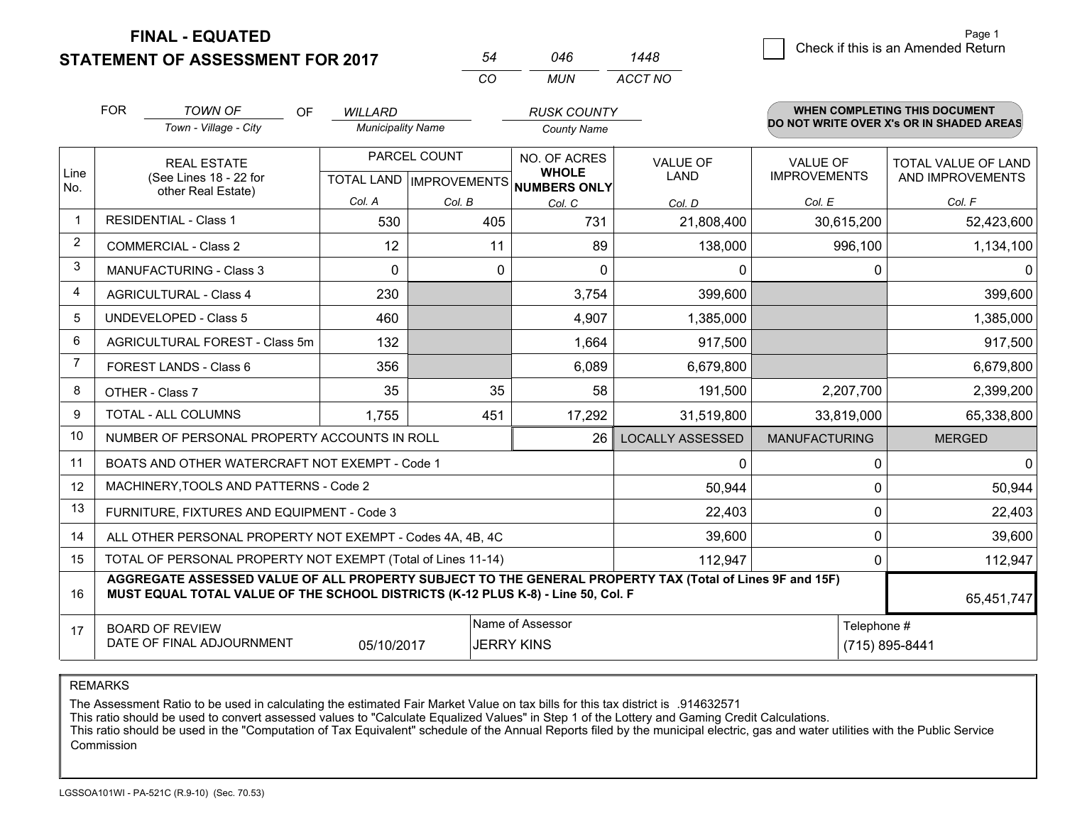# FINAL - EQUATED
# STATEMENT OF ASSESSMENT FOR 2017

| 54 | 046 | 1448 |
|---|---|---|
| CO | MUN | ACCT NO |

Page 1

☐ Check if this is an Amended Return

FOR *TOWN OF* (Town - Village - City) OF *WILLARD* (Municipality Name) *RUSK COUNTY* (County Name)

**WHEN COMPLETING THIS DOCUMENT DO NOT WRITE OVER X's OR IN SHADED AREAS**

| Line No. | REAL ESTATE (See Lines 18 - 22 for other Real Estate) | PARCEL COUNT TOTAL LAND Col. A | PARCEL COUNT IMPROVEMENTS Col. B | NO. OF ACRES WHOLE NUMBERS ONLY Col. C | VALUE OF LAND Col. D | VALUE OF IMPROVEMENTS Col. E | TOTAL VALUE OF LAND AND IMPROVEMENTS Col. F |
|---|---|---|---|---|---|---|---|
| 1 | RESIDENTIAL - Class 1 | 530 | 405 | 731 | 21,808,400 | 30,615,200 | 52,423,600 |
| 2 | COMMERCIAL - Class 2 | 12 | 11 | 89 | 138,000 | 996,100 | 1,134,100 |
| 3 | MANUFACTURING - Class 3 | 0 | 0 | 0 | 0 | 0 | 0 |
| 4 | AGRICULTURAL - Class 4 | 230 | | 3,754 | 399,600 | | 399,600 |
| 5 | UNDEVELOPED - Class 5 | 460 | | 4,907 | 1,385,000 | | 1,385,000 |
| 6 | AGRICULTURAL FOREST - Class 5m | 132 | | 1,664 | 917,500 | | 917,500 |
| 7 | FOREST LANDS - Class 6 | 356 | | 6,089 | 6,679,800 | | 6,679,800 |
| 8 | OTHER - Class 7 | 35 | 35 | 58 | 191,500 | 2,207,700 | 2,399,200 |
| 9 | TOTAL - ALL COLUMNS | 1,755 | 451 | 17,292 | 31,519,800 | 33,819,000 | 65,338,800 |
| 10 | NUMBER OF PERSONAL PROPERTY ACCOUNTS IN ROLL | | | 26 | LOCALLY ASSESSED | MANUFACTURING | MERGED |
| 11 | BOATS AND OTHER WATERCRAFT NOT EXEMPT - Code 1 | | | | 0 | 0 | 0 |
| 12 | MACHINERY,TOOLS AND PATTERNS - Code 2 | | | | 50,944 | 0 | 50,944 |
| 13 | FURNITURE, FIXTURES AND EQUIPMENT - Code 3 | | | | 22,403 | 0 | 22,403 |
| 14 | ALL OTHER PERSONAL PROPERTY NOT EXEMPT - Codes 4A, 4B, 4C | | | | 39,600 | 0 | 39,600 |
| 15 | TOTAL OF PERSONAL PROPERTY NOT EXEMPT (Total of Lines 11-14) | | | | 112,947 | 0 | 112,947 |
| 16 | **AGGREGATE ASSESSED VALUE OF ALL PROPERTY SUBJECT TO THE GENERAL PROPERTY TAX (Total of Lines 9F and 15F) MUST EQUAL TOTAL VALUE OF THE SCHOOL DISTRICTS (K-12 PLUS K-8) - Line 50, Col. F** | | | | | | 65,451,747 |
| 17 | BOARD OF REVIEW DATE OF FINAL ADJOURNMENT | 05/10/2017 | Name of Assessor: JERRY KINS | | | Telephone #: (715) 895-8441 | |

REMARKS

The Assessment Ratio to be used in calculating the estimated Fair Market Value on tax bills for this tax district is .914632571
This ratio should be used to convert assessed values to "Calculate Equalized Values" in Step 1 of the Lottery and Gaming Credit Calculations.
This ratio should be used in the "Computation of Tax Equivalent" schedule of the Annual Reports filed by the municipal electric, gas and water utilities with the Public Service Commission

LGSSOA101WI - PA-521C (R.9-10) (Sec. 70.53)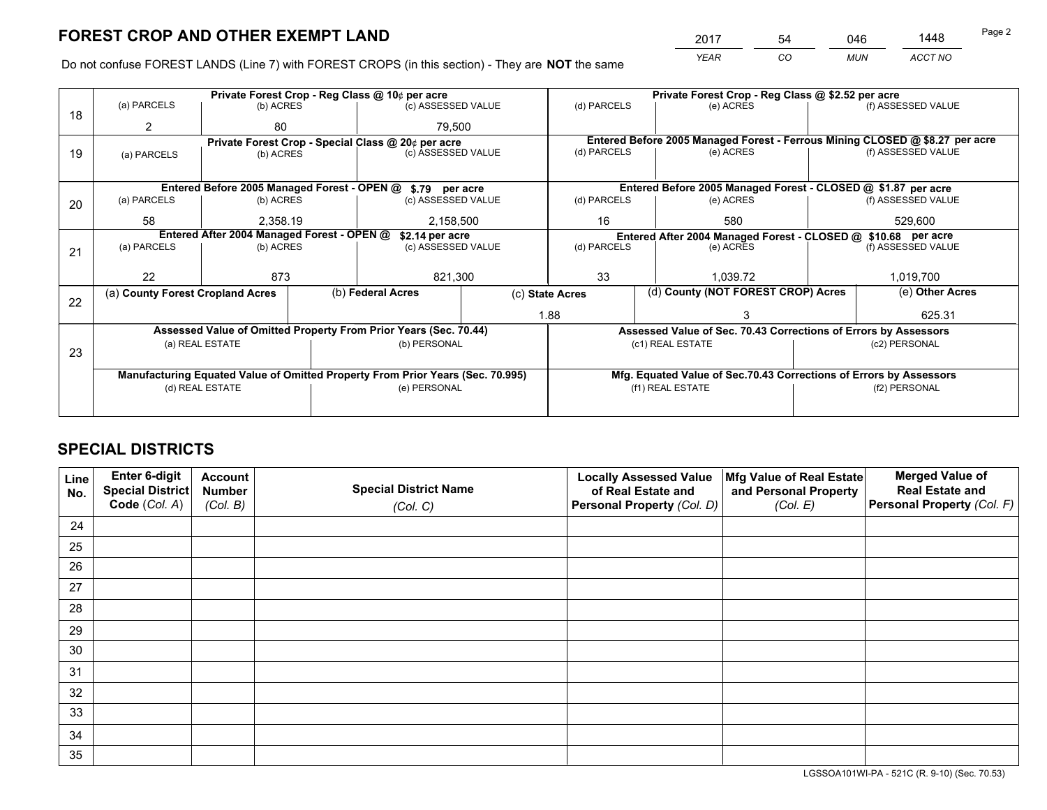# FOREST CROP AND OTHER EXEMPT LAND

| 2017 | 54 | 046 | 1448 |
|---|---|---|---|
| *YEAR* | *CO* | *MUN* | *ACCT NO* |

Do not confuse FOREST LANDS (Line 7) with FOREST CROPS (in this section) - They are **NOT** the same

| Line | Private Forest Crop - Reg Class @ 10¢ per acre | | | Private Forest Crop - Reg Class @ $2.52 per acre | | |
|---|---|---|---|---|---|---|
| | (a) PARCELS | (b) ACRES | (c) ASSESSED VALUE | (d) PARCELS | (e) ACRES | (f) ASSESSED VALUE |
| 18 | 2 | 80 | 79,500 | | | |
| | **Private Forest Crop - Special Class @ 20¢ per acre** | | | **Entered Before 2005 Managed Forest - Ferrous Mining CLOSED @ $8.27 per acre** | | |
| | (a) PARCELS | (b) ACRES | (c) ASSESSED VALUE | (d) PARCELS | (e) ACRES | (f) ASSESSED VALUE |
| 19 | | | | | | |
| | **Entered Before 2005 Managed Forest - OPEN @ $.79 per acre** | | | **Entered Before 2005 Managed Forest - CLOSED @ $1.87 per acre** | | |
| | (a) PARCELS | (b) ACRES | (c) ASSESSED VALUE | (d) PARCELS | (e) ACRES | (f) ASSESSED VALUE |
| 20 | 58 | 2,358.19 | 2,158,500 | 16 | 580 | 529,600 |
| | **Entered After 2004 Managed Forest - OPEN @ $2.14 per acre** | | | **Entered After 2004 Managed Forest - CLOSED @ $10.68 per acre** | | |
| | (a) PARCELS | (b) ACRES | (c) ASSESSED VALUE | (d) PARCELS | (e) ACRES | (f) ASSESSED VALUE |
| 21 | 22 | 873 | 821,300 | 33 | 1,039.72 | 1,019,700 |

| Line | (a) County Forest Cropland Acres | (b) Federal Acres | (c) State Acres | (d) County (NOT FOREST CROP) Acres | (e) Other Acres |
|---|---|---|---|---|---|
| 22 | | | 1.88 | 3 | 625.31 |

| Line | Assessed Value of Omitted Property From Prior Years (Sec. 70.44) | | Assessed Value of Sec. 70.43 Corrections of Errors by Assessors | |
|---|---|---|---|---|
| | (a) REAL ESTATE | (b) PERSONAL | (c1) REAL ESTATE | (c2) PERSONAL |
| 23 | | | | |
| | **Manufacturing Equated Value of Omitted Property From Prior Years (Sec. 70.995)** | | **Mfg. Equated Value of Sec.70.43 Corrections of Errors by Assessors** | |
| | (d) REAL ESTATE | (e) PERSONAL | (f1) REAL ESTATE | (f2) PERSONAL |
| | | | | |

# SPECIAL DISTRICTS

| Line No. | Enter 6-digit Special District Code (Col. A) | Account Number (Col. B) | Special District Name (Col. C) | Locally Assessed Value of Real Estate and Personal Property (Col. D) | Mfg Value of Real Estate and Personal Property (Col. E) | Merged Value of Real Estate and Personal Property (Col. F) |
|---|---|---|---|---|---|---|
| 24 | | | | | | |
| 25 | | | | | | |
| 26 | | | | | | |
| 27 | | | | | | |
| 28 | | | | | | |
| 29 | | | | | | |
| 30 | | | | | | |
| 31 | | | | | | |
| 32 | | | | | | |
| 33 | | | | | | |
| 34 | | | | | | |
| 35 | | | | | | |

LGSSOA101WI-PA - 521C (R. 9-10) (Sec. 70.53)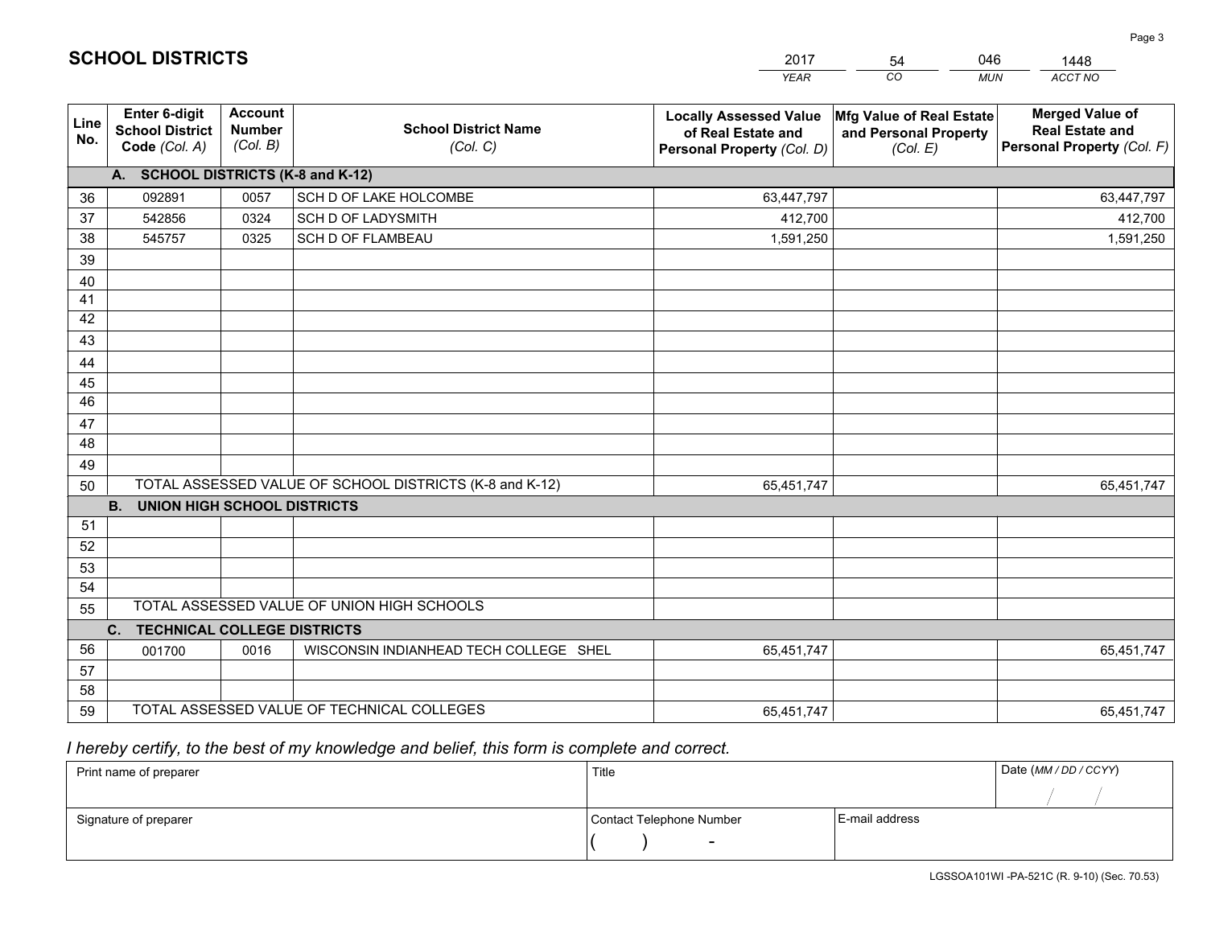## SCHOOL DISTRICTS

| 2017 | 54 | 046 | 1448 |
|---|---|---|---|
| YEAR | CO | MUN | ACCT NO |

| Line No. | Enter 6-digit School District Code (Col. A) | Account Number (Col. B) | School District Name (Col. C) | Locally Assessed Value of Real Estate and Personal Property (Col. D) | Mfg Value of Real Estate and Personal Property (Col. E) | Merged Value of Real Estate and Personal Property (Col. F) |
|---|---|---|---|---|---|---|
| | **A. SCHOOL DISTRICTS (K-8 and K-12)** | | | | | |
| 36 | 092891 | 0057 | SCH D OF LAKE HOLCOMBE | 63,447,797 | | 63,447,797 |
| 37 | 542856 | 0324 | SCH D OF LADYSMITH | 412,700 | | 412,700 |
| 38 | 545757 | 0325 | SCH D OF FLAMBEAU | 1,591,250 | | 1,591,250 |
| 39 | | | | | | |
| 40 | | | | | | |
| 41 | | | | | | |
| 42 | | | | | | |
| 43 | | | | | | |
| 44 | | | | | | |
| 45 | | | | | | |
| 46 | | | | | | |
| 47 | | | | | | |
| 48 | | | | | | |
| 49 | | | | | | |
| 50 | TOTAL ASSESSED VALUE OF SCHOOL DISTRICTS (K-8 and K-12) | | | 65,451,747 | | 65,451,747 |
| | **B. UNION HIGH SCHOOL DISTRICTS** | | | | | |
| 51 | | | | | | |
| 52 | | | | | | |
| 53 | | | | | | |
| 54 | | | | | | |
| 55 | TOTAL ASSESSED VALUE OF UNION HIGH SCHOOLS | | | | | |
| | **C. TECHNICAL COLLEGE DISTRICTS** | | | | | |
| 56 | 001700 | 0016 | WISCONSIN INDIANHEAD TECH COLLEGE SHEL | 65,451,747 | | 65,451,747 |
| 57 | | | | | | |
| 58 | | | | | | |
| 59 | TOTAL ASSESSED VALUE OF TECHNICAL COLLEGES | | | 65,451,747 | | 65,451,747 |

*I hereby certify, to the best of my knowledge and belief, this form is complete and correct.*

| Print name of preparer | Title | | Date (MM / DD / CCYY) |
|---|---|---|---|
| | | | / / |
| Signature of preparer | Contact Telephone Number | E-mail address | |
| | ( ) - | | |

LGSSOA101WI -PA-521C (R. 9-10) (Sec. 70.53)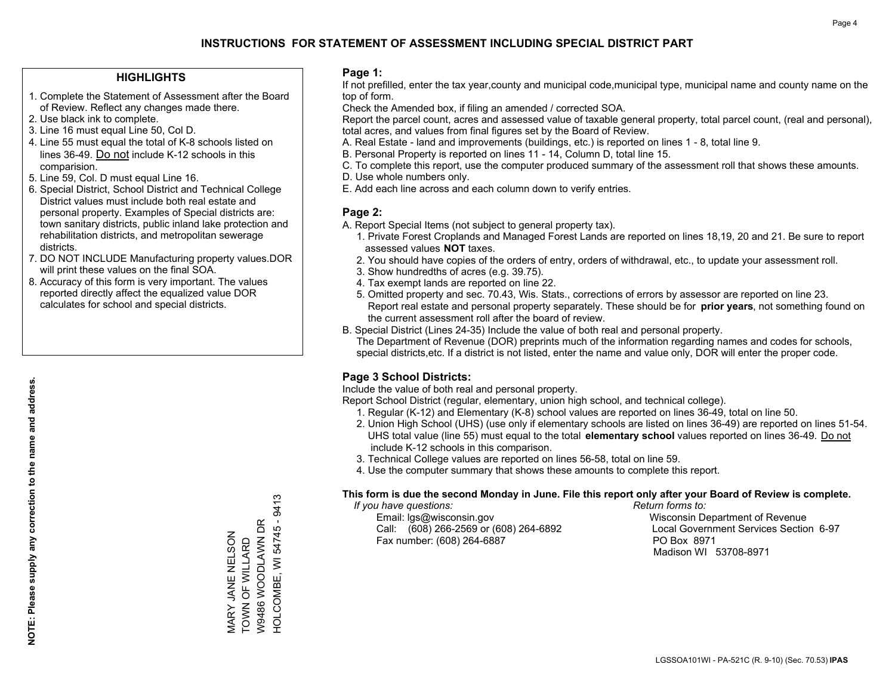# INSTRUCTIONS FOR STATEMENT OF ASSESSMENT INCLUDING SPECIAL DISTRICT PART

## HIGHLIGHTS

1. Complete the Statement of Assessment after the Board of Review. Reflect any changes made there.
2. Use black ink to complete.
3. Line 16 must equal Line 50, Col D.
4. Line 55 must equal the total of K-8 schools listed on lines 36-49. Do not include K-12 schools in this comparision.
5. Line 59, Col. D must equal Line 16.
6. Special District, School District and Technical College District values must include both real estate and personal property. Examples of Special districts are: town sanitary districts, public inland lake protection and rehabilitation districts, and metropolitan sewerage districts.
7. DO NOT INCLUDE Manufacturing property values.DOR will print these values on the final SOA.
8. Accuracy of this form is very important. The values reported directly affect the equalized value DOR calculates for school and special districts.

NOTE: Please supply any correction to the name and address.

MARY JANE NELSON
TOWN OF WILLARD
W9486 WOODLAWN DR
HOLCOMBE, WI 54745 - 9413

## Page 1:

If not prefilled, enter the tax year,county and municipal code,municipal type, municipal name and county name on the top of form.

Check the Amended box, if filing an amended / corrected SOA.

Report the parcel count, acres and assessed value of taxable general property, total parcel count, (real and personal), total acres, and values from final figures set by the Board of Review.

A. Real Estate - land and improvements (buildings, etc.) is reported on lines 1 - 8, total line 9.
B. Personal Property is reported on lines 11 - 14, Column D, total line 15.
C. To complete this report, use the computer produced summary of the assessment roll that shows these amounts.
D. Use whole numbers only.
E. Add each line across and each column down to verify entries.

## Page 2:

A. Report Special Items (not subject to general property tax).
   1. Private Forest Croplands and Managed Forest Lands are reported on lines 18,19, 20 and 21. Be sure to report assessed values **NOT** taxes.
   2. You should have copies of the orders of entry, orders of withdrawal, etc., to update your assessment roll.
   3. Show hundredths of acres (e.g. 39.75).
   4. Tax exempt lands are reported on line 22.
   5. Omitted property and sec. 70.43, Wis. Stats., corrections of errors by assessor are reported on line 23. Report real estate and personal property separately. These should be for **prior years**, not something found on the current assessment roll after the board of review.

B. Special District (Lines 24-35) Include the value of both real and personal property.
   The Department of Revenue (DOR) preprints much of the information regarding names and codes for schools, special districts,etc. If a district is not listed, enter the name and value only, DOR will enter the proper code.

## Page 3 School Districts:

Include the value of both real and personal property.

Report School District (regular, elementary, union high school, and technical college).

1. Regular (K-12) and Elementary (K-8) school values are reported on lines 36-49, total on line 50.
2. Union High School (UHS) (use only if elementary schools are listed on lines 36-49) are reported on lines 51-54. UHS total value (line 55) must equal to the total **elementary school** values reported on lines 36-49. Do not include K-12 schools in this comparison.
3. Technical College values are reported on lines 56-58, total on line 59.
4. Use the computer summary that shows these amounts to complete this report.

**This form is due the second Monday in June. File this report only after your Board of Review is complete.**

*If you have questions:*
Email: lgs@wisconsin.gov
Call: (608) 266-2569 or (608) 264-6892
Fax number: (608) 264-6887

*Return forms to:*
Wisconsin Department of Revenue
Local Government Services Section 6-97
PO Box 8971
Madison WI 53708-8971

LGSSOA101WI - PA-521C (R. 9-10) (Sec. 70.53) **IPAS**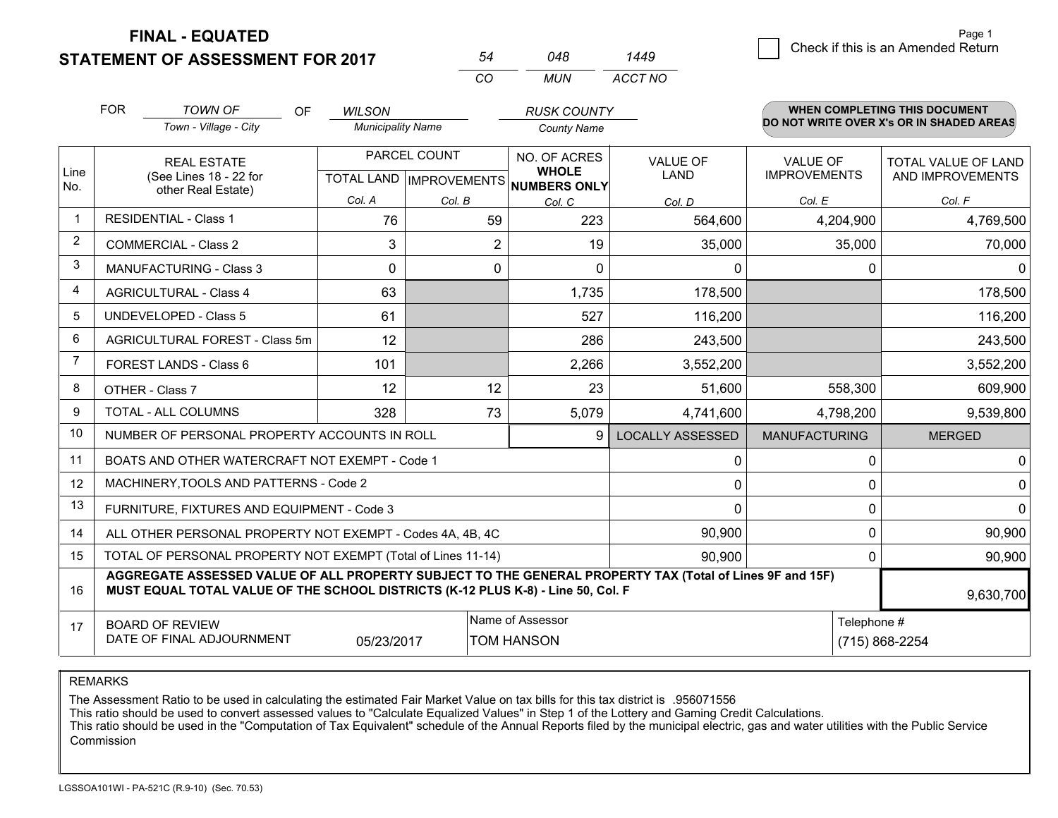# FINAL - EQUATED
## STATEMENT OF ASSESSMENT FOR 2017

| 54 | 048 | 1449 |
|---|---|---|
| CO | MUN | ACCT NO |

Page 1

☐ Check if this is an Amended Return

FOR *TOWN OF* (Town - Village - City) OF *WILSON* (Municipality Name) *RUSK COUNTY* (County Name)

**WHEN COMPLETING THIS DOCUMENT DO NOT WRITE OVER X's OR IN SHADED AREAS**

| Line No. | REAL ESTATE (See Lines 18 - 22 for other Real Estate) | PARCEL COUNT TOTAL LAND Col. A | IMPROVEMENTS Col. B | NO. OF ACRES WHOLE NUMBERS ONLY Col. C | VALUE OF LAND Col. D | VALUE OF IMPROVEMENTS Col. E | TOTAL VALUE OF LAND AND IMPROVEMENTS Col. F |
|---|---|---|---|---|---|---|---|
| 1 | RESIDENTIAL - Class 1 | 76 | 59 | 223 | 564,600 | 4,204,900 | 4,769,500 |
| 2 | COMMERCIAL - Class 2 | 3 | 2 | 19 | 35,000 | 35,000 | 70,000 |
| 3 | MANUFACTURING - Class 3 | 0 | 0 | 0 | 0 | 0 | 0 |
| 4 | AGRICULTURAL - Class 4 | 63 | | 1,735 | 178,500 | | 178,500 |
| 5 | UNDEVELOPED - Class 5 | 61 | | 527 | 116,200 | | 116,200 |
| 6 | AGRICULTURAL FOREST - Class 5m | 12 | | 286 | 243,500 | | 243,500 |
| 7 | FOREST LANDS - Class 6 | 101 | | 2,266 | 3,552,200 | | 3,552,200 |
| 8 | OTHER - Class 7 | 12 | 12 | 23 | 51,600 | 558,300 | 609,900 |
| 9 | TOTAL - ALL COLUMNS | 328 | 73 | 5,079 | 4,741,600 | 4,798,200 | 9,539,800 |
| 10 | NUMBER OF PERSONAL PROPERTY ACCOUNTS IN ROLL | | | 9 | LOCALLY ASSESSED | MANUFACTURING | MERGED |
| 11 | BOATS AND OTHER WATERCRAFT NOT EXEMPT - Code 1 | | | | 0 | 0 | 0 |
| 12 | MACHINERY,TOOLS AND PATTERNS - Code 2 | | | | 0 | 0 | 0 |
| 13 | FURNITURE, FIXTURES AND EQUIPMENT - Code 3 | | | | 0 | 0 | 0 |
| 14 | ALL OTHER PERSONAL PROPERTY NOT EXEMPT - Codes 4A, 4B, 4C | | | | 90,900 | 0 | 90,900 |
| 15 | TOTAL OF PERSONAL PROPERTY NOT EXEMPT (Total of Lines 11-14) | | | | 90,900 | 0 | 90,900 |
| 16 | **AGGREGATE ASSESSED VALUE OF ALL PROPERTY SUBJECT TO THE GENERAL PROPERTY TAX (Total of Lines 9F and 15F) MUST EQUAL TOTAL VALUE OF THE SCHOOL DISTRICTS (K-12 PLUS K-8) - Line 50, Col. F** | | | | | | 9,630,700 |
| 17 | BOARD OF REVIEW DATE OF FINAL ADJOURNMENT | 05/23/2017 | Name of Assessor: TOM HANSON | | | Telephone #: (715) 868-2254 | |

REMARKS

The Assessment Ratio to be used in calculating the estimated Fair Market Value on tax bills for this tax district is .956071556
This ratio should be used to convert assessed values to "Calculate Equalized Values" in Step 1 of the Lottery and Gaming Credit Calculations.
This ratio should be used in the "Computation of Tax Equivalent" schedule of the Annual Reports filed by the municipal electric, gas and water utilities with the Public Service Commission

LGSSOA101WI - PA-521C (R.9-10) (Sec. 70.53)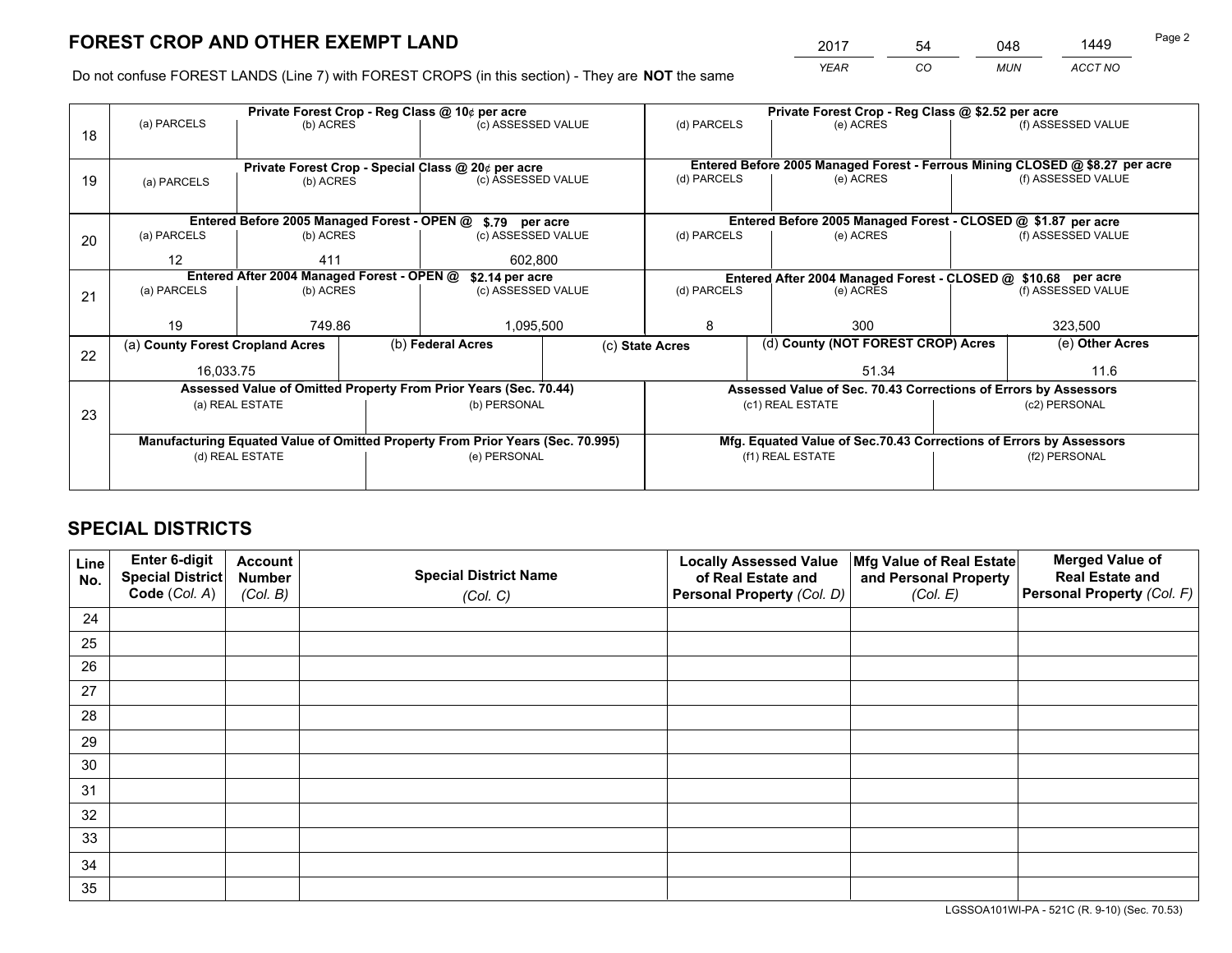# FOREST CROP AND OTHER EXEMPT LAND

| 2017 | 54 | 048 | 1449 |
|---|---|---|---|
| *YEAR* | *CO* | *MUN* | *ACCT NO* |

Do not confuse FOREST LANDS (Line 7) with FOREST CROPS (in this section) - They are **NOT** the same

| Line | Private Forest Crop - Reg Class @ 10¢ per acre | | | Private Forest Crop - Reg Class @ $2.52 per acre | | |
|---|---|---|---|---|---|---|
| 18 | (a) PARCELS | (b) ACRES | (c) ASSESSED VALUE | (d) PARCELS | (e) ACRES | (f) ASSESSED VALUE |
| | | | | | | |
| | **Private Forest Crop - Special Class @ 20¢ per acre** | | | **Entered Before 2005 Managed Forest - Ferrous Mining CLOSED @ $8.27 per acre** | | |
| 19 | (a) PARCELS | (b) ACRES | (c) ASSESSED VALUE | (d) PARCELS | (e) ACRES | (f) ASSESSED VALUE |
| | | | | | | |
| | **Entered Before 2005 Managed Forest - OPEN @ $.79 per acre** | | | **Entered Before 2005 Managed Forest - CLOSED @ $1.87 per acre** | | |
| 20 | (a) PARCELS | (b) ACRES | (c) ASSESSED VALUE | (d) PARCELS | (e) ACRES | (f) ASSESSED VALUE |
| | 12 | 411 | 602,800 | | | |
| | **Entered After 2004 Managed Forest - OPEN @ $2.14 per acre** | | | **Entered After 2004 Managed Forest - CLOSED @ $10.68 per acre** | | |
| 21 | (a) PARCELS | (b) ACRES | (c) ASSESSED VALUE | (d) PARCELS | (e) ACRES | (f) ASSESSED VALUE |
| | 19 | 749.86 | 1,095,500 | 8 | 300 | 323,500 |

| Line | (a) County Forest Cropland Acres | (b) Federal Acres | (c) State Acres | (d) County (NOT FOREST CROP) Acres | (e) Other Acres |
|---|---|---|---|---|---|
| 22 | 16,033.75 | | | 51.34 | 11.6 |

| Line | Assessed Value of Omitted Property From Prior Years (Sec. 70.44) | | Assessed Value of Sec. 70.43 Corrections of Errors by Assessors | |
|---|---|---|---|---|
| 23 | (a) REAL ESTATE | (b) PERSONAL | (c1) REAL ESTATE | (c2) PERSONAL |
| | | | | |
| | **Manufacturing Equated Value of Omitted Property From Prior Years (Sec. 70.995)** | | **Mfg. Equated Value of Sec.70.43 Corrections of Errors by Assessors** | |
| | (d) REAL ESTATE | (e) PERSONAL | (f1) REAL ESTATE | (f2) PERSONAL |
| | | | | |

# SPECIAL DISTRICTS

| Line No. | Enter 6-digit Special District Code (Col. A) | Account Number (Col. B) | Special District Name (Col. C) | Locally Assessed Value of Real Estate and Personal Property (Col. D) | Mfg Value of Real Estate and Personal Property (Col. E) | Merged Value of Real Estate and Personal Property (Col. F) |
|---|---|---|---|---|---|---|
| 24 | | | | | | |
| 25 | | | | | | |
| 26 | | | | | | |
| 27 | | | | | | |
| 28 | | | | | | |
| 29 | | | | | | |
| 30 | | | | | | |
| 31 | | | | | | |
| 32 | | | | | | |
| 33 | | | | | | |
| 34 | | | | | | |
| 35 | | | | | | |

LGSSOA101WI-PA - 521C (R. 9-10) (Sec. 70.53)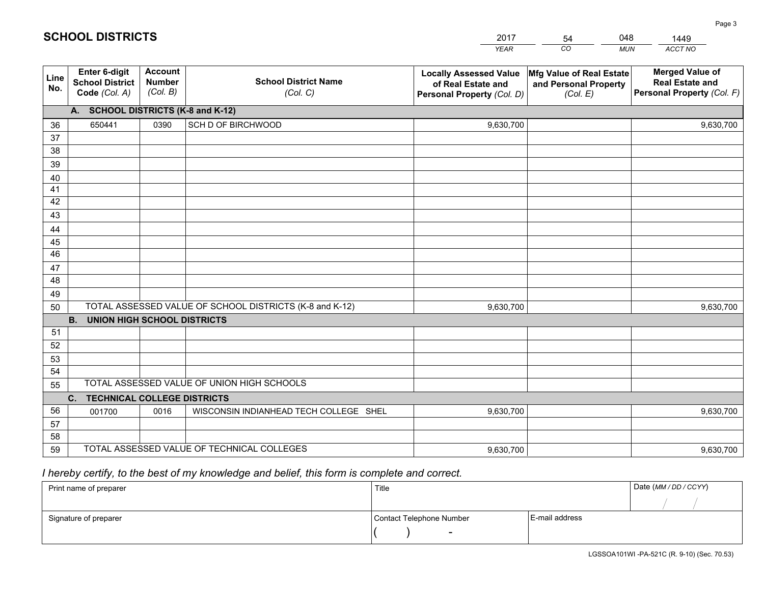# SCHOOL DISTRICTS

| 2017 | 54 | 048 | 1449 |
|---|---|---|---|
| *YEAR* | *CO* | *MUN* | *ACCT NO* |

| Line No. | Enter 6-digit School District Code *(Col. A)* | Account Number *(Col. B)* | School District Name *(Col. C)* | Locally Assessed Value of Real Estate and Personal Property *(Col. D)* | Mfg Value of Real Estate and Personal Property *(Col. E)* | Merged Value of Real Estate and Personal Property *(Col. F)* |
|---|---|---|---|---|---|---|
| | **A. SCHOOL DISTRICTS (K-8 and K-12)** | | | | | |
| 36 | 650441 | 0390 | SCH D OF BIRCHWOOD | 9,630,700 | | 9,630,700 |
| 37 | | | | | | |
| 38 | | | | | | |
| 39 | | | | | | |
| 40 | | | | | | |
| 41 | | | | | | |
| 42 | | | | | | |
| 43 | | | | | | |
| 44 | | | | | | |
| 45 | | | | | | |
| 46 | | | | | | |
| 47 | | | | | | |
| 48 | | | | | | |
| 49 | | | | | | |
| 50 | TOTAL ASSESSED VALUE OF SCHOOL DISTRICTS (K-8 and K-12) | | | 9,630,700 | | 9,630,700 |
| | **B. UNION HIGH SCHOOL DISTRICTS** | | | | | |
| 51 | | | | | | |
| 52 | | | | | | |
| 53 | | | | | | |
| 54 | | | | | | |
| 55 | TOTAL ASSESSED VALUE OF UNION HIGH SCHOOLS | | | | | |
| | **C. TECHNICAL COLLEGE DISTRICTS** | | | | | |
| 56 | 001700 | 0016 | WISCONSIN INDIANHEAD TECH COLLEGE SHEL | 9,630,700 | | 9,630,700 |
| 57 | | | | | | |
| 58 | | | | | | |
| 59 | TOTAL ASSESSED VALUE OF TECHNICAL COLLEGES | | | 9,630,700 | | 9,630,700 |

*I hereby certify, to the best of my knowledge and belief, this form is complete and correct.*

| Print name of preparer | Title | | Date *(MM / DD / CCYY)* |
|---|---|---|---|
| | | | / / |
| Signature of preparer | Contact Telephone Number | E-mail address | |
| | ( ) - | | |

LGSSOA101WI -PA-521C (R. 9-10) (Sec. 70.53)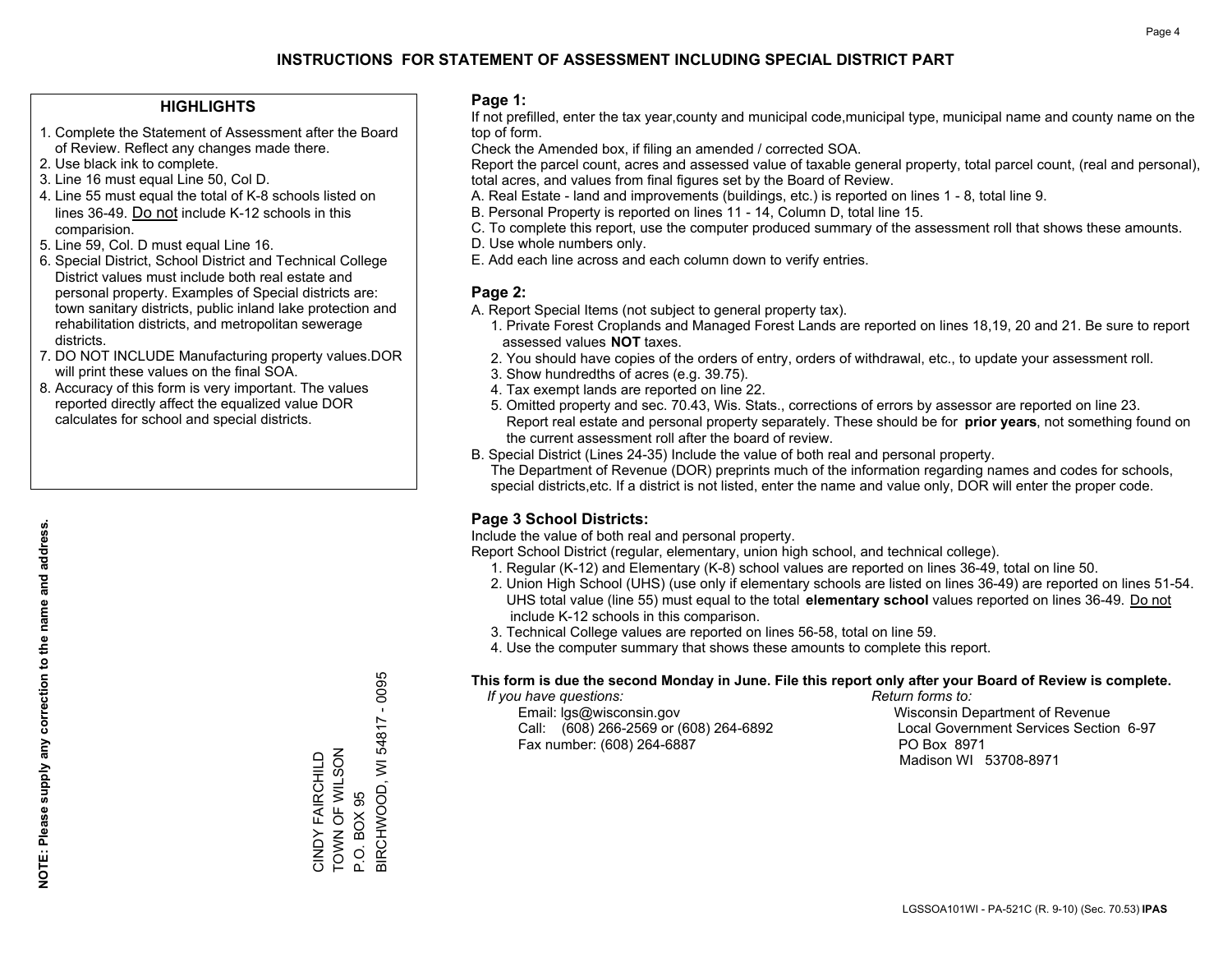# INSTRUCTIONS FOR STATEMENT OF ASSESSMENT INCLUDING SPECIAL DISTRICT PART

## HIGHLIGHTS

1. Complete the Statement of Assessment after the Board of Review. Reflect any changes made there.
2. Use black ink to complete.
3. Line 16 must equal Line 50, Col D.
4. Line 55 must equal the total of K-8 schools listed on lines 36-49. Do not include K-12 schools in this comparision.
5. Line 59, Col. D must equal Line 16.
6. Special District, School District and Technical College District values must include both real estate and personal property. Examples of Special districts are: town sanitary districts, public inland lake protection and rehabilitation districts, and metropolitan sewerage districts.
7. DO NOT INCLUDE Manufacturing property values.DOR will print these values on the final SOA.
8. Accuracy of this form is very important. The values reported directly affect the equalized value DOR calculates for school and special districts.

**NOTE: Please supply any correction to the name and address.**

CINDY FAIRCHILD
TOWN OF WILSON
P.O. BOX 95
BIRCHWOOD, WI 54817 - 0095

## Page 1:

If not prefilled, enter the tax year,county and municipal code,municipal type, municipal name and county name on the top of form.

Check the Amended box, if filing an amended / corrected SOA.

Report the parcel count, acres and assessed value of taxable general property, total parcel count, (real and personal), total acres, and values from final figures set by the Board of Review.

A. Real Estate - land and improvements (buildings, etc.) is reported on lines 1 - 8, total line 9.
B. Personal Property is reported on lines 11 - 14, Column D, total line 15.
C. To complete this report, use the computer produced summary of the assessment roll that shows these amounts.
D. Use whole numbers only.
E. Add each line across and each column down to verify entries.

## Page 2:

A. Report Special Items (not subject to general property tax).
   1. Private Forest Croplands and Managed Forest Lands are reported on lines 18,19, 20 and 21. Be sure to report assessed values **NOT** taxes.
   2. You should have copies of the orders of entry, orders of withdrawal, etc., to update your assessment roll.
   3. Show hundredths of acres (e.g. 39.75).
   4. Tax exempt lands are reported on line 22.
   5. Omitted property and sec. 70.43, Wis. Stats., corrections of errors by assessor are reported on line 23. Report real estate and personal property separately. These should be for **prior years**, not something found on the current assessment roll after the board of review.
B. Special District (Lines 24-35) Include the value of both real and personal property.
   The Department of Revenue (DOR) preprints much of the information regarding names and codes for schools, special districts,etc. If a district is not listed, enter the name and value only, DOR will enter the proper code.

## Page 3 School Districts:

Include the value of both real and personal property.

Report School District (regular, elementary, union high school, and technical college).

1. Regular (K-12) and Elementary (K-8) school values are reported on lines 36-49, total on line 50.
2. Union High School (UHS) (use only if elementary schools are listed on lines 36-49) are reported on lines 51-54. UHS total value (line 55) must equal to the total **elementary school** values reported on lines 36-49. Do not include K-12 schools in this comparison.
3. Technical College values are reported on lines 56-58, total on line 59.
4. Use the computer summary that shows these amounts to complete this report.

**This form is due the second Monday in June. File this report only after your Board of Review is complete.**

*If you have questions:*
Email: lgs@wisconsin.gov
Call: (608) 266-2569 or (608) 264-6892
Fax number: (608) 264-6887

*Return forms to:*
Wisconsin Department of Revenue
Local Government Services Section 6-97
PO Box 8971
Madison WI 53708-8971

LGSSOA101WI - PA-521C (R. 9-10) (Sec. 70.53) **IPAS**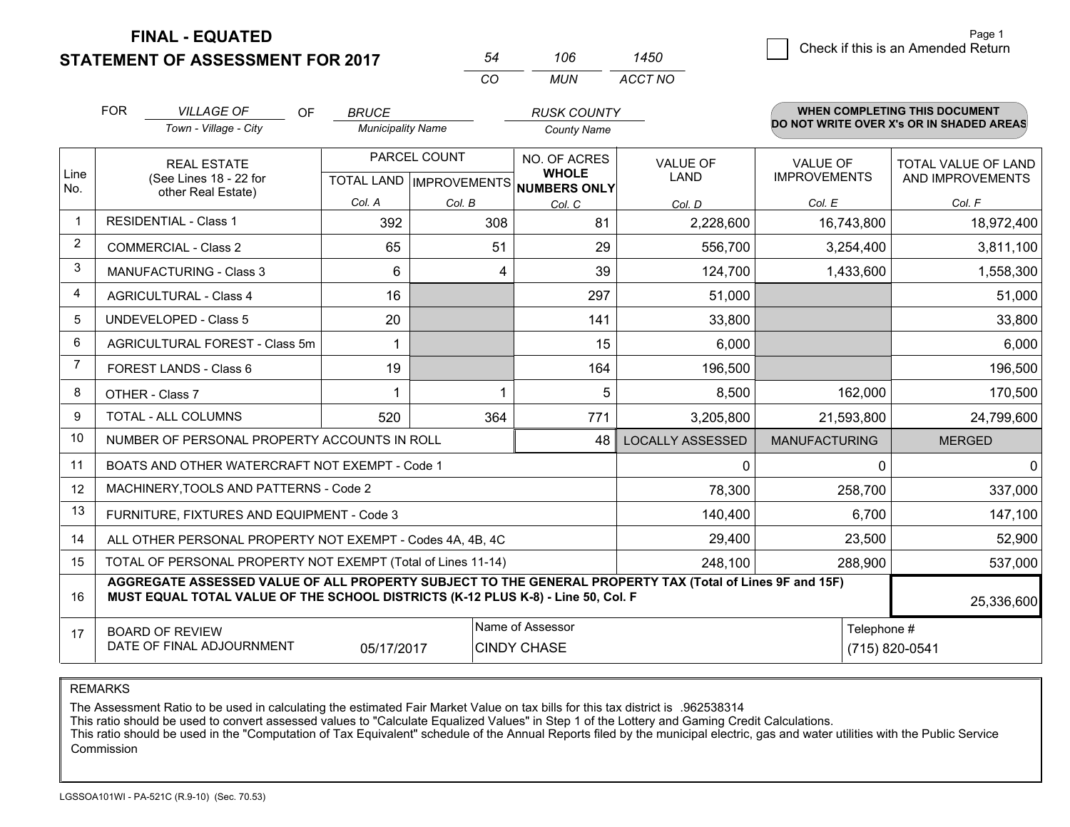**FINAL - EQUATED**

**STATEMENT OF ASSESSMENT FOR 2017**

| 54 | 106 | 1450 |
|---|---|---|
| CO | MUN | ACCT NO |

Page 1

☐ Check if this is an Amended Return

FOR *VILLAGE OF* (Town - Village - City) OF *BRUCE* (Municipality Name) *RUSK COUNTY* (County Name)

**WHEN COMPLETING THIS DOCUMENT DO NOT WRITE OVER X's OR IN SHADED AREAS**

| Line No. | REAL ESTATE (See Lines 18 - 22 for other Real Estate) | PARCEL COUNT TOTAL LAND Col. A | PARCEL COUNT IMPROVEMENTS Col. B | NO. OF ACRES WHOLE NUMBERS ONLY Col. C | VALUE OF LAND Col. D | VALUE OF IMPROVEMENTS Col. E | TOTAL VALUE OF LAND AND IMPROVEMENTS Col. F |
|---|---|---|---|---|---|---|---|
| 1 | RESIDENTIAL - Class 1 | 392 | 308 | 81 | 2,228,600 | 16,743,800 | 18,972,400 |
| 2 | COMMERCIAL - Class 2 | 65 | 51 | 29 | 556,700 | 3,254,400 | 3,811,100 |
| 3 | MANUFACTURING - Class 3 | 6 | 4 | 39 | 124,700 | 1,433,600 | 1,558,300 |
| 4 | AGRICULTURAL - Class 4 | 16 | | 297 | 51,000 | | 51,000 |
| 5 | UNDEVELOPED - Class 5 | 20 | | 141 | 33,800 | | 33,800 |
| 6 | AGRICULTURAL FOREST - Class 5m | 1 | | 15 | 6,000 | | 6,000 |
| 7 | FOREST LANDS - Class 6 | 19 | | 164 | 196,500 | | 196,500 |
| 8 | OTHER - Class 7 | 1 | 1 | 5 | 8,500 | 162,000 | 170,500 |
| 9 | TOTAL - ALL COLUMNS | 520 | 364 | 771 | 3,205,800 | 21,593,800 | 24,799,600 |
| 10 | NUMBER OF PERSONAL PROPERTY ACCOUNTS IN ROLL | | | 48 | LOCALLY ASSESSED | MANUFACTURING | MERGED |
| 11 | BOATS AND OTHER WATERCRAFT NOT EXEMPT - Code 1 | | | | 0 | 0 | 0 |
| 12 | MACHINERY,TOOLS AND PATTERNS - Code 2 | | | | 78,300 | 258,700 | 337,000 |
| 13 | FURNITURE, FIXTURES AND EQUIPMENT - Code 3 | | | | 140,400 | 6,700 | 147,100 |
| 14 | ALL OTHER PERSONAL PROPERTY NOT EXEMPT - Codes 4A, 4B, 4C | | | | 29,400 | 23,500 | 52,900 |
| 15 | TOTAL OF PERSONAL PROPERTY NOT EXEMPT (Total of Lines 11-14) | | | | 248,100 | 288,900 | 537,000 |
| 16 | **AGGREGATE ASSESSED VALUE OF ALL PROPERTY SUBJECT TO THE GENERAL PROPERTY TAX (Total of Lines 9F and 15F) MUST EQUAL TOTAL VALUE OF THE SCHOOL DISTRICTS (K-12 PLUS K-8) - Line 50, Col. F** | | | | | | 25,336,600 |
| 17 | BOARD OF REVIEW DATE OF FINAL ADJOURNMENT | 05/17/2017 | Name of Assessor | CINDY CHASE | | Telephone # | (715) 820-0541 |

REMARKS

The Assessment Ratio to be used in calculating the estimated Fair Market Value on tax bills for this tax district is .962538314
This ratio should be used to convert assessed values to "Calculate Equalized Values" in Step 1 of the Lottery and Gaming Credit Calculations.
This ratio should be used in the "Computation of Tax Equivalent" schedule of the Annual Reports filed by the municipal electric, gas and water utilities with the Public Service Commission

LGSSOA101WI - PA-521C (R.9-10) (Sec. 70.53)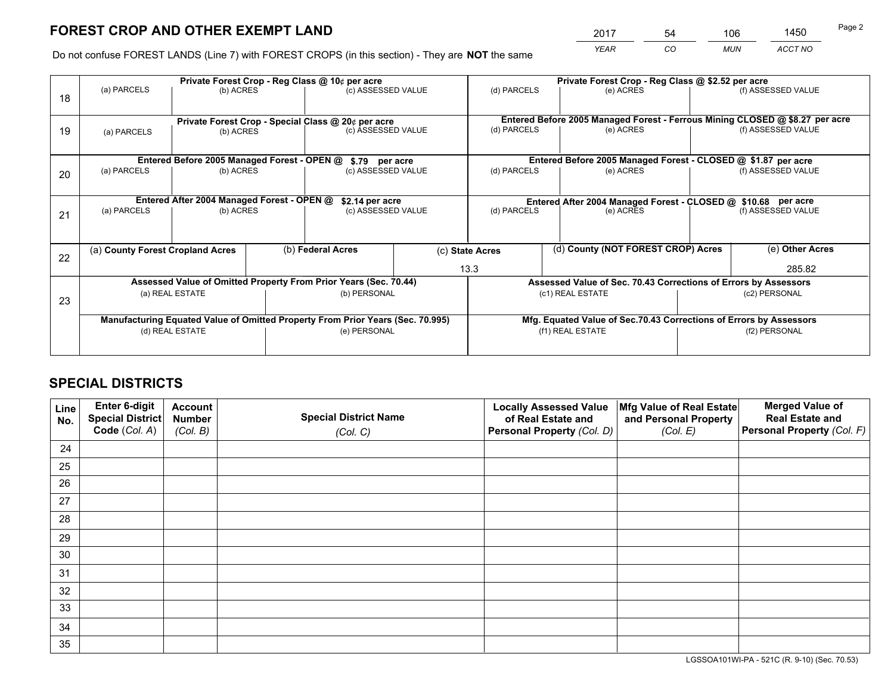# FOREST CROP AND OTHER EXEMPT LAND

| 2017 | 54 | 106 | 1450 |
|---|---|---|---|
| *YEAR* | *CO* | *MUN* | *ACCT NO* |

Do not confuse FOREST LANDS (Line 7) with FOREST CROPS (in this section) - They are **NOT** the same

| Line | Private Forest Crop - Reg Class @ 10¢ per acre | | | Private Forest Crop - Reg Class @ $2.52 per acre | | |
|---|---|---|---|---|---|---|
| 18 | (a) PARCELS | (b) ACRES | (c) ASSESSED VALUE | (d) PARCELS | (e) ACRES | (f) ASSESSED VALUE |
| | **Private Forest Crop - Special Class @ 20¢ per acre** | | | **Entered Before 2005 Managed Forest - Ferrous Mining CLOSED @ $8.27 per acre** | | |
| 19 | (a) PARCELS | (b) ACRES | (c) ASSESSED VALUE | (d) PARCELS | (e) ACRES | (f) ASSESSED VALUE |
| | **Entered Before 2005 Managed Forest - OPEN @ $.79 per acre** | | | **Entered Before 2005 Managed Forest - CLOSED @ $1.87 per acre** | | |
| 20 | (a) PARCELS | (b) ACRES | (c) ASSESSED VALUE | (d) PARCELS | (e) ACRES | (f) ASSESSED VALUE |
| | **Entered After 2004 Managed Forest - OPEN @ $2.14 per acre** | | | **Entered After 2004 Managed Forest - CLOSED @ $10.68 per acre** | | |
| 21 | (a) PARCELS | (b) ACRES | (c) ASSESSED VALUE | (d) PARCELS | (e) ACRES | (f) ASSESSED VALUE |

| Line | (a) County Forest Cropland Acres | (b) Federal Acres | (c) State Acres | (d) County (NOT FOREST CROP) Acres | (e) Other Acres |
|---|---|---|---|---|---|
| 22 | | | 13.3 | | 285.82 |

| Line | Assessed Value of Omitted Property From Prior Years (Sec. 70.44) | | Assessed Value of Sec. 70.43 Corrections of Errors by Assessors | |
|---|---|---|---|---|
| 23 | (a) REAL ESTATE | (b) PERSONAL | (c1) REAL ESTATE | (c2) PERSONAL |
| | **Manufacturing Equated Value of Omitted Property From Prior Years (Sec. 70.995)** | | **Mfg. Equated Value of Sec.70.43 Corrections of Errors by Assessors** | |
| | (d) REAL ESTATE | (e) PERSONAL | (f1) REAL ESTATE | (f2) PERSONAL |

## SPECIAL DISTRICTS

| Line No. | Enter 6-digit Special District Code (*Col. A*) | Account Number (*Col. B*) | Special District Name (*Col. C*) | Locally Assessed Value of Real Estate and Personal Property (*Col. D*) | Mfg Value of Real Estate and Personal Property (*Col. E*) | Merged Value of Real Estate and Personal Property (*Col. F*) |
|---|---|---|---|---|---|---|
| 24 | | | | | | |
| 25 | | | | | | |
| 26 | | | | | | |
| 27 | | | | | | |
| 28 | | | | | | |
| 29 | | | | | | |
| 30 | | | | | | |
| 31 | | | | | | |
| 32 | | | | | | |
| 33 | | | | | | |
| 34 | | | | | | |
| 35 | | | | | | |

LGSSOA101WI-PA - 521C (R. 9-10) (Sec. 70.53)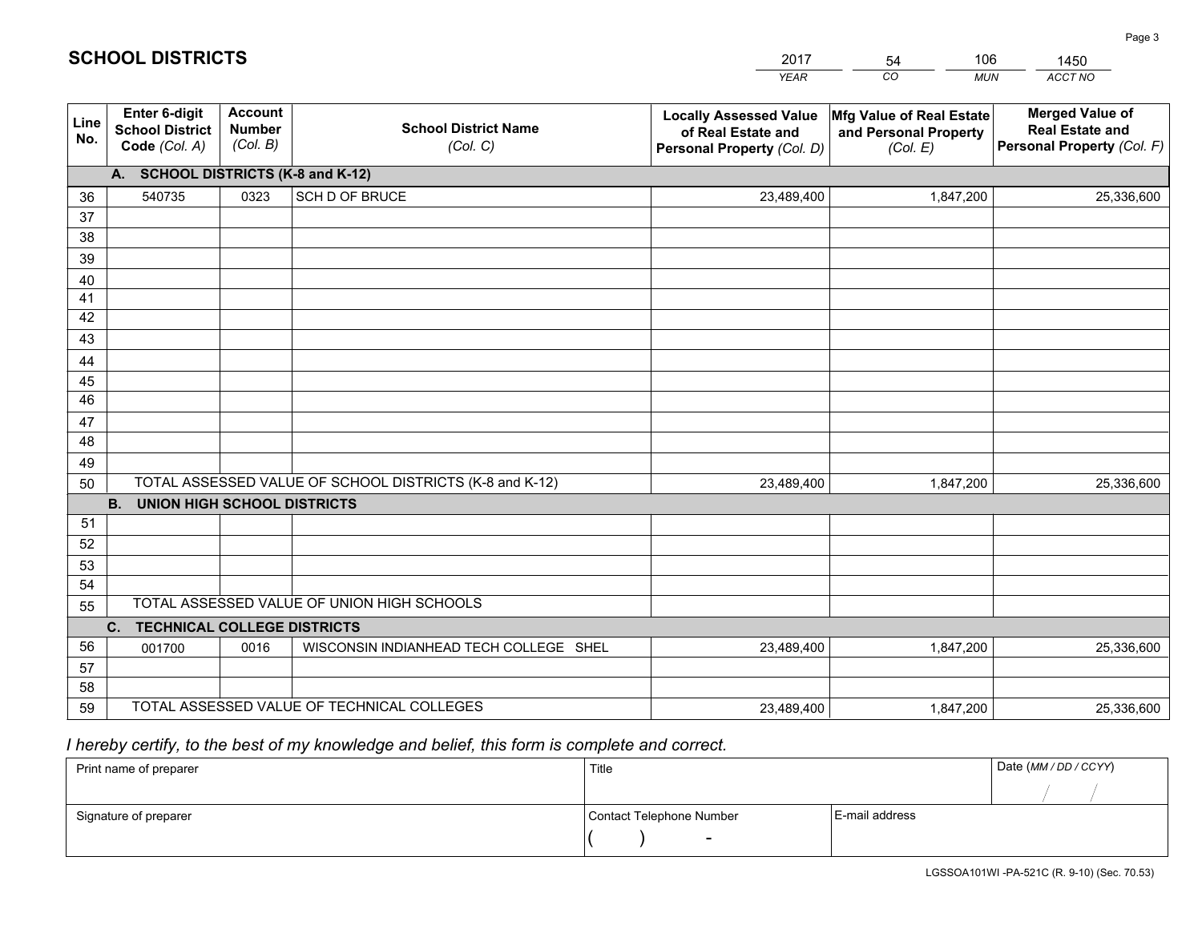# SCHOOL DISTRICTS

| 2017 | 54 | 106 | 1450 |
|---|---|---|---|
| *YEAR* | *CO* | *MUN* | *ACCT NO* |

| Line No. | Enter 6-digit School District Code *(Col. A)* | Account Number *(Col. B)* | School District Name *(Col. C)* | Locally Assessed Value of Real Estate and Personal Property *(Col. D)* | Mfg Value of Real Estate and Personal Property *(Col. E)* | Merged Value of Real Estate and Personal Property *(Col. F)* |
|---|---|---|---|---|---|---|
| **A. SCHOOL DISTRICTS (K-8 and K-12)** | | | | | | |
| 36 | 540735 | 0323 | SCH D OF BRUCE | 23,489,400 | 1,847,200 | 25,336,600 |
| 37 | | | | | | |
| 38 | | | | | | |
| 39 | | | | | | |
| 40 | | | | | | |
| 41 | | | | | | |
| 42 | | | | | | |
| 43 | | | | | | |
| 44 | | | | | | |
| 45 | | | | | | |
| 46 | | | | | | |
| 47 | | | | | | |
| 48 | | | | | | |
| 49 | | | | | | |
| 50 | TOTAL ASSESSED VALUE OF SCHOOL DISTRICTS (K-8 and K-12) | | | 23,489,400 | 1,847,200 | 25,336,600 |
| **B. UNION HIGH SCHOOL DISTRICTS** | | | | | | |
| 51 | | | | | | |
| 52 | | | | | | |
| 53 | | | | | | |
| 54 | | | | | | |
| 55 | TOTAL ASSESSED VALUE OF UNION HIGH SCHOOLS | | | | | |
| **C. TECHNICAL COLLEGE DISTRICTS** | | | | | | |
| 56 | 001700 | 0016 | WISCONSIN INDIANHEAD TECH COLLEGE SHEL | 23,489,400 | 1,847,200 | 25,336,600 |
| 57 | | | | | | |
| 58 | | | | | | |
| 59 | TOTAL ASSESSED VALUE OF TECHNICAL COLLEGES | | | 23,489,400 | 1,847,200 | 25,336,600 |

*I hereby certify, to the best of my knowledge and belief, this form is complete and correct.*

| Print name of preparer | Title | | Date *(MM / DD / CCYY)* |
|---|---|---|---|
| | | | / / |
| Signature of preparer | Contact Telephone Number | E-mail address | |
| | ( ) - | | |

LGSSOA101WI -PA-521C (R. 9-10) (Sec. 70.53)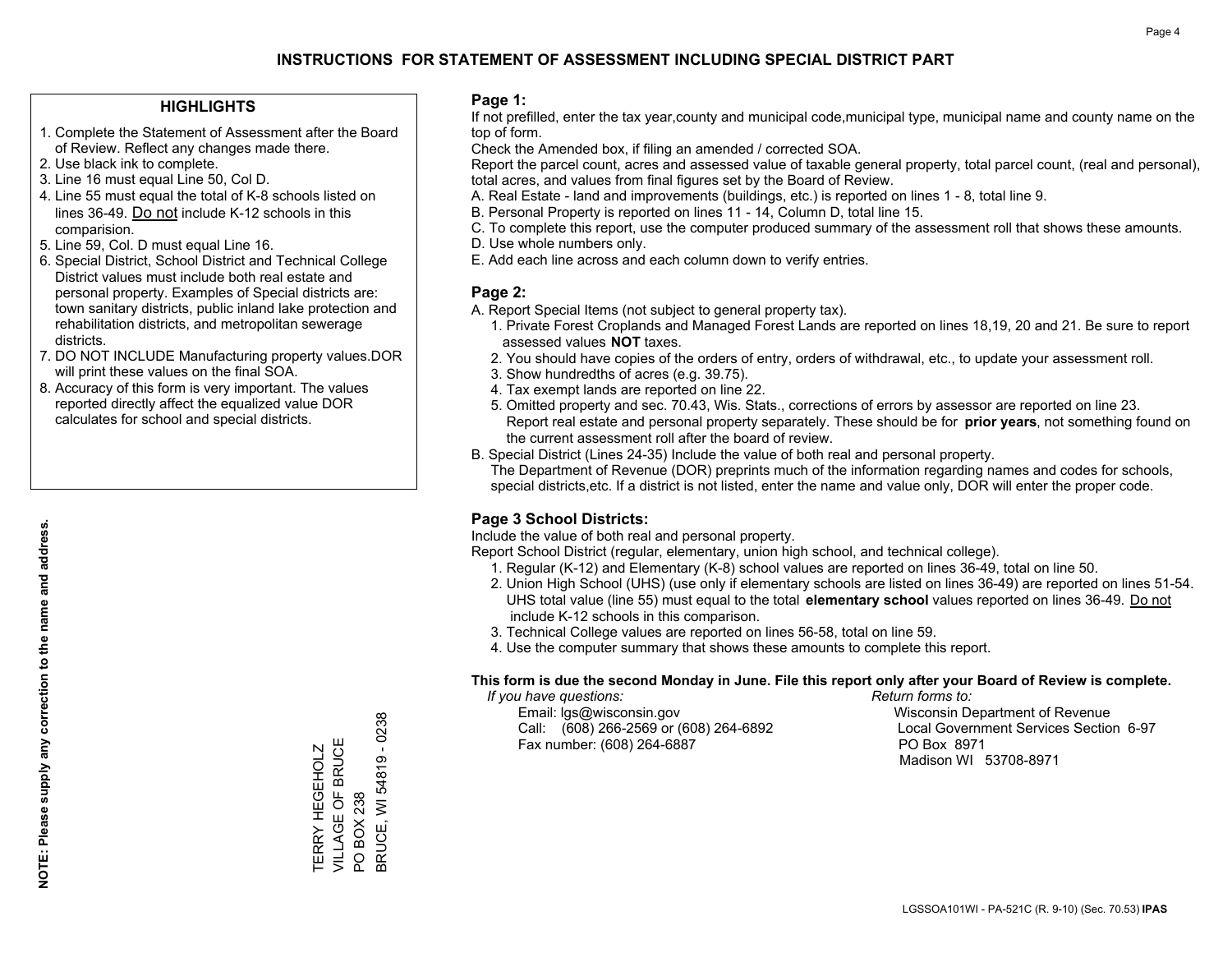# INSTRUCTIONS FOR STATEMENT OF ASSESSMENT INCLUDING SPECIAL DISTRICT PART

## HIGHLIGHTS

1. Complete the Statement of Assessment after the Board of Review. Reflect any changes made there.
2. Use black ink to complete.
3. Line 16 must equal Line 50, Col D.
4. Line 55 must equal the total of K-8 schools listed on lines 36-49. Do not include K-12 schools in this comparision.
5. Line 59, Col. D must equal Line 16.
6. Special District, School District and Technical College District values must include both real estate and personal property. Examples of Special districts are: town sanitary districts, public inland lake protection and rehabilitation districts, and metropolitan sewerage districts.
7. DO NOT INCLUDE Manufacturing property values.DOR will print these values on the final SOA.
8. Accuracy of this form is very important. The values reported directly affect the equalized value DOR calculates for school and special districts.

**NOTE: Please supply any correction to the name and address.**

TERRY HEGEHOLZ
VILLAGE OF BRUCE
PO BOX 238
BRUCE, WI 54819 - 0238

## Page 1:

If not prefilled, enter the tax year,county and municipal code,municipal type, municipal name and county name on the top of form.

Check the Amended box, if filing an amended / corrected SOA.

Report the parcel count, acres and assessed value of taxable general property, total parcel count, (real and personal), total acres, and values from final figures set by the Board of Review.

A. Real Estate - land and improvements (buildings, etc.) is reported on lines 1 - 8, total line 9.
B. Personal Property is reported on lines 11 - 14, Column D, total line 15.
C. To complete this report, use the computer produced summary of the assessment roll that shows these amounts.
D. Use whole numbers only.
E. Add each line across and each column down to verify entries.

## Page 2:

A. Report Special Items (not subject to general property tax).
   1. Private Forest Croplands and Managed Forest Lands are reported on lines 18,19, 20 and 21. Be sure to report assessed values **NOT** taxes.
   2. You should have copies of the orders of entry, orders of withdrawal, etc., to update your assessment roll.
   3. Show hundredths of acres (e.g. 39.75).
   4. Tax exempt lands are reported on line 22.
   5. Omitted property and sec. 70.43, Wis. Stats., corrections of errors by assessor are reported on line 23. Report real estate and personal property separately. These should be for **prior years**, not something found on the current assessment roll after the board of review.
B. Special District (Lines 24-35) Include the value of both real and personal property.
   The Department of Revenue (DOR) preprints much of the information regarding names and codes for schools, special districts,etc. If a district is not listed, enter the name and value only, DOR will enter the proper code.

## Page 3 School Districts:

Include the value of both real and personal property.

Report School District (regular, elementary, union high school, and technical college).

1. Regular (K-12) and Elementary (K-8) school values are reported on lines 36-49, total on line 50.
2. Union High School (UHS) (use only if elementary schools are listed on lines 36-49) are reported on lines 51-54. UHS total value (line 55) must equal to the total **elementary school** values reported on lines 36-49. Do not include K-12 schools in this comparison.
3. Technical College values are reported on lines 56-58, total on line 59.
4. Use the computer summary that shows these amounts to complete this report.

**This form is due the second Monday in June. File this report only after your Board of Review is complete.**

*If you have questions:*
Email: lgs@wisconsin.gov
Call: (608) 266-2569 or (608) 264-6892
Fax number: (608) 264-6887

*Return forms to:*
Wisconsin Department of Revenue
Local Government Services Section 6-97
PO Box 8971
Madison WI 53708-8971

LGSSOA101WI - PA-521C (R. 9-10) (Sec. 70.53) **IPAS**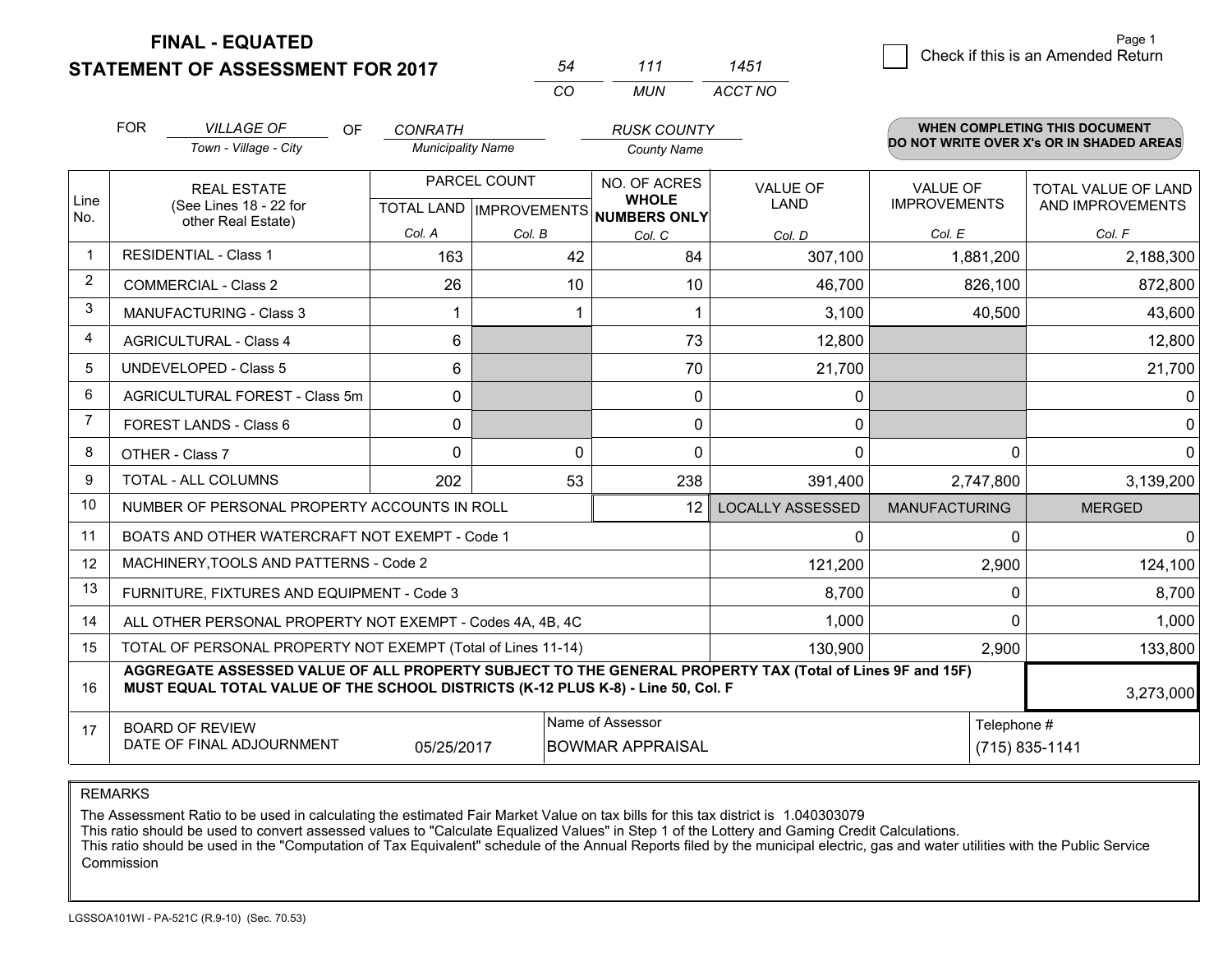# FINAL - EQUATED
# STATEMENT OF ASSESSMENT FOR 2017

| 54 | 111 | 1451 |
|---|---|---|
| CO | MUN | ACCT NO |

Check if this is an Amended Return

FOR *VILLAGE OF* (Town - Village - City) OF *CONRATH* (Municipality Name) *RUSK COUNTY* (County Name)

**WHEN COMPLETING THIS DOCUMENT DO NOT WRITE OVER X's OR IN SHADED AREAS**

| Line No. | REAL ESTATE (See Lines 18 - 22 for other Real Estate) | PARCEL COUNT TOTAL LAND Col. A | PARCEL COUNT IMPROVEMENTS Col. B | NO. OF ACRES WHOLE NUMBERS ONLY Col. C | VALUE OF LAND Col. D | VALUE OF IMPROVEMENTS Col. E | TOTAL VALUE OF LAND AND IMPROVEMENTS Col. F |
|---|---|---|---|---|---|---|---|
| 1 | RESIDENTIAL - Class 1 | 163 | 42 | 84 | 307,100 | 1,881,200 | 2,188,300 |
| 2 | COMMERCIAL - Class 2 | 26 | 10 | 10 | 46,700 | 826,100 | 872,800 |
| 3 | MANUFACTURING - Class 3 | 1 | 1 | 1 | 3,100 | 40,500 | 43,600 |
| 4 | AGRICULTURAL - Class 4 | 6 | | 73 | 12,800 | | 12,800 |
| 5 | UNDEVELOPED - Class 5 | 6 | | 70 | 21,700 | | 21,700 |
| 6 | AGRICULTURAL FOREST - Class 5m | 0 | | 0 | 0 | | 0 |
| 7 | FOREST LANDS - Class 6 | 0 | | 0 | 0 | | 0 |
| 8 | OTHER - Class 7 | 0 | 0 | 0 | 0 | 0 | 0 |
| 9 | TOTAL - ALL COLUMNS | 202 | 53 | 238 | 391,400 | 2,747,800 | 3,139,200 |
| 10 | NUMBER OF PERSONAL PROPERTY ACCOUNTS IN ROLL | | | 12 | LOCALLY ASSESSED | MANUFACTURING | MERGED |
| 11 | BOATS AND OTHER WATERCRAFT NOT EXEMPT - Code 1 | | | | 0 | 0 | 0 |
| 12 | MACHINERY,TOOLS AND PATTERNS - Code 2 | | | | 121,200 | 2,900 | 124,100 |
| 13 | FURNITURE, FIXTURES AND EQUIPMENT - Code 3 | | | | 8,700 | 0 | 8,700 |
| 14 | ALL OTHER PERSONAL PROPERTY NOT EXEMPT - Codes 4A, 4B, 4C | | | | 1,000 | 0 | 1,000 |
| 15 | TOTAL OF PERSONAL PROPERTY NOT EXEMPT (Total of Lines 11-14) | | | | 130,900 | 2,900 | 133,800 |
| 16 | **AGGREGATE ASSESSED VALUE OF ALL PROPERTY SUBJECT TO THE GENERAL PROPERTY TAX (Total of Lines 9F and 15F) MUST EQUAL TOTAL VALUE OF THE SCHOOL DISTRICTS (K-12 PLUS K-8) - Line 50, Col. F** | | | | | | 3,273,000 |
| 17 | BOARD OF REVIEW DATE OF FINAL ADJOURNMENT | 05/25/2017 | Name of Assessor: BOWMAR APPRAISAL | | | Telephone #: (715) 835-1141 | |

REMARKS

The Assessment Ratio to be used in calculating the estimated Fair Market Value on tax bills for this tax district is 1.040303079
This ratio should be used to convert assessed values to "Calculate Equalized Values" in Step 1 of the Lottery and Gaming Credit Calculations.
This ratio should be used in the "Computation of Tax Equivalent" schedule of the Annual Reports filed by the municipal electric, gas and water utilities with the Public Service Commission

LGSSOA101WI - PA-521C (R.9-10) (Sec. 70.53)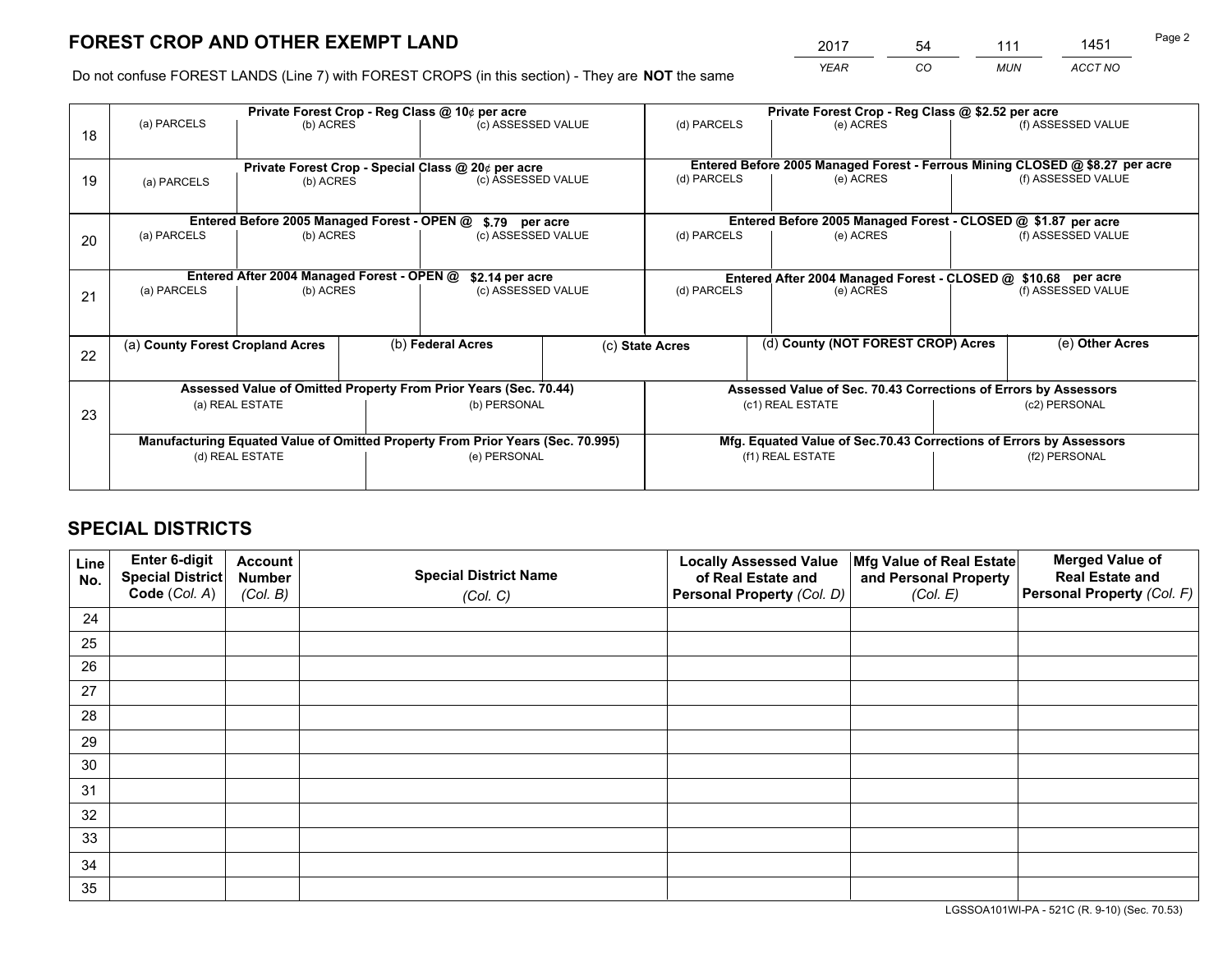# FOREST CROP AND OTHER EXEMPT LAND

| 2017 | 54 | 111 | 1451 |
|---|---|---|---|
| *YEAR* | *CO* | *MUN* | *ACCT NO* |

Do not confuse FOREST LANDS (Line 7) with FOREST CROPS (in this section) - They are **NOT** the same

| | Private Forest Crop - Reg Class @ 10¢ per acre | | | Private Forest Crop - Reg Class @ $2.52 per acre | | |
|---|---|---|---|---|---|---|
| 18 | (a) PARCELS | (b) ACRES | (c) ASSESSED VALUE | (d) PARCELS | (e) ACRES | (f) ASSESSED VALUE |
| | **Private Forest Crop - Special Class @ 20¢ per acre** | | | **Entered Before 2005 Managed Forest - Ferrous Mining CLOSED @ $8.27 per acre** | | |
| 19 | (a) PARCELS | (b) ACRES | (c) ASSESSED VALUE | (d) PARCELS | (e) ACRES | (f) ASSESSED VALUE |
| | **Entered Before 2005 Managed Forest - OPEN @ $.79 per acre** | | | **Entered Before 2005 Managed Forest - CLOSED @ $1.87 per acre** | | |
| 20 | (a) PARCELS | (b) ACRES | (c) ASSESSED VALUE | (d) PARCELS | (e) ACRES | (f) ASSESSED VALUE |
| | **Entered After 2004 Managed Forest - OPEN @ $2.14 per acre** | | | **Entered After 2004 Managed Forest - CLOSED @ $10.68 per acre** | | |
| 21 | (a) PARCELS | (b) ACRES | (c) ASSESSED VALUE | (d) PARCELS | (e) ACRES | (f) ASSESSED VALUE |

| 22 | (a) **County Forest Cropland Acres** | (b) **Federal Acres** | (c) **State Acres** | (d) **County (NOT FOREST CROP) Acres** | (e) **Other Acres** |
|---|---|---|---|---|---|

| | Assessed Value of Omitted Property From Prior Years (Sec. 70.44) | | Assessed Value of Sec. 70.43 Corrections of Errors by Assessors | |
|---|---|---|---|---|
| 23 | (a) REAL ESTATE | (b) PERSONAL | (c1) REAL ESTATE | (c2) PERSONAL |
| | **Manufacturing Equated Value of Omitted Property From Prior Years (Sec. 70.995)** | | **Mfg. Equated Value of Sec.70.43 Corrections of Errors by Assessors** | |
| | (d) REAL ESTATE | (e) PERSONAL | (f1) REAL ESTATE | (f2) PERSONAL |

# SPECIAL DISTRICTS

| Line No. | Enter 6-digit Special District Code (*Col. A*) | Account Number (*Col. B*) | Special District Name (*Col. C*) | Locally Assessed Value of Real Estate and Personal Property (*Col. D*) | Mfg Value of Real Estate and Personal Property (*Col. E*) | Merged Value of Real Estate and Personal Property (*Col. F*) |
|---|---|---|---|---|---|---|
| 24 | | | | | | |
| 25 | | | | | | |
| 26 | | | | | | |
| 27 | | | | | | |
| 28 | | | | | | |
| 29 | | | | | | |
| 30 | | | | | | |
| 31 | | | | | | |
| 32 | | | | | | |
| 33 | | | | | | |
| 34 | | | | | | |
| 35 | | | | | | |

LGSSOA101WI-PA - 521C (R. 9-10) (Sec. 70.53)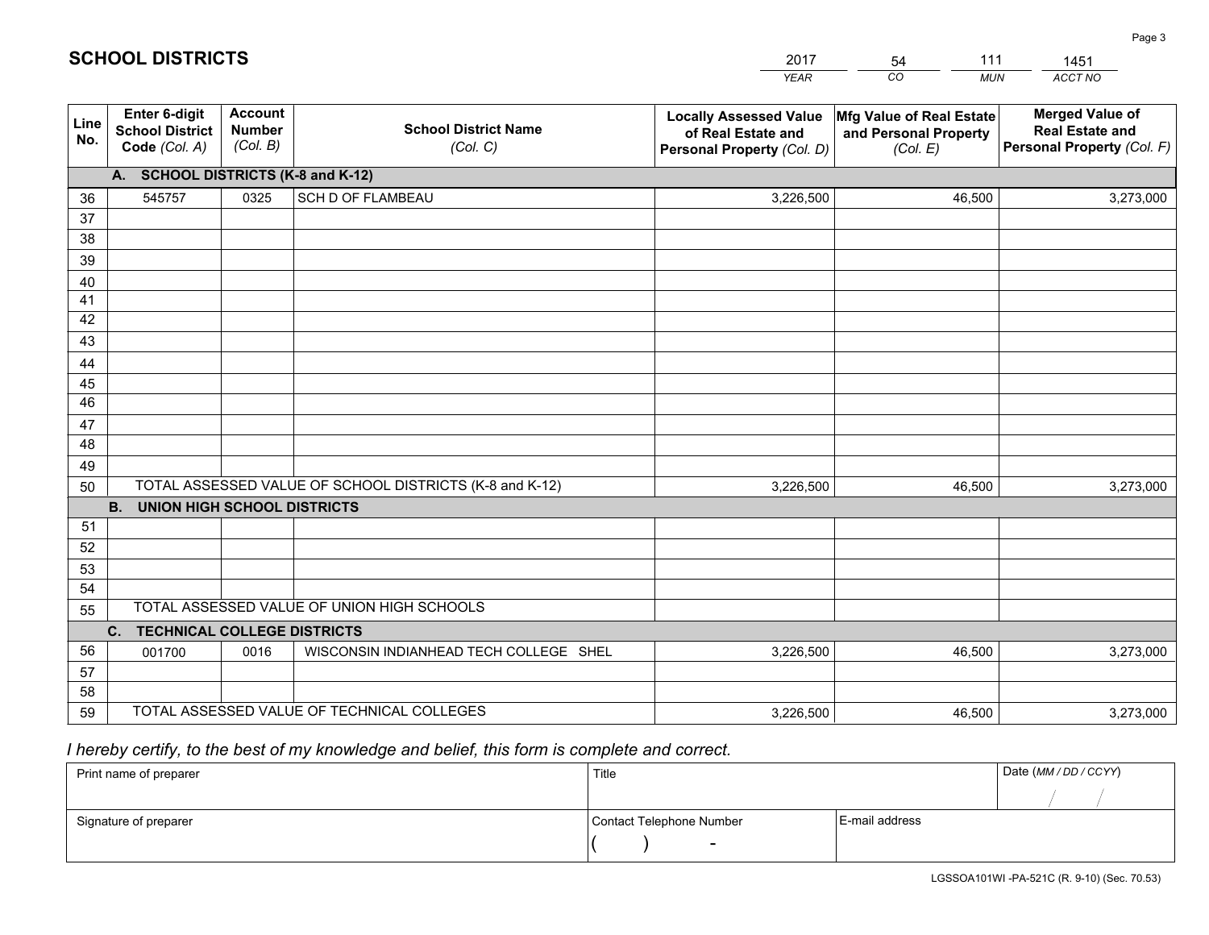## SCHOOL DISTRICTS

| 2017 | 54 | 111 | 1451 |
|---|---|---|---|
| *YEAR* | *CO* | *MUN* | *ACCT NO* |

| Line No. | Enter 6-digit School District Code *(Col. A)* | Account Number *(Col. B)* | School District Name *(Col. C)* | Locally Assessed Value of Real Estate and Personal Property *(Col. D)* | Mfg Value of Real Estate and Personal Property *(Col. E)* | Merged Value of Real Estate and Personal Property *(Col. F)* |
|---|---|---|---|---|---|---|
| | **A. SCHOOL DISTRICTS (K-8 and K-12)** | | | | | |
| 36 | 545757 | 0325 | SCH D OF FLAMBEAU | 3,226,500 | 46,500 | 3,273,000 |
| 37 | | | | | | |
| 38 | | | | | | |
| 39 | | | | | | |
| 40 | | | | | | |
| 41 | | | | | | |
| 42 | | | | | | |
| 43 | | | | | | |
| 44 | | | | | | |
| 45 | | | | | | |
| 46 | | | | | | |
| 47 | | | | | | |
| 48 | | | | | | |
| 49 | | | | | | |
| 50 | TOTAL ASSESSED VALUE OF SCHOOL DISTRICTS (K-8 and K-12) | | | 3,226,500 | 46,500 | 3,273,000 |
| | **B. UNION HIGH SCHOOL DISTRICTS** | | | | | |
| 51 | | | | | | |
| 52 | | | | | | |
| 53 | | | | | | |
| 54 | | | | | | |
| 55 | TOTAL ASSESSED VALUE OF UNION HIGH SCHOOLS | | | | | |
| | **C. TECHNICAL COLLEGE DISTRICTS** | | | | | |
| 56 | 001700 | 0016 | WISCONSIN INDIANHEAD TECH COLLEGE SHEL | 3,226,500 | 46,500 | 3,273,000 |
| 57 | | | | | | |
| 58 | | | | | | |
| 59 | TOTAL ASSESSED VALUE OF TECHNICAL COLLEGES | | | 3,226,500 | 46,500 | 3,273,000 |

*I hereby certify, to the best of my knowledge and belief, this form is complete and correct.*

| Print name of preparer | Title | | Date *(MM / DD / CCYY)* |
|---|---|---|---|
| | | | / / |
| Signature of preparer | Contact Telephone Number | E-mail address | |
| | ( ) - | | |

LGSSOA101WI -PA-521C (R. 9-10) (Sec. 70.53)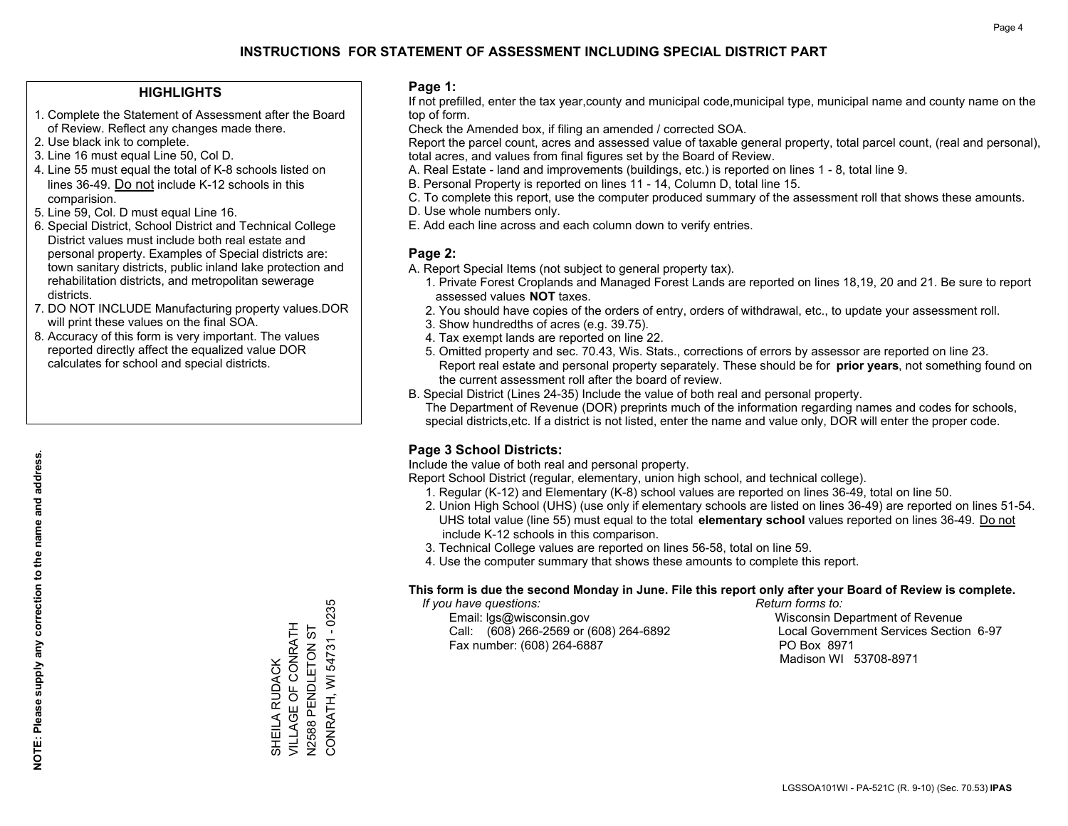# INSTRUCTIONS FOR STATEMENT OF ASSESSMENT INCLUDING SPECIAL DISTRICT PART

## HIGHLIGHTS

1. Complete the Statement of Assessment after the Board of Review. Reflect any changes made there.
2. Use black ink to complete.
3. Line 16 must equal Line 50, Col D.
4. Line 55 must equal the total of K-8 schools listed on lines 36-49. Do not include K-12 schools in this comparision.
5. Line 59, Col. D must equal Line 16.
6. Special District, School District and Technical College District values must include both real estate and personal property. Examples of Special districts are: town sanitary districts, public inland lake protection and rehabilitation districts, and metropolitan sewerage districts.
7. DO NOT INCLUDE Manufacturing property values.DOR will print these values on the final SOA.
8. Accuracy of this form is very important. The values reported directly affect the equalized value DOR calculates for school and special districts.

**NOTE: Please supply any correction to the name and address.**

SHEILA RUDACK
VILLAGE OF CONRATH
N2588 PENDLETON ST
CONRATH, WI 54731 - 0235

## Page 1:

If not prefilled, enter the tax year,county and municipal code,municipal type, municipal name and county name on the top of form.

Check the Amended box, if filing an amended / corrected SOA.

Report the parcel count, acres and assessed value of taxable general property, total parcel count, (real and personal), total acres, and values from final figures set by the Board of Review.

A. Real Estate - land and improvements (buildings, etc.) is reported on lines 1 - 8, total line 9.
B. Personal Property is reported on lines 11 - 14, Column D, total line 15.
C. To complete this report, use the computer produced summary of the assessment roll that shows these amounts.
D. Use whole numbers only.
E. Add each line across and each column down to verify entries.

## Page 2:

A. Report Special Items (not subject to general property tax).
   1. Private Forest Croplands and Managed Forest Lands are reported on lines 18,19, 20 and 21. Be sure to report assessed values **NOT** taxes.
   2. You should have copies of the orders of entry, orders of withdrawal, etc., to update your assessment roll.
   3. Show hundredths of acres (e.g. 39.75).
   4. Tax exempt lands are reported on line 22.
   5. Omitted property and sec. 70.43, Wis. Stats., corrections of errors by assessor are reported on line 23. Report real estate and personal property separately. These should be for **prior years**, not something found on the current assessment roll after the board of review.
B. Special District (Lines 24-35) Include the value of both real and personal property.
   The Department of Revenue (DOR) preprints much of the information regarding names and codes for schools, special districts,etc. If a district is not listed, enter the name and value only, DOR will enter the proper code.

## Page 3 School Districts:

Include the value of both real and personal property.

Report School District (regular, elementary, union high school, and technical college).

1. Regular (K-12) and Elementary (K-8) school values are reported on lines 36-49, total on line 50.
2. Union High School (UHS) (use only if elementary schools are listed on lines 36-49) are reported on lines 51-54. UHS total value (line 55) must equal to the total **elementary school** values reported on lines 36-49. Do not include K-12 schools in this comparison.
3. Technical College values are reported on lines 56-58, total on line 59.
4. Use the computer summary that shows these amounts to complete this report.

**This form is due the second Monday in June. File this report only after your Board of Review is complete.**

*If you have questions:*
Email: lgs@wisconsin.gov
Call: (608) 266-2569 or (608) 264-6892
Fax number: (608) 264-6887

*Return forms to:*
Wisconsin Department of Revenue
Local Government Services Section 6-97
PO Box 8971
Madison WI 53708-8971

LGSSOA101WI - PA-521C (R. 9-10) (Sec. 70.53) **IPAS**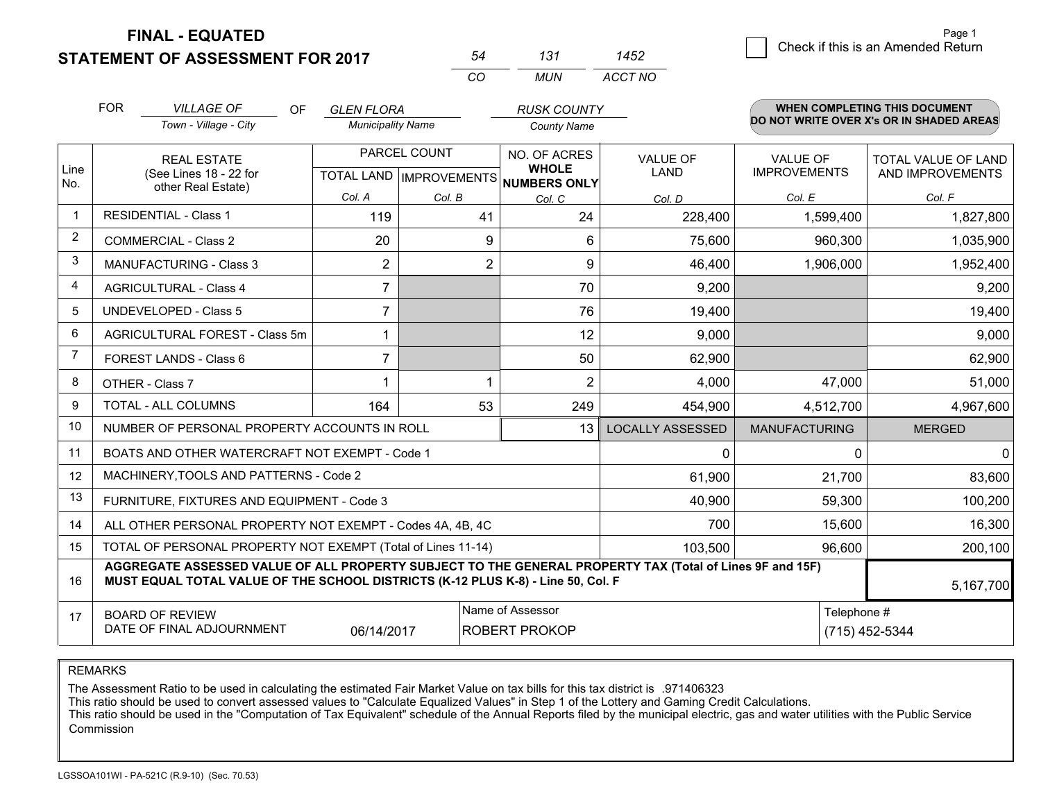**FINAL - EQUATED**
**STATEMENT OF ASSESSMENT FOR 2017**

| 54 | 131 | 1452 |
|---|---|---|
| CO | MUN | ACCT NO |

☐ Check if this is an Amended Return

Page 1

FOR *VILLAGE OF* (Town - Village - City) OF *GLEN FLORA* (Municipality Name) *RUSK COUNTY* (County Name)

**WHEN COMPLETING THIS DOCUMENT DO NOT WRITE OVER X's OR IN SHADED AREAS**

| Line No. | REAL ESTATE (See Lines 18 - 22 for other Real Estate) | PARCEL COUNT TOTAL LAND Col. A | PARCEL COUNT IMPROVEMENTS Col. B | NO. OF ACRES WHOLE NUMBERS ONLY Col. C | VALUE OF LAND Col. D | VALUE OF IMPROVEMENTS Col. E | TOTAL VALUE OF LAND AND IMPROVEMENTS Col. F |
|---|---|---|---|---|---|---|---|
| 1 | RESIDENTIAL - Class 1 | 119 | 41 | 24 | 228,400 | 1,599,400 | 1,827,800 |
| 2 | COMMERCIAL - Class 2 | 20 | 9 | 6 | 75,600 | 960,300 | 1,035,900 |
| 3 | MANUFACTURING - Class 3 | 2 | 2 | 9 | 46,400 | 1,906,000 | 1,952,400 |
| 4 | AGRICULTURAL - Class 4 | 7 | | 70 | 9,200 | | 9,200 |
| 5 | UNDEVELOPED - Class 5 | 7 | | 76 | 19,400 | | 19,400 |
| 6 | AGRICULTURAL FOREST - Class 5m | 1 | | 12 | 9,000 | | 9,000 |
| 7 | FOREST LANDS - Class 6 | 7 | | 50 | 62,900 | | 62,900 |
| 8 | OTHER - Class 7 | 1 | 1 | 2 | 4,000 | 47,000 | 51,000 |
| 9 | TOTAL - ALL COLUMNS | 164 | 53 | 249 | 454,900 | 4,512,700 | 4,967,600 |
| 10 | NUMBER OF PERSONAL PROPERTY ACCOUNTS IN ROLL | | | 13 | LOCALLY ASSESSED | MANUFACTURING | MERGED |
| 11 | BOATS AND OTHER WATERCRAFT NOT EXEMPT - Code 1 | | | | 0 | 0 | 0 |
| 12 | MACHINERY,TOOLS AND PATTERNS - Code 2 | | | | 61,900 | 21,700 | 83,600 |
| 13 | FURNITURE, FIXTURES AND EQUIPMENT - Code 3 | | | | 40,900 | 59,300 | 100,200 |
| 14 | ALL OTHER PERSONAL PROPERTY NOT EXEMPT - Codes 4A, 4B, 4C | | | | 700 | 15,600 | 16,300 |
| 15 | TOTAL OF PERSONAL PROPERTY NOT EXEMPT (Total of Lines 11-14) | | | | 103,500 | 96,600 | 200,100 |
| 16 | **AGGREGATE ASSESSED VALUE OF ALL PROPERTY SUBJECT TO THE GENERAL PROPERTY TAX (Total of Lines 9F and 15F) MUST EQUAL TOTAL VALUE OF THE SCHOOL DISTRICTS (K-12 PLUS K-8) - Line 50, Col. F** | | | | | | 5,167,700 |
| 17 | BOARD OF REVIEW DATE OF FINAL ADJOURNMENT | 06/14/2017 | | Name of Assessor: ROBERT PROKOP | | | Telephone #: (715) 452-5344 |

REMARKS

The Assessment Ratio to be used in calculating the estimated Fair Market Value on tax bills for this tax district is .971406323
This ratio should be used to convert assessed values to "Calculate Equalized Values" in Step 1 of the Lottery and Gaming Credit Calculations.
This ratio should be used in the "Computation of Tax Equivalent" schedule of the Annual Reports filed by the municipal electric, gas and water utilities with the Public Service Commission

LGSSOA101WI - PA-521C (R.9-10) (Sec. 70.53)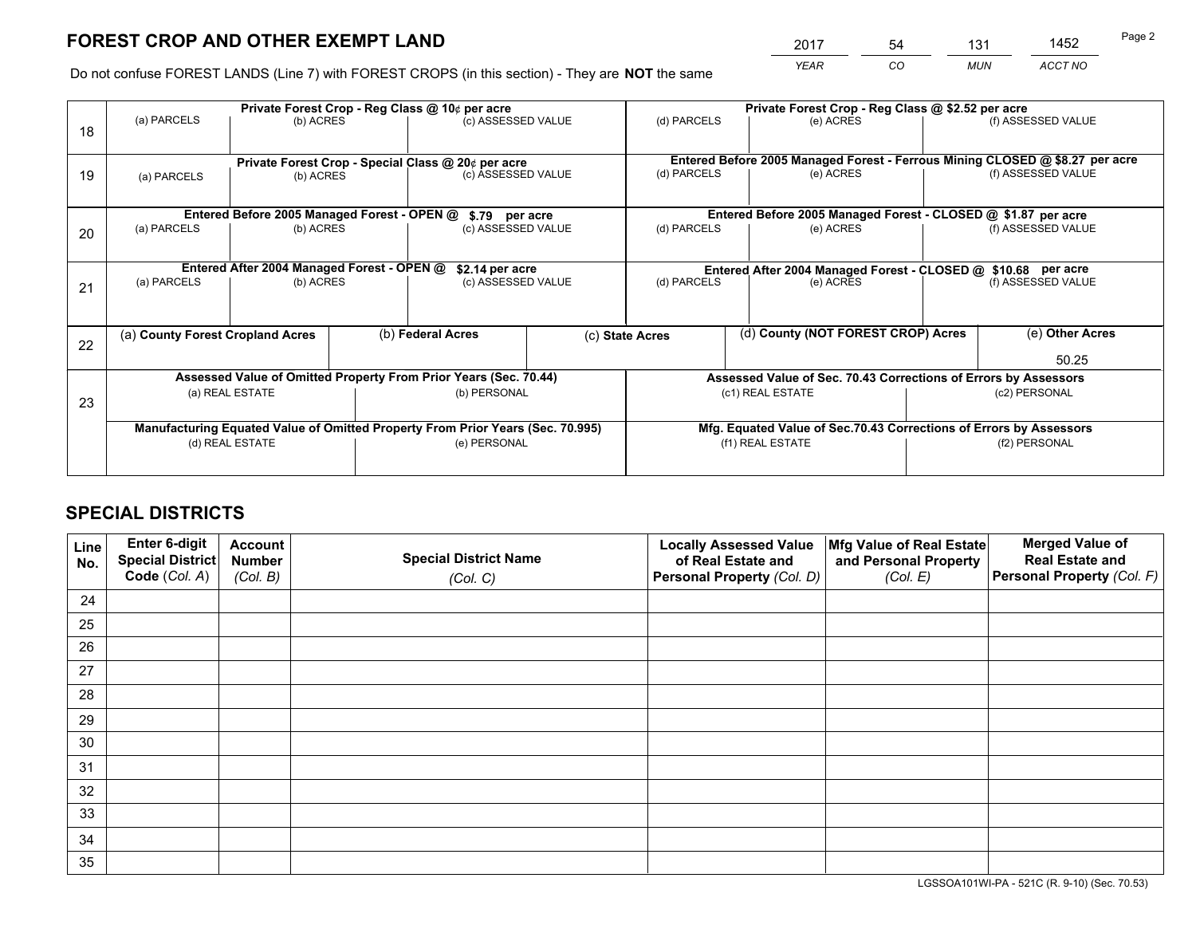# FOREST CROP AND OTHER EXEMPT LAND

| 2017 | 54 | 131 | 1452 |
|---|---|---|---|
| *YEAR* | *CO* | *MUN* | *ACCT NO* |

Do not confuse FOREST LANDS (Line 7) with FOREST CROPS (in this section) - They are **NOT** the same

| Line | Private Forest Crop - Reg Class @ 10¢ per acre | | | Private Forest Crop - Reg Class @ $2.52 per acre | | |
|---|---|---|---|---|---|---|
| | (a) PARCELS | (b) ACRES | (c) ASSESSED VALUE | (d) PARCELS | (e) ACRES | (f) ASSESSED VALUE |
| 18 | | | | | | |
| | **Private Forest Crop - Special Class @ 20¢ per acre** | | | **Entered Before 2005 Managed Forest - Ferrous Mining CLOSED @ $8.27 per acre** | | |
| | (a) PARCELS | (b) ACRES | (c) ASSESSED VALUE | (d) PARCELS | (e) ACRES | (f) ASSESSED VALUE |
| 19 | | | | | | |
| | **Entered Before 2005 Managed Forest - OPEN @ $.79 per acre** | | | **Entered Before 2005 Managed Forest - CLOSED @ $1.87 per acre** | | |
| | (a) PARCELS | (b) ACRES | (c) ASSESSED VALUE | (d) PARCELS | (e) ACRES | (f) ASSESSED VALUE |
| 20 | | | | | | |
| | **Entered After 2004 Managed Forest - OPEN @ $2.14 per acre** | | | **Entered After 2004 Managed Forest - CLOSED @ $10.68 per acre** | | |
| | (a) PARCELS | (b) ACRES | (c) ASSESSED VALUE | (d) PARCELS | (e) ACRES | (f) ASSESSED VALUE |
| 21 | | | | | | |

| Line | (a) County Forest Cropland Acres | (b) Federal Acres | (c) State Acres | (d) County (NOT FOREST CROP) Acres | (e) Other Acres |
|---|---|---|---|---|---|
| 22 | | | | | 50.25 |

| Line | Assessed Value of Omitted Property From Prior Years (Sec. 70.44) | | Assessed Value of Sec. 70.43 Corrections of Errors by Assessors | |
|---|---|---|---|---|
| | (a) REAL ESTATE | (b) PERSONAL | (c1) REAL ESTATE | (c2) PERSONAL |
| 23 | | | | |
| | **Manufacturing Equated Value of Omitted Property From Prior Years (Sec. 70.995)** | | **Mfg. Equated Value of Sec.70.43 Corrections of Errors by Assessors** | |
| | (d) REAL ESTATE | (e) PERSONAL | (f1) REAL ESTATE | (f2) PERSONAL |
| | | | | |

## SPECIAL DISTRICTS

| Line No. | Enter 6-digit Special District Code (*Col. A*) | Account Number (*Col. B*) | Special District Name (*Col. C*) | Locally Assessed Value of Real Estate and Personal Property (*Col. D*) | Mfg Value of Real Estate and Personal Property (*Col. E*) | Merged Value of Real Estate and Personal Property (*Col. F*) |
|---|---|---|---|---|---|---|
| 24 | | | | | | |
| 25 | | | | | | |
| 26 | | | | | | |
| 27 | | | | | | |
| 28 | | | | | | |
| 29 | | | | | | |
| 30 | | | | | | |
| 31 | | | | | | |
| 32 | | | | | | |
| 33 | | | | | | |
| 34 | | | | | | |
| 35 | | | | | | |

LGSSOA101WI-PA - 521C (R. 9-10) (Sec. 70.53)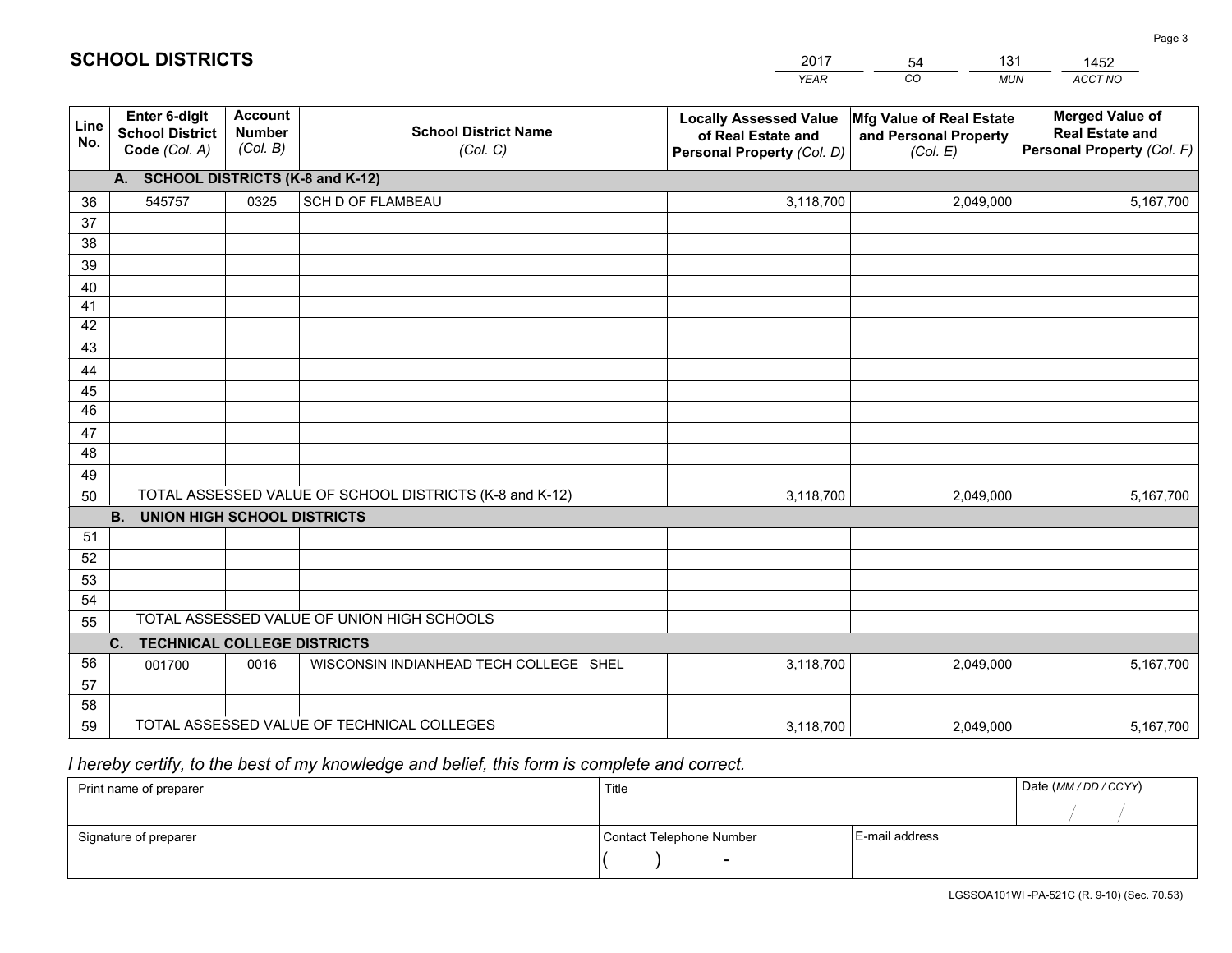# SCHOOL DISTRICTS

| 2017 | 54 | 131 | 1452 |
|---|---|---|---|
| *YEAR* | *CO* | *MUN* | *ACCT NO* |

| Line No. | Enter 6-digit School District Code *(Col. A)* | Account Number *(Col. B)* | School District Name *(Col. C)* | Locally Assessed Value of Real Estate and Personal Property *(Col. D)* | Mfg Value of Real Estate and Personal Property *(Col. E)* | Merged Value of Real Estate and Personal Property *(Col. F)* |
|---|---|---|---|---|---|---|
| | **A. SCHOOL DISTRICTS (K-8 and K-12)** | | | | | |
| 36 | 545757 | 0325 | SCH D OF FLAMBEAU | 3,118,700 | 2,049,000 | 5,167,700 |
| 37 | | | | | | |
| 38 | | | | | | |
| 39 | | | | | | |
| 40 | | | | | | |
| 41 | | | | | | |
| 42 | | | | | | |
| 43 | | | | | | |
| 44 | | | | | | |
| 45 | | | | | | |
| 46 | | | | | | |
| 47 | | | | | | |
| 48 | | | | | | |
| 49 | | | | | | |
| 50 | TOTAL ASSESSED VALUE OF SCHOOL DISTRICTS (K-8 and K-12) | | | 3,118,700 | 2,049,000 | 5,167,700 |
| | **B. UNION HIGH SCHOOL DISTRICTS** | | | | | |
| 51 | | | | | | |
| 52 | | | | | | |
| 53 | | | | | | |
| 54 | | | | | | |
| 55 | TOTAL ASSESSED VALUE OF UNION HIGH SCHOOLS | | | | | |
| | **C. TECHNICAL COLLEGE DISTRICTS** | | | | | |
| 56 | 001700 | 0016 | WISCONSIN INDIANHEAD TECH COLLEGE SHEL | 3,118,700 | 2,049,000 | 5,167,700 |
| 57 | | | | | | |
| 58 | | | | | | |
| 59 | TOTAL ASSESSED VALUE OF TECHNICAL COLLEGES | | | 3,118,700 | 2,049,000 | 5,167,700 |

*I hereby certify, to the best of my knowledge and belief, this form is complete and correct.*

| Print name of preparer | Title | | Date *(MM / DD / CCYY)* |
|---|---|---|---|
| | | | / / |
| Signature of preparer | Contact Telephone Number | E-mail address | |
| | ( ) - | | |

LGSSOA101WI -PA-521C (R. 9-10) (Sec. 70.53)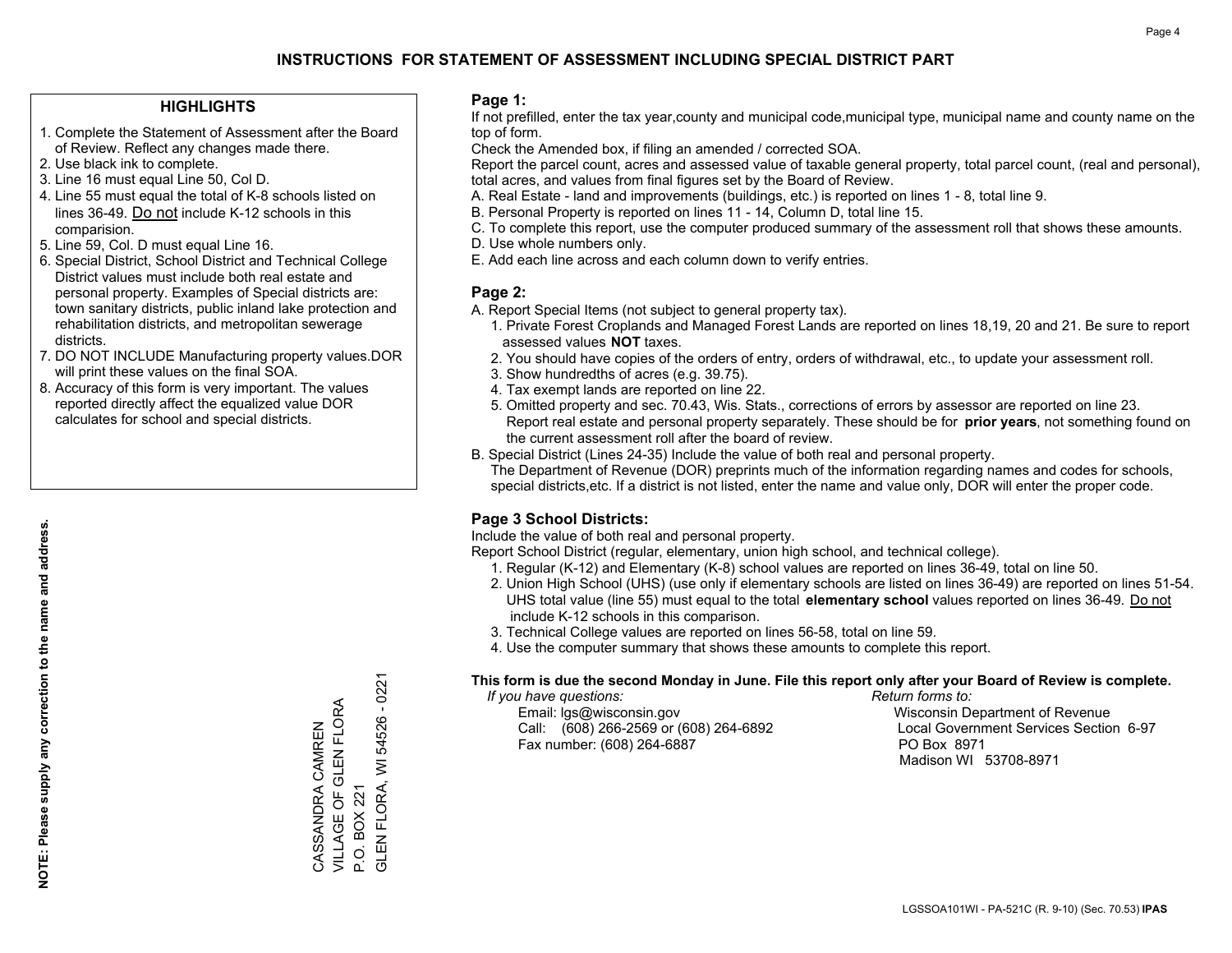# INSTRUCTIONS FOR STATEMENT OF ASSESSMENT INCLUDING SPECIAL DISTRICT PART

## HIGHLIGHTS

1. Complete the Statement of Assessment after the Board of Review. Reflect any changes made there.
2. Use black ink to complete.
3. Line 16 must equal Line 50, Col D.
4. Line 55 must equal the total of K-8 schools listed on lines 36-49. Do not include K-12 schools in this comparision.
5. Line 59, Col. D must equal Line 16.
6. Special District, School District and Technical College District values must include both real estate and personal property. Examples of Special districts are: town sanitary districts, public inland lake protection and rehabilitation districts, and metropolitan sewerage districts.
7. DO NOT INCLUDE Manufacturing property values.DOR will print these values on the final SOA.
8. Accuracy of this form is very important. The values reported directly affect the equalized value DOR calculates for school and special districts.

**NOTE: Please supply any correction to the name and address.**

CASSANDRA CAMREN
VILLAGE OF GLEN FLORA
P.O. BOX 221
GLEN FLORA, WI 54526 - 0221

## Page 1:

If not prefilled, enter the tax year,county and municipal code,municipal type, municipal name and county name on the top of form.

Check the Amended box, if filing an amended / corrected SOA.

Report the parcel count, acres and assessed value of taxable general property, total parcel count, (real and personal), total acres, and values from final figures set by the Board of Review.

A. Real Estate - land and improvements (buildings, etc.) is reported on lines 1 - 8, total line 9.
B. Personal Property is reported on lines 11 - 14, Column D, total line 15.
C. To complete this report, use the computer produced summary of the assessment roll that shows these amounts.
D. Use whole numbers only.
E. Add each line across and each column down to verify entries.

## Page 2:

A. Report Special Items (not subject to general property tax).
   1. Private Forest Croplands and Managed Forest Lands are reported on lines 18,19, 20 and 21. Be sure to report assessed values **NOT** taxes.
   2. You should have copies of the orders of entry, orders of withdrawal, etc., to update your assessment roll.
   3. Show hundredths of acres (e.g. 39.75).
   4. Tax exempt lands are reported on line 22.
   5. Omitted property and sec. 70.43, Wis. Stats., corrections of errors by assessor are reported on line 23. Report real estate and personal property separately. These should be for **prior years**, not something found on the current assessment roll after the board of review.

B. Special District (Lines 24-35) Include the value of both real and personal property.
   The Department of Revenue (DOR) preprints much of the information regarding names and codes for schools, special districts,etc. If a district is not listed, enter the name and value only, DOR will enter the proper code.

## Page 3 School Districts:

Include the value of both real and personal property.

Report School District (regular, elementary, union high school, and technical college).

1. Regular (K-12) and Elementary (K-8) school values are reported on lines 36-49, total on line 50.
2. Union High School (UHS) (use only if elementary schools are listed on lines 36-49) are reported on lines 51-54. UHS total value (line 55) must equal to the total **elementary school** values reported on lines 36-49. Do not include K-12 schools in this comparison.
3. Technical College values are reported on lines 56-58, total on line 59.
4. Use the computer summary that shows these amounts to complete this report.

**This form is due the second Monday in June. File this report only after your Board of Review is complete.**

*If you have questions:*
Email: lgs@wisconsin.gov
Call: (608) 266-2569 or (608) 264-6892
Fax number: (608) 264-6887

*Return forms to:*
Wisconsin Department of Revenue
Local Government Services Section 6-97
PO Box 8971
Madison WI 53708-8971

LGSSOA101WI - PA-521C (R. 9-10) (Sec. 70.53) **IPAS**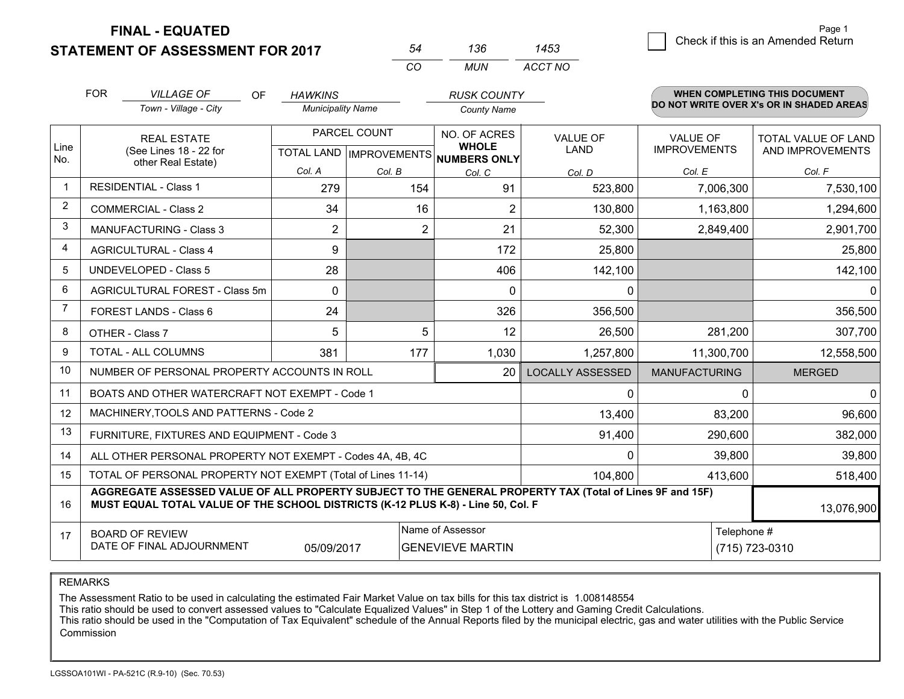**FINAL - EQUATED**
**STATEMENT OF ASSESSMENT FOR 2017**

| 54 | 136 | 1453 |
|---|---|---|
| CO | MUN | ACCT NO |

☐ Check if this is an Amended Return

FOR *VILLAGE OF* (Town - Village - City) OF *HAWKINS* (Municipality Name) *RUSK COUNTY* (County Name)

**WHEN COMPLETING THIS DOCUMENT DO NOT WRITE OVER X's OR IN SHADED AREAS**

| Line No. | REAL ESTATE (See Lines 18 - 22 for other Real Estate) | PARCEL COUNT TOTAL LAND Col. A | PARCEL COUNT IMPROVEMENTS Col. B | NO. OF ACRES WHOLE NUMBERS ONLY Col. C | VALUE OF LAND Col. D | VALUE OF IMPROVEMENTS Col. E | TOTAL VALUE OF LAND AND IMPROVEMENTS Col. F |
|---|---|---|---|---|---|---|---|
| 1 | RESIDENTIAL - Class 1 | 279 | 154 | 91 | 523,800 | 7,006,300 | 7,530,100 |
| 2 | COMMERCIAL - Class 2 | 34 | 16 | 2 | 130,800 | 1,163,800 | 1,294,600 |
| 3 | MANUFACTURING - Class 3 | 2 | 2 | 21 | 52,300 | 2,849,400 | 2,901,700 |
| 4 | AGRICULTURAL - Class 4 | 9 | | 172 | 25,800 | | 25,800 |
| 5 | UNDEVELOPED - Class 5 | 28 | | 406 | 142,100 | | 142,100 |
| 6 | AGRICULTURAL FOREST - Class 5m | 0 | | 0 | 0 | | 0 |
| 7 | FOREST LANDS - Class 6 | 24 | | 326 | 356,500 | | 356,500 |
| 8 | OTHER - Class 7 | 5 | 5 | 12 | 26,500 | 281,200 | 307,700 |
| 9 | TOTAL - ALL COLUMNS | 381 | 177 | 1,030 | 1,257,800 | 11,300,700 | 12,558,500 |
| 10 | NUMBER OF PERSONAL PROPERTY ACCOUNTS IN ROLL | | | 20 | LOCALLY ASSESSED | MANUFACTURING | MERGED |
| 11 | BOATS AND OTHER WATERCRAFT NOT EXEMPT - Code 1 | | | | 0 | 0 | 0 |
| 12 | MACHINERY,TOOLS AND PATTERNS - Code 2 | | | | 13,400 | 83,200 | 96,600 |
| 13 | FURNITURE, FIXTURES AND EQUIPMENT - Code 3 | | | | 91,400 | 290,600 | 382,000 |
| 14 | ALL OTHER PERSONAL PROPERTY NOT EXEMPT - Codes 4A, 4B, 4C | | | | 0 | 39,800 | 39,800 |
| 15 | TOTAL OF PERSONAL PROPERTY NOT EXEMPT (Total of Lines 11-14) | | | | 104,800 | 413,600 | 518,400 |
| 16 | **AGGREGATE ASSESSED VALUE OF ALL PROPERTY SUBJECT TO THE GENERAL PROPERTY TAX (Total of Lines 9F and 15F) MUST EQUAL TOTAL VALUE OF THE SCHOOL DISTRICTS (K-12 PLUS K-8) - Line 50, Col. F** | | | | | | 13,076,900 |
| 17 | BOARD OF REVIEW DATE OF FINAL ADJOURNMENT | 05/09/2017 | Name of Assessor | GENEVIEVE MARTIN | | Telephone # | (715) 723-0310 |

REMARKS

The Assessment Ratio to be used in calculating the estimated Fair Market Value on tax bills for this tax district is 1.008148554
This ratio should be used to convert assessed values to "Calculate Equalized Values" in Step 1 of the Lottery and Gaming Credit Calculations.
This ratio should be used in the "Computation of Tax Equivalent" schedule of the Annual Reports filed by the municipal electric, gas and water utilities with the Public Service Commission

LGSSOA101WI - PA-521C (R.9-10) (Sec. 70.53)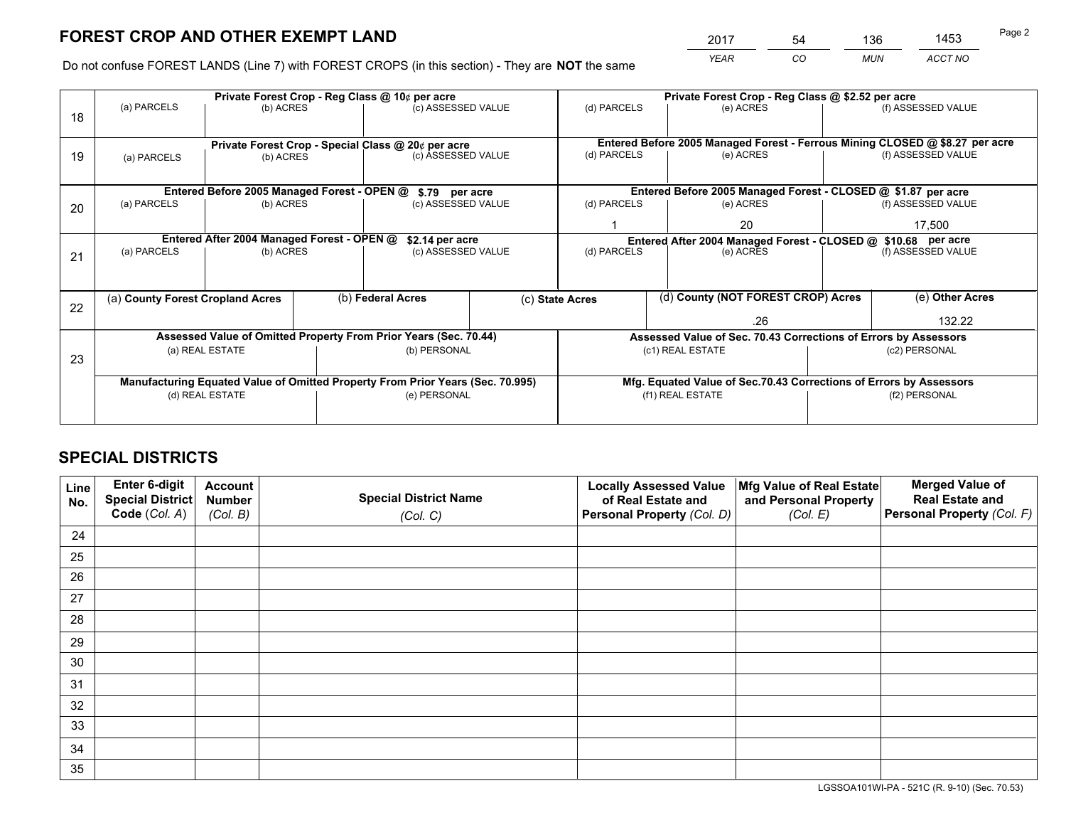# FOREST CROP AND OTHER EXEMPT LAND

| 2017 | 54 | 136 | 1453 |
|---|---|---|---|
| *YEAR* | *CO* | *MUN* | *ACCT NO* |

Do not confuse FOREST LANDS (Line 7) with FOREST CROPS (in this section) - They are **NOT** the same

| Line | | | | | | |
|---|---|---|---|---|---|---|
| 18 | Private Forest Crop - Reg Class @ 10¢ per acre | | | Private Forest Crop - Reg Class @ $2.52 per acre | | |
| | (a) PARCELS | (b) ACRES | (c) ASSESSED VALUE | (d) PARCELS | (e) ACRES | (f) ASSESSED VALUE |
| | | | | | | |
| 19 | Private Forest Crop - Special Class @ 20¢ per acre | | | Entered Before 2005 Managed Forest - Ferrous Mining CLOSED @ $8.27 per acre | | |
| | (a) PARCELS | (b) ACRES | (c) ASSESSED VALUE | (d) PARCELS | (e) ACRES | (f) ASSESSED VALUE |
| | | | | | | |
| 20 | Entered Before 2005 Managed Forest - OPEN @ $.79 per acre | | | Entered Before 2005 Managed Forest - CLOSED @ $1.87 per acre | | |
| | (a) PARCELS | (b) ACRES | (c) ASSESSED VALUE | (d) PARCELS | (e) ACRES | (f) ASSESSED VALUE |
| | | | | 1 | 20 | 17,500 |
| 21 | Entered After 2004 Managed Forest - OPEN @ $2.14 per acre | | | Entered After 2004 Managed Forest - CLOSED @ $10.68 per acre | | |
| | (a) PARCELS | (b) ACRES | (c) ASSESSED VALUE | (d) PARCELS | (e) ACRES | (f) ASSESSED VALUE |
| | | | | | | |

| Line | (a) County Forest Cropland Acres | (b) Federal Acres | (c) State Acres | (d) County (NOT FOREST CROP) Acres | (e) Other Acres |
|---|---|---|---|---|---|
| 22 | | | | .26 | 132.22 |

| Line | Assessed Value of Omitted Property From Prior Years (Sec. 70.44) | | Assessed Value of Sec. 70.43 Corrections of Errors by Assessors | |
|---|---|---|---|---|
| 23 | (a) REAL ESTATE | (b) PERSONAL | (c1) REAL ESTATE | (c2) PERSONAL |
| | | | | |
| | **Manufacturing Equated Value of Omitted Property From Prior Years (Sec. 70.995)** | | **Mfg. Equated Value of Sec.70.43 Corrections of Errors by Assessors** | |
| | (d) REAL ESTATE | (e) PERSONAL | (f1) REAL ESTATE | (f2) PERSONAL |
| | | | | |

# SPECIAL DISTRICTS

| Line No. | Enter 6-digit Special District Code (*Col. A*) | Account Number (*Col. B*) | Special District Name (*Col. C*) | Locally Assessed Value of Real Estate and Personal Property (*Col. D*) | Mfg Value of Real Estate and Personal Property (*Col. E*) | Merged Value of Real Estate and Personal Property (*Col. F*) |
|---|---|---|---|---|---|---|
| 24 | | | | | | |
| 25 | | | | | | |
| 26 | | | | | | |
| 27 | | | | | | |
| 28 | | | | | | |
| 29 | | | | | | |
| 30 | | | | | | |
| 31 | | | | | | |
| 32 | | | | | | |
| 33 | | | | | | |
| 34 | | | | | | |
| 35 | | | | | | |

LGSSOA101WI-PA - 521C (R. 9-10) (Sec. 70.53)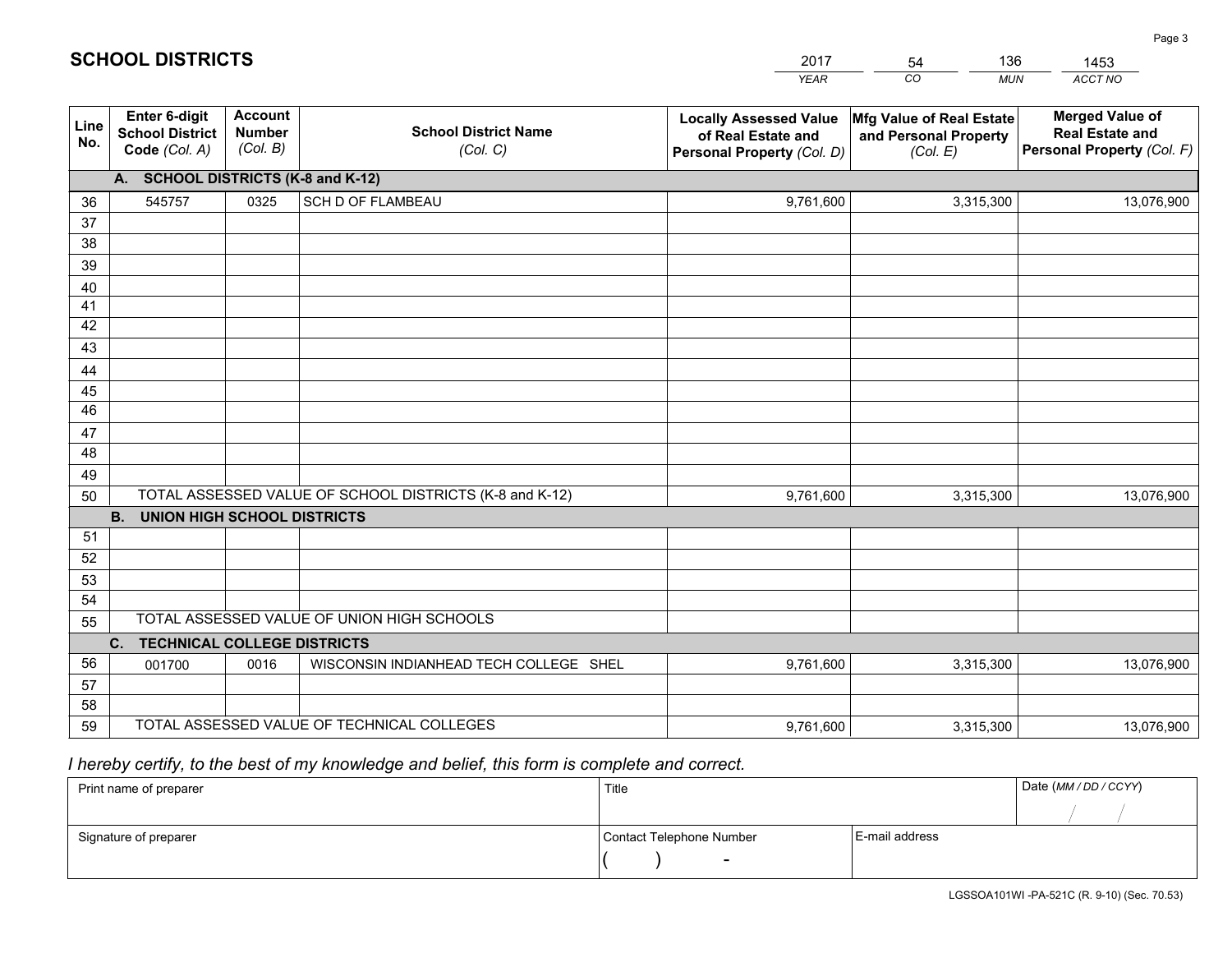# SCHOOL DISTRICTS

| 2017 | 54 | 136 | 1453 |
|---|---|---|---|
| *YEAR* | *CO* | *MUN* | *ACCT NO* |

| Line No. | Enter 6-digit School District Code *(Col. A)* | Account Number *(Col. B)* | School District Name *(Col. C)* | Locally Assessed Value of Real Estate and Personal Property *(Col. D)* | Mfg Value of Real Estate and Personal Property *(Col. E)* | Merged Value of Real Estate and Personal Property *(Col. F)* |
|---|---|---|---|---|---|---|
| **A. SCHOOL DISTRICTS (K-8 and K-12)** | | | | | | |
| 36 | 545757 | 0325 | SCH D OF FLAMBEAU | 9,761,600 | 3,315,300 | 13,076,900 |
| 37 | | | | | | |
| 38 | | | | | | |
| 39 | | | | | | |
| 40 | | | | | | |
| 41 | | | | | | |
| 42 | | | | | | |
| 43 | | | | | | |
| 44 | | | | | | |
| 45 | | | | | | |
| 46 | | | | | | |
| 47 | | | | | | |
| 48 | | | | | | |
| 49 | | | | | | |
| 50 | TOTAL ASSESSED VALUE OF SCHOOL DISTRICTS (K-8 and K-12) | | | 9,761,600 | 3,315,300 | 13,076,900 |
| **B. UNION HIGH SCHOOL DISTRICTS** | | | | | | |
| 51 | | | | | | |
| 52 | | | | | | |
| 53 | | | | | | |
| 54 | | | | | | |
| 55 | TOTAL ASSESSED VALUE OF UNION HIGH SCHOOLS | | | | | |
| **C. TECHNICAL COLLEGE DISTRICTS** | | | | | | |
| 56 | 001700 | 0016 | WISCONSIN INDIANHEAD TECH COLLEGE SHEL | 9,761,600 | 3,315,300 | 13,076,900 |
| 57 | | | | | | |
| 58 | | | | | | |
| 59 | TOTAL ASSESSED VALUE OF TECHNICAL COLLEGES | | | 9,761,600 | 3,315,300 | 13,076,900 |

*I hereby certify, to the best of my knowledge and belief, this form is complete and correct.*

| Print name of preparer | Title | | Date *(MM / DD / CCYY)* |
|---|---|---|---|
| | | | / / |
| Signature of preparer | Contact Telephone Number | E-mail address | |
| | ( ) - | | |

LGSSOA101WI -PA-521C (R. 9-10) (Sec. 70.53)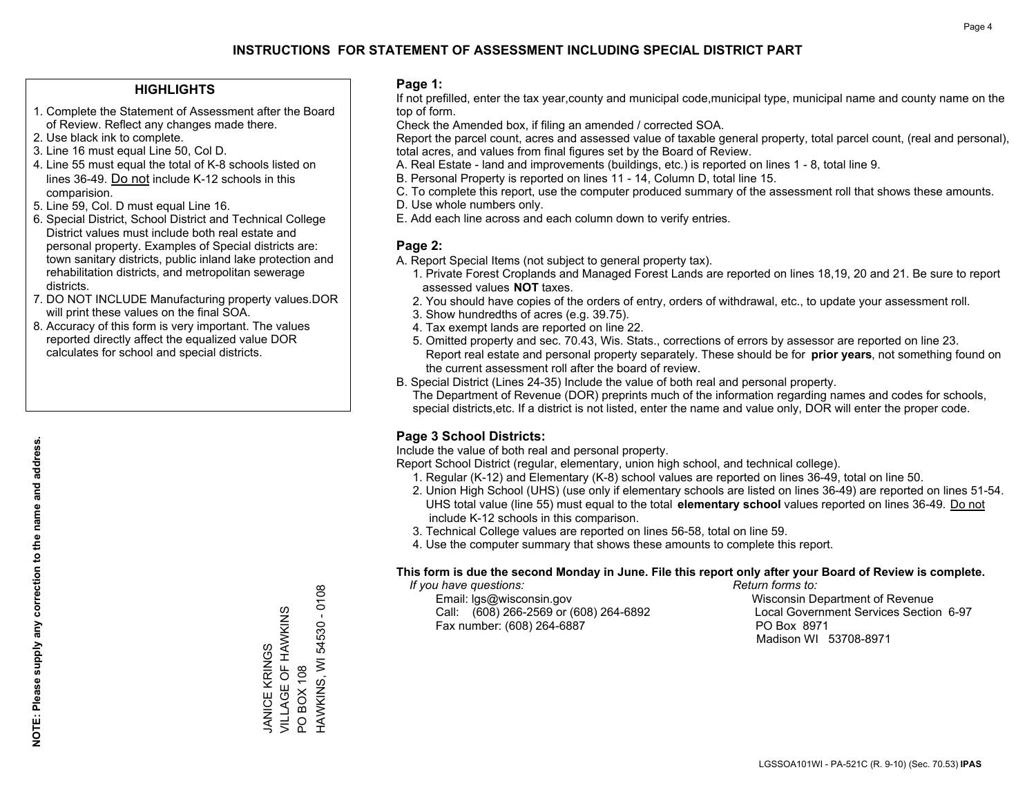# INSTRUCTIONS FOR STATEMENT OF ASSESSMENT INCLUDING SPECIAL DISTRICT PART

## HIGHLIGHTS

1. Complete the Statement of Assessment after the Board of Review. Reflect any changes made there.
2. Use black ink to complete.
3. Line 16 must equal Line 50, Col D.
4. Line 55 must equal the total of K-8 schools listed on lines 36-49. Do not include K-12 schools in this comparision.
5. Line 59, Col. D must equal Line 16.
6. Special District, School District and Technical College District values must include both real estate and personal property. Examples of Special districts are: town sanitary districts, public inland lake protection and rehabilitation districts, and metropolitan sewerage districts.
7. DO NOT INCLUDE Manufacturing property values.DOR will print these values on the final SOA.
8. Accuracy of this form is very important. The values reported directly affect the equalized value DOR calculates for school and special districts.

**NOTE: Please supply any correction to the name and address.**

JANICE KRINGS
VILLAGE OF HAWKINS
PO BOX 108
HAWKINS, WI 54530 - 0108

## Page 1:

If not prefilled, enter the tax year,county and municipal code,municipal type, municipal name and county name on the top of form.

Check the Amended box, if filing an amended / corrected SOA.

Report the parcel count, acres and assessed value of taxable general property, total parcel count, (real and personal), total acres, and values from final figures set by the Board of Review.

A. Real Estate - land and improvements (buildings, etc.) is reported on lines 1 - 8, total line 9.
B. Personal Property is reported on lines 11 - 14, Column D, total line 15.
C. To complete this report, use the computer produced summary of the assessment roll that shows these amounts.
D. Use whole numbers only.
E. Add each line across and each column down to verify entries.

## Page 2:

A. Report Special Items (not subject to general property tax).
   1. Private Forest Croplands and Managed Forest Lands are reported on lines 18,19, 20 and 21. Be sure to report assessed values **NOT** taxes.
   2. You should have copies of the orders of entry, orders of withdrawal, etc., to update your assessment roll.
   3. Show hundredths of acres (e.g. 39.75).
   4. Tax exempt lands are reported on line 22.
   5. Omitted property and sec. 70.43, Wis. Stats., corrections of errors by assessor are reported on line 23. Report real estate and personal property separately. These should be for **prior years**, not something found on the current assessment roll after the board of review.
B. Special District (Lines 24-35) Include the value of both real and personal property.
   The Department of Revenue (DOR) preprints much of the information regarding names and codes for schools, special districts,etc. If a district is not listed, enter the name and value only, DOR will enter the proper code.

## Page 3 School Districts:

Include the value of both real and personal property.

Report School District (regular, elementary, union high school, and technical college).

1. Regular (K-12) and Elementary (K-8) school values are reported on lines 36-49, total on line 50.
2. Union High School (UHS) (use only if elementary schools are listed on lines 36-49) are reported on lines 51-54. UHS total value (line 55) must equal to the total **elementary school** values reported on lines 36-49. Do not include K-12 schools in this comparison.
3. Technical College values are reported on lines 56-58, total on line 59.
4. Use the computer summary that shows these amounts to complete this report.

**This form is due the second Monday in June. File this report only after your Board of Review is complete.**

*If you have questions:*
Email: lgs@wisconsin.gov
Call: (608) 266-2569 or (608) 264-6892
Fax number: (608) 264-6887

*Return forms to:*
Wisconsin Department of Revenue
Local Government Services Section 6-97
PO Box 8971
Madison WI 53708-8971

LGSSOA101WI - PA-521C (R. 9-10) (Sec. 70.53) **IPAS**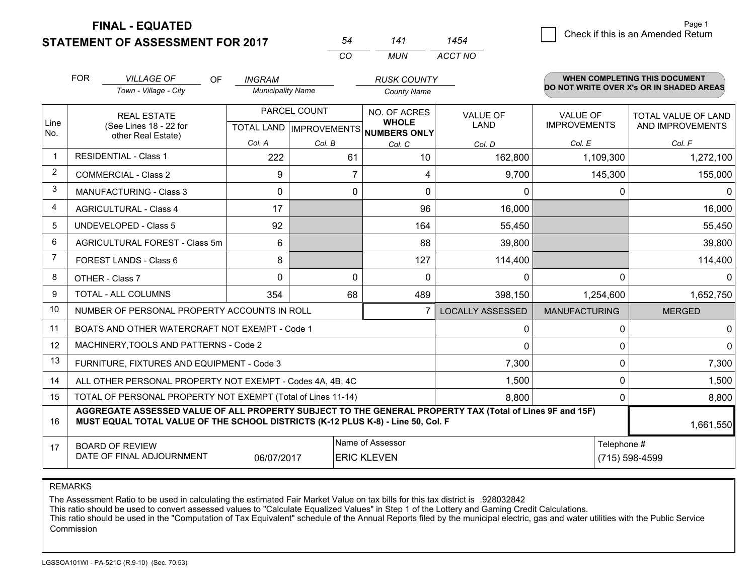# FINAL - EQUATED
## STATEMENT OF ASSESSMENT FOR 2017

| 54 | 141 | 1454 |
|---|---|---|
| CO | MUN | ACCT NO |

Check if this is an Amended Return

FOR *VILLAGE OF* (Town - Village - City) OF *INGRAM* (Municipality Name) *RUSK COUNTY* (County Name)

**WHEN COMPLETING THIS DOCUMENT DO NOT WRITE OVER X's OR IN SHADED AREAS**

| Line No. | REAL ESTATE (See Lines 18 - 22 for other Real Estate) | PARCEL COUNT TOTAL LAND Col. A | PARCEL COUNT IMPROVEMENTS Col. B | NO. OF ACRES WHOLE NUMBERS ONLY Col. C | VALUE OF LAND Col. D | VALUE OF IMPROVEMENTS Col. E | TOTAL VALUE OF LAND AND IMPROVEMENTS Col. F |
|---|---|---|---|---|---|---|---|
| 1 | RESIDENTIAL - Class 1 | 222 | 61 | 10 | 162,800 | 1,109,300 | 1,272,100 |
| 2 | COMMERCIAL - Class 2 | 9 | 7 | 4 | 9,700 | 145,300 | 155,000 |
| 3 | MANUFACTURING - Class 3 | 0 | 0 | 0 | 0 | 0 | 0 |
| 4 | AGRICULTURAL - Class 4 | 17 | | 96 | 16,000 | | 16,000 |
| 5 | UNDEVELOPED - Class 5 | 92 | | 164 | 55,450 | | 55,450 |
| 6 | AGRICULTURAL FOREST - Class 5m | 6 | | 88 | 39,800 | | 39,800 |
| 7 | FOREST LANDS - Class 6 | 8 | | 127 | 114,400 | | 114,400 |
| 8 | OTHER - Class 7 | 0 | 0 | 0 | 0 | 0 | 0 |
| 9 | TOTAL - ALL COLUMNS | 354 | 68 | 489 | 398,150 | 1,254,600 | 1,652,750 |
| 10 | NUMBER OF PERSONAL PROPERTY ACCOUNTS IN ROLL | | | 7 | LOCALLY ASSESSED | MANUFACTURING | MERGED |
| 11 | BOATS AND OTHER WATERCRAFT NOT EXEMPT - Code 1 | | | | 0 | 0 | 0 |
| 12 | MACHINERY,TOOLS AND PATTERNS - Code 2 | | | | 0 | 0 | 0 |
| 13 | FURNITURE, FIXTURES AND EQUIPMENT - Code 3 | | | | 7,300 | 0 | 7,300 |
| 14 | ALL OTHER PERSONAL PROPERTY NOT EXEMPT - Codes 4A, 4B, 4C | | | | 1,500 | 0 | 1,500 |
| 15 | TOTAL OF PERSONAL PROPERTY NOT EXEMPT (Total of Lines 11-14) | | | | 8,800 | 0 | 8,800 |
| 16 | **AGGREGATE ASSESSED VALUE OF ALL PROPERTY SUBJECT TO THE GENERAL PROPERTY TAX (Total of Lines 9F and 15F) MUST EQUAL TOTAL VALUE OF THE SCHOOL DISTRICTS (K-12 PLUS K-8) - Line 50, Col. F** | | | | | | 1,661,550 |
| 17 | BOARD OF REVIEW DATE OF FINAL ADJOURNMENT | 06/07/2017 | | Name of Assessor: ERIC KLEVEN | | Telephone #: (715) 598-4599 | |

REMARKS

The Assessment Ratio to be used in calculating the estimated Fair Market Value on tax bills for this tax district is .928032842
This ratio should be used to convert assessed values to "Calculate Equalized Values" in Step 1 of the Lottery and Gaming Credit Calculations.
This ratio should be used in the "Computation of Tax Equivalent" schedule of the Annual Reports filed by the municipal electric, gas and water utilities with the Public Service Commission

LGSSOA101WI - PA-521C (R.9-10) (Sec. 70.53)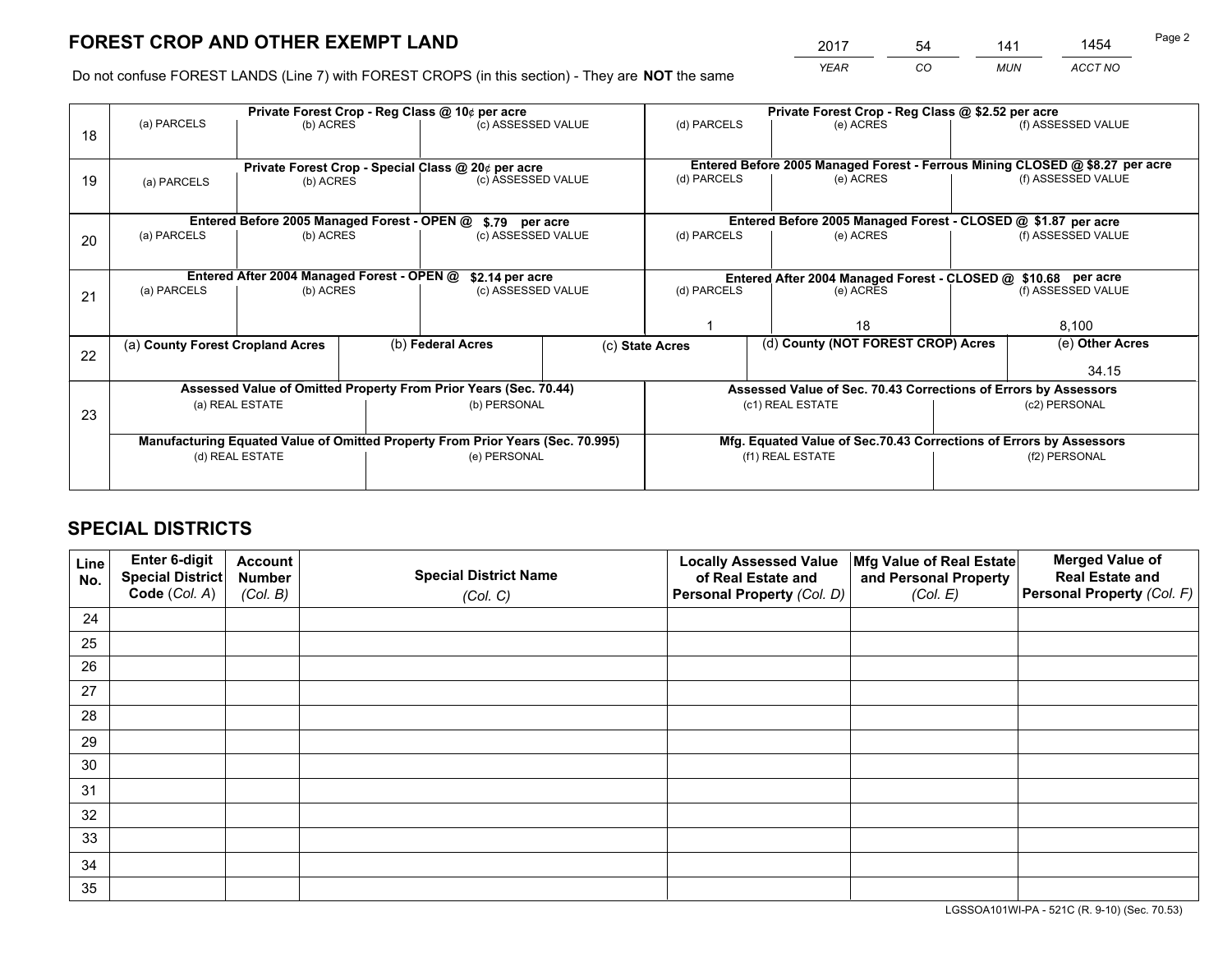# FOREST CROP AND OTHER EXEMPT LAND

| 2017 | 54 | 141 | 1454 |
|---|---|---|---|
| *YEAR* | *CO* | *MUN* | *ACCT NO* |

Do not confuse FOREST LANDS (Line 7) with FOREST CROPS (in this section) - They are **NOT** the same

| Line | Private Forest Crop - Reg Class @ 10¢ per acre | | | Private Forest Crop - Reg Class @ $2.52 per acre | | |
|---|---|---|---|---|---|---|
| 18 | (a) PARCELS | (b) ACRES | (c) ASSESSED VALUE | (d) PARCELS | (e) ACRES | (f) ASSESSED VALUE |
| | | | | | | |
| | **Private Forest Crop - Special Class @ 20¢ per acre** | | | **Entered Before 2005 Managed Forest - Ferrous Mining CLOSED @ $8.27 per acre** | | |
| 19 | (a) PARCELS | (b) ACRES | (c) ASSESSED VALUE | (d) PARCELS | (e) ACRES | (f) ASSESSED VALUE |
| | | | | | | |
| | **Entered Before 2005 Managed Forest - OPEN @ $.79 per acre** | | | **Entered Before 2005 Managed Forest - CLOSED @ $1.87 per acre** | | |
| 20 | (a) PARCELS | (b) ACRES | (c) ASSESSED VALUE | (d) PARCELS | (e) ACRES | (f) ASSESSED VALUE |
| | | | | | | |
| | **Entered After 2004 Managed Forest - OPEN @ $2.14 per acre** | | | **Entered After 2004 Managed Forest - CLOSED @ $10.68 per acre** | | |
| 21 | (a) PARCELS | (b) ACRES | (c) ASSESSED VALUE | (d) PARCELS | (e) ACRES | (f) ASSESSED VALUE |
| | | | | 1 | 18 | 8,100 |

| Line | (a) County Forest Cropland Acres | (b) Federal Acres | (c) State Acres | (d) County (NOT FOREST CROP) Acres | (e) Other Acres |
|---|---|---|---|---|---|
| 22 | | | | | 34.15 |

| Line | Assessed Value of Omitted Property From Prior Years (Sec. 70.44) | | Assessed Value of Sec. 70.43 Corrections of Errors by Assessors | |
|---|---|---|---|---|
| 23 | (a) REAL ESTATE | (b) PERSONAL | (c1) REAL ESTATE | (c2) PERSONAL |
| | | | | |
| | **Manufacturing Equated Value of Omitted Property From Prior Years (Sec. 70.995)** | | **Mfg. Equated Value of Sec.70.43 Corrections of Errors by Assessors** | |
| | (d) REAL ESTATE | (e) PERSONAL | (f1) REAL ESTATE | (f2) PERSONAL |
| | | | | |

# SPECIAL DISTRICTS

| Line No. | Enter 6-digit Special District Code (*Col. A*) | Account Number (*Col. B*) | Special District Name (*Col. C*) | Locally Assessed Value of Real Estate and Personal Property (*Col. D*) | Mfg Value of Real Estate and Personal Property (*Col. E*) | Merged Value of Real Estate and Personal Property (*Col. F*) |
|---|---|---|---|---|---|---|
| 24 | | | | | | |
| 25 | | | | | | |
| 26 | | | | | | |
| 27 | | | | | | |
| 28 | | | | | | |
| 29 | | | | | | |
| 30 | | | | | | |
| 31 | | | | | | |
| 32 | | | | | | |
| 33 | | | | | | |
| 34 | | | | | | |
| 35 | | | | | | |

LGSSOA101WI-PA - 521C (R. 9-10) (Sec. 70.53)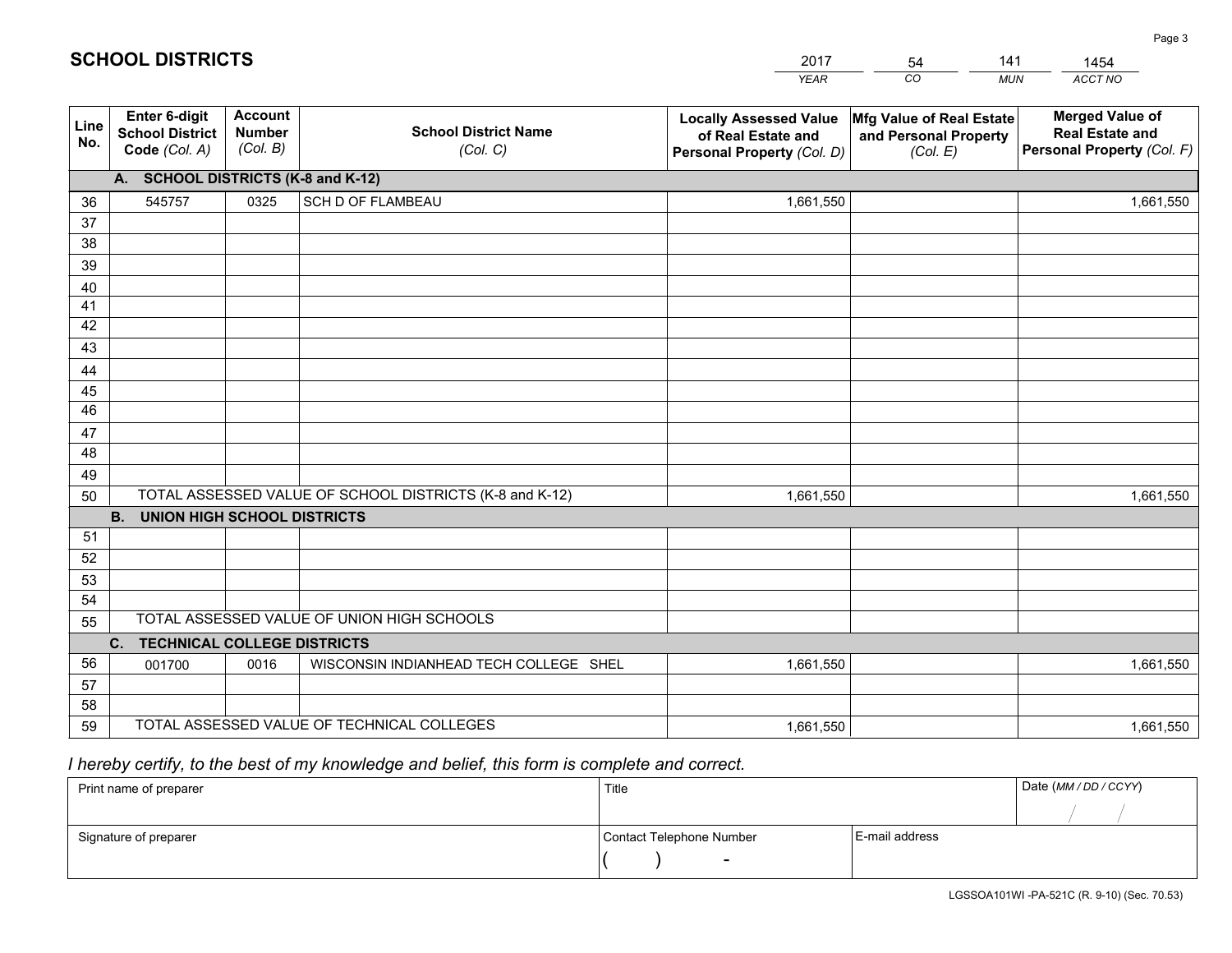# SCHOOL DISTRICTS

| 2017 | 54 | 141 | 1454 |
|---|---|---|---|
| *YEAR* | *CO* | *MUN* | *ACCT NO* |

| Line No. | Enter 6-digit School District Code *(Col. A)* | Account Number *(Col. B)* | School District Name *(Col. C)* | Locally Assessed Value of Real Estate and Personal Property *(Col. D)* | Mfg Value of Real Estate and Personal Property *(Col. E)* | Merged Value of Real Estate and Personal Property *(Col. F)* |
|---|---|---|---|---|---|---|
| **A. SCHOOL DISTRICTS (K-8 and K-12)** | | | | | | |
| 36 | 545757 | 0325 | SCH D OF FLAMBEAU | 1,661,550 | | 1,661,550 |
| 37 | | | | | | |
| 38 | | | | | | |
| 39 | | | | | | |
| 40 | | | | | | |
| 41 | | | | | | |
| 42 | | | | | | |
| 43 | | | | | | |
| 44 | | | | | | |
| 45 | | | | | | |
| 46 | | | | | | |
| 47 | | | | | | |
| 48 | | | | | | |
| 49 | | | | | | |
| 50 | TOTAL ASSESSED VALUE OF SCHOOL DISTRICTS (K-8 and K-12) | | | 1,661,550 | | 1,661,550 |
| **B. UNION HIGH SCHOOL DISTRICTS** | | | | | | |
| 51 | | | | | | |
| 52 | | | | | | |
| 53 | | | | | | |
| 54 | | | | | | |
| 55 | TOTAL ASSESSED VALUE OF UNION HIGH SCHOOLS | | | | | |
| **C. TECHNICAL COLLEGE DISTRICTS** | | | | | | |
| 56 | 001700 | 0016 | WISCONSIN INDIANHEAD TECH COLLEGE SHEL | 1,661,550 | | 1,661,550 |
| 57 | | | | | | |
| 58 | | | | | | |
| 59 | TOTAL ASSESSED VALUE OF TECHNICAL COLLEGES | | | 1,661,550 | | 1,661,550 |

*I hereby certify, to the best of my knowledge and belief, this form is complete and correct.*

| Print name of preparer | Title | | Date *(MM / DD / CCYY)* |
|---|---|---|---|
| | | | / / |
| Signature of preparer | Contact Telephone Number | E-mail address | |
| | ( ) - | | |

LGSSOA101WI -PA-521C (R. 9-10) (Sec. 70.53)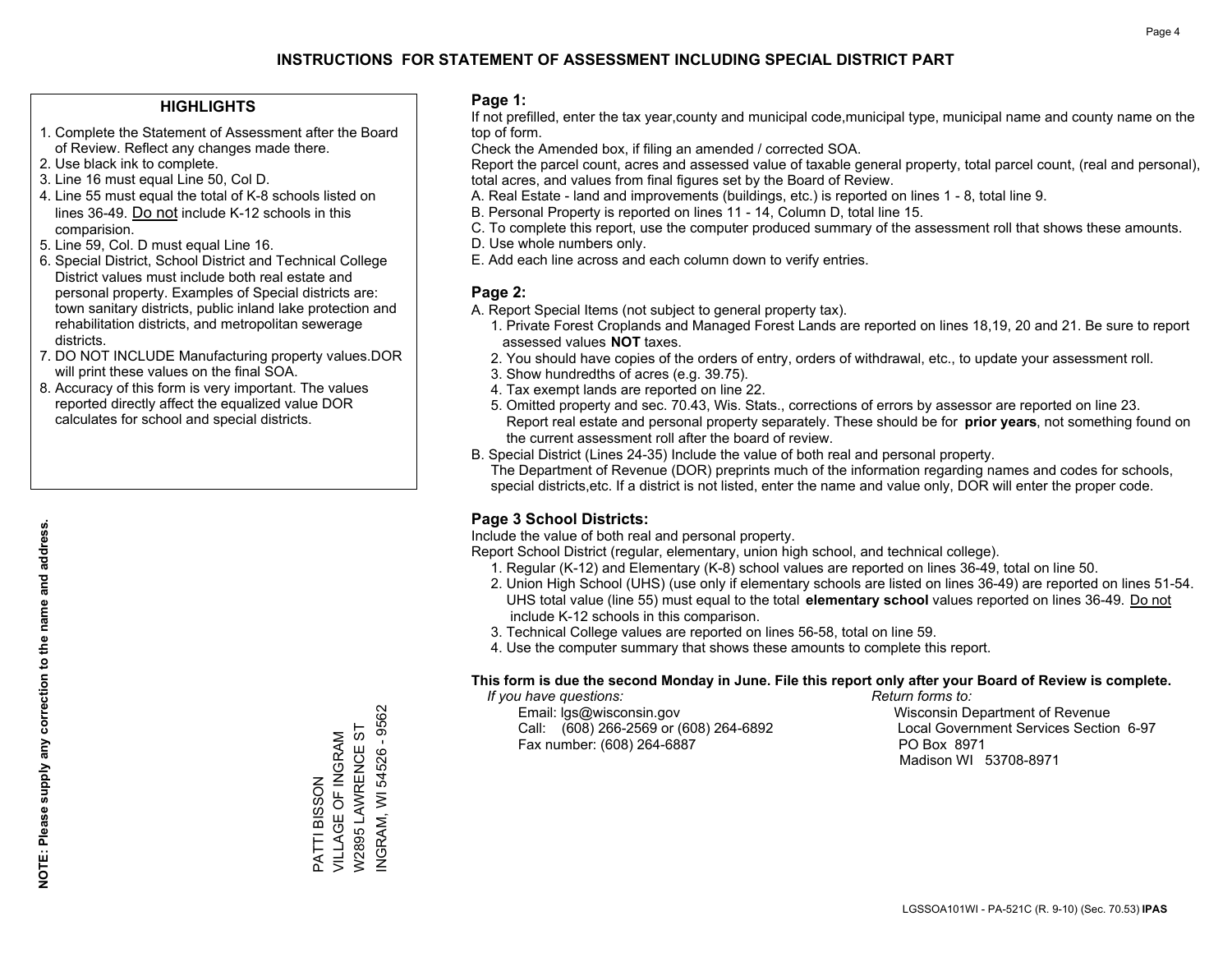# INSTRUCTIONS FOR STATEMENT OF ASSESSMENT INCLUDING SPECIAL DISTRICT PART

## HIGHLIGHTS

1. Complete the Statement of Assessment after the Board of Review. Reflect any changes made there.
2. Use black ink to complete.
3. Line 16 must equal Line 50, Col D.
4. Line 55 must equal the total of K-8 schools listed on lines 36-49. Do not include K-12 schools in this comparision.
5. Line 59, Col. D must equal Line 16.
6. Special District, School District and Technical College District values must include both real estate and personal property. Examples of Special districts are: town sanitary districts, public inland lake protection and rehabilitation districts, and metropolitan sewerage districts.
7. DO NOT INCLUDE Manufacturing property values.DOR will print these values on the final SOA.
8. Accuracy of this form is very important. The values reported directly affect the equalized value DOR calculates for school and special districts.

**NOTE: Please supply any correction to the name and address.**

PATTI BISSON
VILLAGE OF INGRAM
W2895 LAWRENCE ST
INGRAM, WI 54526 - 9562

## Page 1:

If not prefilled, enter the tax year,county and municipal code,municipal type, municipal name and county name on the top of form.

Check the Amended box, if filing an amended / corrected SOA.

Report the parcel count, acres and assessed value of taxable general property, total parcel count, (real and personal), total acres, and values from final figures set by the Board of Review.

A. Real Estate - land and improvements (buildings, etc.) is reported on lines 1 - 8, total line 9.
B. Personal Property is reported on lines 11 - 14, Column D, total line 15.
C. To complete this report, use the computer produced summary of the assessment roll that shows these amounts.
D. Use whole numbers only.
E. Add each line across and each column down to verify entries.

## Page 2:

A. Report Special Items (not subject to general property tax).
   1. Private Forest Croplands and Managed Forest Lands are reported on lines 18,19, 20 and 21. Be sure to report assessed values **NOT** taxes.
   2. You should have copies of the orders of entry, orders of withdrawal, etc., to update your assessment roll.
   3. Show hundredths of acres (e.g. 39.75).
   4. Tax exempt lands are reported on line 22.
   5. Omitted property and sec. 70.43, Wis. Stats., corrections of errors by assessor are reported on line 23. Report real estate and personal property separately. These should be for **prior years**, not something found on the current assessment roll after the board of review.
B. Special District (Lines 24-35) Include the value of both real and personal property.
   The Department of Revenue (DOR) preprints much of the information regarding names and codes for schools, special districts,etc. If a district is not listed, enter the name and value only, DOR will enter the proper code.

## Page 3 School Districts:

Include the value of both real and personal property.

Report School District (regular, elementary, union high school, and technical college).

1. Regular (K-12) and Elementary (K-8) school values are reported on lines 36-49, total on line 50.
2. Union High School (UHS) (use only if elementary schools are listed on lines 36-49) are reported on lines 51-54. UHS total value (line 55) must equal to the total **elementary school** values reported on lines 36-49. Do not include K-12 schools in this comparison.
3. Technical College values are reported on lines 56-58, total on line 59.
4. Use the computer summary that shows these amounts to complete this report.

**This form is due the second Monday in June. File this report only after your Board of Review is complete.**

*If you have questions:*
Email: lgs@wisconsin.gov
Call: (608) 266-2569 or (608) 264-6892
Fax number: (608) 264-6887

*Return forms to:*
Wisconsin Department of Revenue
Local Government Services Section 6-97
PO Box 8971
Madison WI 53708-8971

LGSSOA101WI - PA-521C (R. 9-10) (Sec. 70.53) **IPAS**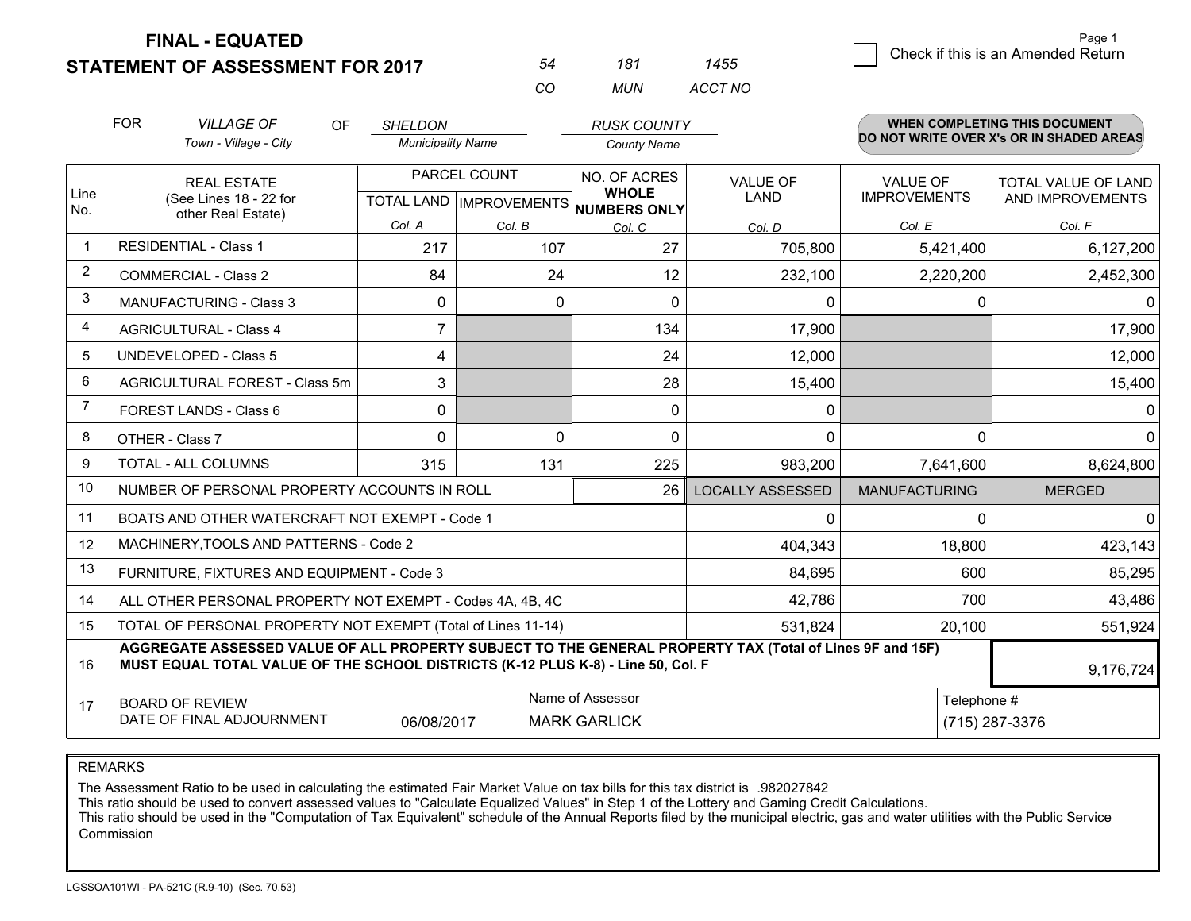# FINAL - EQUATED
## STATEMENT OF ASSESSMENT FOR 2017

| 54 | 181 | 1455 |
|---|---|---|
| CO | MUN | ACCT NO |

Page 1

☐ Check if this is an Amended Return

FOR *VILLAGE OF* (Town - Village - City) OF *SHELDON* (Municipality Name) *RUSK COUNTY* (County Name)

**WHEN COMPLETING THIS DOCUMENT DO NOT WRITE OVER X's OR IN SHADED AREAS**

| Line No. | REAL ESTATE (See Lines 18 - 22 for other Real Estate) | PARCEL COUNT TOTAL LAND Col. A | PARCEL COUNT IMPROVEMENTS Col. B | NO. OF ACRES WHOLE NUMBERS ONLY Col. C | VALUE OF LAND Col. D | VALUE OF IMPROVEMENTS Col. E | TOTAL VALUE OF LAND AND IMPROVEMENTS Col. F |
|---|---|---|---|---|---|---|---|
| 1 | RESIDENTIAL - Class 1 | 217 | 107 | 27 | 705,800 | 5,421,400 | 6,127,200 |
| 2 | COMMERCIAL - Class 2 | 84 | 24 | 12 | 232,100 | 2,220,200 | 2,452,300 |
| 3 | MANUFACTURING - Class 3 | 0 | 0 | 0 | 0 | 0 | 0 |
| 4 | AGRICULTURAL - Class 4 | 7 | | 134 | 17,900 | | 17,900 |
| 5 | UNDEVELOPED - Class 5 | 4 | | 24 | 12,000 | | 12,000 |
| 6 | AGRICULTURAL FOREST - Class 5m | 3 | | 28 | 15,400 | | 15,400 |
| 7 | FOREST LANDS - Class 6 | 0 | | 0 | 0 | | 0 |
| 8 | OTHER - Class 7 | 0 | 0 | 0 | 0 | 0 | 0 |
| 9 | TOTAL - ALL COLUMNS | 315 | 131 | 225 | 983,200 | 7,641,600 | 8,624,800 |
| 10 | NUMBER OF PERSONAL PROPERTY ACCOUNTS IN ROLL | | | 26 | LOCALLY ASSESSED | MANUFACTURING | MERGED |
| 11 | BOATS AND OTHER WATERCRAFT NOT EXEMPT - Code 1 | | | | 0 | 0 | 0 |
| 12 | MACHINERY,TOOLS AND PATTERNS - Code 2 | | | | 404,343 | 18,800 | 423,143 |
| 13 | FURNITURE, FIXTURES AND EQUIPMENT - Code 3 | | | | 84,695 | 600 | 85,295 |
| 14 | ALL OTHER PERSONAL PROPERTY NOT EXEMPT - Codes 4A, 4B, 4C | | | | 42,786 | 700 | 43,486 |
| 15 | TOTAL OF PERSONAL PROPERTY NOT EXEMPT (Total of Lines 11-14) | | | | 531,824 | 20,100 | 551,924 |
| 16 | **AGGREGATE ASSESSED VALUE OF ALL PROPERTY SUBJECT TO THE GENERAL PROPERTY TAX (Total of Lines 9F and 15F) MUST EQUAL TOTAL VALUE OF THE SCHOOL DISTRICTS (K-12 PLUS K-8) - Line 50, Col. F** | | | | | | 9,176,724 |
| 17 | BOARD OF REVIEW DATE OF FINAL ADJOURNMENT | 06/08/2017 | | Name of Assessor: MARK GARLICK | | Telephone #: (715) 287-3376 | |

REMARKS

The Assessment Ratio to be used in calculating the estimated Fair Market Value on tax bills for this tax district is .982027842
This ratio should be used to convert assessed values to "Calculate Equalized Values" in Step 1 of the Lottery and Gaming Credit Calculations.
This ratio should be used in the "Computation of Tax Equivalent" schedule of the Annual Reports filed by the municipal electric, gas and water utilities with the Public Service Commission

LGSSOA101WI - PA-521C (R.9-10) (Sec. 70.53)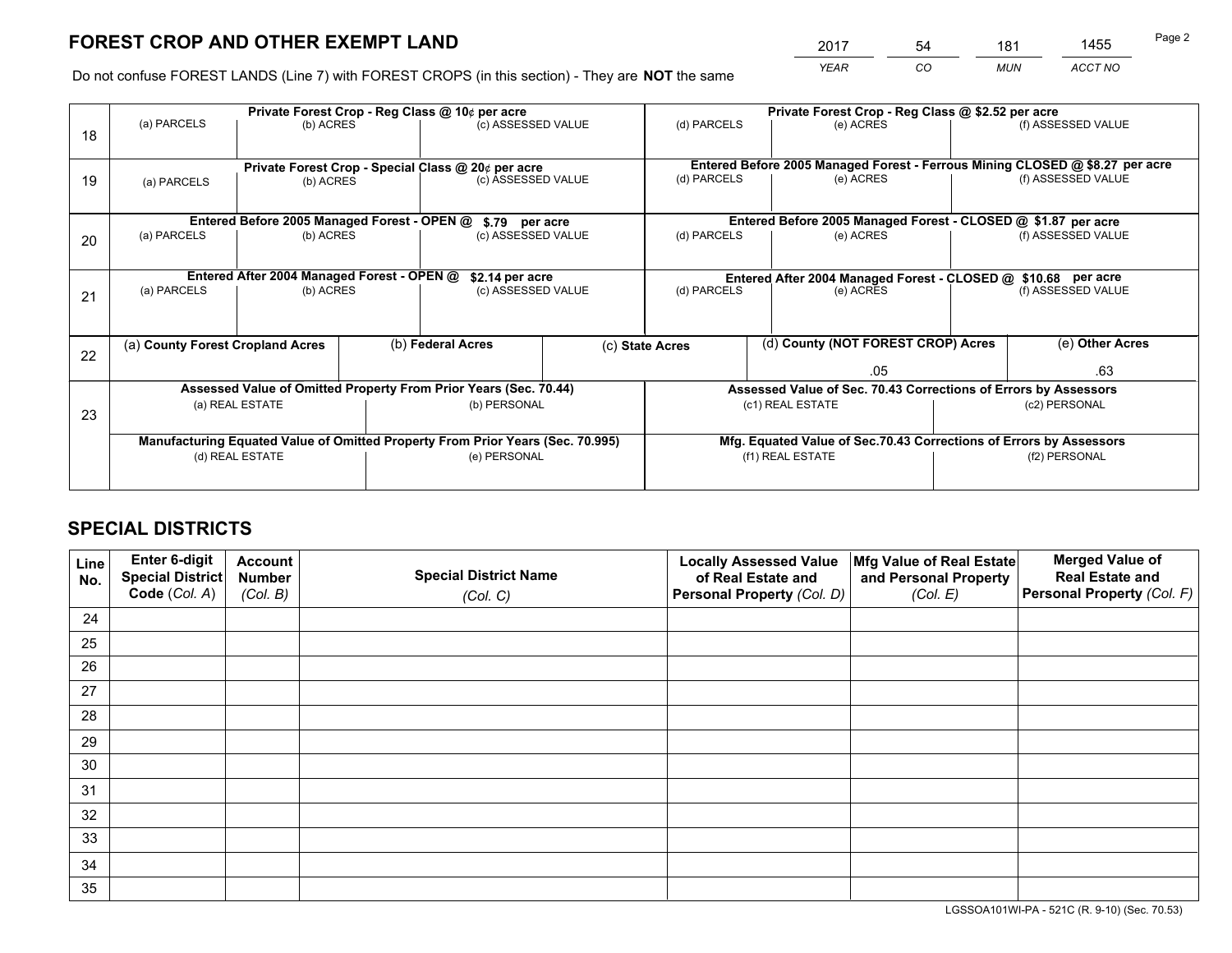# FOREST CROP AND OTHER EXEMPT LAND

| 2017 | 54 | 181 | 1455 |
|---|---|---|---|
| *YEAR* | *CO* | *MUN* | *ACCT NO* |

Do not confuse FOREST LANDS (Line 7) with FOREST CROPS (in this section) - They are **NOT** the same

| Line | Private Forest Crop - Reg Class @ 10¢ per acre | | | Private Forest Crop - Reg Class @ $2.52 per acre | | |
|---|---|---|---|---|---|---|
| 18 | (a) PARCELS | (b) ACRES | (c) ASSESSED VALUE | (d) PARCELS | (e) ACRES | (f) ASSESSED VALUE |
| | **Private Forest Crop - Special Class @ 20¢ per acre** | | | **Entered Before 2005 Managed Forest - Ferrous Mining CLOSED @ $8.27 per acre** | | |
| 19 | (a) PARCELS | (b) ACRES | (c) ASSESSED VALUE | (d) PARCELS | (e) ACRES | (f) ASSESSED VALUE |
| | **Entered Before 2005 Managed Forest - OPEN @ $.79 per acre** | | | **Entered Before 2005 Managed Forest - CLOSED @ $1.87 per acre** | | |
| 20 | (a) PARCELS | (b) ACRES | (c) ASSESSED VALUE | (d) PARCELS | (e) ACRES | (f) ASSESSED VALUE |
| | **Entered After 2004 Managed Forest - OPEN @ $2.14 per acre** | | | **Entered After 2004 Managed Forest - CLOSED @ $10.68 per acre** | | |
| 21 | (a) PARCELS | (b) ACRES | (c) ASSESSED VALUE | (d) PARCELS | (e) ACRES | (f) ASSESSED VALUE |

| Line | (a) County Forest Cropland Acres | (b) Federal Acres | (c) State Acres | (d) County (NOT FOREST CROP) Acres | (e) Other Acres |
|---|---|---|---|---|---|
| 22 | | | | .05 | .63 |

| Line | Assessed Value of Omitted Property From Prior Years (Sec. 70.44) | | Assessed Value of Sec. 70.43 Corrections of Errors by Assessors | |
|---|---|---|---|---|
| 23 | (a) REAL ESTATE | (b) PERSONAL | (c1) REAL ESTATE | (c2) PERSONAL |
| | **Manufacturing Equated Value of Omitted Property From Prior Years (Sec. 70.995)** | | **Mfg. Equated Value of Sec.70.43 Corrections of Errors by Assessors** | |
| | (d) REAL ESTATE | (e) PERSONAL | (f1) REAL ESTATE | (f2) PERSONAL |

# SPECIAL DISTRICTS

| Line No. | Enter 6-digit Special District Code (*Col. A*) | Account Number (*Col. B*) | Special District Name (*Col. C*) | Locally Assessed Value of Real Estate and Personal Property (*Col. D*) | Mfg Value of Real Estate and Personal Property (*Col. E*) | Merged Value of Real Estate and Personal Property (*Col. F*) |
|---|---|---|---|---|---|---|
| 24 | | | | | | |
| 25 | | | | | | |
| 26 | | | | | | |
| 27 | | | | | | |
| 28 | | | | | | |
| 29 | | | | | | |
| 30 | | | | | | |
| 31 | | | | | | |
| 32 | | | | | | |
| 33 | | | | | | |
| 34 | | | | | | |
| 35 | | | | | | |

LGSSOA101WI-PA - 521C (R. 9-10) (Sec. 70.53)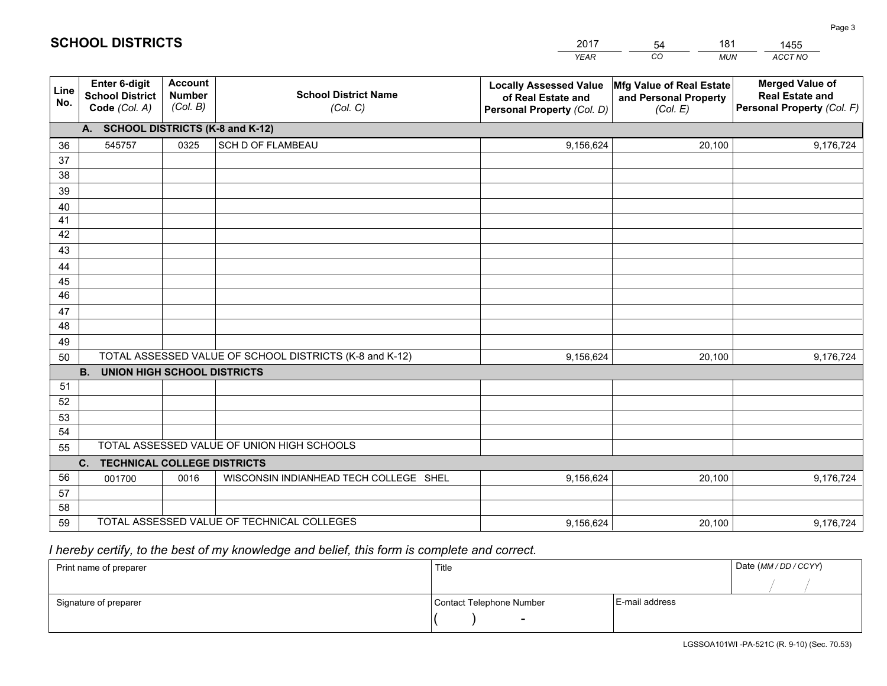# SCHOOL DISTRICTS

| 2017 | 54 | 181 | 1455 |
|---|---|---|---|
| *YEAR* | *CO* | *MUN* | *ACCT NO* |

| Line No. | Enter 6-digit School District Code *(Col. A)* | Account Number *(Col. B)* | School District Name *(Col. C)* | Locally Assessed Value of Real Estate and Personal Property *(Col. D)* | Mfg Value of Real Estate and Personal Property *(Col. E)* | Merged Value of Real Estate and Personal Property *(Col. F)* |
|---|---|---|---|---|---|---|
| **A. SCHOOL DISTRICTS (K-8 and K-12)** | | | | | | |
| 36 | 545757 | 0325 | SCH D OF FLAMBEAU | 9,156,624 | 20,100 | 9,176,724 |
| 37 | | | | | | |
| 38 | | | | | | |
| 39 | | | | | | |
| 40 | | | | | | |
| 41 | | | | | | |
| 42 | | | | | | |
| 43 | | | | | | |
| 44 | | | | | | |
| 45 | | | | | | |
| 46 | | | | | | |
| 47 | | | | | | |
| 48 | | | | | | |
| 49 | | | | | | |
| 50 | TOTAL ASSESSED VALUE OF SCHOOL DISTRICTS (K-8 and K-12) | | | 9,156,624 | 20,100 | 9,176,724 |
| **B. UNION HIGH SCHOOL DISTRICTS** | | | | | | |
| 51 | | | | | | |
| 52 | | | | | | |
| 53 | | | | | | |
| 54 | | | | | | |
| 55 | TOTAL ASSESSED VALUE OF UNION HIGH SCHOOLS | | | | | |
| **C. TECHNICAL COLLEGE DISTRICTS** | | | | | | |
| 56 | 001700 | 0016 | WISCONSIN INDIANHEAD TECH COLLEGE SHEL | 9,156,624 | 20,100 | 9,176,724 |
| 57 | | | | | | |
| 58 | | | | | | |
| 59 | TOTAL ASSESSED VALUE OF TECHNICAL COLLEGES | | | 9,156,624 | 20,100 | 9,176,724 |

*I hereby certify, to the best of my knowledge and belief, this form is complete and correct.*

| Print name of preparer | Title | | Date *(MM / DD / CCYY)* |
|---|---|---|---|
| | | | / / |
| Signature of preparer | Contact Telephone Number | E-mail address | |
| | ( ) - | | |

LGSSOA101WI -PA-521C (R. 9-10) (Sec. 70.53)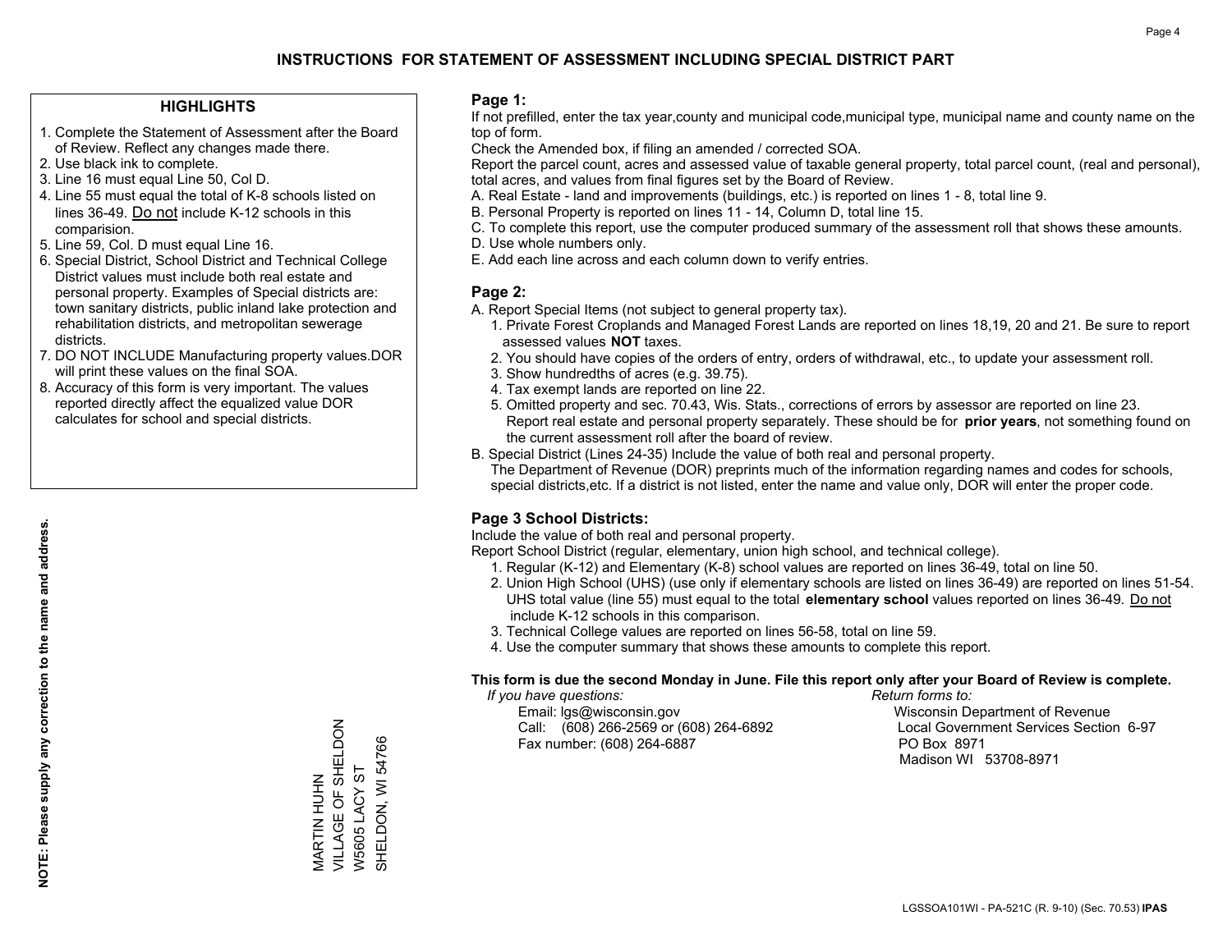# INSTRUCTIONS FOR STATEMENT OF ASSESSMENT INCLUDING SPECIAL DISTRICT PART

## HIGHLIGHTS

1. Complete the Statement of Assessment after the Board of Review. Reflect any changes made there.
2. Use black ink to complete.
3. Line 16 must equal Line 50, Col D.
4. Line 55 must equal the total of K-8 schools listed on lines 36-49. Do not include K-12 schools in this comparision.
5. Line 59, Col. D must equal Line 16.
6. Special District, School District and Technical College District values must include both real estate and personal property. Examples of Special districts are: town sanitary districts, public inland lake protection and rehabilitation districts, and metropolitan sewerage districts.
7. DO NOT INCLUDE Manufacturing property values.DOR will print these values on the final SOA.
8. Accuracy of this form is very important. The values reported directly affect the equalized value DOR calculates for school and special districts.

**NOTE: Please supply any correction to the name and address.**

MARTIN HUHN
VILLAGE OF SHELDON
W5605 LACY ST
SHELDON, WI 54766

## Page 1:

If not prefilled, enter the tax year,county and municipal code,municipal type, municipal name and county name on the top of form.

Check the Amended box, if filing an amended / corrected SOA.

Report the parcel count, acres and assessed value of taxable general property, total parcel count, (real and personal), total acres, and values from final figures set by the Board of Review.

A. Real Estate - land and improvements (buildings, etc.) is reported on lines 1 - 8, total line 9.
B. Personal Property is reported on lines 11 - 14, Column D, total line 15.
C. To complete this report, use the computer produced summary of the assessment roll that shows these amounts.
D. Use whole numbers only.
E. Add each line across and each column down to verify entries.

## Page 2:

A. Report Special Items (not subject to general property tax).
   1. Private Forest Croplands and Managed Forest Lands are reported on lines 18,19, 20 and 21. Be sure to report assessed values **NOT** taxes.
   2. You should have copies of the orders of entry, orders of withdrawal, etc., to update your assessment roll.
   3. Show hundredths of acres (e.g. 39.75).
   4. Tax exempt lands are reported on line 22.
   5. Omitted property and sec. 70.43, Wis. Stats., corrections of errors by assessor are reported on line 23. Report real estate and personal property separately. These should be for **prior years**, not something found on the current assessment roll after the board of review.
B. Special District (Lines 24-35) Include the value of both real and personal property.
   The Department of Revenue (DOR) preprints much of the information regarding names and codes for schools, special districts,etc. If a district is not listed, enter the name and value only, DOR will enter the proper code.

## Page 3 School Districts:

Include the value of both real and personal property.

Report School District (regular, elementary, union high school, and technical college).

1. Regular (K-12) and Elementary (K-8) school values are reported on lines 36-49, total on line 50.
2. Union High School (UHS) (use only if elementary schools are listed on lines 36-49) are reported on lines 51-54. UHS total value (line 55) must equal to the total **elementary school** values reported on lines 36-49. Do not include K-12 schools in this comparison.
3. Technical College values are reported on lines 56-58, total on line 59.
4. Use the computer summary that shows these amounts to complete this report.

**This form is due the second Monday in June. File this report only after your Board of Review is complete.**

*If you have questions:*
Email: lgs@wisconsin.gov
Call: (608) 266-2569 or (608) 264-6892
Fax number: (608) 264-6887

*Return forms to:*
Wisconsin Department of Revenue
Local Government Services Section 6-97
PO Box 8971
Madison WI 53708-8971

LGSSOA101WI - PA-521C (R. 9-10) (Sec. 70.53) **IPAS**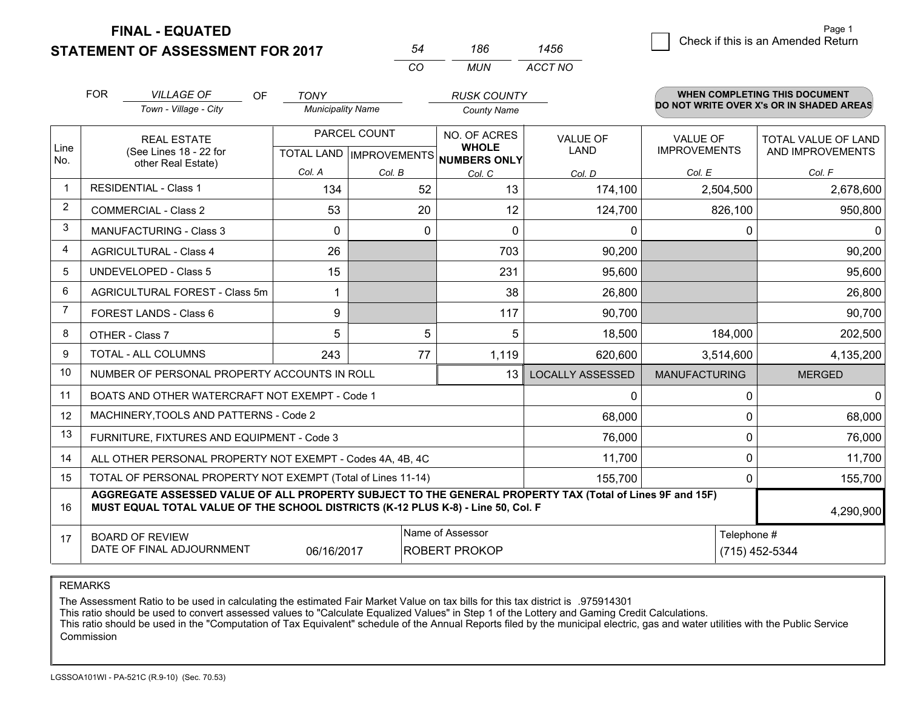# FINAL - EQUATED
# STATEMENT OF ASSESSMENT FOR 2017

| 54 | 186 | 1456 |
|---|---|---|
| CO | MUN | ACCT NO |

☐ Check if this is an Amended Return

Page 1

FOR *VILLAGE OF* (Town - Village - City) OF *TONY* (Municipality Name) *RUSK COUNTY* (County Name)

**WHEN COMPLETING THIS DOCUMENT DO NOT WRITE OVER X's OR IN SHADED AREAS**

| Line No. | REAL ESTATE (See Lines 18 - 22 for other Real Estate) | PARCEL COUNT TOTAL LAND Col. A | PARCEL COUNT IMPROVEMENTS Col. B | NO. OF ACRES WHOLE NUMBERS ONLY Col. C | VALUE OF LAND Col. D | VALUE OF IMPROVEMENTS Col. E | TOTAL VALUE OF LAND AND IMPROVEMENTS Col. F |
|---|---|---|---|---|---|---|---|
| 1 | RESIDENTIAL - Class 1 | 134 | 52 | 13 | 174,100 | 2,504,500 | 2,678,600 |
| 2 | COMMERCIAL - Class 2 | 53 | 20 | 12 | 124,700 | 826,100 | 950,800 |
| 3 | MANUFACTURING - Class 3 | 0 | 0 | 0 | 0 | 0 | 0 |
| 4 | AGRICULTURAL - Class 4 | 26 | | 703 | 90,200 | | 90,200 |
| 5 | UNDEVELOPED - Class 5 | 15 | | 231 | 95,600 | | 95,600 |
| 6 | AGRICULTURAL FOREST - Class 5m | 1 | | 38 | 26,800 | | 26,800 |
| 7 | FOREST LANDS - Class 6 | 9 | | 117 | 90,700 | | 90,700 |
| 8 | OTHER - Class 7 | 5 | 5 | 5 | 18,500 | 184,000 | 202,500 |
| 9 | TOTAL - ALL COLUMNS | 243 | 77 | 1,119 | 620,600 | 3,514,600 | 4,135,200 |
| 10 | NUMBER OF PERSONAL PROPERTY ACCOUNTS IN ROLL | | | 13 | LOCALLY ASSESSED | MANUFACTURING | MERGED |
| 11 | BOATS AND OTHER WATERCRAFT NOT EXEMPT - Code 1 | | | | 0 | 0 | 0 |
| 12 | MACHINERY,TOOLS AND PATTERNS - Code 2 | | | | 68,000 | 0 | 68,000 |
| 13 | FURNITURE, FIXTURES AND EQUIPMENT - Code 3 | | | | 76,000 | 0 | 76,000 |
| 14 | ALL OTHER PERSONAL PROPERTY NOT EXEMPT - Codes 4A, 4B, 4C | | | | 11,700 | 0 | 11,700 |
| 15 | TOTAL OF PERSONAL PROPERTY NOT EXEMPT (Total of Lines 11-14) | | | | 155,700 | 0 | 155,700 |
| 16 | **AGGREGATE ASSESSED VALUE OF ALL PROPERTY SUBJECT TO THE GENERAL PROPERTY TAX (Total of Lines 9F and 15F) MUST EQUAL TOTAL VALUE OF THE SCHOOL DISTRICTS (K-12 PLUS K-8) - Line 50, Col. F** | | | | | | 4,290,900 |
| 17 | BOARD OF REVIEW DATE OF FINAL ADJOURNMENT | 06/16/2017 | Name of Assessor | ROBERT PROKOP | | Telephone # | (715) 452-5344 |

REMARKS

The Assessment Ratio to be used in calculating the estimated Fair Market Value on tax bills for this tax district is .975914301
This ratio should be used to convert assessed values to "Calculate Equalized Values" in Step 1 of the Lottery and Gaming Credit Calculations.
This ratio should be used in the "Computation of Tax Equivalent" schedule of the Annual Reports filed by the municipal electric, gas and water utilities with the Public Service Commission

LGSSOA101WI - PA-521C (R.9-10) (Sec. 70.53)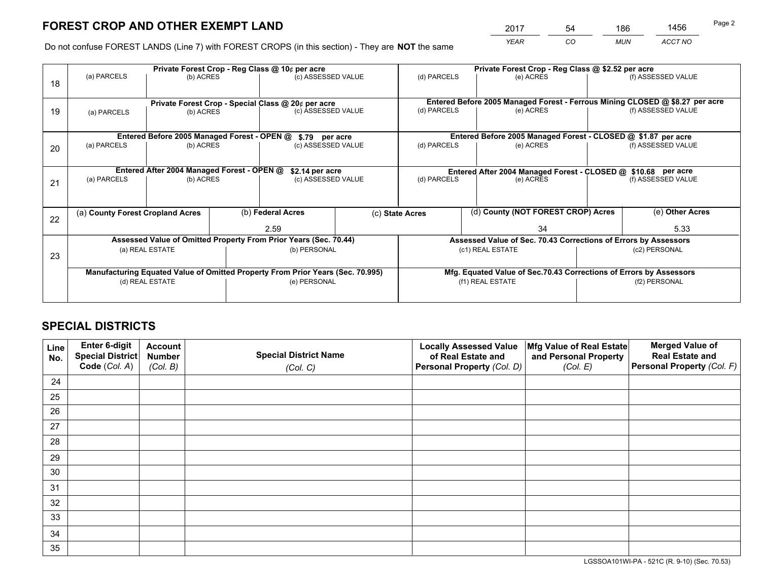# FOREST CROP AND OTHER EXEMPT LAND

| 2017 | 54 | 186 | 1456 |
|---|---|---|---|
| YEAR | CO | MUN | ACCT NO |

Do not confuse FOREST LANDS (Line 7) with FOREST CROPS (in this section) - They are **NOT** the same

| | Private Forest Crop - Reg Class @ 10¢ per acre | | | Private Forest Crop - Reg Class @ $2.52 per acre | | |
|---|---|---|---|---|---|---|
| 18 | (a) PARCELS | (b) ACRES | (c) ASSESSED VALUE | (d) PARCELS | (e) ACRES | (f) ASSESSED VALUE |
| | **Private Forest Crop - Special Class @ 20¢ per acre** | | | **Entered Before 2005 Managed Forest - Ferrous Mining CLOSED @ $8.27 per acre** | | |
| 19 | (a) PARCELS | (b) ACRES | (c) ASSESSED VALUE | (d) PARCELS | (e) ACRES | (f) ASSESSED VALUE |
| | **Entered Before 2005 Managed Forest - OPEN @ $.79 per acre** | | | **Entered Before 2005 Managed Forest - CLOSED @ $1.87 per acre** | | |
| 20 | (a) PARCELS | (b) ACRES | (c) ASSESSED VALUE | (d) PARCELS | (e) ACRES | (f) ASSESSED VALUE |
| | **Entered After 2004 Managed Forest - OPEN @ $2.14 per acre** | | | **Entered After 2004 Managed Forest - CLOSED @ $10.68 per acre** | | |
| 21 | (a) PARCELS | (b) ACRES | (c) ASSESSED VALUE | (d) PARCELS | (e) ACRES | (f) ASSESSED VALUE |

| 22 | (a) County Forest Cropland Acres | (b) Federal Acres | (c) State Acres | (d) County (NOT FOREST CROP) Acres | (e) Other Acres |
|---|---|---|---|---|---|
| | | 2.59 | | 34 | 5.33 |

| | Assessed Value of Omitted Property From Prior Years (Sec. 70.44) | | Assessed Value of Sec. 70.43 Corrections of Errors by Assessors | |
|---|---|---|---|---|
| 23 | (a) REAL ESTATE | (b) PERSONAL | (c1) REAL ESTATE | (c2) PERSONAL |
| | **Manufacturing Equated Value of Omitted Property From Prior Years (Sec. 70.995)** | | **Mfg. Equated Value of Sec.70.43 Corrections of Errors by Assessors** | |
| | (d) REAL ESTATE | (e) PERSONAL | (f1) REAL ESTATE | (f2) PERSONAL |

# SPECIAL DISTRICTS

| Line No. | Enter 6-digit Special District Code (Col. A) | Account Number (Col. B) | Special District Name (Col. C) | Locally Assessed Value of Real Estate and Personal Property (Col. D) | Mfg Value of Real Estate and Personal Property (Col. E) | Merged Value of Real Estate and Personal Property (Col. F) |
|---|---|---|---|---|---|---|
| 24 | | | | | | |
| 25 | | | | | | |
| 26 | | | | | | |
| 27 | | | | | | |
| 28 | | | | | | |
| 29 | | | | | | |
| 30 | | | | | | |
| 31 | | | | | | |
| 32 | | | | | | |
| 33 | | | | | | |
| 34 | | | | | | |
| 35 | | | | | | |

LGSSOA101WI-PA - 521C (R. 9-10) (Sec. 70.53)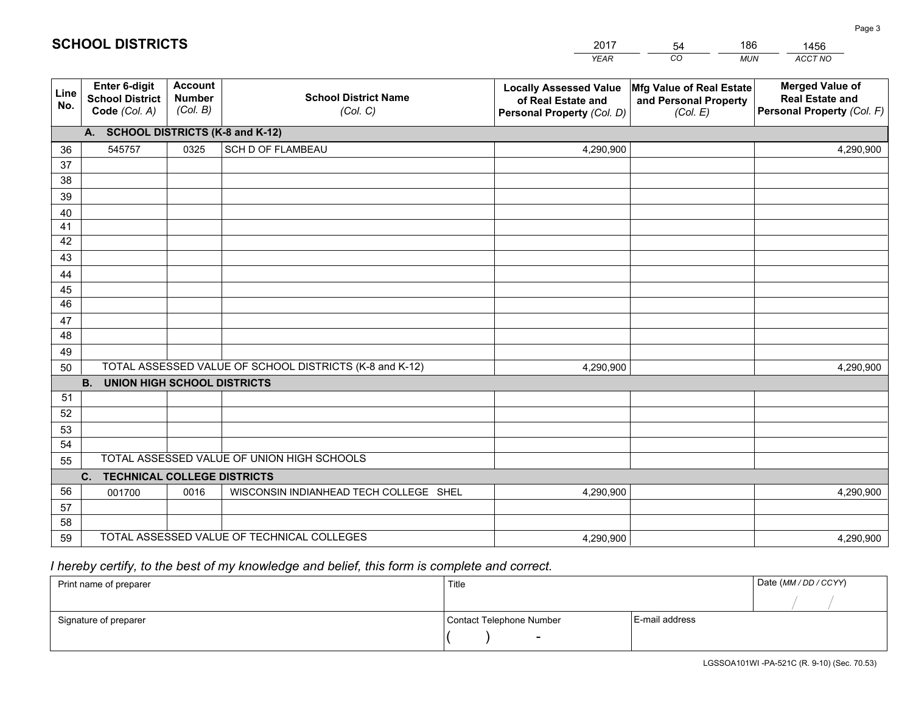# SCHOOL DISTRICTS

| 2017 | 54 | 186 | 1456 |
|---|---|---|---|
| YEAR | CO | MUN | ACCT NO |

| Line No. | Enter 6-digit School District Code (Col. A) | Account Number (Col. B) | School District Name (Col. C) | Locally Assessed Value of Real Estate and Personal Property (Col. D) | Mfg Value of Real Estate and Personal Property (Col. E) | Merged Value of Real Estate and Personal Property (Col. F) |
|---|---|---|---|---|---|---|
| | **A. SCHOOL DISTRICTS (K-8 and K-12)** | | | | | |
| 36 | 545757 | 0325 | SCH D OF FLAMBEAU | 4,290,900 | | 4,290,900 |
| 37 | | | | | | |
| 38 | | | | | | |
| 39 | | | | | | |
| 40 | | | | | | |
| 41 | | | | | | |
| 42 | | | | | | |
| 43 | | | | | | |
| 44 | | | | | | |
| 45 | | | | | | |
| 46 | | | | | | |
| 47 | | | | | | |
| 48 | | | | | | |
| 49 | | | | | | |
| 50 | TOTAL ASSESSED VALUE OF SCHOOL DISTRICTS (K-8 and K-12) | | | 4,290,900 | | 4,290,900 |
| | **B. UNION HIGH SCHOOL DISTRICTS** | | | | | |
| 51 | | | | | | |
| 52 | | | | | | |
| 53 | | | | | | |
| 54 | | | | | | |
| 55 | TOTAL ASSESSED VALUE OF UNION HIGH SCHOOLS | | | | | |
| | **C. TECHNICAL COLLEGE DISTRICTS** | | | | | |
| 56 | 001700 | 0016 | WISCONSIN INDIANHEAD TECH COLLEGE SHEL | 4,290,900 | | 4,290,900 |
| 57 | | | | | | |
| 58 | | | | | | |
| 59 | TOTAL ASSESSED VALUE OF TECHNICAL COLLEGES | | | 4,290,900 | | 4,290,900 |

*I hereby certify, to the best of my knowledge and belief, this form is complete and correct.*

| Print name of preparer | Title | | Date (MM / DD / CCYY) |
|---|---|---|---|
| | | | / / |
| Signature of preparer | Contact Telephone Number | E-mail address | |
| | ( ) - | | |

LGSSOA101WI -PA-521C (R. 9-10) (Sec. 70.53)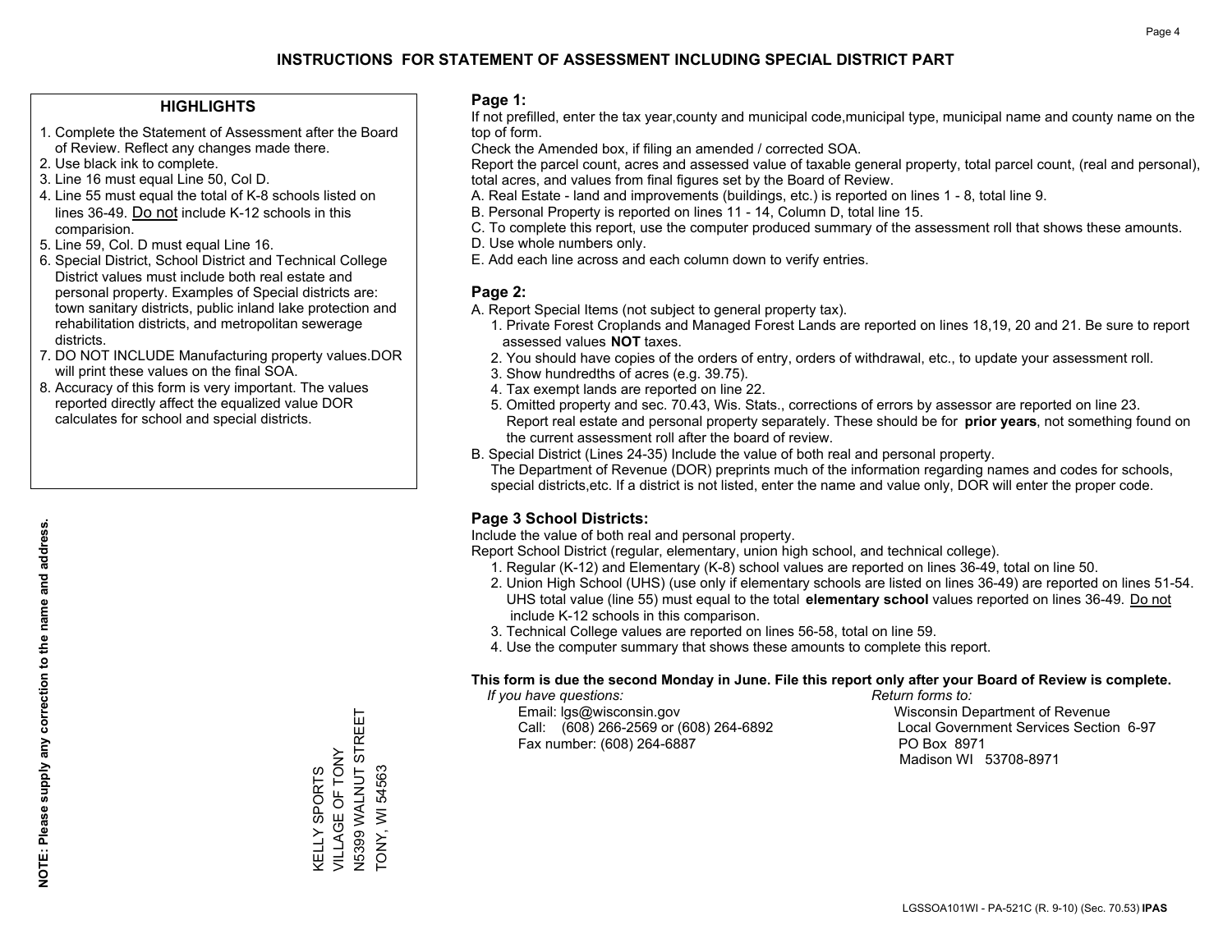# INSTRUCTIONS FOR STATEMENT OF ASSESSMENT INCLUDING SPECIAL DISTRICT PART

## HIGHLIGHTS

1. Complete the Statement of Assessment after the Board of Review. Reflect any changes made there.
2. Use black ink to complete.
3. Line 16 must equal Line 50, Col D.
4. Line 55 must equal the total of K-8 schools listed on lines 36-49. Do not include K-12 schools in this comparision.
5. Line 59, Col. D must equal Line 16.
6. Special District, School District and Technical College District values must include both real estate and personal property. Examples of Special districts are: town sanitary districts, public inland lake protection and rehabilitation districts, and metropolitan sewerage districts.
7. DO NOT INCLUDE Manufacturing property values.DOR will print these values on the final SOA.
8. Accuracy of this form is very important. The values reported directly affect the equalized value DOR calculates for school and special districts.

**NOTE: Please supply any correction to the name and address.**

KELLY SPORTS
VILLAGE OF TONY
N5399 WALNUT STREET
TONY, WI 54563

## Page 1:

If not prefilled, enter the tax year,county and municipal code,municipal type, municipal name and county name on the top of form.

Check the Amended box, if filing an amended / corrected SOA.

Report the parcel count, acres and assessed value of taxable general property, total parcel count, (real and personal), total acres, and values from final figures set by the Board of Review.

A. Real Estate - land and improvements (buildings, etc.) is reported on lines 1 - 8, total line 9.
B. Personal Property is reported on lines 11 - 14, Column D, total line 15.
C. To complete this report, use the computer produced summary of the assessment roll that shows these amounts.
D. Use whole numbers only.
E. Add each line across and each column down to verify entries.

## Page 2:

A. Report Special Items (not subject to general property tax).
   1. Private Forest Croplands and Managed Forest Lands are reported on lines 18,19, 20 and 21. Be sure to report assessed values **NOT** taxes.
   2. You should have copies of the orders of entry, orders of withdrawal, etc., to update your assessment roll.
   3. Show hundredths of acres (e.g. 39.75).
   4. Tax exempt lands are reported on line 22.
   5. Omitted property and sec. 70.43, Wis. Stats., corrections of errors by assessor are reported on line 23. Report real estate and personal property separately. These should be for **prior years**, not something found on the current assessment roll after the board of review.
B. Special District (Lines 24-35) Include the value of both real and personal property.
   The Department of Revenue (DOR) preprints much of the information regarding names and codes for schools, special districts,etc. If a district is not listed, enter the name and value only, DOR will enter the proper code.

## Page 3 School Districts:

Include the value of both real and personal property.

Report School District (regular, elementary, union high school, and technical college).

1. Regular (K-12) and Elementary (K-8) school values are reported on lines 36-49, total on line 50.
2. Union High School (UHS) (use only if elementary schools are listed on lines 36-49) are reported on lines 51-54. UHS total value (line 55) must equal to the total **elementary school** values reported on lines 36-49. Do not include K-12 schools in this comparison.
3. Technical College values are reported on lines 56-58, total on line 59.
4. Use the computer summary that shows these amounts to complete this report.

**This form is due the second Monday in June. File this report only after your Board of Review is complete.**

*If you have questions:*
Email: lgs@wisconsin.gov
Call: (608) 266-2569 or (608) 264-6892
Fax number: (608) 264-6887

*Return forms to:*
Wisconsin Department of Revenue
Local Government Services Section 6-97
PO Box 8971
Madison WI 53708-8971

LGSSOA101WI - PA-521C (R. 9-10) (Sec. 70.53) **IPAS**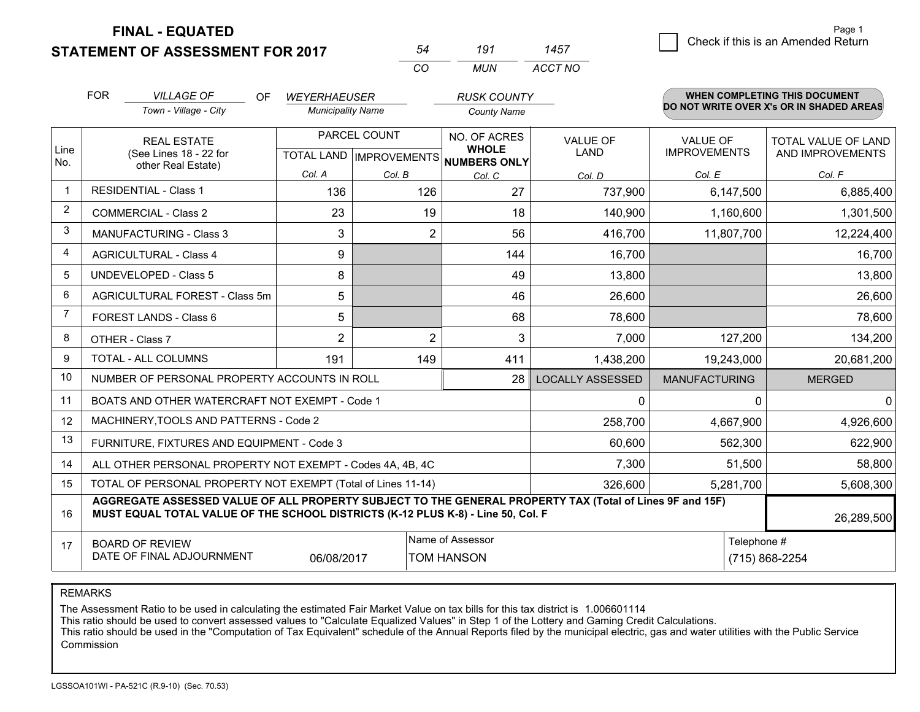**FINAL - EQUATED**
**STATEMENT OF ASSESSMENT FOR 2017**

| 54 | 191 | 1457 |
|---|---|---|
| CO | MUN | ACCT NO |

☐ Check if this is an Amended Return

Page 1

FOR *VILLAGE OF* (Town - Village - City) OF *WEYERHAEUSER* (Municipality Name) *RUSK COUNTY* (County Name)

**WHEN COMPLETING THIS DOCUMENT DO NOT WRITE OVER X's OR IN SHADED AREAS**

| Line No. | REAL ESTATE (See Lines 18 - 22 for other Real Estate) | PARCEL COUNT TOTAL LAND Col. A | PARCEL COUNT IMPROVEMENTS Col. B | NO. OF ACRES WHOLE NUMBERS ONLY Col. C | VALUE OF LAND Col. D | VALUE OF IMPROVEMENTS Col. E | TOTAL VALUE OF LAND AND IMPROVEMENTS Col. F |
|---|---|---|---|---|---|---|---|
| 1 | RESIDENTIAL - Class 1 | 136 | 126 | 27 | 737,900 | 6,147,500 | 6,885,400 |
| 2 | COMMERCIAL - Class 2 | 23 | 19 | 18 | 140,900 | 1,160,600 | 1,301,500 |
| 3 | MANUFACTURING - Class 3 | 3 | 2 | 56 | 416,700 | 11,807,700 | 12,224,400 |
| 4 | AGRICULTURAL - Class 4 | 9 | | 144 | 16,700 | | 16,700 |
| 5 | UNDEVELOPED - Class 5 | 8 | | 49 | 13,800 | | 13,800 |
| 6 | AGRICULTURAL FOREST - Class 5m | 5 | | 46 | 26,600 | | 26,600 |
| 7 | FOREST LANDS - Class 6 | 5 | | 68 | 78,600 | | 78,600 |
| 8 | OTHER - Class 7 | 2 | 2 | 3 | 7,000 | 127,200 | 134,200 |
| 9 | TOTAL - ALL COLUMNS | 191 | 149 | 411 | 1,438,200 | 19,243,000 | 20,681,200 |
| 10 | NUMBER OF PERSONAL PROPERTY ACCOUNTS IN ROLL | | | 28 | LOCALLY ASSESSED | MANUFACTURING | MERGED |
| 11 | BOATS AND OTHER WATERCRAFT NOT EXEMPT - Code 1 | | | | 0 | 0 | 0 |
| 12 | MACHINERY,TOOLS AND PATTERNS - Code 2 | | | | 258,700 | 4,667,900 | 4,926,600 |
| 13 | FURNITURE, FIXTURES AND EQUIPMENT - Code 3 | | | | 60,600 | 562,300 | 622,900 |
| 14 | ALL OTHER PERSONAL PROPERTY NOT EXEMPT - Codes 4A, 4B, 4C | | | | 7,300 | 51,500 | 58,800 |
| 15 | TOTAL OF PERSONAL PROPERTY NOT EXEMPT (Total of Lines 11-14) | | | | 326,600 | 5,281,700 | 5,608,300 |
| 16 | **AGGREGATE ASSESSED VALUE OF ALL PROPERTY SUBJECT TO THE GENERAL PROPERTY TAX (Total of Lines 9F and 15F) MUST EQUAL TOTAL VALUE OF THE SCHOOL DISTRICTS (K-12 PLUS K-8) - Line 50, Col. F** | | | | | | 26,289,500 |
| 17 | BOARD OF REVIEW DATE OF FINAL ADJOURNMENT | 06/08/2017 | Name of Assessor: TOM HANSON | | | Telephone #: (715) 868-2254 | |

REMARKS

The Assessment Ratio to be used in calculating the estimated Fair Market Value on tax bills for this tax district is 1.006601114
This ratio should be used to convert assessed values to "Calculate Equalized Values" in Step 1 of the Lottery and Gaming Credit Calculations.
This ratio should be used in the "Computation of Tax Equivalent" schedule of the Annual Reports filed by the municipal electric, gas and water utilities with the Public Service Commission

LGSSOA101WI - PA-521C (R.9-10) (Sec. 70.53)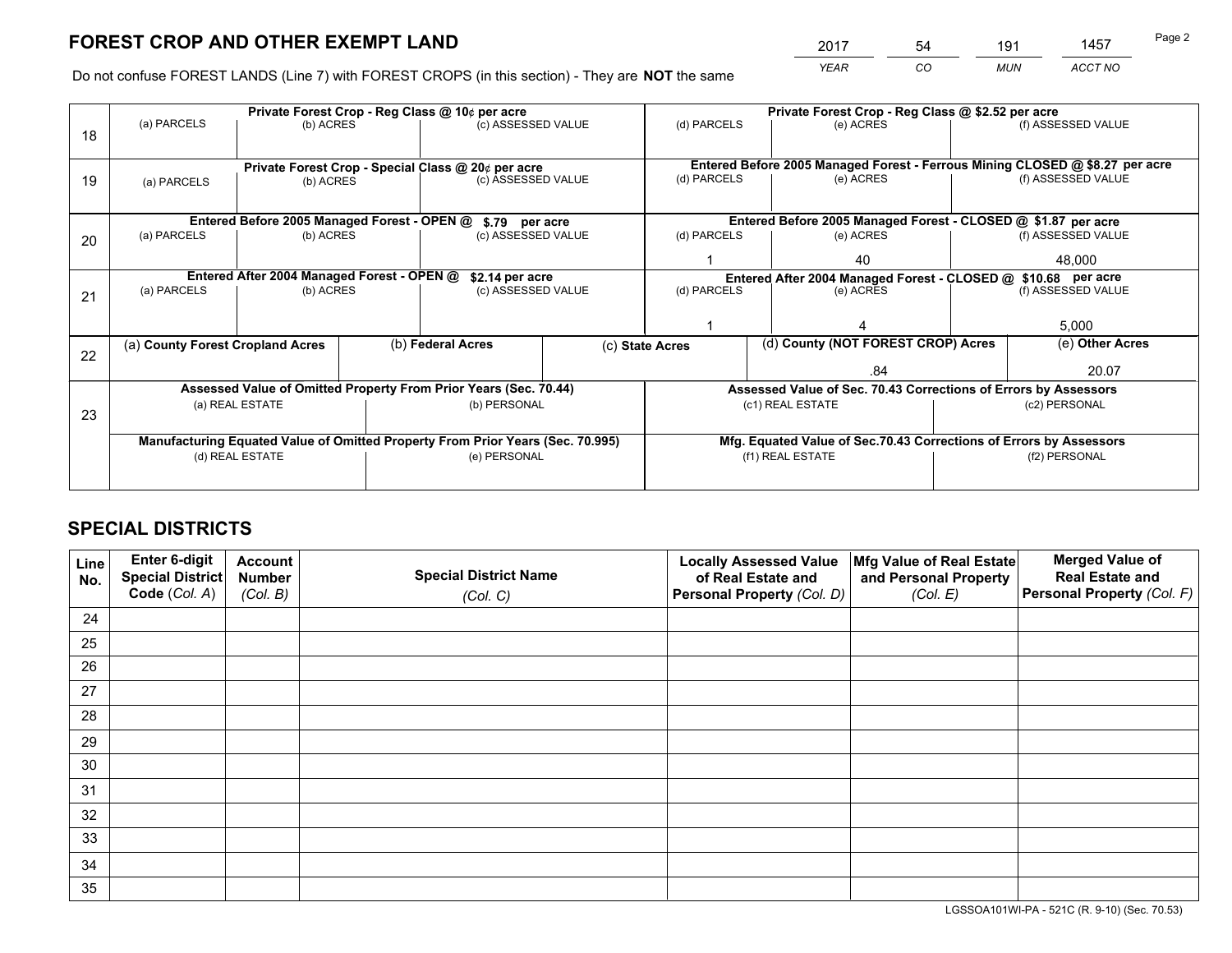# FOREST CROP AND OTHER EXEMPT LAND

| 2017 | 54 | 191 | 1457 |
|---|---|---|---|
| *YEAR* | *CO* | *MUN* | *ACCT NO* |

Do not confuse FOREST LANDS (Line 7) with FOREST CROPS (in this section) - They are **NOT** the same

| Line | Private Forest Crop - Reg Class @ 10¢ per acre | | | Private Forest Crop - Reg Class @ $2.52 per acre | | |
|---|---|---|---|---|---|---|
| 18 | (a) PARCELS | (b) ACRES | (c) ASSESSED VALUE | (d) PARCELS | (e) ACRES | (f) ASSESSED VALUE |
| | | | | | | |
| | **Private Forest Crop - Special Class @ 20¢ per acre** | | | **Entered Before 2005 Managed Forest - Ferrous Mining CLOSED @ $8.27 per acre** | | |
| 19 | (a) PARCELS | (b) ACRES | (c) ASSESSED VALUE | (d) PARCELS | (e) ACRES | (f) ASSESSED VALUE |
| | | | | | | |
| | **Entered Before 2005 Managed Forest - OPEN @ $.79 per acre** | | | **Entered Before 2005 Managed Forest - CLOSED @ $1.87 per acre** | | |
| 20 | (a) PARCELS | (b) ACRES | (c) ASSESSED VALUE | (d) PARCELS | (e) ACRES | (f) ASSESSED VALUE |
| | | | | 1 | 40 | 48,000 |
| | **Entered After 2004 Managed Forest - OPEN @ $2.14 per acre** | | | **Entered After 2004 Managed Forest - CLOSED @ $10.68 per acre** | | |
| 21 | (a) PARCELS | (b) ACRES | (c) ASSESSED VALUE | (d) PARCELS | (e) ACRES | (f) ASSESSED VALUE |
| | | | | 1 | 4 | 5,000 |

| Line | (a) County Forest Cropland Acres | (b) Federal Acres | (c) State Acres | (d) County (NOT FOREST CROP) Acres | (e) Other Acres |
|---|---|---|---|---|---|
| 22 | | | | .84 | 20.07 |

| Line | Assessed Value of Omitted Property From Prior Years (Sec. 70.44) | | Assessed Value of Sec. 70.43 Corrections of Errors by Assessors | |
|---|---|---|---|---|
| 23 | (a) REAL ESTATE | (b) PERSONAL | (c1) REAL ESTATE | (c2) PERSONAL |
| | | | | |
| | **Manufacturing Equated Value of Omitted Property From Prior Years (Sec. 70.995)** | | **Mfg. Equated Value of Sec.70.43 Corrections of Errors by Assessors** | |
| | (d) REAL ESTATE | (e) PERSONAL | (f1) REAL ESTATE | (f2) PERSONAL |
| | | | | |

# SPECIAL DISTRICTS

| Line No. | Enter 6-digit Special District Code (*Col. A*) | Account Number (*Col. B*) | Special District Name (*Col. C*) | Locally Assessed Value of Real Estate and Personal Property (*Col. D*) | Mfg Value of Real Estate and Personal Property (*Col. E*) | Merged Value of Real Estate and Personal Property (*Col. F*) |
|---|---|---|---|---|---|---|
| 24 | | | | | | |
| 25 | | | | | | |
| 26 | | | | | | |
| 27 | | | | | | |
| 28 | | | | | | |
| 29 | | | | | | |
| 30 | | | | | | |
| 31 | | | | | | |
| 32 | | | | | | |
| 33 | | | | | | |
| 34 | | | | | | |
| 35 | | | | | | |

LGSSOA101WI-PA - 521C (R. 9-10) (Sec. 70.53)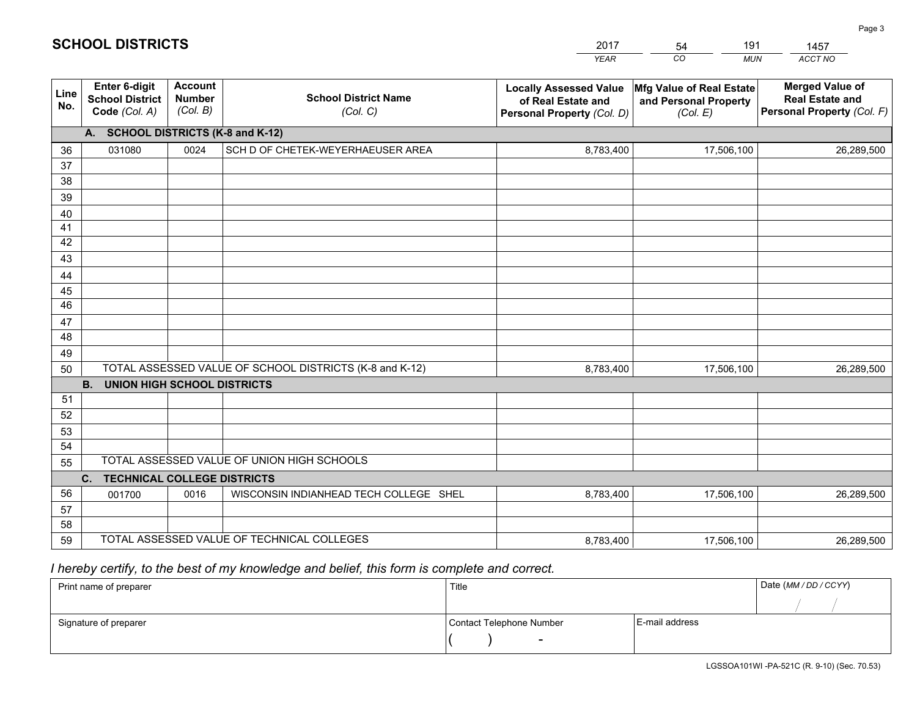# SCHOOL DISTRICTS

| 2017 | 54 | 191 | 1457 |
|---|---|---|---|
| *YEAR* | *CO* | *MUN* | *ACCT NO* |

| Line No. | Enter 6-digit School District Code *(Col. A)* | Account Number *(Col. B)* | School District Name *(Col. C)* | Locally Assessed Value of Real Estate and Personal Property *(Col. D)* | Mfg Value of Real Estate and Personal Property *(Col. E)* | Merged Value of Real Estate and Personal Property *(Col. F)* |
|---|---|---|---|---|---|---|
| **A. SCHOOL DISTRICTS (K-8 and K-12)** | | | | | | |
| 36 | 031080 | 0024 | SCH D OF CHETEK-WEYERHAEUSER AREA | 8,783,400 | 17,506,100 | 26,289,500 |
| 37 | | | | | | |
| 38 | | | | | | |
| 39 | | | | | | |
| 40 | | | | | | |
| 41 | | | | | | |
| 42 | | | | | | |
| 43 | | | | | | |
| 44 | | | | | | |
| 45 | | | | | | |
| 46 | | | | | | |
| 47 | | | | | | |
| 48 | | | | | | |
| 49 | | | | | | |
| 50 | TOTAL ASSESSED VALUE OF SCHOOL DISTRICTS (K-8 and K-12) | | | 8,783,400 | 17,506,100 | 26,289,500 |
| **B. UNION HIGH SCHOOL DISTRICTS** | | | | | | |
| 51 | | | | | | |
| 52 | | | | | | |
| 53 | | | | | | |
| 54 | | | | | | |
| 55 | TOTAL ASSESSED VALUE OF UNION HIGH SCHOOLS | | | | | |
| **C. TECHNICAL COLLEGE DISTRICTS** | | | | | | |
| 56 | 001700 | 0016 | WISCONSIN INDIANHEAD TECH COLLEGE SHEL | 8,783,400 | 17,506,100 | 26,289,500 |
| 57 | | | | | | |
| 58 | | | | | | |
| 59 | TOTAL ASSESSED VALUE OF TECHNICAL COLLEGES | | | 8,783,400 | 17,506,100 | 26,289,500 |

*I hereby certify, to the best of my knowledge and belief, this form is complete and correct.*

| Print name of preparer | Title | | Date *(MM / DD / CCYY)* |
|---|---|---|---|
| | | | / / |
| Signature of preparer | Contact Telephone Number | E-mail address | |
| | ( ) - | | |

LGSSOA101WI -PA-521C (R. 9-10) (Sec. 70.53)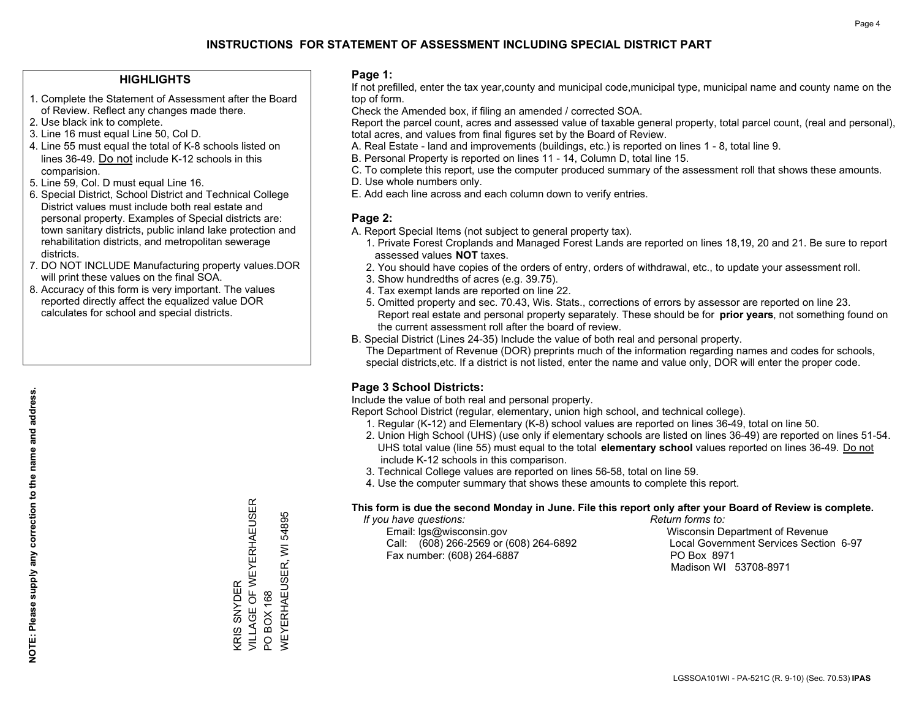# INSTRUCTIONS FOR STATEMENT OF ASSESSMENT INCLUDING SPECIAL DISTRICT PART

## HIGHLIGHTS

1. Complete the Statement of Assessment after the Board of Review. Reflect any changes made there.
2. Use black ink to complete.
3. Line 16 must equal Line 50, Col D.
4. Line 55 must equal the total of K-8 schools listed on lines 36-49. Do not include K-12 schools in this comparision.
5. Line 59, Col. D must equal Line 16.
6. Special District, School District and Technical College District values must include both real estate and personal property. Examples of Special districts are: town sanitary districts, public inland lake protection and rehabilitation districts, and metropolitan sewerage districts.
7. DO NOT INCLUDE Manufacturing property values.DOR will print these values on the final SOA.
8. Accuracy of this form is very important. The values reported directly affect the equalized value DOR calculates for school and special districts.

**NOTE: Please supply any correction to the name and address.**

KRIS SNYDER
VILLAGE OF WEYERHAEUSER
PO BOX 168
WEYERHAEUSER, WI 54895

## Page 1:

If not prefilled, enter the tax year,county and municipal code,municipal type, municipal name and county name on the top of form.

Check the Amended box, if filing an amended / corrected SOA.

Report the parcel count, acres and assessed value of taxable general property, total parcel count, (real and personal), total acres, and values from final figures set by the Board of Review.

A. Real Estate - land and improvements (buildings, etc.) is reported on lines 1 - 8, total line 9.
B. Personal Property is reported on lines 11 - 14, Column D, total line 15.
C. To complete this report, use the computer produced summary of the assessment roll that shows these amounts.
D. Use whole numbers only.
E. Add each line across and each column down to verify entries.

## Page 2:

A. Report Special Items (not subject to general property tax).
   1. Private Forest Croplands and Managed Forest Lands are reported on lines 18,19, 20 and 21. Be sure to report assessed values **NOT** taxes.
   2. You should have copies of the orders of entry, orders of withdrawal, etc., to update your assessment roll.
   3. Show hundredths of acres (e.g. 39.75).
   4. Tax exempt lands are reported on line 22.
   5. Omitted property and sec. 70.43, Wis. Stats., corrections of errors by assessor are reported on line 23. Report real estate and personal property separately. These should be for **prior years**, not something found on the current assessment roll after the board of review.
B. Special District (Lines 24-35) Include the value of both real and personal property.
   The Department of Revenue (DOR) preprints much of the information regarding names and codes for schools, special districts,etc. If a district is not listed, enter the name and value only, DOR will enter the proper code.

## Page 3 School Districts:

Include the value of both real and personal property.

Report School District (regular, elementary, union high school, and technical college).

1. Regular (K-12) and Elementary (K-8) school values are reported on lines 36-49, total on line 50.
2. Union High School (UHS) (use only if elementary schools are listed on lines 36-49) are reported on lines 51-54. UHS total value (line 55) must equal to the total **elementary school** values reported on lines 36-49. Do not include K-12 schools in this comparison.
3. Technical College values are reported on lines 56-58, total on line 59.
4. Use the computer summary that shows these amounts to complete this report.

**This form is due the second Monday in June. File this report only after your Board of Review is complete.**

*If you have questions:*
Email: lgs@wisconsin.gov
Call: (608) 266-2569 or (608) 264-6892
Fax number: (608) 264-6887

*Return forms to:*
Wisconsin Department of Revenue
Local Government Services Section 6-97
PO Box 8971
Madison WI 53708-8971

LGSSOA101WI - PA-521C (R. 9-10) (Sec. 70.53) **IPAS**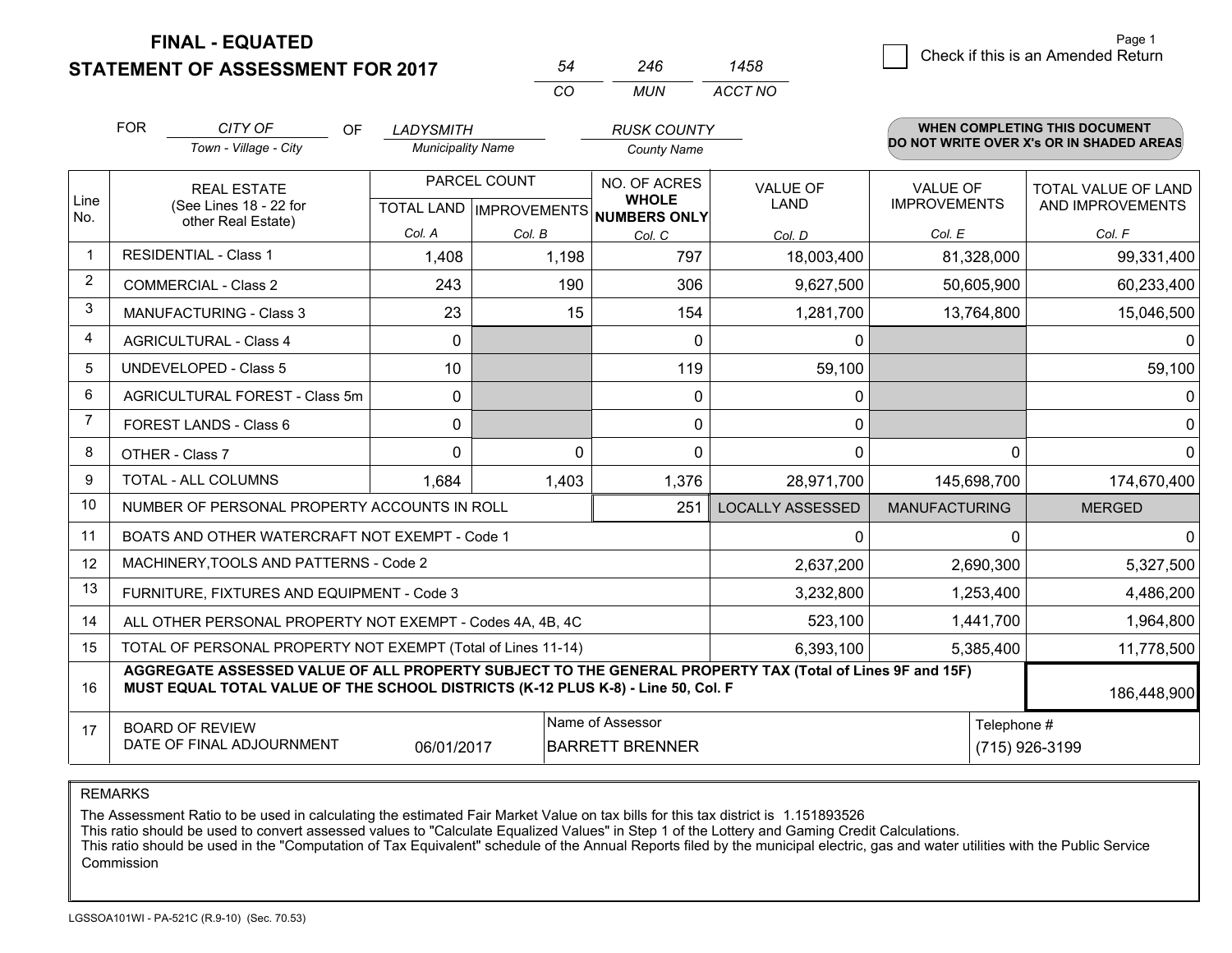**FINAL - EQUATED**
**STATEMENT OF ASSESSMENT FOR 2017**

| 54 | 246 | 1458 |
|---|---|---|
| CO | MUN | ACCT NO |

Check if this is an Amended Return

Page 1

FOR *CITY OF* (Town - Village - City) OF *LADYSMITH* (Municipality Name) *RUSK COUNTY* (County Name)

**WHEN COMPLETING THIS DOCUMENT DO NOT WRITE OVER X's OR IN SHADED AREAS**

| Line No. | REAL ESTATE (See Lines 18 - 22 for other Real Estate) | PARCEL COUNT TOTAL LAND Col. A | PARCEL COUNT IMPROVEMENTS Col. B | NO. OF ACRES WHOLE NUMBERS ONLY Col. C | VALUE OF LAND Col. D | VALUE OF IMPROVEMENTS Col. E | TOTAL VALUE OF LAND AND IMPROVEMENTS Col. F |
|---|---|---|---|---|---|---|---|
| 1 | RESIDENTIAL - Class 1 | 1,408 | 1,198 | 797 | 18,003,400 | 81,328,000 | 99,331,400 |
| 2 | COMMERCIAL - Class 2 | 243 | 190 | 306 | 9,627,500 | 50,605,900 | 60,233,400 |
| 3 | MANUFACTURING - Class 3 | 23 | 15 | 154 | 1,281,700 | 13,764,800 | 15,046,500 |
| 4 | AGRICULTURAL - Class 4 | 0 | | 0 | 0 | | 0 |
| 5 | UNDEVELOPED - Class 5 | 10 | | 119 | 59,100 | | 59,100 |
| 6 | AGRICULTURAL FOREST - Class 5m | 0 | | 0 | 0 | | 0 |
| 7 | FOREST LANDS - Class 6 | 0 | | 0 | 0 | | 0 |
| 8 | OTHER - Class 7 | 0 | 0 | 0 | 0 | 0 | 0 |
| 9 | TOTAL - ALL COLUMNS | 1,684 | 1,403 | 1,376 | 28,971,700 | 145,698,700 | 174,670,400 |
| 10 | NUMBER OF PERSONAL PROPERTY ACCOUNTS IN ROLL | | | 251 | LOCALLY ASSESSED | MANUFACTURING | MERGED |
| 11 | BOATS AND OTHER WATERCRAFT NOT EXEMPT - Code 1 | | | | 0 | 0 | 0 |
| 12 | MACHINERY,TOOLS AND PATTERNS - Code 2 | | | | 2,637,200 | 2,690,300 | 5,327,500 |
| 13 | FURNITURE, FIXTURES AND EQUIPMENT - Code 3 | | | | 3,232,800 | 1,253,400 | 4,486,200 |
| 14 | ALL OTHER PERSONAL PROPERTY NOT EXEMPT - Codes 4A, 4B, 4C | | | | 523,100 | 1,441,700 | 1,964,800 |
| 15 | TOTAL OF PERSONAL PROPERTY NOT EXEMPT (Total of Lines 11-14) | | | | 6,393,100 | 5,385,400 | 11,778,500 |
| 16 | **AGGREGATE ASSESSED VALUE OF ALL PROPERTY SUBJECT TO THE GENERAL PROPERTY TAX (Total of Lines 9F and 15F) MUST EQUAL TOTAL VALUE OF THE SCHOOL DISTRICTS (K-12 PLUS K-8) - Line 50, Col. F** | | | | | | 186,448,900 |
| 17 | BOARD OF REVIEW DATE OF FINAL ADJOURNMENT | 06/01/2017 | Name of Assessor: BARRETT BRENNER | | | Telephone #: (715) 926-3199 | |

REMARKS

The Assessment Ratio to be used in calculating the estimated Fair Market Value on tax bills for this tax district is 1.151893526
This ratio should be used to convert assessed values to "Calculate Equalized Values" in Step 1 of the Lottery and Gaming Credit Calculations.
This ratio should be used in the "Computation of Tax Equivalent" schedule of the Annual Reports filed by the municipal electric, gas and water utilities with the Public Service Commission

LGSSOA101WI - PA-521C (R.9-10) (Sec. 70.53)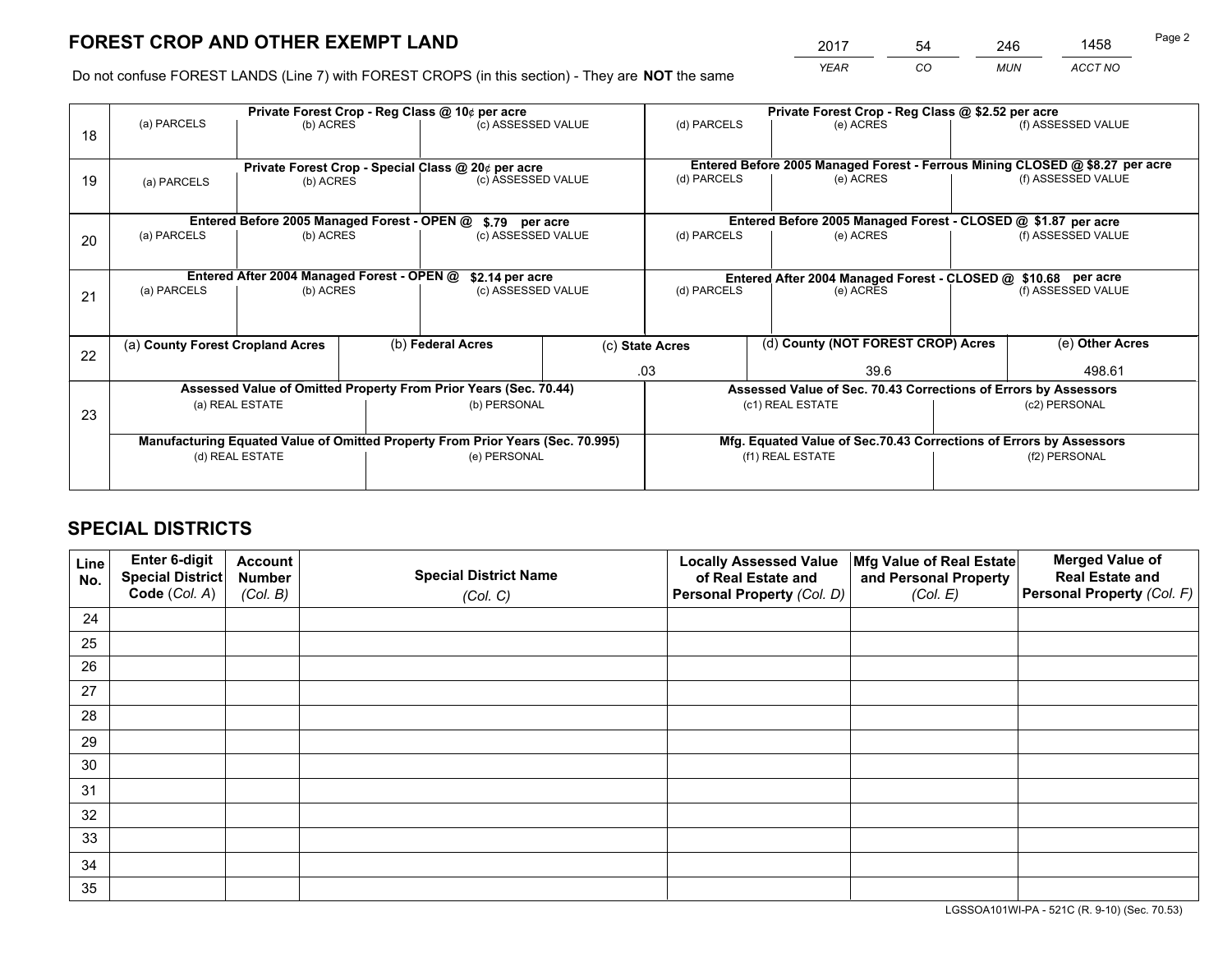# FOREST CROP AND OTHER EXEMPT LAND

| 2017 | 54 | 246 | 1458 |
|---|---|---|---|
| *YEAR* | *CO* | *MUN* | *ACCT NO* |

Do not confuse FOREST LANDS (Line 7) with FOREST CROPS (in this section) - They are **NOT** the same

| Line | Private Forest Crop - Reg Class @ 10¢ per acre | | | Private Forest Crop - Reg Class @ $2.52 per acre | | |
|---|---|---|---|---|---|---|
| 18 | (a) PARCELS | (b) ACRES | (c) ASSESSED VALUE | (d) PARCELS | (e) ACRES | (f) ASSESSED VALUE |
| | | | | | | |
| | **Private Forest Crop - Special Class @ 20¢ per acre** | | | **Entered Before 2005 Managed Forest - Ferrous Mining CLOSED @ $8.27 per acre** | | |
| 19 | (a) PARCELS | (b) ACRES | (c) ASSESSED VALUE | (d) PARCELS | (e) ACRES | (f) ASSESSED VALUE |
| | | | | | | |
| | **Entered Before 2005 Managed Forest - OPEN @ $.79 per acre** | | | **Entered Before 2005 Managed Forest - CLOSED @ $1.87 per acre** | | |
| 20 | (a) PARCELS | (b) ACRES | (c) ASSESSED VALUE | (d) PARCELS | (e) ACRES | (f) ASSESSED VALUE |
| | | | | | | |
| | **Entered After 2004 Managed Forest - OPEN @ $2.14 per acre** | | | **Entered After 2004 Managed Forest - CLOSED @ $10.68 per acre** | | |
| 21 | (a) PARCELS | (b) ACRES | (c) ASSESSED VALUE | (d) PARCELS | (e) ACRES | (f) ASSESSED VALUE |
| | | | | | | |

| Line | (a) County Forest Cropland Acres | (b) Federal Acres | (c) State Acres | (d) County (NOT FOREST CROP) Acres | (e) Other Acres |
|---|---|---|---|---|---|
| 22 | | | .03 | 39.6 | 498.61 |

| Line | Assessed Value of Omitted Property From Prior Years (Sec. 70.44) | | Assessed Value of Sec. 70.43 Corrections of Errors by Assessors | |
|---|---|---|---|---|
| 23 | (a) REAL ESTATE | (b) PERSONAL | (c1) REAL ESTATE | (c2) PERSONAL |
| | | | | |
| | **Manufacturing Equated Value of Omitted Property From Prior Years (Sec. 70.995)** | | **Mfg. Equated Value of Sec.70.43 Corrections of Errors by Assessors** | |
| | (d) REAL ESTATE | (e) PERSONAL | (f1) REAL ESTATE | (f2) PERSONAL |
| | | | | |

# SPECIAL DISTRICTS

| Line No. | Enter 6-digit Special District Code (*Col. A*) | Account Number (*Col. B*) | Special District Name (*Col. C*) | Locally Assessed Value of Real Estate and Personal Property (*Col. D*) | Mfg Value of Real Estate and Personal Property (*Col. E*) | Merged Value of Real Estate and Personal Property (*Col. F*) |
|---|---|---|---|---|---|---|
| 24 | | | | | | |
| 25 | | | | | | |
| 26 | | | | | | |
| 27 | | | | | | |
| 28 | | | | | | |
| 29 | | | | | | |
| 30 | | | | | | |
| 31 | | | | | | |
| 32 | | | | | | |
| 33 | | | | | | |
| 34 | | | | | | |
| 35 | | | | | | |

LGSSOA101WI-PA - 521C (R. 9-10) (Sec. 70.53)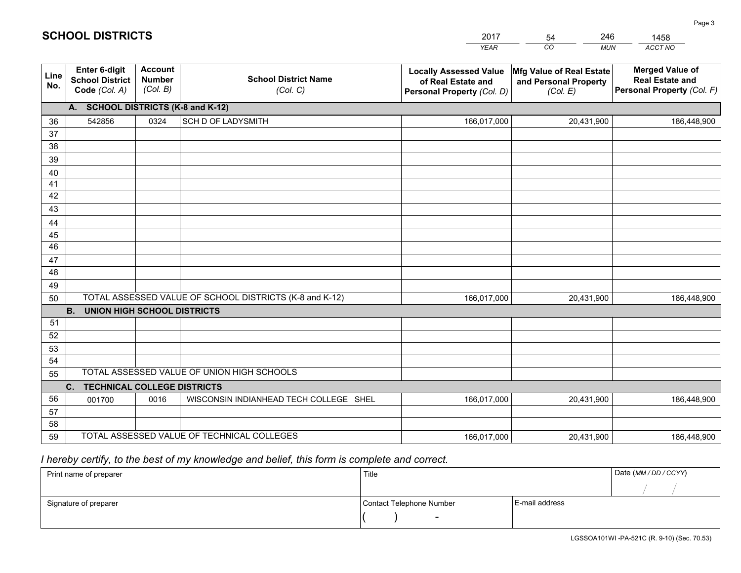# SCHOOL DISTRICTS

| 2017 | 54 | 246 | 1458 |
|---|---|---|---|
| *YEAR* | *CO* | *MUN* | *ACCT NO* |

| Line No. | Enter 6-digit School District Code *(Col. A)* | Account Number *(Col. B)* | School District Name *(Col. C)* | Locally Assessed Value of Real Estate and Personal Property *(Col. D)* | Mfg Value of Real Estate and Personal Property *(Col. E)* | Merged Value of Real Estate and Personal Property *(Col. F)* |
|---|---|---|---|---|---|---|
| **A. SCHOOL DISTRICTS (K-8 and K-12)** | | | | | | |
| 36 | 542856 | 0324 | SCH D OF LADYSMITH | 166,017,000 | 20,431,900 | 186,448,900 |
| 37 | | | | | | |
| 38 | | | | | | |
| 39 | | | | | | |
| 40 | | | | | | |
| 41 | | | | | | |
| 42 | | | | | | |
| 43 | | | | | | |
| 44 | | | | | | |
| 45 | | | | | | |
| 46 | | | | | | |
| 47 | | | | | | |
| 48 | | | | | | |
| 49 | | | | | | |
| 50 | TOTAL ASSESSED VALUE OF SCHOOL DISTRICTS (K-8 and K-12) | | | 166,017,000 | 20,431,900 | 186,448,900 |
| **B. UNION HIGH SCHOOL DISTRICTS** | | | | | | |
| 51 | | | | | | |
| 52 | | | | | | |
| 53 | | | | | | |
| 54 | | | | | | |
| 55 | TOTAL ASSESSED VALUE OF UNION HIGH SCHOOLS | | | | | |
| **C. TECHNICAL COLLEGE DISTRICTS** | | | | | | |
| 56 | 001700 | 0016 | WISCONSIN INDIANHEAD TECH COLLEGE SHEL | 166,017,000 | 20,431,900 | 186,448,900 |
| 57 | | | | | | |
| 58 | | | | | | |
| 59 | TOTAL ASSESSED VALUE OF TECHNICAL COLLEGES | | | 166,017,000 | 20,431,900 | 186,448,900 |

*I hereby certify, to the best of my knowledge and belief, this form is complete and correct.*

| Print name of preparer | Title | | Date *(MM / DD / CCYY)* |
|---|---|---|---|
| | | | / / |
| Signature of preparer | Contact Telephone Number | E-mail address | |
| | ( ) - | | |

LGSSOA101WI -PA-521C (R. 9-10) (Sec. 70.53)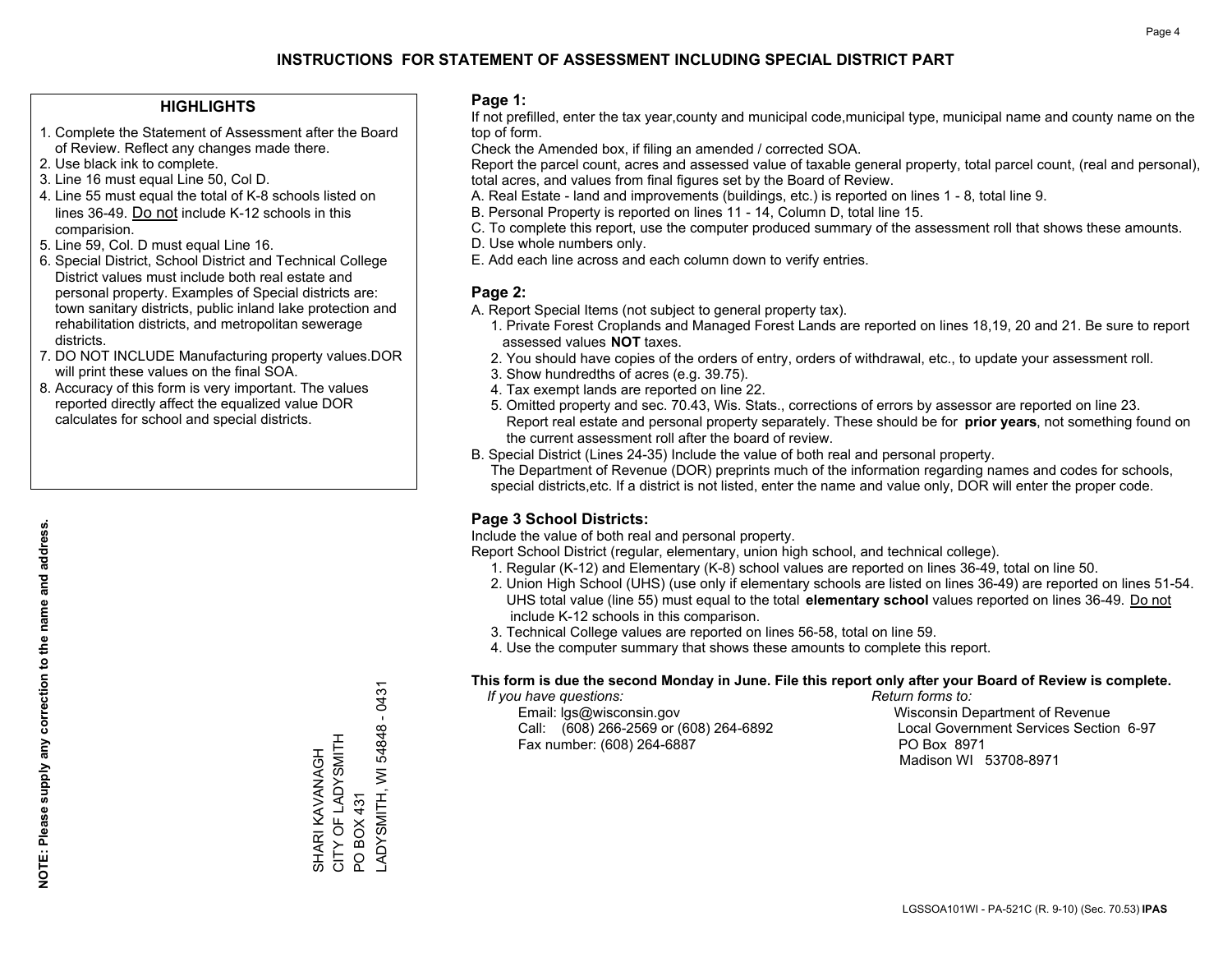# INSTRUCTIONS FOR STATEMENT OF ASSESSMENT INCLUDING SPECIAL DISTRICT PART

## HIGHLIGHTS

1. Complete the Statement of Assessment after the Board of Review. Reflect any changes made there.
2. Use black ink to complete.
3. Line 16 must equal Line 50, Col D.
4. Line 55 must equal the total of K-8 schools listed on lines 36-49. Do not include K-12 schools in this comparision.
5. Line 59, Col. D must equal Line 16.
6. Special District, School District and Technical College District values must include both real estate and personal property. Examples of Special districts are: town sanitary districts, public inland lake protection and rehabilitation districts, and metropolitan sewerage districts.
7. DO NOT INCLUDE Manufacturing property values.DOR will print these values on the final SOA.
8. Accuracy of this form is very important. The values reported directly affect the equalized value DOR calculates for school and special districts.

**NOTE: Please supply any correction to the name and address.**

SHARI KAVANAGH
CITY OF LADYSMITH
PO BOX 431
LADYSMITH, WI 54848 - 0431

## Page 1:

If not prefilled, enter the tax year,county and municipal code,municipal type, municipal name and county name on the top of form.

Check the Amended box, if filing an amended / corrected SOA.

Report the parcel count, acres and assessed value of taxable general property, total parcel count, (real and personal), total acres, and values from final figures set by the Board of Review.

A. Real Estate - land and improvements (buildings, etc.) is reported on lines 1 - 8, total line 9.
B. Personal Property is reported on lines 11 - 14, Column D, total line 15.
C. To complete this report, use the computer produced summary of the assessment roll that shows these amounts.
D. Use whole numbers only.
E. Add each line across and each column down to verify entries.

## Page 2:

A. Report Special Items (not subject to general property tax).
   1. Private Forest Croplands and Managed Forest Lands are reported on lines 18,19, 20 and 21. Be sure to report assessed values **NOT** taxes.
   2. You should have copies of the orders of entry, orders of withdrawal, etc., to update your assessment roll.
   3. Show hundredths of acres (e.g. 39.75).
   4. Tax exempt lands are reported on line 22.
   5. Omitted property and sec. 70.43, Wis. Stats., corrections of errors by assessor are reported on line 23. Report real estate and personal property separately. These should be for **prior years**, not something found on the current assessment roll after the board of review.

B. Special District (Lines 24-35) Include the value of both real and personal property.
   The Department of Revenue (DOR) preprints much of the information regarding names and codes for schools, special districts,etc. If a district is not listed, enter the name and value only, DOR will enter the proper code.

## Page 3 School Districts:

Include the value of both real and personal property.

Report School District (regular, elementary, union high school, and technical college).

1. Regular (K-12) and Elementary (K-8) school values are reported on lines 36-49, total on line 50.
2. Union High School (UHS) (use only if elementary schools are listed on lines 36-49) are reported on lines 51-54. UHS total value (line 55) must equal to the total **elementary school** values reported on lines 36-49. Do not include K-12 schools in this comparison.
3. Technical College values are reported on lines 56-58, total on line 59.
4. Use the computer summary that shows these amounts to complete this report.

**This form is due the second Monday in June. File this report only after your Board of Review is complete.**

*If you have questions:*
Email: lgs@wisconsin.gov
Call: (608) 266-2569 or (608) 264-6892
Fax number: (608) 264-6887

*Return forms to:*
Wisconsin Department of Revenue
Local Government Services Section 6-97
PO Box 8971
Madison WI 53708-8971

LGSSOA101WI - PA-521C (R. 9-10) (Sec. 70.53) **IPAS**